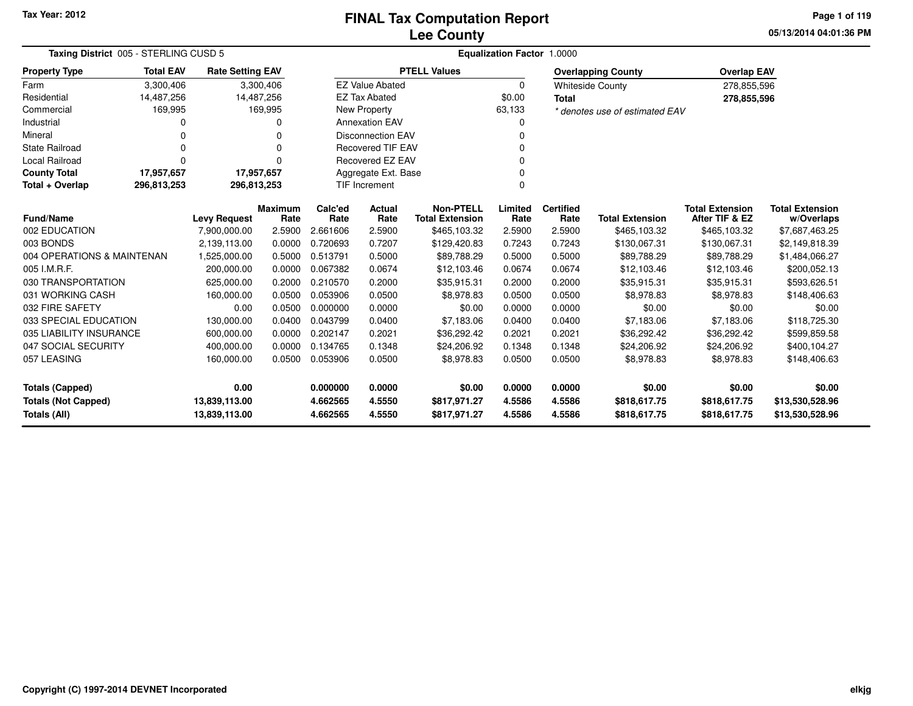Tax Year: 2012

# FINAL Tax Computation Report
## Lee County

05/13/2014 04:01:36 PM

**Taxing District** 005 - STERLING CUSD 5 **Equalization Factor** 1.0000

| Property Type | Total EAV | Rate Setting EAV |
|---|---|---|
| Farm | 3,300,406 | 3,300,406 |
| Residential | 14,487,256 | 14,487,256 |
| Commercial | 169,995 | 169,995 |
| Industrial | 0 | 0 |
| Mineral | 0 | 0 |
| State Railroad | 0 | 0 |
| Local Railroad | 0 | 0 |
| **County Total** | **17,957,657** | **17,957,657** |
| **Total + Overlap** | **296,813,253** | **296,813,253** |

| PTELL Values | |
|---|---|
| EZ Value Abated | 0 |
| EZ Tax Abated | $0.00 |
| New Property | 63,133 |
| Annexation EAV | 0 |
| Disconnection EAV | 0 |
| Recovered TIF EAV | 0 |
| Recovered EZ EAV | 0 |
| Aggregate Ext. Base | 0 |
| TIF Increment | 0 |

| Overlapping County | Overlap EAV |
|---|---|
| Whiteside County | 278,855,596 |
| **Total** | **278,855,596** |

*\* denotes use of estimated EAV*

| Fund/Name | Levy Request | Maximum Rate | Calc'ed Rate | Actual Rate | Non-PTELL Total Extension | Limited Rate | Certified Rate | Total Extension | Total Extension After TIF & EZ | Total Extension w/Overlaps |
|---|---|---|---|---|---|---|---|---|---|---|
| 002 EDUCATION | 7,900,000.00 | 2.5900 | 2.661606 | 2.5900 | $465,103.32 | 2.5900 | 2.5900 | $465,103.32 | $465,103.32 | $7,687,463.25 |
| 003 BONDS | 2,139,113.00 | 0.0000 | 0.720693 | 0.7207 | $129,420.83 | 0.7243 | 0.7243 | $130,067.31 | $130,067.31 | $2,149,818.39 |
| 004 OPERATIONS & MAINTENAN | 1,525,000.00 | 0.5000 | 0.513791 | 0.5000 | $89,788.29 | 0.5000 | 0.5000 | $89,788.29 | $89,788.29 | $1,484,066.27 |
| 005 I.M.R.F. | 200,000.00 | 0.0000 | 0.067382 | 0.0674 | $12,103.46 | 0.0674 | 0.0674 | $12,103.46 | $12,103.46 | $200,052.13 |
| 030 TRANSPORTATION | 625,000.00 | 0.2000 | 0.210570 | 0.2000 | $35,915.31 | 0.2000 | 0.2000 | $35,915.31 | $35,915.31 | $593,626.51 |
| 031 WORKING CASH | 160,000.00 | 0.0500 | 0.053906 | 0.0500 | $8,978.83 | 0.0500 | 0.0500 | $8,978.83 | $8,978.83 | $148,406.63 |
| 032 FIRE SAFETY | 0.00 | 0.0500 | 0.000000 | 0.0000 | $0.00 | 0.0000 | 0.0000 | $0.00 | $0.00 | $0.00 |
| 033 SPECIAL EDUCATION | 130,000.00 | 0.0400 | 0.043799 | 0.0400 | $7,183.06 | 0.0400 | 0.0400 | $7,183.06 | $7,183.06 | $118,725.30 |
| 035 LIABILITY INSURANCE | 600,000.00 | 0.0000 | 0.202147 | 0.2021 | $36,292.42 | 0.2021 | 0.2021 | $36,292.42 | $36,292.42 | $599,859.58 |
| 047 SOCIAL SECURITY | 400,000.00 | 0.0000 | 0.134765 | 0.1348 | $24,206.92 | 0.1348 | 0.1348 | $24,206.92 | $24,206.92 | $400,104.27 |
| 057 LEASING | 160,000.00 | 0.0500 | 0.053906 | 0.0500 | $8,978.83 | 0.0500 | 0.0500 | $8,978.83 | $8,978.83 | $148,406.63 |
| **Totals (Capped)** | **0.00** | | **0.000000** | **0.0000** | **$0.00** | **0.0000** | **0.0000** | **$0.00** | **$0.00** | **$0.00** |
| **Totals (Not Capped)** | **13,839,113.00** | | **4.662565** | **4.5550** | **$817,971.27** | **4.5586** | **4.5586** | **$818,617.75** | **$818,617.75** | **$13,530,528.96** |
| **Totals (All)** | **13,839,113.00** | | **4.662565** | **4.5550** | **$817,971.27** | **4.5586** | **4.5586** | **$818,617.75** | **$818,617.75** | **$13,530,528.96** |

Copyright (C) 1997-2014 DEVNET Incorporated

elkjg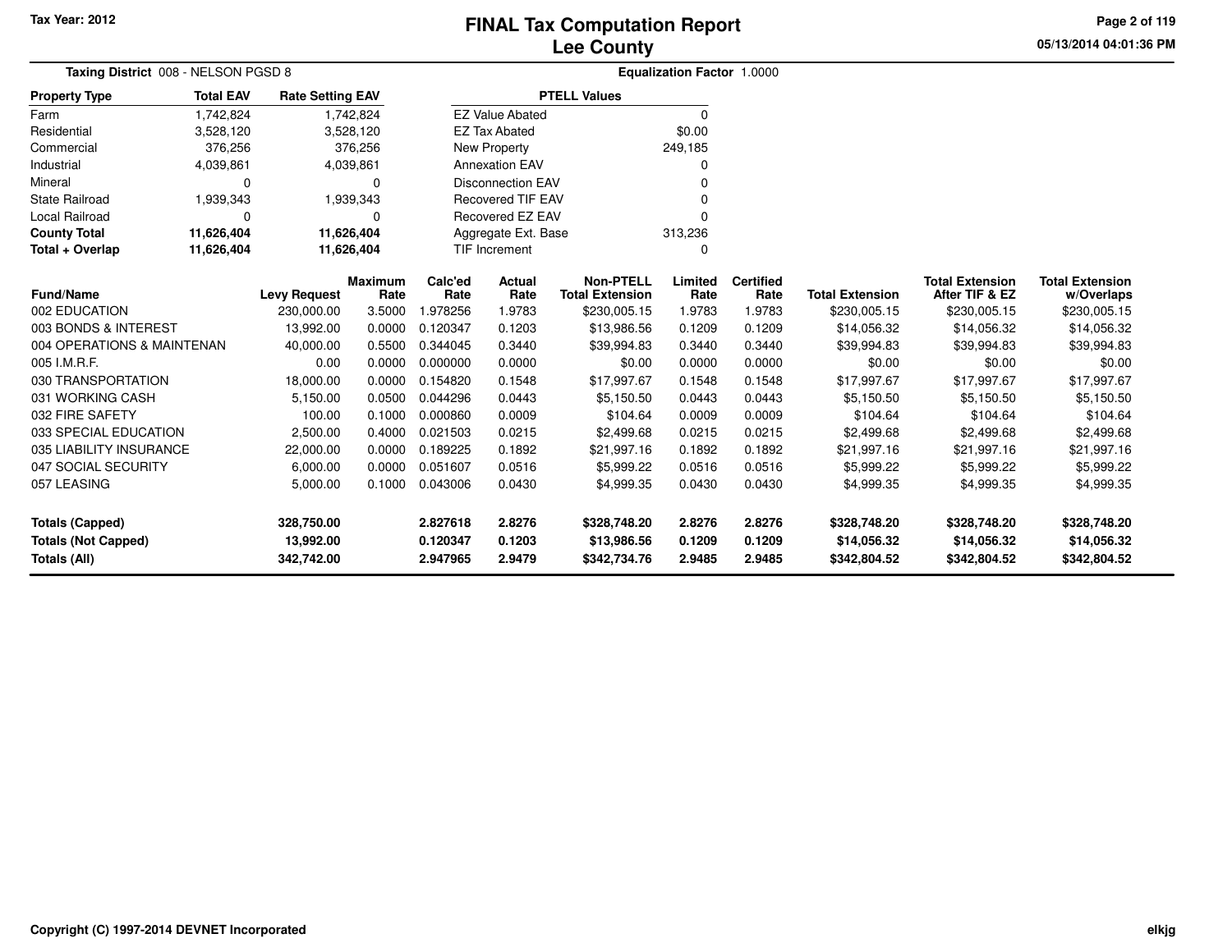# FINAL Tax Computation Report
## Lee County

Tax Year: 2012

05/13/2014 04:01:36 PM

**Taxing District** 008 - NELSON PGSD 8

**Equalization Factor** 1.0000

| Property Type | Total EAV | Rate Setting EAV |
|---|---|---|
| Farm | 1,742,824 | 1,742,824 |
| Residential | 3,528,120 | 3,528,120 |
| Commercial | 376,256 | 376,256 |
| Industrial | 4,039,861 | 4,039,861 |
| Mineral | 0 | 0 |
| State Railroad | 1,939,343 | 1,939,343 |
| Local Railroad | 0 | 0 |
| **County Total** | **11,626,404** | **11,626,404** |
| **Total + Overlap** | **11,626,404** | **11,626,404** |

| PTELL Values | |
|---|---|
| EZ Value Abated | 0 |
| EZ Tax Abated | $0.00 |
| New Property | 249,185 |
| Annexation EAV | 0 |
| Disconnection EAV | 0 |
| Recovered TIF EAV | 0 |
| Recovered EZ EAV | 0 |
| Aggregate Ext. Base | 313,236 |
| TIF Increment | 0 |

| Fund/Name | Levy Request | Maximum Rate | Calc'ed Rate | Actual Rate | Non-PTELL Total Extension | Limited Rate | Certified Rate | Total Extension | Total Extension After TIF & EZ | Total Extension w/Overlaps |
|---|---|---|---|---|---|---|---|---|---|---|
| 002 EDUCATION | 230,000.00 | 3.5000 | 1.978256 | 1.9783 | $230,005.15 | 1.9783 | 1.9783 | $230,005.15 | $230,005.15 | $230,005.15 |
| 003 BONDS & INTEREST | 13,992.00 | 0.0000 | 0.120347 | 0.1203 | $13,986.56 | 0.1209 | 0.1209 | $14,056.32 | $14,056.32 | $14,056.32 |
| 004 OPERATIONS & MAINTENAN | 40,000.00 | 0.5500 | 0.344045 | 0.3440 | $39,994.83 | 0.3440 | 0.3440 | $39,994.83 | $39,994.83 | $39,994.83 |
| 005 I.M.R.F. | 0.00 | 0.0000 | 0.000000 | 0.0000 | $0.00 | 0.0000 | 0.0000 | $0.00 | $0.00 | $0.00 |
| 030 TRANSPORTATION | 18,000.00 | 0.0000 | 0.154820 | 0.1548 | $17,997.67 | 0.1548 | 0.1548 | $17,997.67 | $17,997.67 | $17,997.67 |
| 031 WORKING CASH | 5,150.00 | 0.0500 | 0.044296 | 0.0443 | $5,150.50 | 0.0443 | 0.0443 | $5,150.50 | $5,150.50 | $5,150.50 |
| 032 FIRE SAFETY | 100.00 | 0.1000 | 0.000860 | 0.0009 | $104.64 | 0.0009 | 0.0009 | $104.64 | $104.64 | $104.64 |
| 033 SPECIAL EDUCATION | 2,500.00 | 0.4000 | 0.021503 | 0.0215 | $2,499.68 | 0.0215 | 0.0215 | $2,499.68 | $2,499.68 | $2,499.68 |
| 035 LIABILITY INSURANCE | 22,000.00 | 0.0000 | 0.189225 | 0.1892 | $21,997.16 | 0.1892 | 0.1892 | $21,997.16 | $21,997.16 | $21,997.16 |
| 047 SOCIAL SECURITY | 6,000.00 | 0.0000 | 0.051607 | 0.0516 | $5,999.22 | 0.0516 | 0.0516 | $5,999.22 | $5,999.22 | $5,999.22 |
| 057 LEASING | 5,000.00 | 0.1000 | 0.043006 | 0.0430 | $4,999.35 | 0.0430 | 0.0430 | $4,999.35 | $4,999.35 | $4,999.35 |
| **Totals (Capped)** | **328,750.00** | | **2.827618** | **2.8276** | **$328,748.20** | **2.8276** | **2.8276** | **$328,748.20** | **$328,748.20** | **$328,748.20** |
| **Totals (Not Capped)** | **13,992.00** | | **0.120347** | **0.1203** | **$13,986.56** | **0.1209** | **0.1209** | **$14,056.32** | **$14,056.32** | **$14,056.32** |
| **Totals (All)** | **342,742.00** | | **2.947965** | **2.9479** | **$342,734.76** | **2.9485** | **2.9485** | **$342,804.52** | **$342,804.52** | **$342,804.52** |

Copyright (C) 1997-2014 DEVNET Incorporated

elkjg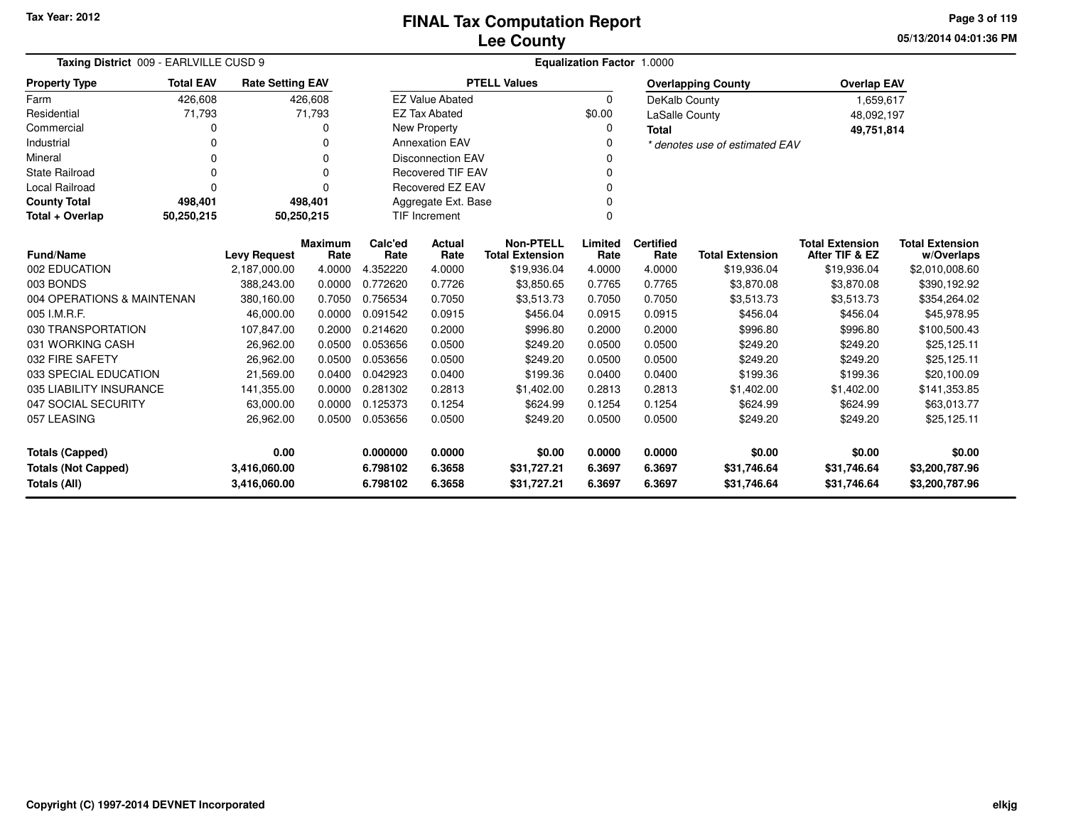# FINAL Tax Computation Report
## Lee County

Tax Year: 2012

**Taxing District** 009 - EARLVILLE CUSD 9

**Equalization Factor** 1.0000

| Property Type | Total EAV | Rate Setting EAV |
|---|---|---|
| Farm | 426,608 | 426,608 |
| Residential | 71,793 | 71,793 |
| Commercial | 0 | 0 |
| Industrial | 0 | 0 |
| Mineral | 0 | 0 |
| State Railroad | 0 | 0 |
| Local Railroad | 0 | 0 |
| **County Total** | **498,401** | **498,401** |
| **Total + Overlap** | **50,250,215** | **50,250,215** |

| PTELL Values | |
|---|---|
| EZ Value Abated | 0 |
| EZ Tax Abated | $0.00 |
| New Property | 0 |
| Annexation EAV | 0 |
| Disconnection EAV | 0 |
| Recovered TIF EAV | 0 |
| Recovered EZ EAV | 0 |
| Aggregate Ext. Base | 0 |
| TIF Increment | 0 |

| Overlapping County | Overlap EAV |
|---|---|
| DeKalb County | 1,659,617 |
| LaSalle County | 48,092,197 |
| **Total** | **49,751,814** |

*\* denotes use of estimated EAV*

| Fund/Name | Levy Request | Maximum Rate | Calc'ed Rate | Actual Rate | Non-PTELL Total Extension | Limited Rate | Certified Rate | Total Extension | Total Extension After TIF & EZ | Total Extension w/Overlaps |
|---|---|---|---|---|---|---|---|---|---|---|
| 002 EDUCATION | 2,187,000.00 | 4.0000 | 4.352220 | 4.0000 | $19,936.04 | 4.0000 | 4.0000 | $19,936.04 | $19,936.04 | $2,010,008.60 |
| 003 BONDS | 388,243.00 | 0.0000 | 0.772620 | 0.7726 | $3,850.65 | 0.7765 | 0.7765 | $3,870.08 | $3,870.08 | $390,192.92 |
| 004 OPERATIONS & MAINTENAN | 380,160.00 | 0.7050 | 0.756534 | 0.7050 | $3,513.73 | 0.7050 | 0.7050 | $3,513.73 | $3,513.73 | $354,264.02 |
| 005 I.M.R.F. | 46,000.00 | 0.0000 | 0.091542 | 0.0915 | $456.04 | 0.0915 | 0.0915 | $456.04 | $456.04 | $45,978.95 |
| 030 TRANSPORTATION | 107,847.00 | 0.2000 | 0.214620 | 0.2000 | $996.80 | 0.2000 | 0.2000 | $996.80 | $996.80 | $100,500.43 |
| 031 WORKING CASH | 26,962.00 | 0.0500 | 0.053656 | 0.0500 | $249.20 | 0.0500 | 0.0500 | $249.20 | $249.20 | $25,125.11 |
| 032 FIRE SAFETY | 26,962.00 | 0.0500 | 0.053656 | 0.0500 | $249.20 | 0.0500 | 0.0500 | $249.20 | $249.20 | $25,125.11 |
| 033 SPECIAL EDUCATION | 21,569.00 | 0.0400 | 0.042923 | 0.0400 | $199.36 | 0.0400 | 0.0400 | $199.36 | $199.36 | $20,100.09 |
| 035 LIABILITY INSURANCE | 141,355.00 | 0.0000 | 0.281302 | 0.2813 | $1,402.00 | 0.2813 | 0.2813 | $1,402.00 | $1,402.00 | $141,353.85 |
| 047 SOCIAL SECURITY | 63,000.00 | 0.0000 | 0.125373 | 0.1254 | $624.99 | 0.1254 | 0.1254 | $624.99 | $624.99 | $63,013.77 |
| 057 LEASING | 26,962.00 | 0.0500 | 0.053656 | 0.0500 | $249.20 | 0.0500 | 0.0500 | $249.20 | $249.20 | $25,125.11 |
| **Totals (Capped)** | **0.00** | | **0.000000** | **0.0000** | **$0.00** | **0.0000** | **0.0000** | **$0.00** | **$0.00** | **$0.00** |
| **Totals (Not Capped)** | **3,416,060.00** | | **6.798102** | **6.3658** | **$31,727.21** | **6.3697** | **6.3697** | **$31,746.64** | **$31,746.64** | **$3,200,787.96** |
| **Totals (All)** | **3,416,060.00** | | **6.798102** | **6.3658** | **$31,727.21** | **6.3697** | **6.3697** | **$31,746.64** | **$31,746.64** | **$3,200,787.96** |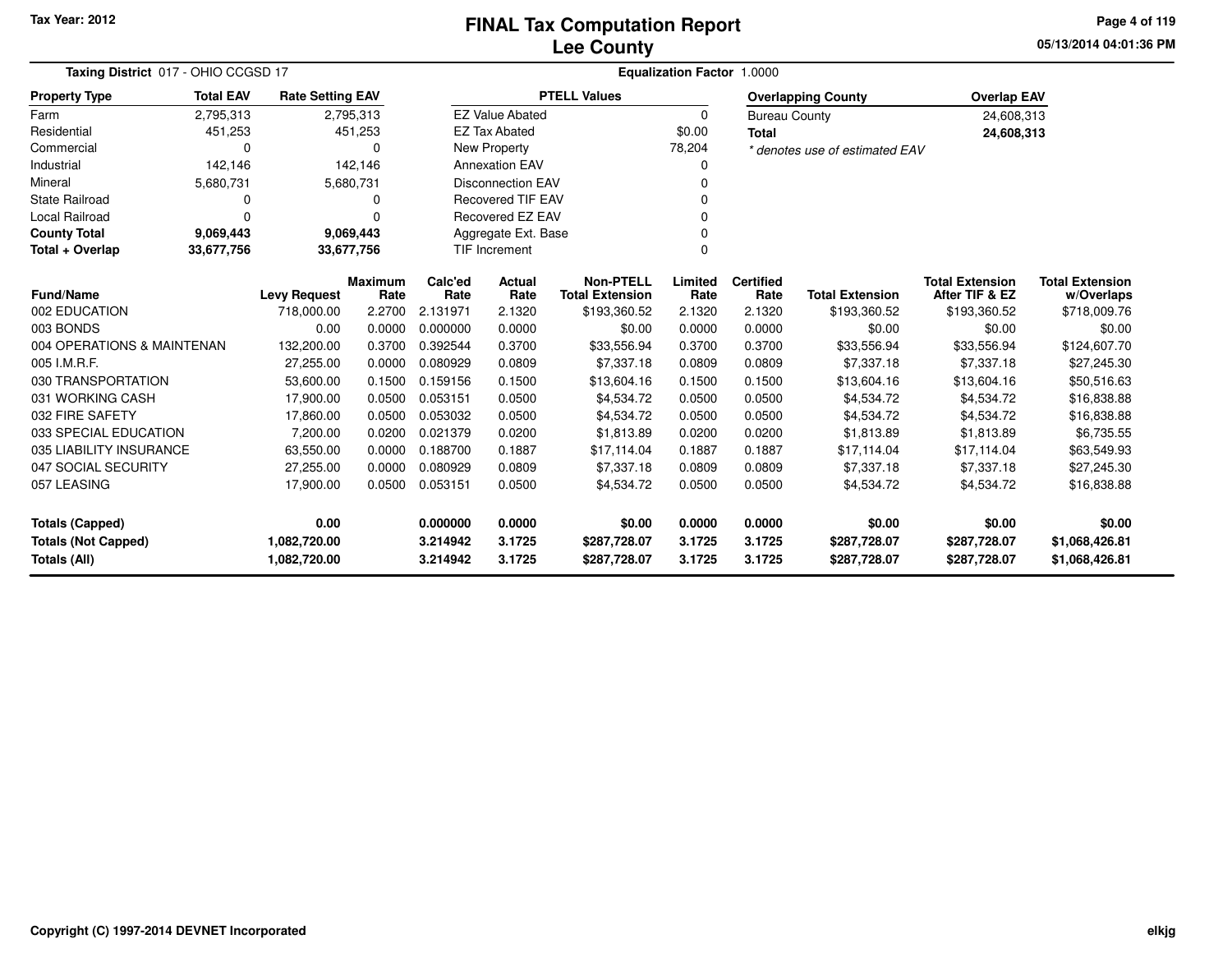# FINAL Tax Computation Report
# Lee County

Tax Year: 2012

05/13/2014 04:01:36 PM

**Taxing District** 017 - OHIO CCGSD 17

**Equalization Factor** 1.0000

| Property Type | Total EAV | Rate Setting EAV |
|---|---|---|
| Farm | 2,795,313 | 2,795,313 |
| Residential | 451,253 | 451,253 |
| Commercial | 0 | 0 |
| Industrial | 142,146 | 142,146 |
| Mineral | 5,680,731 | 5,680,731 |
| State Railroad | 0 | 0 |
| Local Railroad | 0 | 0 |
| **County Total** | **9,069,443** | **9,069,443** |
| **Total + Overlap** | **33,677,756** | **33,677,756** |

| PTELL Values | |
|---|---|
| EZ Value Abated | 0 |
| EZ Tax Abated | $0.00 |
| New Property | 78,204 |
| Annexation EAV | 0 |
| Disconnection EAV | 0 |
| Recovered TIF EAV | 0 |
| Recovered EZ EAV | 0 |
| Aggregate Ext. Base | 0 |
| TIF Increment | 0 |

| Overlapping County | Overlap EAV |
|---|---|
| Bureau County | 24,608,313 |
| **Total** | **24,608,313** |

*\* denotes use of estimated EAV*

| Fund/Name | Levy Request | Maximum Rate | Calc'ed Rate | Actual Rate | Non-PTELL Total Extension | Limited Rate | Certified Rate | Total Extension | Total Extension After TIF & EZ | Total Extension w/Overlaps |
|---|---|---|---|---|---|---|---|---|---|---|
| 002 EDUCATION | 718,000.00 | 2.2700 | 2.131971 | 2.1320 | $193,360.52 | 2.1320 | 2.1320 | $193,360.52 | $193,360.52 | $718,009.76 |
| 003 BONDS | 0.00 | 0.0000 | 0.000000 | 0.0000 | $0.00 | 0.0000 | 0.0000 | $0.00 | $0.00 | $0.00 |
| 004 OPERATIONS & MAINTENAN | 132,200.00 | 0.3700 | 0.392544 | 0.3700 | $33,556.94 | 0.3700 | 0.3700 | $33,556.94 | $33,556.94 | $124,607.70 |
| 005 I.M.R.F. | 27,255.00 | 0.0000 | 0.080929 | 0.0809 | $7,337.18 | 0.0809 | 0.0809 | $7,337.18 | $7,337.18 | $27,245.30 |
| 030 TRANSPORTATION | 53,600.00 | 0.1500 | 0.159156 | 0.1500 | $13,604.16 | 0.1500 | 0.1500 | $13,604.16 | $13,604.16 | $50,516.63 |
| 031 WORKING CASH | 17,900.00 | 0.0500 | 0.053151 | 0.0500 | $4,534.72 | 0.0500 | 0.0500 | $4,534.72 | $4,534.72 | $16,838.88 |
| 032 FIRE SAFETY | 17,860.00 | 0.0500 | 0.053032 | 0.0500 | $4,534.72 | 0.0500 | 0.0500 | $4,534.72 | $4,534.72 | $16,838.88 |
| 033 SPECIAL EDUCATION | 7,200.00 | 0.0200 | 0.021379 | 0.0200 | $1,813.89 | 0.0200 | 0.0200 | $1,813.89 | $1,813.89 | $6,735.55 |
| 035 LIABILITY INSURANCE | 63,550.00 | 0.0000 | 0.188700 | 0.1887 | $17,114.04 | 0.1887 | 0.1887 | $17,114.04 | $17,114.04 | $63,549.93 |
| 047 SOCIAL SECURITY | 27,255.00 | 0.0000 | 0.080929 | 0.0809 | $7,337.18 | 0.0809 | 0.0809 | $7,337.18 | $7,337.18 | $27,245.30 |
| 057 LEASING | 17,900.00 | 0.0500 | 0.053151 | 0.0500 | $4,534.72 | 0.0500 | 0.0500 | $4,534.72 | $4,534.72 | $16,838.88 |
| **Totals (Capped)** | **0.00** | | **0.000000** | **0.0000** | **$0.00** | **0.0000** | **0.0000** | **$0.00** | **$0.00** | **$0.00** |
| **Totals (Not Capped)** | **1,082,720.00** | | **3.214942** | **3.1725** | **$287,728.07** | **3.1725** | **3.1725** | **$287,728.07** | **$287,728.07** | **$1,068,426.81** |
| **Totals (All)** | **1,082,720.00** | | **3.214942** | **3.1725** | **$287,728.07** | **3.1725** | **3.1725** | **$287,728.07** | **$287,728.07** | **$1,068,426.81** |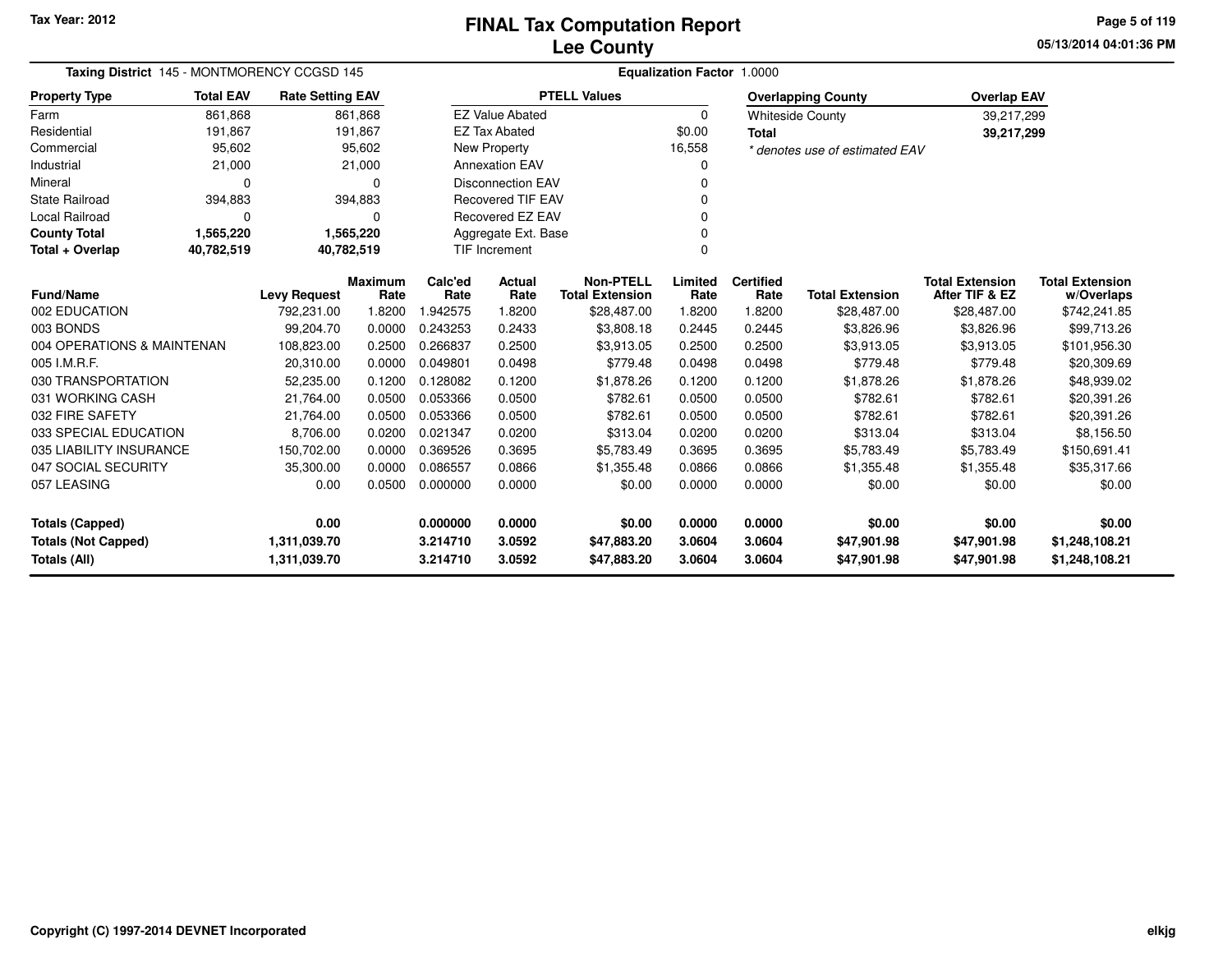Tax Year: 2012

# FINAL Tax Computation Report
## Lee County

05/13/2014 04:01:36 PM

**Taxing District** 145 - MONTMORENCY CCGSD 145 **Equalization Factor** 1.0000

| Property Type | Total EAV | Rate Setting EAV |
|---|---|---|
| Farm | 861,868 | 861,868 |
| Residential | 191,867 | 191,867 |
| Commercial | 95,602 | 95,602 |
| Industrial | 21,000 | 21,000 |
| Mineral | 0 | 0 |
| State Railroad | 394,883 | 394,883 |
| Local Railroad | 0 | 0 |
| **County Total** | **1,565,220** | **1,565,220** |
| **Total + Overlap** | **40,782,519** | **40,782,519** |

| PTELL Values | |
|---|---|
| EZ Value Abated | 0 |
| EZ Tax Abated | $0.00 |
| New Property | 16,558 |
| Annexation EAV | 0 |
| Disconnection EAV | 0 |
| Recovered TIF EAV | 0 |
| Recovered EZ EAV | 0 |
| Aggregate Ext. Base | 0 |
| TIF Increment | 0 |

| Overlapping County | Overlap EAV |
|---|---|
| Whiteside County | 39,217,299 |
| **Total** | **39,217,299** |

*\* denotes use of estimated EAV*

| Fund/Name | Levy Request | Maximum Rate | Calc'ed Rate | Actual Rate | Non-PTELL Total Extension | Limited Rate | Certified Rate | Total Extension | Total Extension After TIF & EZ | Total Extension w/Overlaps |
|---|---|---|---|---|---|---|---|---|---|---|
| 002 EDUCATION | 792,231.00 | 1.8200 | 1.942575 | 1.8200 | $28,487.00 | 1.8200 | 1.8200 | $28,487.00 | $28,487.00 | $742,241.85 |
| 003 BONDS | 99,204.70 | 0.0000 | 0.243253 | 0.2433 | $3,808.18 | 0.2445 | 0.2445 | $3,826.96 | $3,826.96 | $99,713.26 |
| 004 OPERATIONS & MAINTENAN | 108,823.00 | 0.2500 | 0.266837 | 0.2500 | $3,913.05 | 0.2500 | 0.2500 | $3,913.05 | $3,913.05 | $101,956.30 |
| 005 I.M.R.F. | 20,310.00 | 0.0000 | 0.049801 | 0.0498 | $779.48 | 0.0498 | 0.0498 | $779.48 | $779.48 | $20,309.69 |
| 030 TRANSPORTATION | 52,235.00 | 0.1200 | 0.128082 | 0.1200 | $1,878.26 | 0.1200 | 0.1200 | $1,878.26 | $1,878.26 | $48,939.02 |
| 031 WORKING CASH | 21,764.00 | 0.0500 | 0.053366 | 0.0500 | $782.61 | 0.0500 | 0.0500 | $782.61 | $782.61 | $20,391.26 |
| 032 FIRE SAFETY | 21,764.00 | 0.0500 | 0.053366 | 0.0500 | $782.61 | 0.0500 | 0.0500 | $782.61 | $782.61 | $20,391.26 |
| 033 SPECIAL EDUCATION | 8,706.00 | 0.0200 | 0.021347 | 0.0200 | $313.04 | 0.0200 | 0.0200 | $313.04 | $313.04 | $8,156.50 |
| 035 LIABILITY INSURANCE | 150,702.00 | 0.0000 | 0.369526 | 0.3695 | $5,783.49 | 0.3695 | 0.3695 | $5,783.49 | $5,783.49 | $150,691.41 |
| 047 SOCIAL SECURITY | 35,300.00 | 0.0000 | 0.086557 | 0.0866 | $1,355.48 | 0.0866 | 0.0866 | $1,355.48 | $1,355.48 | $35,317.66 |
| 057 LEASING | 0.00 | 0.0500 | 0.000000 | 0.0000 | $0.00 | 0.0000 | 0.0000 | $0.00 | $0.00 | $0.00 |
| **Totals (Capped)** | **0.00** | | **0.000000** | **0.0000** | **$0.00** | **0.0000** | **0.0000** | **$0.00** | **$0.00** | **$0.00** |
| **Totals (Not Capped)** | **1,311,039.70** | | **3.214710** | **3.0592** | **$47,883.20** | **3.0604** | **3.0604** | **$47,901.98** | **$47,901.98** | **$1,248,108.21** |
| **Totals (All)** | **1,311,039.70** | | **3.214710** | **3.0592** | **$47,883.20** | **3.0604** | **3.0604** | **$47,901.98** | **$47,901.98** | **$1,248,108.21** |

Copyright (C) 1997-2014 DEVNET Incorporated

elkjg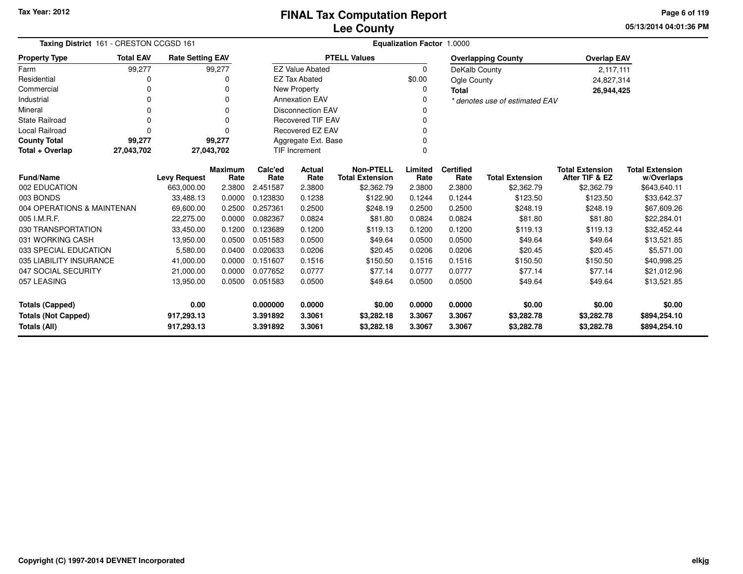# FINAL Tax Computation Report
## Lee County

Tax Year: 2012

**Taxing District** 161 - CRESTON CCGSD 161

**Equalization Factor** 1.0000

| Property Type | Total EAV | Rate Setting EAV |
|---|---|---|
| Farm | 99,277 | 99,277 |
| Residential | 0 | 0 |
| Commercial | 0 | 0 |
| Industrial | 0 | 0 |
| Mineral | 0 | 0 |
| State Railroad | 0 | 0 |
| Local Railroad | 0 | 0 |
| **County Total** | **99,277** | **99,277** |
| **Total + Overlap** | **27,043,702** | **27,043,702** |

| PTELL Values | |
|---|---|
| EZ Value Abated | 0 |
| EZ Tax Abated | $0.00 |
| New Property | 0 |
| Annexation EAV | 0 |
| Disconnection EAV | 0 |
| Recovered TIF EAV | 0 |
| Recovered EZ EAV | 0 |
| Aggregate Ext. Base | 0 |
| TIF Increment | 0 |

| Overlapping County | Overlap EAV |
|---|---|
| DeKalb County | 2,117,111 |
| Ogle County | 24,827,314 |
| **Total** | **26,944,425** |

*\* denotes use of estimated EAV*

| Fund/Name | Levy Request | Maximum Rate | Calc'ed Rate | Actual Rate | Non-PTELL Total Extension | Limited Rate | Certified Rate | Total Extension | Total Extension After TIF & EZ | Total Extension w/Overlaps |
|---|---|---|---|---|---|---|---|---|---|---|
| 002 EDUCATION | 663,000.00 | 2.3800 | 2.451587 | 2.3800 | $2,362.79 | 2.3800 | 2.3800 | $2,362.79 | $2,362.79 | $643,640.11 |
| 003 BONDS | 33,488.13 | 0.0000 | 0.123830 | 0.1238 | $122.90 | 0.1244 | 0.1244 | $123.50 | $123.50 | $33,642.37 |
| 004 OPERATIONS & MAINTENAN | 69,600.00 | 0.2500 | 0.257361 | 0.2500 | $248.19 | 0.2500 | 0.2500 | $248.19 | $248.19 | $67,609.26 |
| 005 I.M.R.F. | 22,275.00 | 0.0000 | 0.082367 | 0.0824 | $81.80 | 0.0824 | 0.0824 | $81.80 | $81.80 | $22,284.01 |
| 030 TRANSPORTATION | 33,450.00 | 0.1200 | 0.123689 | 0.1200 | $119.13 | 0.1200 | 0.1200 | $119.13 | $119.13 | $32,452.44 |
| 031 WORKING CASH | 13,950.00 | 0.0500 | 0.051583 | 0.0500 | $49.64 | 0.0500 | 0.0500 | $49.64 | $49.64 | $13,521.85 |
| 033 SPECIAL EDUCATION | 5,580.00 | 0.0400 | 0.020633 | 0.0206 | $20.45 | 0.0206 | 0.0206 | $20.45 | $20.45 | $5,571.00 |
| 035 LIABILITY INSURANCE | 41,000.00 | 0.0000 | 0.151607 | 0.1516 | $150.50 | 0.1516 | 0.1516 | $150.50 | $150.50 | $40,998.25 |
| 047 SOCIAL SECURITY | 21,000.00 | 0.0000 | 0.077652 | 0.0777 | $77.14 | 0.0777 | 0.0777 | $77.14 | $77.14 | $21,012.96 |
| 057 LEASING | 13,950.00 | 0.0500 | 0.051583 | 0.0500 | $49.64 | 0.0500 | 0.0500 | $49.64 | $49.64 | $13,521.85 |
| **Totals (Capped)** | **0.00** | | **0.000000** | **0.0000** | **$0.00** | **0.0000** | **0.0000** | **$0.00** | **$0.00** | **$0.00** |
| **Totals (Not Capped)** | **917,293.13** | | **3.391892** | **3.3061** | **$3,282.18** | **3.3067** | **3.3067** | **$3,282.78** | **$3,282.78** | **$894,254.10** |
| **Totals (All)** | **917,293.13** | | **3.391892** | **3.3061** | **$3,282.18** | **3.3067** | **3.3067** | **$3,282.78** | **$3,282.78** | **$894,254.10** |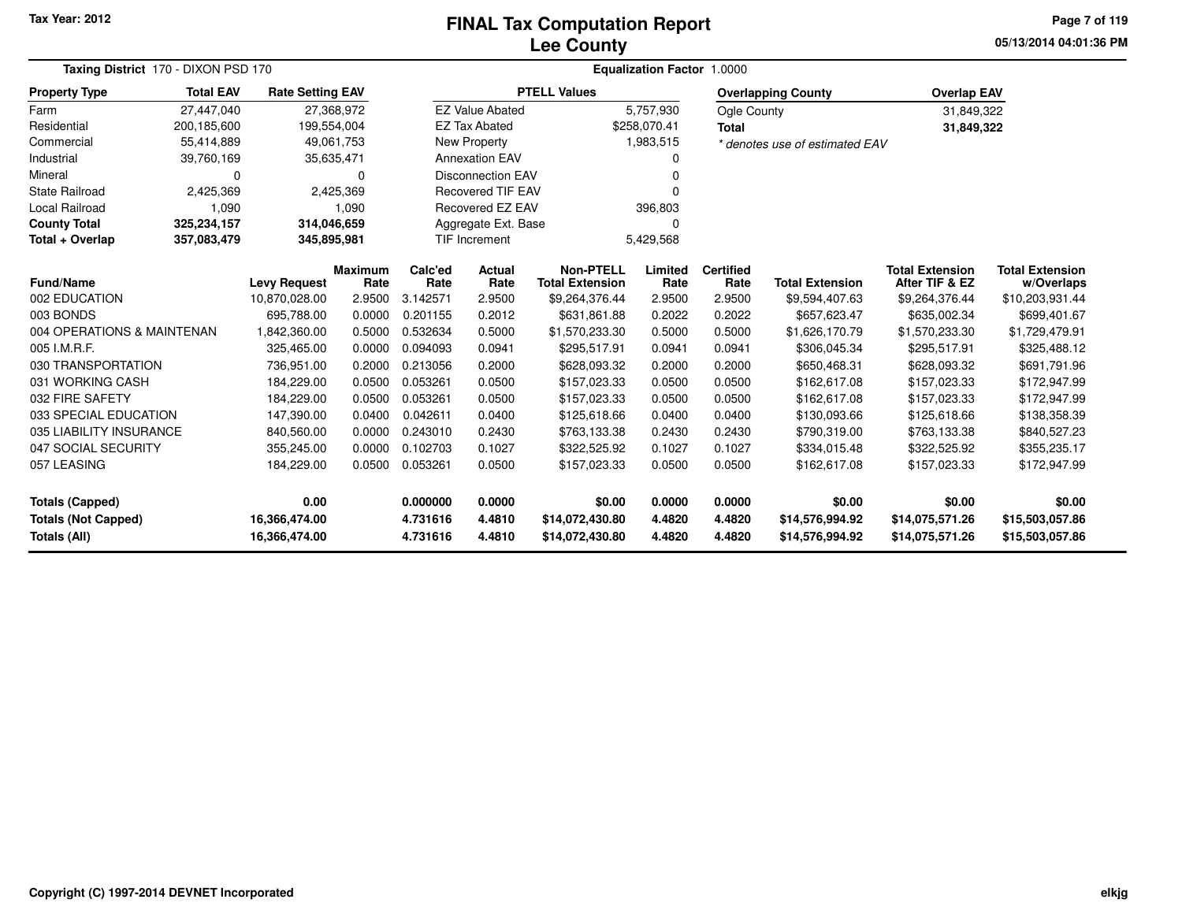# FINAL Tax Computation Report
## Lee County

Tax Year: 2012

05/13/2014 04:01:36 PM

**Taxing District** 170 - DIXON PSD 170

**Equalization Factor** 1.0000

| Property Type | Total EAV | Rate Setting EAV |
|---|---|---|
| Farm | 27,447,040 | 27,368,972 |
| Residential | 200,185,600 | 199,554,004 |
| Commercial | 55,414,889 | 49,061,753 |
| Industrial | 39,760,169 | 35,635,471 |
| Mineral | 0 | 0 |
| State Railroad | 2,425,369 | 2,425,369 |
| Local Railroad | 1,090 | 1,090 |
| **County Total** | **325,234,157** | **314,046,659** |
| **Total + Overlap** | **357,083,479** | **345,895,981** |

| PTELL Values | |
|---|---|
| EZ Value Abated | 5,757,930 |
| EZ Tax Abated | $258,070.41 |
| New Property | 1,983,515 |
| Annexation EAV | 0 |
| Disconnection EAV | 0 |
| Recovered TIF EAV | 0 |
| Recovered EZ EAV | 396,803 |
| Aggregate Ext. Base | 0 |
| TIF Increment | 5,429,568 |

| Overlapping County | Overlap EAV |
|---|---|
| Ogle County | 31,849,322 |
| **Total** | **31,849,322** |

*\* denotes use of estimated EAV*

| Fund/Name | Levy Request | Maximum Rate | Calc'ed Rate | Actual Rate | Non-PTELL Total Extension | Limited Rate | Certified Rate | Total Extension | Total Extension After TIF & EZ | Total Extension w/Overlaps |
|---|---|---|---|---|---|---|---|---|---|---|
| 002 EDUCATION | 10,870,028.00 | 2.9500 | 3.142571 | 2.9500 | $9,264,376.44 | 2.9500 | 2.9500 | $9,594,407.63 | $9,264,376.44 | $10,203,931.44 |
| 003 BONDS | 695,788.00 | 0.0000 | 0.201155 | 0.2012 | $631,861.88 | 0.2022 | 0.2022 | $657,623.47 | $635,002.34 | $699,401.67 |
| 004 OPERATIONS & MAINTENAN | 1,842,360.00 | 0.5000 | 0.532634 | 0.5000 | $1,570,233.30 | 0.5000 | 0.5000 | $1,626,170.79 | $1,570,233.30 | $1,729,479.91 |
| 005 I.M.R.F. | 325,465.00 | 0.0000 | 0.094093 | 0.0941 | $295,517.91 | 0.0941 | 0.0941 | $306,045.34 | $295,517.91 | $325,488.12 |
| 030 TRANSPORTATION | 736,951.00 | 0.2000 | 0.213056 | 0.2000 | $628,093.32 | 0.2000 | 0.2000 | $650,468.31 | $628,093.32 | $691,791.96 |
| 031 WORKING CASH | 184,229.00 | 0.0500 | 0.053261 | 0.0500 | $157,023.33 | 0.0500 | 0.0500 | $162,617.08 | $157,023.33 | $172,947.99 |
| 032 FIRE SAFETY | 184,229.00 | 0.0500 | 0.053261 | 0.0500 | $157,023.33 | 0.0500 | 0.0500 | $162,617.08 | $157,023.33 | $172,947.99 |
| 033 SPECIAL EDUCATION | 147,390.00 | 0.0400 | 0.042611 | 0.0400 | $125,618.66 | 0.0400 | 0.0400 | $130,093.66 | $125,618.66 | $138,358.39 |
| 035 LIABILITY INSURANCE | 840,560.00 | 0.0000 | 0.243010 | 0.2430 | $763,133.38 | 0.2430 | 0.2430 | $790,319.00 | $763,133.38 | $840,527.23 |
| 047 SOCIAL SECURITY | 355,245.00 | 0.0000 | 0.102703 | 0.1027 | $322,525.92 | 0.1027 | 0.1027 | $334,015.48 | $322,525.92 | $355,235.17 |
| 057 LEASING | 184,229.00 | 0.0500 | 0.053261 | 0.0500 | $157,023.33 | 0.0500 | 0.0500 | $162,617.08 | $157,023.33 | $172,947.99 |
| **Totals (Capped)** | **0.00** | | **0.000000** | **0.0000** | **$0.00** | **0.0000** | **0.0000** | **$0.00** | **$0.00** | **$0.00** |
| **Totals (Not Capped)** | **16,366,474.00** | | **4.731616** | **4.4810** | **$14,072,430.80** | **4.4820** | **4.4820** | **$14,576,994.92** | **$14,075,571.26** | **$15,503,057.86** |
| **Totals (All)** | **16,366,474.00** | | **4.731616** | **4.4810** | **$14,072,430.80** | **4.4820** | **4.4820** | **$14,576,994.92** | **$14,075,571.26** | **$15,503,057.86** |

Copyright (C) 1997-2014 DEVNET Incorporated

elkjg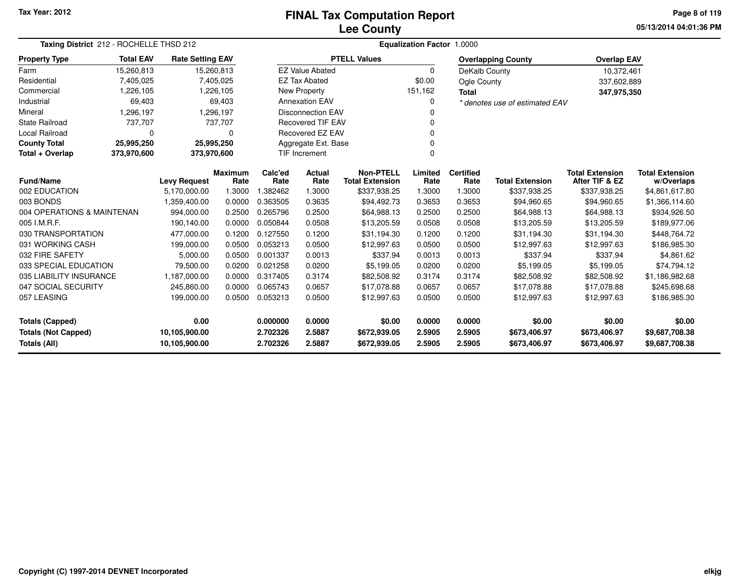Tax Year: 2012

# FINAL Tax Computation Report
## Lee County

05/13/2014 04:01:36 PM

**Taxing District** 212 - ROCHELLE THSD 212 | **Equalization Factor** 1.0000

| Property Type | Total EAV | Rate Setting EAV |
|---|---|---|
| Farm | 15,260,813 | 15,260,813 |
| Residential | 7,405,025 | 7,405,025 |
| Commercial | 1,226,105 | 1,226,105 |
| Industrial | 69,403 | 69,403 |
| Mineral | 1,296,197 | 1,296,197 |
| State Railroad | 737,707 | 737,707 |
| Local Railroad | 0 | 0 |
| **County Total** | **25,995,250** | **25,995,250** |
| **Total + Overlap** | **373,970,600** | **373,970,600** |

| PTELL Values | |
|---|---|
| EZ Value Abated | 0 |
| EZ Tax Abated | $0.00 |
| New Property | 151,162 |
| Annexation EAV | 0 |
| Disconnection EAV | 0 |
| Recovered TIF EAV | 0 |
| Recovered EZ EAV | 0 |
| Aggregate Ext. Base | 0 |
| TIF Increment | 0 |

| Overlapping County | Overlap EAV |
|---|---|
| DeKalb County | 10,372,461 |
| Ogle County | 337,602,889 |
| **Total** | **347,975,350** |

*\* denotes use of estimated EAV*

| Fund/Name | Levy Request | Maximum Rate | Calc'ed Rate | Actual Rate | Non-PTELL Total Extension | Limited Rate | Certified Rate | Total Extension | Total Extension After TIF & EZ | Total Extension w/Overlaps |
|---|---|---|---|---|---|---|---|---|---|---|
| 002 EDUCATION | 5,170,000.00 | 1.3000 | 1.382462 | 1.3000 | $337,938.25 | 1.3000 | 1.3000 | $337,938.25 | $337,938.25 | $4,861,617.80 |
| 003 BONDS | 1,359,400.00 | 0.0000 | 0.363505 | 0.3635 | $94,492.73 | 0.3653 | 0.3653 | $94,960.65 | $94,960.65 | $1,366,114.60 |
| 004 OPERATIONS & MAINTENAN | 994,000.00 | 0.2500 | 0.265796 | 0.2500 | $64,988.13 | 0.2500 | 0.2500 | $64,988.13 | $64,988.13 | $934,926.50 |
| 005 I.M.R.F. | 190,140.00 | 0.0000 | 0.050844 | 0.0508 | $13,205.59 | 0.0508 | 0.0508 | $13,205.59 | $13,205.59 | $189,977.06 |
| 030 TRANSPORTATION | 477,000.00 | 0.1200 | 0.127550 | 0.1200 | $31,194.30 | 0.1200 | 0.1200 | $31,194.30 | $31,194.30 | $448,764.72 |
| 031 WORKING CASH | 199,000.00 | 0.0500 | 0.053213 | 0.0500 | $12,997.63 | 0.0500 | 0.0500 | $12,997.63 | $12,997.63 | $186,985.30 |
| 032 FIRE SAFETY | 5,000.00 | 0.0500 | 0.001337 | 0.0013 | $337.94 | 0.0013 | 0.0013 | $337.94 | $337.94 | $4,861.62 |
| 033 SPECIAL EDUCATION | 79,500.00 | 0.0200 | 0.021258 | 0.0200 | $5,199.05 | 0.0200 | 0.0200 | $5,199.05 | $5,199.05 | $74,794.12 |
| 035 LIABILITY INSURANCE | 1,187,000.00 | 0.0000 | 0.317405 | 0.3174 | $82,508.92 | 0.3174 | 0.3174 | $82,508.92 | $82,508.92 | $1,186,982.68 |
| 047 SOCIAL SECURITY | 245,860.00 | 0.0000 | 0.065743 | 0.0657 | $17,078.88 | 0.0657 | 0.0657 | $17,078.88 | $17,078.88 | $245,698.68 |
| 057 LEASING | 199,000.00 | 0.0500 | 0.053213 | 0.0500 | $12,997.63 | 0.0500 | 0.0500 | $12,997.63 | $12,997.63 | $186,985.30 |
| **Totals (Capped)** | **0.00** | | **0.000000** | **0.0000** | **$0.00** | **0.0000** | **0.0000** | **$0.00** | **$0.00** | **$0.00** |
| **Totals (Not Capped)** | **10,105,900.00** | | **2.702326** | **2.5887** | **$672,939.05** | **2.5905** | **2.5905** | **$673,406.97** | **$673,406.97** | **$9,687,708.38** |
| **Totals (All)** | **10,105,900.00** | | **2.702326** | **2.5887** | **$672,939.05** | **2.5905** | **2.5905** | **$673,406.97** | **$673,406.97** | **$9,687,708.38** |

Copyright (C) 1997-2014 DEVNET Incorporated

elkjg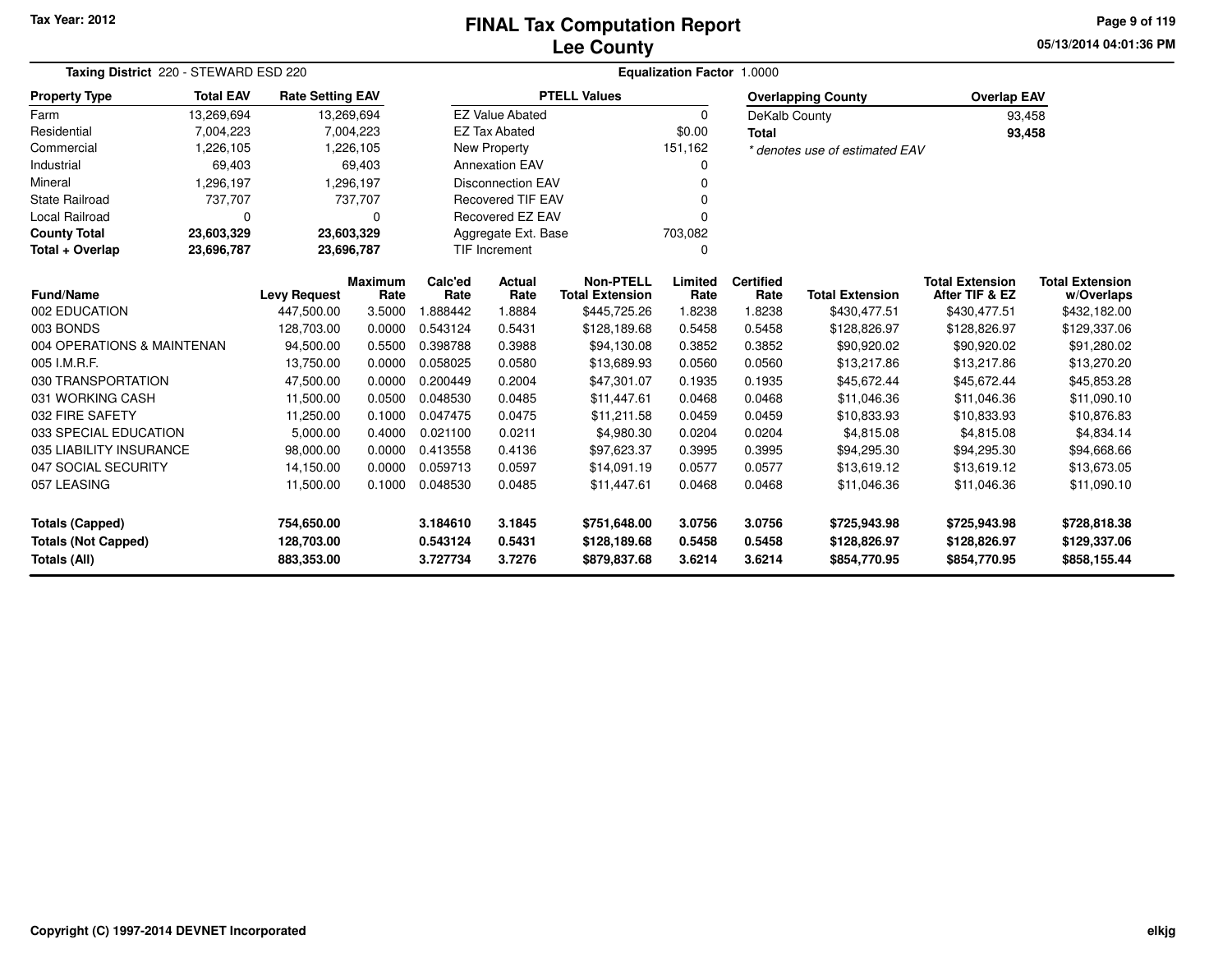Tax Year: 2012

# FINAL Tax Computation Report
## Lee County

05/13/2014 04:01:36 PM

**Taxing District** 220 - STEWARD ESD 220 | **Equalization Factor** 1.0000

| Property Type | Total EAV | Rate Setting EAV |
|---|---|---|
| Farm | 13,269,694 | 13,269,694 |
| Residential | 7,004,223 | 7,004,223 |
| Commercial | 1,226,105 | 1,226,105 |
| Industrial | 69,403 | 69,403 |
| Mineral | 1,296,197 | 1,296,197 |
| State Railroad | 737,707 | 737,707 |
| Local Railroad | 0 | 0 |
| **County Total** | **23,603,329** | **23,603,329** |
| **Total + Overlap** | **23,696,787** | **23,696,787** |

| PTELL Values | |
|---|---|
| EZ Value Abated | 0 |
| EZ Tax Abated | $0.00 |
| New Property | 151,162 |
| Annexation EAV | 0 |
| Disconnection EAV | 0 |
| Recovered TIF EAV | 0 |
| Recovered EZ EAV | 0 |
| Aggregate Ext. Base | 703,082 |
| TIF Increment | 0 |

| Overlapping County | Overlap EAV |
|---|---|
| DeKalb County | 93,458 |
| **Total** | **93,458** |

*\* denotes use of estimated EAV*

| Fund/Name | Levy Request | Maximum Rate | Calc'ed Rate | Actual Rate | Non-PTELL Total Extension | Limited Rate | Certified Rate | Total Extension | Total Extension After TIF & EZ | Total Extension w/Overlaps |
|---|---|---|---|---|---|---|---|---|---|---|
| 002 EDUCATION | 447,500.00 | 3.5000 | 1.888442 | 1.8884 | $445,725.26 | 1.8238 | 1.8238 | $430,477.51 | $430,477.51 | $432,182.00 |
| 003 BONDS | 128,703.00 | 0.0000 | 0.543124 | 0.5431 | $128,189.68 | 0.5458 | 0.5458 | $128,826.97 | $128,826.97 | $129,337.06 |
| 004 OPERATIONS & MAINTENAN | 94,500.00 | 0.5500 | 0.398788 | 0.3988 | $94,130.08 | 0.3852 | 0.3852 | $90,920.02 | $90,920.02 | $91,280.02 |
| 005 I.M.R.F. | 13,750.00 | 0.0000 | 0.058025 | 0.0580 | $13,689.93 | 0.0560 | 0.0560 | $13,217.86 | $13,217.86 | $13,270.20 |
| 030 TRANSPORTATION | 47,500.00 | 0.0000 | 0.200449 | 0.2004 | $47,301.07 | 0.1935 | 0.1935 | $45,672.44 | $45,672.44 | $45,853.28 |
| 031 WORKING CASH | 11,500.00 | 0.0500 | 0.048530 | 0.0485 | $11,447.61 | 0.0468 | 0.0468 | $11,046.36 | $11,046.36 | $11,090.10 |
| 032 FIRE SAFETY | 11,250.00 | 0.1000 | 0.047475 | 0.0475 | $11,211.58 | 0.0459 | 0.0459 | $10,833.93 | $10,833.93 | $10,876.83 |
| 033 SPECIAL EDUCATION | 5,000.00 | 0.4000 | 0.021100 | 0.0211 | $4,980.30 | 0.0204 | 0.0204 | $4,815.08 | $4,815.08 | $4,834.14 |
| 035 LIABILITY INSURANCE | 98,000.00 | 0.0000 | 0.413558 | 0.4136 | $97,623.37 | 0.3995 | 0.3995 | $94,295.30 | $94,295.30 | $94,668.66 |
| 047 SOCIAL SECURITY | 14,150.00 | 0.0000 | 0.059713 | 0.0597 | $14,091.19 | 0.0577 | 0.0577 | $13,619.12 | $13,619.12 | $13,673.05 |
| 057 LEASING | 11,500.00 | 0.1000 | 0.048530 | 0.0485 | $11,447.61 | 0.0468 | 0.0468 | $11,046.36 | $11,046.36 | $11,090.10 |
| **Totals (Capped)** | **754,650.00** | | **3.184610** | **3.1845** | **$751,648.00** | **3.0756** | **3.0756** | **$725,943.98** | **$725,943.98** | **$728,818.38** |
| **Totals (Not Capped)** | **128,703.00** | | **0.543124** | **0.5431** | **$128,189.68** | **0.5458** | **0.5458** | **$128,826.97** | **$128,826.97** | **$129,337.06** |
| **Totals (All)** | **883,353.00** | | **3.727734** | **3.7276** | **$879,837.68** | **3.6214** | **3.6214** | **$854,770.95** | **$854,770.95** | **$858,155.44** |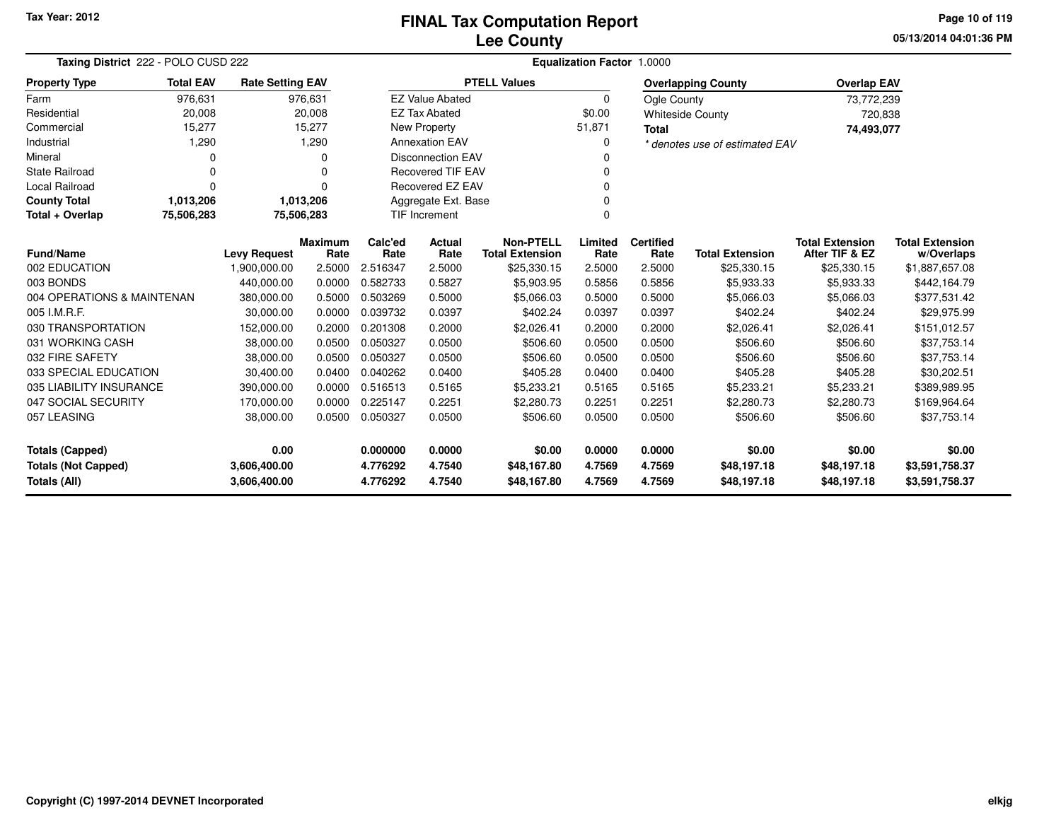# FINAL Tax Computation Report
# Lee County

Tax Year: 2012

05/13/2014 04:01:36 PM

**Taxing District** 222 - POLO CUSD 222

**Equalization Factor** 1.0000

| Property Type | Total EAV | Rate Setting EAV |
|---|---|---|
| Farm | 976,631 | 976,631 |
| Residential | 20,008 | 20,008 |
| Commercial | 15,277 | 15,277 |
| Industrial | 1,290 | 1,290 |
| Mineral | 0 | 0 |
| State Railroad | 0 | 0 |
| Local Railroad | 0 | 0 |
| **County Total** | **1,013,206** | **1,013,206** |
| **Total + Overlap** | **75,506,283** | **75,506,283** |

| PTELL Values | |
|---|---|
| EZ Value Abated | 0 |
| EZ Tax Abated | $0.00 |
| New Property | 51,871 |
| Annexation EAV | 0 |
| Disconnection EAV | 0 |
| Recovered TIF EAV | 0 |
| Recovered EZ EAV | 0 |
| Aggregate Ext. Base | 0 |
| TIF Increment | 0 |

| Overlapping County | Overlap EAV |
|---|---|
| Ogle County | 73,772,239 |
| Whiteside County | 720,838 |
| **Total** | **74,493,077** |

*\* denotes use of estimated EAV*

| Fund/Name | Levy Request | Maximum Rate | Calc'ed Rate | Actual Rate | Non-PTELL Total Extension | Limited Rate | Certified Rate | Total Extension | Total Extension After TIF & EZ | Total Extension w/Overlaps |
|---|---|---|---|---|---|---|---|---|---|---|
| 002 EDUCATION | 1,900,000.00 | 2.5000 | 2.516347 | 2.5000 | $25,330.15 | 2.5000 | 2.5000 | $25,330.15 | $25,330.15 | $1,887,657.08 |
| 003 BONDS | 440,000.00 | 0.0000 | 0.582733 | 0.5827 | $5,903.95 | 0.5856 | 0.5856 | $5,933.33 | $5,933.33 | $442,164.79 |
| 004 OPERATIONS & MAINTENAN | 380,000.00 | 0.5000 | 0.503269 | 0.5000 | $5,066.03 | 0.5000 | 0.5000 | $5,066.03 | $5,066.03 | $377,531.42 |
| 005 I.M.R.F. | 30,000.00 | 0.0000 | 0.039732 | 0.0397 | $402.24 | 0.0397 | 0.0397 | $402.24 | $402.24 | $29,975.99 |
| 030 TRANSPORTATION | 152,000.00 | 0.2000 | 0.201308 | 0.2000 | $2,026.41 | 0.2000 | 0.2000 | $2,026.41 | $2,026.41 | $151,012.57 |
| 031 WORKING CASH | 38,000.00 | 0.0500 | 0.050327 | 0.0500 | $506.60 | 0.0500 | 0.0500 | $506.60 | $506.60 | $37,753.14 |
| 032 FIRE SAFETY | 38,000.00 | 0.0500 | 0.050327 | 0.0500 | $506.60 | 0.0500 | 0.0500 | $506.60 | $506.60 | $37,753.14 |
| 033 SPECIAL EDUCATION | 30,400.00 | 0.0400 | 0.040262 | 0.0400 | $405.28 | 0.0400 | 0.0400 | $405.28 | $405.28 | $30,202.51 |
| 035 LIABILITY INSURANCE | 390,000.00 | 0.0000 | 0.516513 | 0.5165 | $5,233.21 | 0.5165 | 0.5165 | $5,233.21 | $5,233.21 | $389,989.95 |
| 047 SOCIAL SECURITY | 170,000.00 | 0.0000 | 0.225147 | 0.2251 | $2,280.73 | 0.2251 | 0.2251 | $2,280.73 | $2,280.73 | $169,964.64 |
| 057 LEASING | 38,000.00 | 0.0500 | 0.050327 | 0.0500 | $506.60 | 0.0500 | 0.0500 | $506.60 | $506.60 | $37,753.14 |
| **Totals (Capped)** | **0.00** | | **0.000000** | **0.0000** | **$0.00** | **0.0000** | **0.0000** | **$0.00** | **$0.00** | **$0.00** |
| **Totals (Not Capped)** | **3,606,400.00** | | **4.776292** | **4.7540** | **$48,167.80** | **4.7569** | **4.7569** | **$48,197.18** | **$48,197.18** | **$3,591,758.37** |
| **Totals (All)** | **3,606,400.00** | | **4.776292** | **4.7540** | **$48,167.80** | **4.7569** | **4.7569** | **$48,197.18** | **$48,197.18** | **$3,591,758.37** |

Copyright (C) 1997-2014 DEVNET Incorporated

elkjg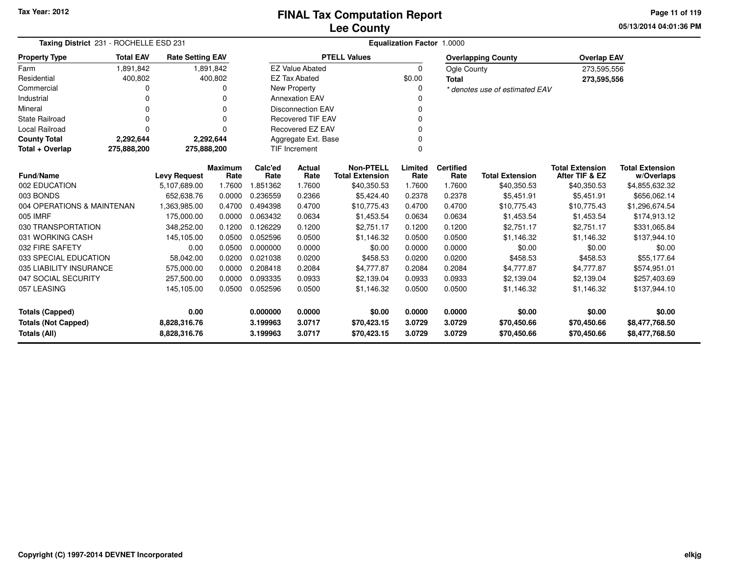# FINAL Tax Computation Report
# Lee County

Tax Year: 2012

05/13/2014 04:01:36 PM

**Taxing District** 231 - ROCHELLE ESD 231

**Equalization Factor** 1.0000

| Property Type | Total EAV | Rate Setting EAV |
|---|---|---|
| Farm | 1,891,842 | 1,891,842 |
| Residential | 400,802 | 400,802 |
| Commercial | 0 | 0 |
| Industrial | 0 | 0 |
| Mineral | 0 | 0 |
| State Railroad | 0 | 0 |
| Local Railroad | 0 | 0 |
| **County Total** | **2,292,644** | **2,292,644** |
| **Total + Overlap** | **275,888,200** | **275,888,200** |

| PTELL Values | |
|---|---|
| EZ Value Abated | 0 |
| EZ Tax Abated | $0.00 |
| New Property | 0 |
| Annexation EAV | 0 |
| Disconnection EAV | 0 |
| Recovered TIF EAV | 0 |
| Recovered EZ EAV | 0 |
| Aggregate Ext. Base | 0 |
| TIF Increment | 0 |

| Overlapping County | Overlap EAV |
|---|---|
| Ogle County | 273,595,556 |
| **Total** | **273,595,556** |

*\* denotes use of estimated EAV*

| Fund/Name | Levy Request | Maximum Rate | Calc'ed Rate | Actual Rate | Non-PTELL Total Extension | Limited Rate | Certified Rate | Total Extension | Total Extension After TIF & EZ | Total Extension w/Overlaps |
|---|---|---|---|---|---|---|---|---|---|---|
| 002 EDUCATION | 5,107,689.00 | 1.7600 | 1.851362 | 1.7600 | $40,350.53 | 1.7600 | 1.7600 | $40,350.53 | $40,350.53 | $4,855,632.32 |
| 003 BONDS | 652,638.76 | 0.0000 | 0.236559 | 0.2366 | $5,424.40 | 0.2378 | 0.2378 | $5,451.91 | $5,451.91 | $656,062.14 |
| 004 OPERATIONS & MAINTENAN | 1,363,985.00 | 0.4700 | 0.494398 | 0.4700 | $10,775.43 | 0.4700 | 0.4700 | $10,775.43 | $10,775.43 | $1,296,674.54 |
| 005 IMRF | 175,000.00 | 0.0000 | 0.063432 | 0.0634 | $1,453.54 | 0.0634 | 0.0634 | $1,453.54 | $1,453.54 | $174,913.12 |
| 030 TRANSPORTATION | 348,252.00 | 0.1200 | 0.126229 | 0.1200 | $2,751.17 | 0.1200 | 0.1200 | $2,751.17 | $2,751.17 | $331,065.84 |
| 031 WORKING CASH | 145,105.00 | 0.0500 | 0.052596 | 0.0500 | $1,146.32 | 0.0500 | 0.0500 | $1,146.32 | $1,146.32 | $137,944.10 |
| 032 FIRE SAFETY | 0.00 | 0.0500 | 0.000000 | 0.0000 | $0.00 | 0.0000 | 0.0000 | $0.00 | $0.00 | $0.00 |
| 033 SPECIAL EDUCATION | 58,042.00 | 0.0200 | 0.021038 | 0.0200 | $458.53 | 0.0200 | 0.0200 | $458.53 | $458.53 | $55,177.64 |
| 035 LIABILITY INSURANCE | 575,000.00 | 0.0000 | 0.208418 | 0.2084 | $4,777.87 | 0.2084 | 0.2084 | $4,777.87 | $4,777.87 | $574,951.01 |
| 047 SOCIAL SECURITY | 257,500.00 | 0.0000 | 0.093335 | 0.0933 | $2,139.04 | 0.0933 | 0.0933 | $2,139.04 | $2,139.04 | $257,403.69 |
| 057 LEASING | 145,105.00 | 0.0500 | 0.052596 | 0.0500 | $1,146.32 | 0.0500 | 0.0500 | $1,146.32 | $1,146.32 | $137,944.10 |
| **Totals (Capped)** | **0.00** | | **0.000000** | **0.0000** | **$0.00** | **0.0000** | **0.0000** | **$0.00** | **$0.00** | **$0.00** |
| **Totals (Not Capped)** | **8,828,316.76** | | **3.199963** | **3.0717** | **$70,423.15** | **3.0729** | **3.0729** | **$70,450.66** | **$70,450.66** | **$8,477,768.50** |
| **Totals (All)** | **8,828,316.76** | | **3.199963** | **3.0717** | **$70,423.15** | **3.0729** | **3.0729** | **$70,450.66** | **$70,450.66** | **$8,477,768.50** |

Copyright (C) 1997-2014 DEVNET Incorporated

elkjg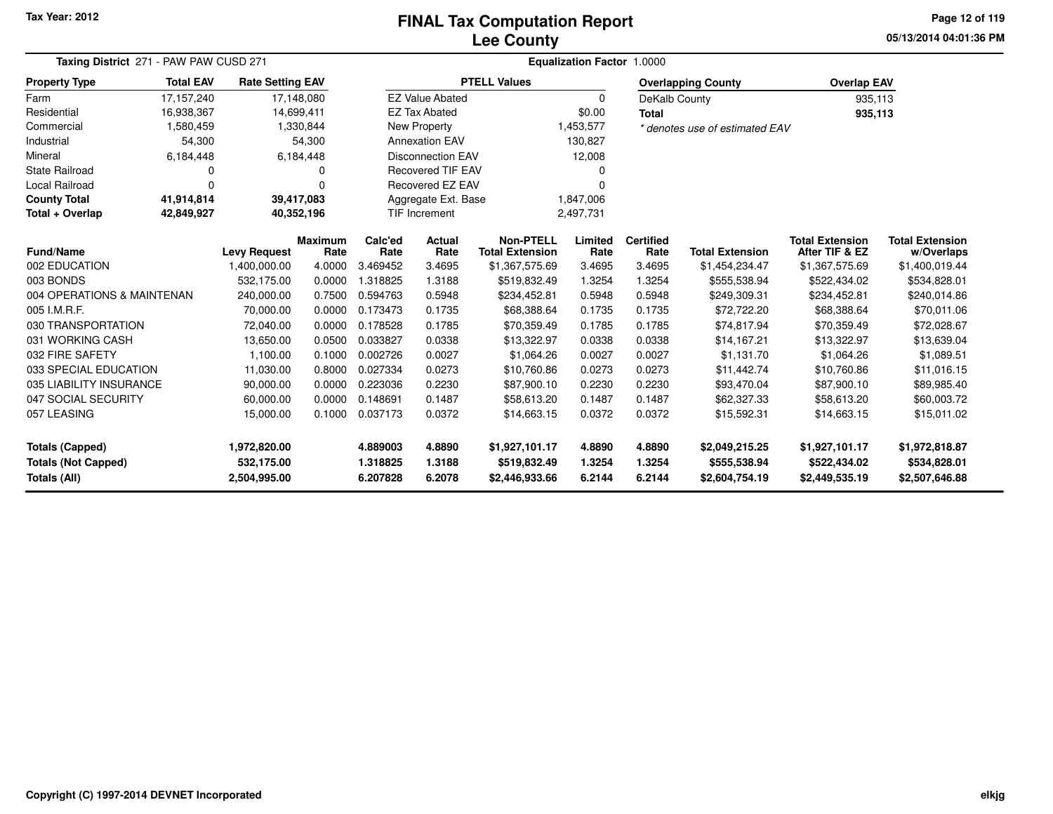Tax Year: 2012

# FINAL Tax Computation Report
## Lee County

05/13/2014 04:01:36 PM

**Taxing District** 271 - PAW PAW CUSD 271

**Equalization Factor** 1.0000

| Property Type | Total EAV | Rate Setting EAV |
|---|---|---|
| Farm | 17,157,240 | 17,148,080 |
| Residential | 16,938,367 | 14,699,411 |
| Commercial | 1,580,459 | 1,330,844 |
| Industrial | 54,300 | 54,300 |
| Mineral | 6,184,448 | 6,184,448 |
| State Railroad | 0 | 0 |
| Local Railroad | 0 | 0 |
| **County Total** | **41,914,814** | **39,417,083** |
| **Total + Overlap** | **42,849,927** | **40,352,196** |

| PTELL Values | |
|---|---|
| EZ Value Abated | 0 |
| EZ Tax Abated | $0.00 |
| New Property | 1,453,577 |
| Annexation EAV | 130,827 |
| Disconnection EAV | 12,008 |
| Recovered TIF EAV | 0 |
| Recovered EZ EAV | 0 |
| Aggregate Ext. Base | 1,847,006 |
| TIF Increment | 2,497,731 |

| Overlapping County | Overlap EAV |
|---|---|
| DeKalb County | 935,113 |
| **Total** | **935,113** |

*\* denotes use of estimated EAV*

| Fund/Name | Levy Request | Maximum Rate | Calc'ed Rate | Actual Rate | Non-PTELL Total Extension | Limited Rate | Certified Rate | Total Extension | Total Extension After TIF & EZ | Total Extension w/Overlaps |
|---|---|---|---|---|---|---|---|---|---|---|
| 002 EDUCATION | 1,400,000.00 | 4.0000 | 3.469452 | 3.4695 | $1,367,575.69 | 3.4695 | 3.4695 | $1,454,234.47 | $1,367,575.69 | $1,400,019.44 |
| 003 BONDS | 532,175.00 | 0.0000 | 1.318825 | 1.3188 | $519,832.49 | 1.3254 | 1.3254 | $555,538.94 | $522,434.02 | $534,828.01 |
| 004 OPERATIONS & MAINTENAN | 240,000.00 | 0.7500 | 0.594763 | 0.5948 | $234,452.81 | 0.5948 | 0.5948 | $249,309.31 | $234,452.81 | $240,014.86 |
| 005 I.M.R.F. | 70,000.00 | 0.0000 | 0.173473 | 0.1735 | $68,388.64 | 0.1735 | 0.1735 | $72,722.20 | $68,388.64 | $70,011.06 |
| 030 TRANSPORTATION | 72,040.00 | 0.0000 | 0.178528 | 0.1785 | $70,359.49 | 0.1785 | 0.1785 | $74,817.94 | $70,359.49 | $72,028.67 |
| 031 WORKING CASH | 13,650.00 | 0.0500 | 0.033827 | 0.0338 | $13,322.97 | 0.0338 | 0.0338 | $14,167.21 | $13,322.97 | $13,639.04 |
| 032 FIRE SAFETY | 1,100.00 | 0.1000 | 0.002726 | 0.0027 | $1,064.26 | 0.0027 | 0.0027 | $1,131.70 | $1,064.26 | $1,089.51 |
| 033 SPECIAL EDUCATION | 11,030.00 | 0.8000 | 0.027334 | 0.0273 | $10,760.86 | 0.0273 | 0.0273 | $11,442.74 | $10,760.86 | $11,016.15 |
| 035 LIABILITY INSURANCE | 90,000.00 | 0.0000 | 0.223036 | 0.2230 | $87,900.10 | 0.2230 | 0.2230 | $93,470.04 | $87,900.10 | $89,985.40 |
| 047 SOCIAL SECURITY | 60,000.00 | 0.0000 | 0.148691 | 0.1487 | $58,613.20 | 0.1487 | 0.1487 | $62,327.33 | $58,613.20 | $60,003.72 |
| 057 LEASING | 15,000.00 | 0.1000 | 0.037173 | 0.0372 | $14,663.15 | 0.0372 | 0.0372 | $15,592.31 | $14,663.15 | $15,011.02 |
| **Totals (Capped)** | **1,972,820.00** | | **4.889003** | **4.8890** | **$1,927,101.17** | **4.8890** | **4.8890** | **$2,049,215.25** | **$1,927,101.17** | **$1,972,818.87** |
| **Totals (Not Capped)** | **532,175.00** | | **1.318825** | **1.3188** | **$519,832.49** | **1.3254** | **1.3254** | **$555,538.94** | **$522,434.02** | **$534,828.01** |
| **Totals (All)** | **2,504,995.00** | | **6.207828** | **6.2078** | **$2,446,933.66** | **6.2144** | **6.2144** | **$2,604,754.19** | **$2,449,535.19** | **$2,507,646.88** |

Copyright (C) 1997-2014 DEVNET Incorporated

elkjg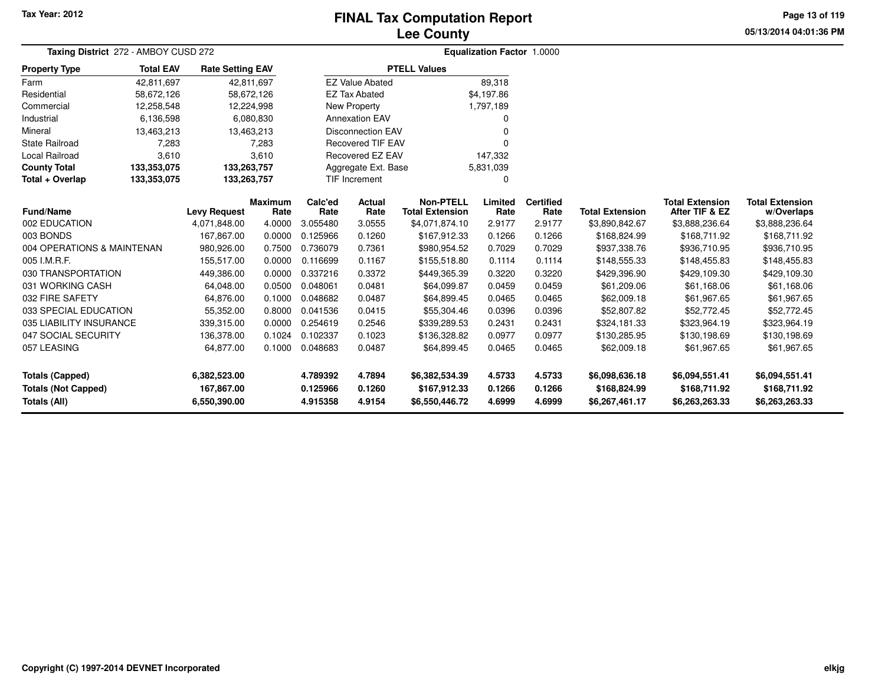Tax Year: 2012

# FINAL Tax Computation Report
## Lee County

05/13/2014 04:01:36 PM

**Taxing District** 272 - AMBOY CUSD 272

**Equalization Factor** 1.0000

| Property Type | Total EAV | Rate Setting EAV |
|---|---|---|
| Farm | 42,811,697 | 42,811,697 |
| Residential | 58,672,126 | 58,672,126 |
| Commercial | 12,258,548 | 12,224,998 |
| Industrial | 6,136,598 | 6,080,830 |
| Mineral | 13,463,213 | 13,463,213 |
| State Railroad | 7,283 | 7,283 |
| Local Railroad | 3,610 | 3,610 |
| **County Total** | **133,353,075** | **133,263,757** |
| **Total + Overlap** | **133,353,075** | **133,263,757** |

| PTELL Values | |
|---|---|
| EZ Value Abated | 89,318 |
| EZ Tax Abated | $4,197.86 |
| New Property | 1,797,189 |
| Annexation EAV | 0 |
| Disconnection EAV | 0 |
| Recovered TIF EAV | 0 |
| Recovered EZ EAV | 147,332 |
| Aggregate Ext. Base | 5,831,039 |
| TIF Increment | 0 |

| Fund/Name | Levy Request | Maximum Rate | Calc'ed Rate | Actual Rate | Non-PTELL Total Extension | Limited Rate | Certified Rate | Total Extension | Total Extension After TIF & EZ | Total Extension w/Overlaps |
|---|---|---|---|---|---|---|---|---|---|---|
| 002 EDUCATION | 4,071,848.00 | 4.0000 | 3.055480 | 3.0555 | $4,071,874.10 | 2.9177 | 2.9177 | $3,890,842.67 | $3,888,236.64 | $3,888,236.64 |
| 003 BONDS | 167,867.00 | 0.0000 | 0.125966 | 0.1260 | $167,912.33 | 0.1266 | 0.1266 | $168,824.99 | $168,711.92 | $168,711.92 |
| 004 OPERATIONS & MAINTENAN | 980,926.00 | 0.7500 | 0.736079 | 0.7361 | $980,954.52 | 0.7029 | 0.7029 | $937,338.76 | $936,710.95 | $936,710.95 |
| 005 I.M.R.F. | 155,517.00 | 0.0000 | 0.116699 | 0.1167 | $155,518.80 | 0.1114 | 0.1114 | $148,555.33 | $148,455.83 | $148,455.83 |
| 030 TRANSPORTATION | 449,386.00 | 0.0000 | 0.337216 | 0.3372 | $449,365.39 | 0.3220 | 0.3220 | $429,396.90 | $429,109.30 | $429,109.30 |
| 031 WORKING CASH | 64,048.00 | 0.0500 | 0.048061 | 0.0481 | $64,099.87 | 0.0459 | 0.0459 | $61,209.06 | $61,168.06 | $61,168.06 |
| 032 FIRE SAFETY | 64,876.00 | 0.1000 | 0.048682 | 0.0487 | $64,899.45 | 0.0465 | 0.0465 | $62,009.18 | $61,967.65 | $61,967.65 |
| 033 SPECIAL EDUCATION | 55,352.00 | 0.8000 | 0.041536 | 0.0415 | $55,304.46 | 0.0396 | 0.0396 | $52,807.82 | $52,772.45 | $52,772.45 |
| 035 LIABILITY INSURANCE | 339,315.00 | 0.0000 | 0.254619 | 0.2546 | $339,289.53 | 0.2431 | 0.2431 | $324,181.33 | $323,964.19 | $323,964.19 |
| 047 SOCIAL SECURITY | 136,378.00 | 0.1024 | 0.102337 | 0.1023 | $136,328.82 | 0.0977 | 0.0977 | $130,285.95 | $130,198.69 | $130,198.69 |
| 057 LEASING | 64,877.00 | 0.1000 | 0.048683 | 0.0487 | $64,899.45 | 0.0465 | 0.0465 | $62,009.18 | $61,967.65 | $61,967.65 |
| **Totals (Capped)** | **6,382,523.00** | | **4.789392** | **4.7894** | **$6,382,534.39** | **4.5733** | **4.5733** | **$6,098,636.18** | **$6,094,551.41** | **$6,094,551.41** |
| **Totals (Not Capped)** | **167,867.00** | | **0.125966** | **0.1260** | **$167,912.33** | **0.1266** | **0.1266** | **$168,824.99** | **$168,711.92** | **$168,711.92** |
| **Totals (All)** | **6,550,390.00** | | **4.915358** | **4.9154** | **$6,550,446.72** | **4.6999** | **4.6999** | **$6,267,461.17** | **$6,263,263.33** | **$6,263,263.33** |

Copyright (C) 1997-2014 DEVNET Incorporated

elkjg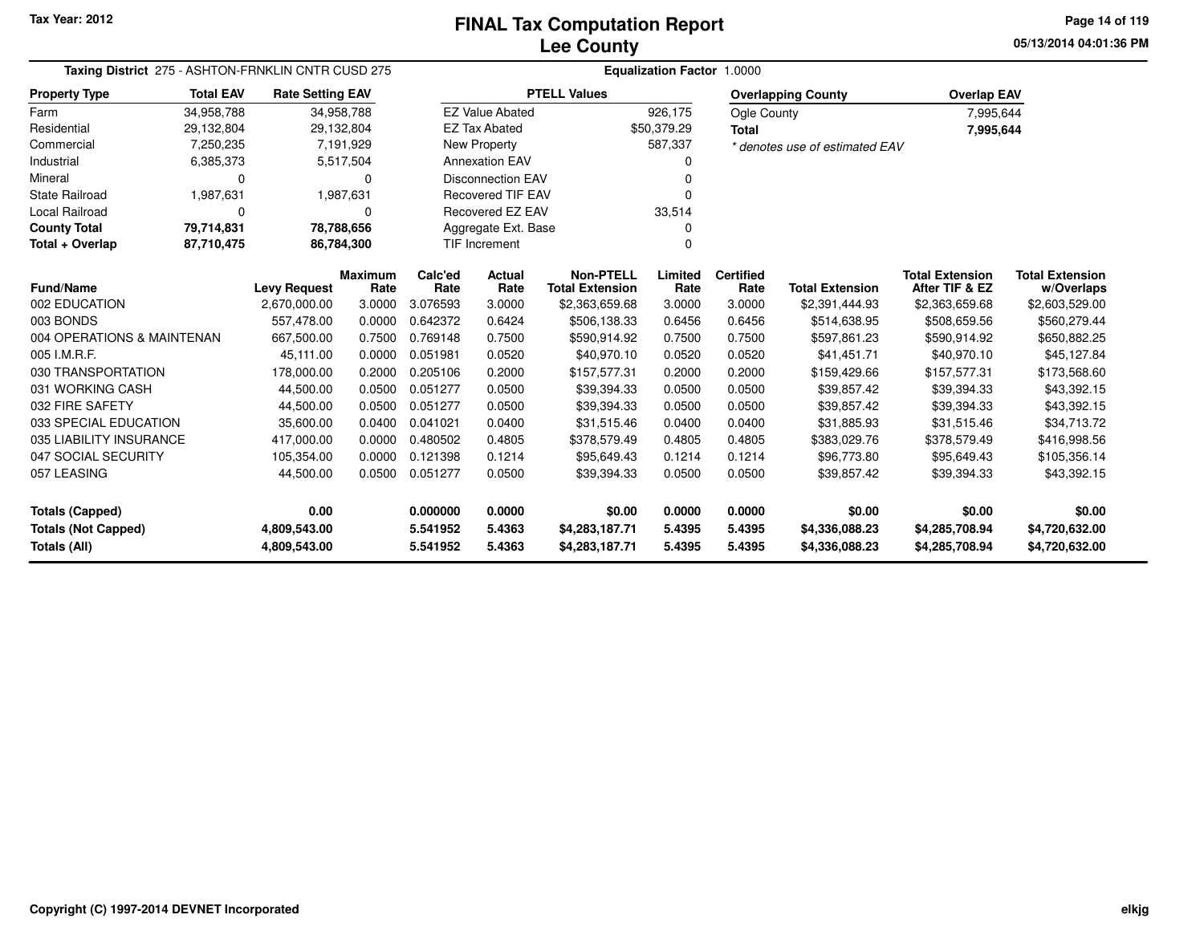# FINAL Tax Computation Report
## Lee County

Tax Year: 2012

**Taxing District** 275 - ASHTON-FRNKLIN CNTR CUSD 275 **Equalization Factor** 1.0000

| Property Type | Total EAV | Rate Setting EAV |
|---|---|---|
| Farm | 34,958,788 | 34,958,788 |
| Residential | 29,132,804 | 29,132,804 |
| Commercial | 7,250,235 | 7,191,929 |
| Industrial | 6,385,373 | 5,517,504 |
| Mineral | 0 | 0 |
| State Railroad | 1,987,631 | 1,987,631 |
| Local Railroad | 0 | 0 |
| **County Total** | **79,714,831** | **78,788,656** |
| **Total + Overlap** | **87,710,475** | **86,784,300** |

| PTELL Values | |
|---|---|
| EZ Value Abated | 926,175 |
| EZ Tax Abated | $50,379.29 |
| New Property | 587,337 |
| Annexation EAV | 0 |
| Disconnection EAV | 0 |
| Recovered TIF EAV | 0 |
| Recovered EZ EAV | 33,514 |
| Aggregate Ext. Base | 0 |
| TIF Increment | 0 |

| Overlapping County | Overlap EAV |
|---|---|
| Ogle County | 7,995,644 |
| **Total** | **7,995,644** |

* denotes use of estimated EAV

| Fund/Name | Levy Request | Maximum Rate | Calc'ed Rate | Actual Rate | Non-PTELL Total Extension | Limited Rate | Certified Rate | Total Extension | Total Extension After TIF & EZ | Total Extension w/Overlaps |
|---|---|---|---|---|---|---|---|---|---|---|
| 002 EDUCATION | 2,670,000.00 | 3.0000 | 3.076593 | 3.0000 | $2,363,659.68 | 3.0000 | 3.0000 | $2,391,444.93 | $2,363,659.68 | $2,603,529.00 |
| 003 BONDS | 557,478.00 | 0.0000 | 0.642372 | 0.6424 | $506,138.33 | 0.6456 | 0.6456 | $514,638.95 | $508,659.56 | $560,279.44 |
| 004 OPERATIONS & MAINTENAN | 667,500.00 | 0.7500 | 0.769148 | 0.7500 | $590,914.92 | 0.7500 | 0.7500 | $597,861.23 | $590,914.92 | $650,882.25 |
| 005 I.M.R.F. | 45,111.00 | 0.0000 | 0.051981 | 0.0520 | $40,970.10 | 0.0520 | 0.0520 | $41,451.71 | $40,970.10 | $45,127.84 |
| 030 TRANSPORTATION | 178,000.00 | 0.2000 | 0.205106 | 0.2000 | $157,577.31 | 0.2000 | 0.2000 | $159,429.66 | $157,577.31 | $173,568.60 |
| 031 WORKING CASH | 44,500.00 | 0.0500 | 0.051277 | 0.0500 | $39,394.33 | 0.0500 | 0.0500 | $39,857.42 | $39,394.33 | $43,392.15 |
| 032 FIRE SAFETY | 44,500.00 | 0.0500 | 0.051277 | 0.0500 | $39,394.33 | 0.0500 | 0.0500 | $39,857.42 | $39,394.33 | $43,392.15 |
| 033 SPECIAL EDUCATION | 35,600.00 | 0.0400 | 0.041021 | 0.0400 | $31,515.46 | 0.0400 | 0.0400 | $31,885.93 | $31,515.46 | $34,713.72 |
| 035 LIABILITY INSURANCE | 417,000.00 | 0.0000 | 0.480502 | 0.4805 | $378,579.49 | 0.4805 | 0.4805 | $383,029.76 | $378,579.49 | $416,998.56 |
| 047 SOCIAL SECURITY | 105,354.00 | 0.0000 | 0.121398 | 0.1214 | $95,649.43 | 0.1214 | 0.1214 | $96,773.80 | $95,649.43 | $105,356.14 |
| 057 LEASING | 44,500.00 | 0.0500 | 0.051277 | 0.0500 | $39,394.33 | 0.0500 | 0.0500 | $39,857.42 | $39,394.33 | $43,392.15 |
| **Totals (Capped)** | **0.00** | | **0.000000** | **0.0000** | **$0.00** | **0.0000** | **0.0000** | **$0.00** | **$0.00** | **$0.00** |
| **Totals (Not Capped)** | **4,809,543.00** | | **5.541952** | **5.4363** | **$4,283,187.71** | **5.4395** | **5.4395** | **$4,336,088.23** | **$4,285,708.94** | **$4,720,632.00** |
| **Totals (All)** | **4,809,543.00** | | **5.541952** | **5.4363** | **$4,283,187.71** | **5.4395** | **5.4395** | **$4,336,088.23** | **$4,285,708.94** | **$4,720,632.00** |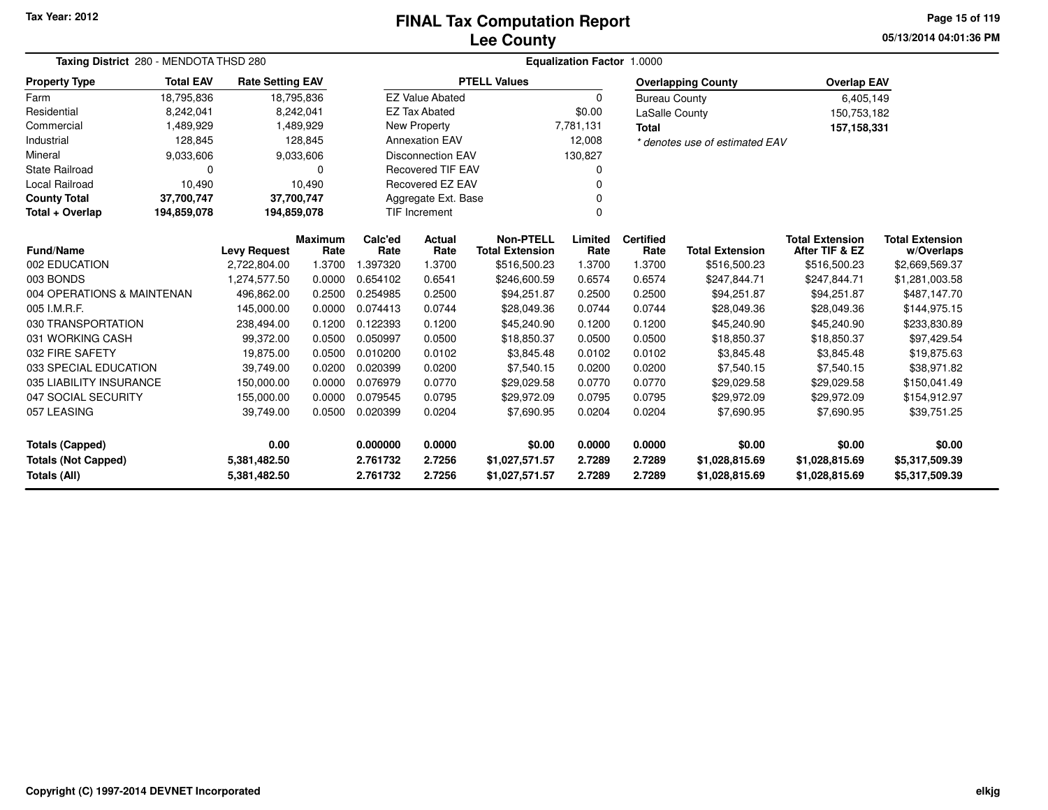Tax Year: 2012

# FINAL Tax Computation Report
## Lee County

05/13/2014 04:01:36 PM

**Taxing District** 280 - MENDOTA THSD 280 **Equalization Factor** 1.0000

| Property Type | Total EAV | Rate Setting EAV |
|---|---|---|
| Farm | 18,795,836 | 18,795,836 |
| Residential | 8,242,041 | 8,242,041 |
| Commercial | 1,489,929 | 1,489,929 |
| Industrial | 128,845 | 128,845 |
| Mineral | 9,033,606 | 9,033,606 |
| State Railroad | 0 | 0 |
| Local Railroad | 10,490 | 10,490 |
| **County Total** | **37,700,747** | **37,700,747** |
| **Total + Overlap** | **194,859,078** | **194,859,078** |

| PTELL Values | |
|---|---|
| EZ Value Abated | 0 |
| EZ Tax Abated | $0.00 |
| New Property | 7,781,131 |
| Annexation EAV | 12,008 |
| Disconnection EAV | 130,827 |
| Recovered TIF EAV | 0 |
| Recovered EZ EAV | 0 |
| Aggregate Ext. Base | 0 |
| TIF Increment | 0 |

| Overlapping County | Overlap EAV |
|---|---|
| Bureau County | 6,405,149 |
| LaSalle County | 150,753,182 |
| **Total** | **157,158,331** |

*\* denotes use of estimated EAV*

| Fund/Name | Levy Request | Maximum Rate | Calc'ed Rate | Actual Rate | Non-PTELL Total Extension | Limited Rate | Certified Rate | Total Extension | Total Extension After TIF & EZ | Total Extension w/Overlaps |
|---|---|---|---|---|---|---|---|---|---|---|
| 002 EDUCATION | 2,722,804.00 | 1.3700 | 1.397320 | 1.3700 | $516,500.23 | 1.3700 | 1.3700 | $516,500.23 | $516,500.23 | $2,669,569.37 |
| 003 BONDS | 1,274,577.50 | 0.0000 | 0.654102 | 0.6541 | $246,600.59 | 0.6574 | 0.6574 | $247,844.71 | $247,844.71 | $1,281,003.58 |
| 004 OPERATIONS & MAINTENAN | 496,862.00 | 0.2500 | 0.254985 | 0.2500 | $94,251.87 | 0.2500 | 0.2500 | $94,251.87 | $94,251.87 | $487,147.70 |
| 005 I.M.R.F. | 145,000.00 | 0.0000 | 0.074413 | 0.0744 | $28,049.36 | 0.0744 | 0.0744 | $28,049.36 | $28,049.36 | $144,975.15 |
| 030 TRANSPORTATION | 238,494.00 | 0.1200 | 0.122393 | 0.1200 | $45,240.90 | 0.1200 | 0.1200 | $45,240.90 | $45,240.90 | $233,830.89 |
| 031 WORKING CASH | 99,372.00 | 0.0500 | 0.050997 | 0.0500 | $18,850.37 | 0.0500 | 0.0500 | $18,850.37 | $18,850.37 | $97,429.54 |
| 032 FIRE SAFETY | 19,875.00 | 0.0500 | 0.010200 | 0.0102 | $3,845.48 | 0.0102 | 0.0102 | $3,845.48 | $3,845.48 | $19,875.63 |
| 033 SPECIAL EDUCATION | 39,749.00 | 0.0200 | 0.020399 | 0.0200 | $7,540.15 | 0.0200 | 0.0200 | $7,540.15 | $7,540.15 | $38,971.82 |
| 035 LIABILITY INSURANCE | 150,000.00 | 0.0000 | 0.076979 | 0.0770 | $29,029.58 | 0.0770 | 0.0770 | $29,029.58 | $29,029.58 | $150,041.49 |
| 047 SOCIAL SECURITY | 155,000.00 | 0.0000 | 0.079545 | 0.0795 | $29,972.09 | 0.0795 | 0.0795 | $29,972.09 | $29,972.09 | $154,912.97 |
| 057 LEASING | 39,749.00 | 0.0500 | 0.020399 | 0.0204 | $7,690.95 | 0.0204 | 0.0204 | $7,690.95 | $7,690.95 | $39,751.25 |
| **Totals (Capped)** | **0.00** | | **0.000000** | **0.0000** | **$0.00** | **0.0000** | **0.0000** | **$0.00** | **$0.00** | **$0.00** |
| **Totals (Not Capped)** | **5,381,482.50** | | **2.761732** | **2.7256** | **$1,027,571.57** | **2.7289** | **2.7289** | **$1,028,815.69** | **$1,028,815.69** | **$5,317,509.39** |
| **Totals (All)** | **5,381,482.50** | | **2.761732** | **2.7256** | **$1,027,571.57** | **2.7289** | **2.7289** | **$1,028,815.69** | **$1,028,815.69** | **$5,317,509.39** |

Copyright (C) 1997-2014 DEVNET Incorporated

elkjg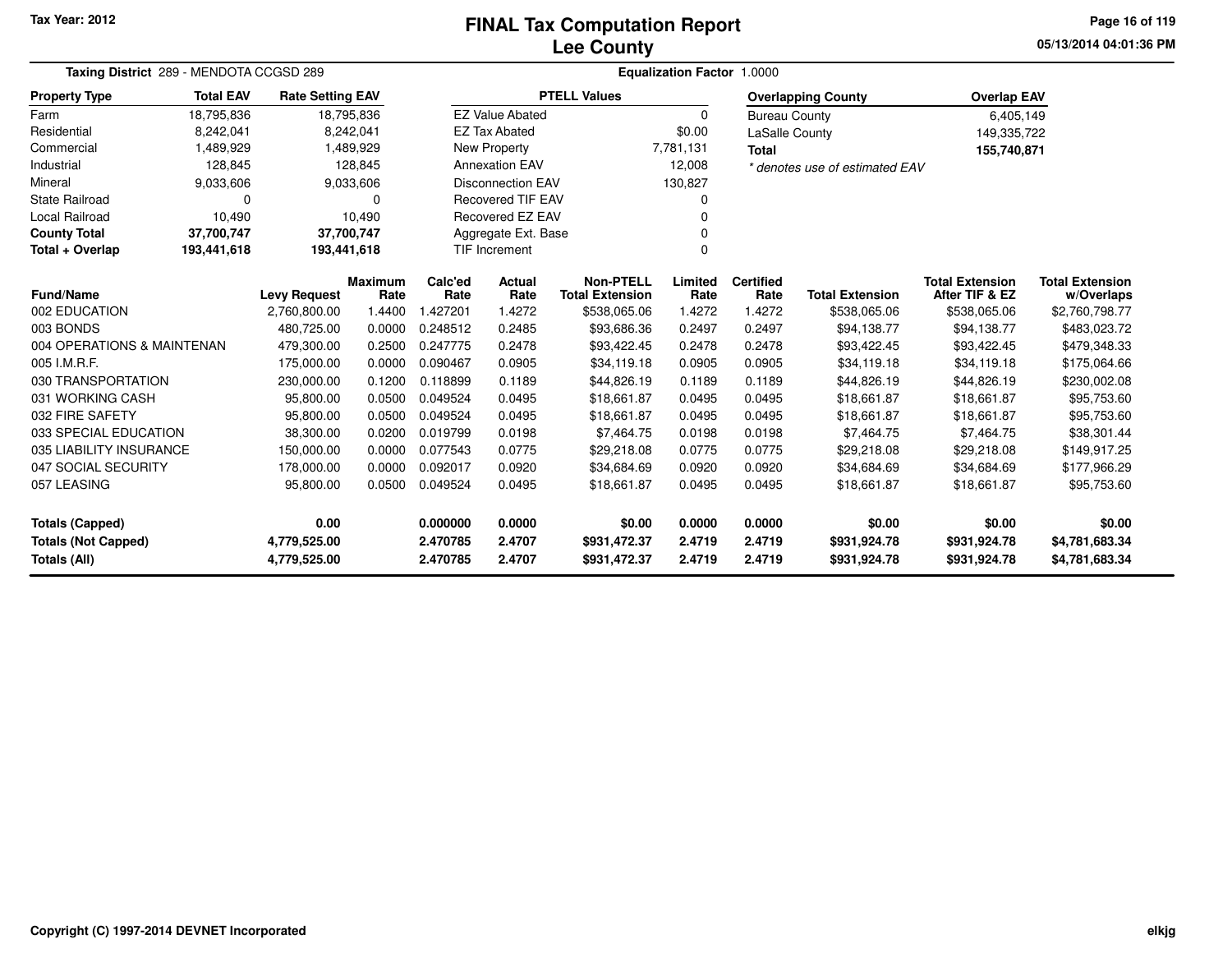Tax Year: 2012

# FINAL Tax Computation Report
## Lee County

05/13/2014 04:01:36 PM

**Taxing District** 289 - MENDOTA CCGSD 289 **Equalization Factor** 1.0000

| Property Type | Total EAV | Rate Setting EAV |
|---|---|---|
| Farm | 18,795,836 | 18,795,836 |
| Residential | 8,242,041 | 8,242,041 |
| Commercial | 1,489,929 | 1,489,929 |
| Industrial | 128,845 | 128,845 |
| Mineral | 9,033,606 | 9,033,606 |
| State Railroad | 0 | 0 |
| Local Railroad | 10,490 | 10,490 |
| **County Total** | **37,700,747** | **37,700,747** |
| **Total + Overlap** | **193,441,618** | **193,441,618** |

| PTELL Values | |
|---|---|
| EZ Value Abated | 0 |
| EZ Tax Abated | $0.00 |
| New Property | 7,781,131 |
| Annexation EAV | 12,008 |
| Disconnection EAV | 130,827 |
| Recovered TIF EAV | 0 |
| Recovered EZ EAV | 0 |
| Aggregate Ext. Base | 0 |
| TIF Increment | 0 |

| Overlapping County | Overlap EAV |
|---|---|
| Bureau County | 6,405,149 |
| LaSalle County | 149,335,722 |
| **Total** | **155,740,871** |

*\* denotes use of estimated EAV*

| Fund/Name | Levy Request | Maximum Rate | Calc'ed Rate | Actual Rate | Non-PTELL Total Extension | Limited Rate | Certified Rate | Total Extension | Total Extension After TIF & EZ | Total Extension w/Overlaps |
|---|---|---|---|---|---|---|---|---|---|---|
| 002 EDUCATION | 2,760,800.00 | 1.4400 | 1.427201 | 1.4272 | $538,065.06 | 1.4272 | 1.4272 | $538,065.06 | $538,065.06 | $2,760,798.77 |
| 003 BONDS | 480,725.00 | 0.0000 | 0.248512 | 0.2485 | $93,686.36 | 0.2497 | 0.2497 | $94,138.77 | $94,138.77 | $483,023.72 |
| 004 OPERATIONS & MAINTENAN | 479,300.00 | 0.2500 | 0.247775 | 0.2478 | $93,422.45 | 0.2478 | 0.2478 | $93,422.45 | $93,422.45 | $479,348.33 |
| 005 I.M.R.F. | 175,000.00 | 0.0000 | 0.090467 | 0.0905 | $34,119.18 | 0.0905 | 0.0905 | $34,119.18 | $34,119.18 | $175,064.66 |
| 030 TRANSPORTATION | 230,000.00 | 0.1200 | 0.118899 | 0.1189 | $44,826.19 | 0.1189 | 0.1189 | $44,826.19 | $44,826.19 | $230,002.08 |
| 031 WORKING CASH | 95,800.00 | 0.0500 | 0.049524 | 0.0495 | $18,661.87 | 0.0495 | 0.0495 | $18,661.87 | $18,661.87 | $95,753.60 |
| 032 FIRE SAFETY | 95,800.00 | 0.0500 | 0.049524 | 0.0495 | $18,661.87 | 0.0495 | 0.0495 | $18,661.87 | $18,661.87 | $95,753.60 |
| 033 SPECIAL EDUCATION | 38,300.00 | 0.0200 | 0.019799 | 0.0198 | $7,464.75 | 0.0198 | 0.0198 | $7,464.75 | $7,464.75 | $38,301.44 |
| 035 LIABILITY INSURANCE | 150,000.00 | 0.0000 | 0.077543 | 0.0775 | $29,218.08 | 0.0775 | 0.0775 | $29,218.08 | $29,218.08 | $149,917.25 |
| 047 SOCIAL SECURITY | 178,000.00 | 0.0000 | 0.092017 | 0.0920 | $34,684.69 | 0.0920 | 0.0920 | $34,684.69 | $34,684.69 | $177,966.29 |
| 057 LEASING | 95,800.00 | 0.0500 | 0.049524 | 0.0495 | $18,661.87 | 0.0495 | 0.0495 | $18,661.87 | $18,661.87 | $95,753.60 |
| **Totals (Capped)** | **0.00** | | **0.000000** | **0.0000** | **$0.00** | **0.0000** | **0.0000** | **$0.00** | **$0.00** | **$0.00** |
| **Totals (Not Capped)** | **4,779,525.00** | | **2.470785** | **2.4707** | **$931,472.37** | **2.4719** | **2.4719** | **$931,924.78** | **$931,924.78** | **$4,781,683.34** |
| **Totals (All)** | **4,779,525.00** | | **2.470785** | **2.4707** | **$931,472.37** | **2.4719** | **2.4719** | **$931,924.78** | **$931,924.78** | **$4,781,683.34** |

Copyright (C) 1997-2014 DEVNET Incorporated elkjg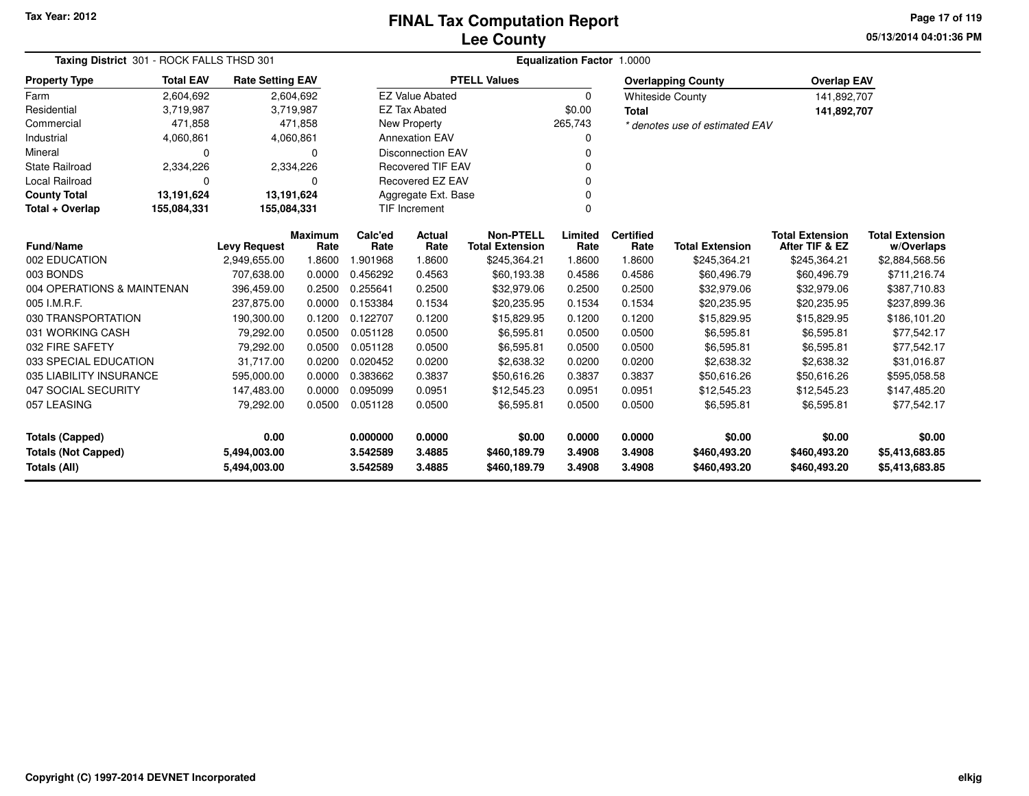# FINAL Tax Computation Report
## Lee County

Tax Year: 2012

05/13/2014 04:01:36 PM

**Taxing District** 301 - ROCK FALLS THSD 301 **Equalization Factor** 1.0000

| Property Type | Total EAV | Rate Setting EAV |
|---|---|---|
| Farm | 2,604,692 | 2,604,692 |
| Residential | 3,719,987 | 3,719,987 |
| Commercial | 471,858 | 471,858 |
| Industrial | 4,060,861 | 4,060,861 |
| Mineral | 0 | 0 |
| State Railroad | 2,334,226 | 2,334,226 |
| Local Railroad | 0 | 0 |
| **County Total** | **13,191,624** | **13,191,624** |
| **Total + Overlap** | **155,084,331** | **155,084,331** |

| PTELL Values | |
|---|---|
| EZ Value Abated | 0 |
| EZ Tax Abated | $0.00 |
| New Property | 265,743 |
| Annexation EAV | 0 |
| Disconnection EAV | 0 |
| Recovered TIF EAV | 0 |
| Recovered EZ EAV | 0 |
| Aggregate Ext. Base | 0 |
| TIF Increment | 0 |

| Overlapping County | Overlap EAV |
|---|---|
| Whiteside County | 141,892,707 |
| **Total** | **141,892,707** |

*\* denotes use of estimated EAV*

| Fund/Name | Levy Request | Maximum Rate | Calc'ed Rate | Actual Rate | Non-PTELL Total Extension | Limited Rate | Certified Rate | Total Extension | Total Extension After TIF & EZ | Total Extension w/Overlaps |
|---|---|---|---|---|---|---|---|---|---|---|
| 002 EDUCATION | 2,949,655.00 | 1.8600 | 1.901968 | 1.8600 | $245,364.21 | 1.8600 | 1.8600 | $245,364.21 | $245,364.21 | $2,884,568.56 |
| 003 BONDS | 707,638.00 | 0.0000 | 0.456292 | 0.4563 | $60,193.38 | 0.4586 | 0.4586 | $60,496.79 | $60,496.79 | $711,216.74 |
| 004 OPERATIONS & MAINTENAN | 396,459.00 | 0.2500 | 0.255641 | 0.2500 | $32,979.06 | 0.2500 | 0.2500 | $32,979.06 | $32,979.06 | $387,710.83 |
| 005 I.M.R.F. | 237,875.00 | 0.0000 | 0.153384 | 0.1534 | $20,235.95 | 0.1534 | 0.1534 | $20,235.95 | $20,235.95 | $237,899.36 |
| 030 TRANSPORTATION | 190,300.00 | 0.1200 | 0.122707 | 0.1200 | $15,829.95 | 0.1200 | 0.1200 | $15,829.95 | $15,829.95 | $186,101.20 |
| 031 WORKING CASH | 79,292.00 | 0.0500 | 0.051128 | 0.0500 | $6,595.81 | 0.0500 | 0.0500 | $6,595.81 | $6,595.81 | $77,542.17 |
| 032 FIRE SAFETY | 79,292.00 | 0.0500 | 0.051128 | 0.0500 | $6,595.81 | 0.0500 | 0.0500 | $6,595.81 | $6,595.81 | $77,542.17 |
| 033 SPECIAL EDUCATION | 31,717.00 | 0.0200 | 0.020452 | 0.0200 | $2,638.32 | 0.0200 | 0.0200 | $2,638.32 | $2,638.32 | $31,016.87 |
| 035 LIABILITY INSURANCE | 595,000.00 | 0.0000 | 0.383662 | 0.3837 | $50,616.26 | 0.3837 | 0.3837 | $50,616.26 | $50,616.26 | $595,058.58 |
| 047 SOCIAL SECURITY | 147,483.00 | 0.0000 | 0.095099 | 0.0951 | $12,545.23 | 0.0951 | 0.0951 | $12,545.23 | $12,545.23 | $147,485.20 |
| 057 LEASING | 79,292.00 | 0.0500 | 0.051128 | 0.0500 | $6,595.81 | 0.0500 | 0.0500 | $6,595.81 | $6,595.81 | $77,542.17 |
| **Totals (Capped)** | **0.00** | | **0.000000** | **0.0000** | **$0.00** | **0.0000** | **0.0000** | **$0.00** | **$0.00** | **$0.00** |
| **Totals (Not Capped)** | **5,494,003.00** | | **3.542589** | **3.4885** | **$460,189.79** | **3.4908** | **3.4908** | **$460,493.20** | **$460,493.20** | **$5,413,683.85** |
| **Totals (All)** | **5,494,003.00** | | **3.542589** | **3.4885** | **$460,189.79** | **3.4908** | **3.4908** | **$460,493.20** | **$460,493.20** | **$5,413,683.85** |

Copyright (C) 1997-2014 DEVNET Incorporated

elkjg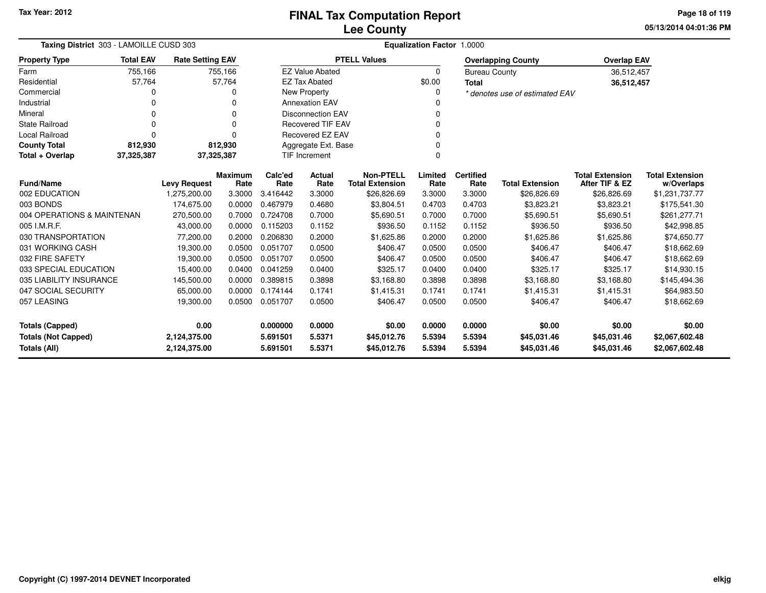Tax Year: 2012

# FINAL Tax Computation Report
## Lee County

05/13/2014 04:01:36 PM

**Taxing District** 303 - LAMOILLE CUSD 303 **Equalization Factor** 1.0000

| Property Type | Total EAV | Rate Setting EAV |
|---|---|---|
| Farm | 755,166 | 755,166 |
| Residential | 57,764 | 57,764 |
| Commercial | 0 | 0 |
| Industrial | 0 | 0 |
| Mineral | 0 | 0 |
| State Railroad | 0 | 0 |
| Local Railroad | 0 | 0 |
| **County Total** | **812,930** | **812,930** |
| **Total + Overlap** | **37,325,387** | **37,325,387** |

| PTELL Values | |
|---|---|
| EZ Value Abated | 0 |
| EZ Tax Abated | $0.00 |
| New Property | 0 |
| Annexation EAV | 0 |
| Disconnection EAV | 0 |
| Recovered TIF EAV | 0 |
| Recovered EZ EAV | 0 |
| Aggregate Ext. Base | 0 |
| TIF Increment | 0 |

| Overlapping County | Overlap EAV |
|---|---|
| Bureau County | 36,512,457 |
| **Total** | **36,512,457** |

*\* denotes use of estimated EAV*

| Fund/Name | Levy Request | Maximum Rate | Calc'ed Rate | Actual Rate | Non-PTELL Total Extension | Limited Rate | Certified Rate | Total Extension | Total Extension After TIF & EZ | Total Extension w/Overlaps |
|---|---|---|---|---|---|---|---|---|---|---|
| 002 EDUCATION | 1,275,200.00 | 3.3000 | 3.416442 | 3.3000 | $26,826.69 | 3.3000 | 3.3000 | $26,826.69 | $26,826.69 | $1,231,737.77 |
| 003 BONDS | 174,675.00 | 0.0000 | 0.467979 | 0.4680 | $3,804.51 | 0.4703 | 0.4703 | $3,823.21 | $3,823.21 | $175,541.30 |
| 004 OPERATIONS & MAINTENAN | 270,500.00 | 0.7000 | 0.724708 | 0.7000 | $5,690.51 | 0.7000 | 0.7000 | $5,690.51 | $5,690.51 | $261,277.71 |
| 005 I.M.R.F. | 43,000.00 | 0.0000 | 0.115203 | 0.1152 | $936.50 | 0.1152 | 0.1152 | $936.50 | $936.50 | $42,998.85 |
| 030 TRANSPORTATION | 77,200.00 | 0.2000 | 0.206830 | 0.2000 | $1,625.86 | 0.2000 | 0.2000 | $1,625.86 | $1,625.86 | $74,650.77 |
| 031 WORKING CASH | 19,300.00 | 0.0500 | 0.051707 | 0.0500 | $406.47 | 0.0500 | 0.0500 | $406.47 | $406.47 | $18,662.69 |
| 032 FIRE SAFETY | 19,300.00 | 0.0500 | 0.051707 | 0.0500 | $406.47 | 0.0500 | 0.0500 | $406.47 | $406.47 | $18,662.69 |
| 033 SPECIAL EDUCATION | 15,400.00 | 0.0400 | 0.041259 | 0.0400 | $325.17 | 0.0400 | 0.0400 | $325.17 | $325.17 | $14,930.15 |
| 035 LIABILITY INSURANCE | 145,500.00 | 0.0000 | 0.389815 | 0.3898 | $3,168.80 | 0.3898 | 0.3898 | $3,168.80 | $3,168.80 | $145,494.36 |
| 047 SOCIAL SECURITY | 65,000.00 | 0.0000 | 0.174144 | 0.1741 | $1,415.31 | 0.1741 | 0.1741 | $1,415.31 | $1,415.31 | $64,983.50 |
| 057 LEASING | 19,300.00 | 0.0500 | 0.051707 | 0.0500 | $406.47 | 0.0500 | 0.0500 | $406.47 | $406.47 | $18,662.69 |
| **Totals (Capped)** | **0.00** | | **0.000000** | **0.0000** | **$0.00** | **0.0000** | **0.0000** | **$0.00** | **$0.00** | **$0.00** |
| **Totals (Not Capped)** | **2,124,375.00** | | **5.691501** | **5.5371** | **$45,012.76** | **5.5394** | **5.5394** | **$45,031.46** | **$45,031.46** | **$2,067,602.48** |
| **Totals (All)** | **2,124,375.00** | | **5.691501** | **5.5371** | **$45,012.76** | **5.5394** | **5.5394** | **$45,031.46** | **$45,031.46** | **$2,067,602.48** |

Copyright (C) 1997-2014 DEVNET Incorporated

elkjg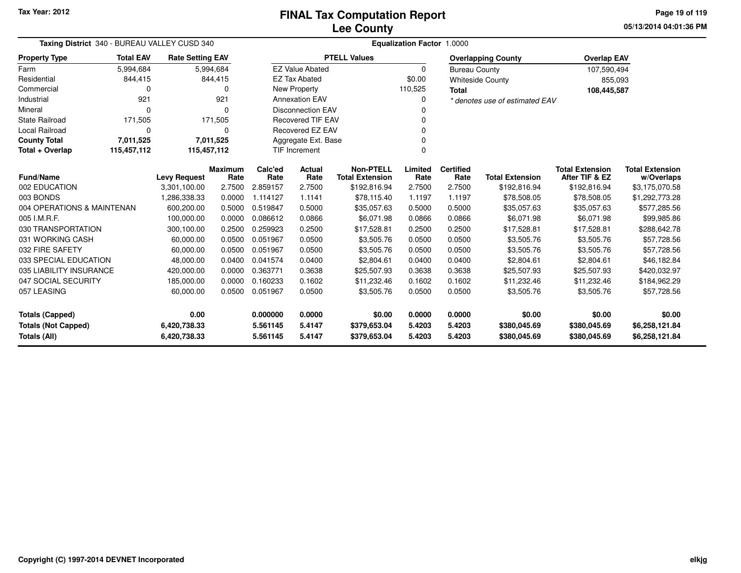Tax Year: 2012

# FINAL Tax Computation Report
## Lee County

05/13/2014 04:01:36 PM

**Taxing District** 340 - BUREAU VALLEY CUSD 340 **Equalization Factor** 1.0000

| Property Type | Total EAV | Rate Setting EAV |
|---|---|---|
| Farm | 5,994,684 | 5,994,684 |
| Residential | 844,415 | 844,415 |
| Commercial | 0 | 0 |
| Industrial | 921 | 921 |
| Mineral | 0 | 0 |
| State Railroad | 171,505 | 171,505 |
| Local Railroad | 0 | 0 |
| **County Total** | **7,011,525** | **7,011,525** |
| **Total + Overlap** | **115,457,112** | **115,457,112** |

| PTELL Values | |
|---|---|
| EZ Value Abated | 0 |
| EZ Tax Abated | $0.00 |
| New Property | 110,525 |
| Annexation EAV | 0 |
| Disconnection EAV | 0 |
| Recovered TIF EAV | 0 |
| Recovered EZ EAV | 0 |
| Aggregate Ext. Base | 0 |
| TIF Increment | 0 |

| Overlapping County | Overlap EAV |
|---|---|
| Bureau County | 107,590,494 |
| Whiteside County | 855,093 |
| **Total** | **108,445,587** |

*\* denotes use of estimated EAV*

| Fund/Name | Levy Request | Maximum Rate | Calc'ed Rate | Actual Rate | Non-PTELL Total Extension | Limited Rate | Certified Rate | Total Extension | Total Extension After TIF & EZ | Total Extension w/Overlaps |
|---|---|---|---|---|---|---|---|---|---|---|
| 002 EDUCATION | 3,301,100.00 | 2.7500 | 2.859157 | 2.7500 | $192,816.94 | 2.7500 | 2.7500 | $192,816.94 | $192,816.94 | $3,175,070.58 |
| 003 BONDS | 1,286,338.33 | 0.0000 | 1.114127 | 1.1141 | $78,115.40 | 1.1197 | 1.1197 | $78,508.05 | $78,508.05 | $1,292,773.28 |
| 004 OPERATIONS & MAINTENAN | 600,200.00 | 0.5000 | 0.519847 | 0.5000 | $35,057.63 | 0.5000 | 0.5000 | $35,057.63 | $35,057.63 | $577,285.56 |
| 005 I.M.R.F. | 100,000.00 | 0.0000 | 0.086612 | 0.0866 | $6,071.98 | 0.0866 | 0.0866 | $6,071.98 | $6,071.98 | $99,985.86 |
| 030 TRANSPORTATION | 300,100.00 | 0.2500 | 0.259923 | 0.2500 | $17,528.81 | 0.2500 | 0.2500 | $17,528.81 | $17,528.81 | $288,642.78 |
| 031 WORKING CASH | 60,000.00 | 0.0500 | 0.051967 | 0.0500 | $3,505.76 | 0.0500 | 0.0500 | $3,505.76 | $3,505.76 | $57,728.56 |
| 032 FIRE SAFETY | 60,000.00 | 0.0500 | 0.051967 | 0.0500 | $3,505.76 | 0.0500 | 0.0500 | $3,505.76 | $3,505.76 | $57,728.56 |
| 033 SPECIAL EDUCATION | 48,000.00 | 0.0400 | 0.041574 | 0.0400 | $2,804.61 | 0.0400 | 0.0400 | $2,804.61 | $2,804.61 | $46,182.84 |
| 035 LIABILITY INSURANCE | 420,000.00 | 0.0000 | 0.363771 | 0.3638 | $25,507.93 | 0.3638 | 0.3638 | $25,507.93 | $25,507.93 | $420,032.97 |
| 047 SOCIAL SECURITY | 185,000.00 | 0.0000 | 0.160233 | 0.1602 | $11,232.46 | 0.1602 | 0.1602 | $11,232.46 | $11,232.46 | $184,962.29 |
| 057 LEASING | 60,000.00 | 0.0500 | 0.051967 | 0.0500 | $3,505.76 | 0.0500 | 0.0500 | $3,505.76 | $3,505.76 | $57,728.56 |
| **Totals (Capped)** | **0.00** | | **0.000000** | **0.0000** | **$0.00** | **0.0000** | **0.0000** | **$0.00** | **$0.00** | **$0.00** |
| **Totals (Not Capped)** | **6,420,738.33** | | **5.561145** | **5.4147** | **$379,653.04** | **5.4203** | **5.4203** | **$380,045.69** | **$380,045.69** | **$6,258,121.84** |
| **Totals (All)** | **6,420,738.33** | | **5.561145** | **5.4147** | **$379,653.04** | **5.4203** | **5.4203** | **$380,045.69** | **$380,045.69** | **$6,258,121.84** |

Copyright (C) 1997-2014 DEVNET Incorporated

elkjg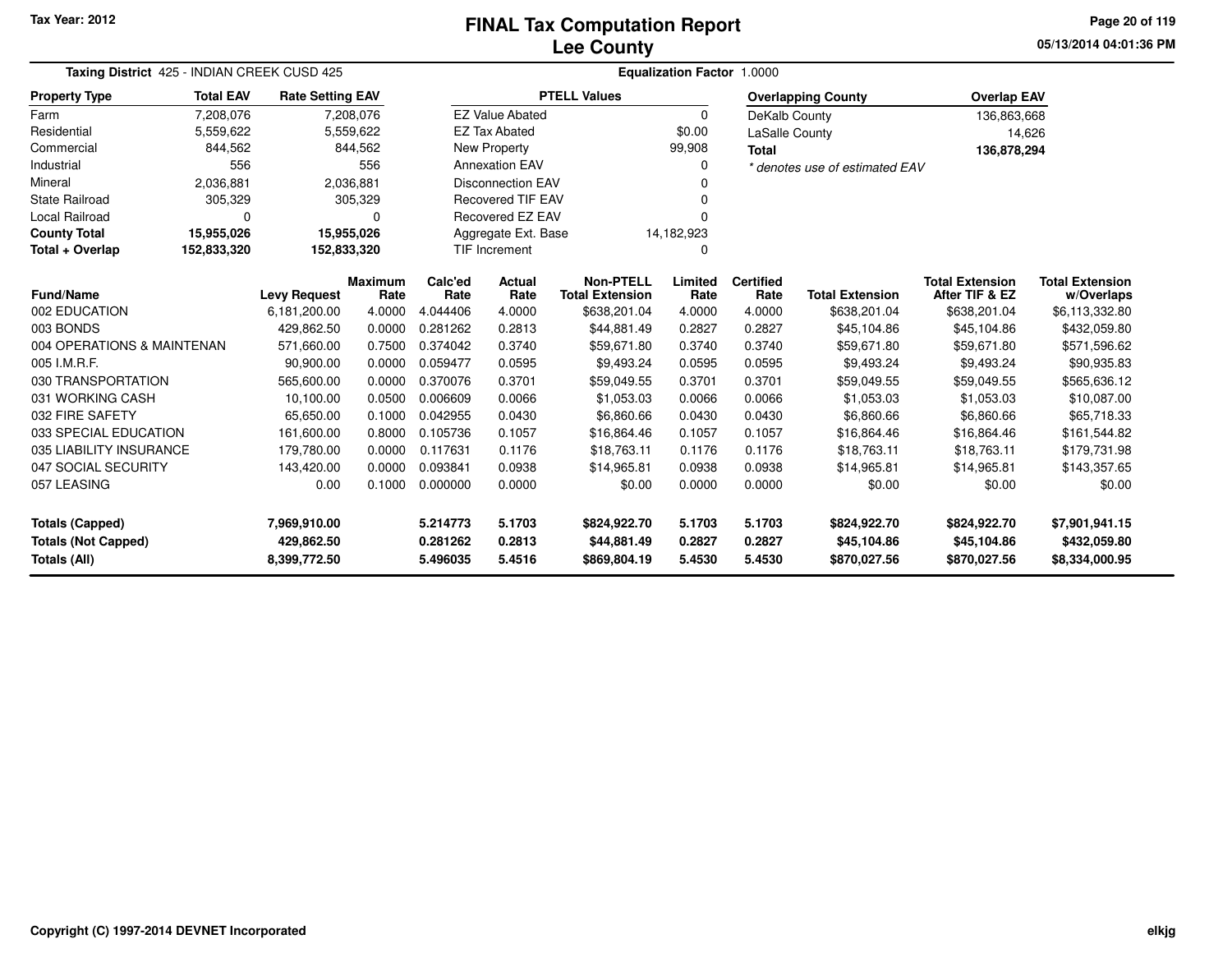Tax Year: 2012

# FINAL Tax Computation Report
## Lee County

05/13/2014 04:01:36 PM

**Taxing District** 425 - INDIAN CREEK CUSD 425 **Equalization Factor** 1.0000

| Property Type | Total EAV | Rate Setting EAV |
|---|---|---|
| Farm | 7,208,076 | 7,208,076 |
| Residential | 5,559,622 | 5,559,622 |
| Commercial | 844,562 | 844,562 |
| Industrial | 556 | 556 |
| Mineral | 2,036,881 | 2,036,881 |
| State Railroad | 305,329 | 305,329 |
| Local Railroad | 0 | 0 |
| **County Total** | **15,955,026** | **15,955,026** |
| **Total + Overlap** | **152,833,320** | **152,833,320** |

| PTELL Values | |
|---|---|
| EZ Value Abated | 0 |
| EZ Tax Abated | $0.00 |
| New Property | 99,908 |
| Annexation EAV | 0 |
| Disconnection EAV | 0 |
| Recovered TIF EAV | 0 |
| Recovered EZ EAV | 0 |
| Aggregate Ext. Base | 14,182,923 |
| TIF Increment | 0 |

| Overlapping County | Overlap EAV |
|---|---|
| DeKalb County | 136,863,668 |
| LaSalle County | 14,626 |
| **Total** | **136,878,294** |

*\* denotes use of estimated EAV*

| Fund/Name | Levy Request | Maximum Rate | Calc'ed Rate | Actual Rate | Non-PTELL Total Extension | Limited Rate | Certified Rate | Total Extension | Total Extension After TIF & EZ | Total Extension w/Overlaps |
|---|---|---|---|---|---|---|---|---|---|---|
| 002 EDUCATION | 6,181,200.00 | 4.0000 | 4.044406 | 4.0000 | $638,201.04 | 4.0000 | 4.0000 | $638,201.04 | $638,201.04 | $6,113,332.80 |
| 003 BONDS | 429,862.50 | 0.0000 | 0.281262 | 0.2813 | $44,881.49 | 0.2827 | 0.2827 | $45,104.86 | $45,104.86 | $432,059.80 |
| 004 OPERATIONS & MAINTENAN | 571,660.00 | 0.7500 | 0.374042 | 0.3740 | $59,671.80 | 0.3740 | 0.3740 | $59,671.80 | $59,671.80 | $571,596.62 |
| 005 I.M.R.F. | 90,900.00 | 0.0000 | 0.059477 | 0.0595 | $9,493.24 | 0.0595 | 0.0595 | $9,493.24 | $9,493.24 | $90,935.83 |
| 030 TRANSPORTATION | 565,600.00 | 0.0000 | 0.370076 | 0.3701 | $59,049.55 | 0.3701 | 0.3701 | $59,049.55 | $59,049.55 | $565,636.12 |
| 031 WORKING CASH | 10,100.00 | 0.0500 | 0.006609 | 0.0066 | $1,053.03 | 0.0066 | 0.0066 | $1,053.03 | $1,053.03 | $10,087.00 |
| 032 FIRE SAFETY | 65,650.00 | 0.1000 | 0.042955 | 0.0430 | $6,860.66 | 0.0430 | 0.0430 | $6,860.66 | $6,860.66 | $65,718.33 |
| 033 SPECIAL EDUCATION | 161,600.00 | 0.8000 | 0.105736 | 0.1057 | $16,864.46 | 0.1057 | 0.1057 | $16,864.46 | $16,864.46 | $161,544.82 |
| 035 LIABILITY INSURANCE | 179,780.00 | 0.0000 | 0.117631 | 0.1176 | $18,763.11 | 0.1176 | 0.1176 | $18,763.11 | $18,763.11 | $179,731.98 |
| 047 SOCIAL SECURITY | 143,420.00 | 0.0000 | 0.093841 | 0.0938 | $14,965.81 | 0.0938 | 0.0938 | $14,965.81 | $14,965.81 | $143,357.65 |
| 057 LEASING | 0.00 | 0.1000 | 0.000000 | 0.0000 | $0.00 | 0.0000 | 0.0000 | $0.00 | $0.00 | $0.00 |
| **Totals (Capped)** | **7,969,910.00** | | **5.214773** | **5.1703** | **$824,922.70** | **5.1703** | **5.1703** | **$824,922.70** | **$824,922.70** | **$7,901,941.15** |
| **Totals (Not Capped)** | **429,862.50** | | **0.281262** | **0.2813** | **$44,881.49** | **0.2827** | **0.2827** | **$45,104.86** | **$45,104.86** | **$432,059.80** |
| **Totals (All)** | **8,399,772.50** | | **5.496035** | **5.4516** | **$869,804.19** | **5.4530** | **5.4530** | **$870,027.56** | **$870,027.56** | **$8,334,000.95** |

Copyright (C) 1997-2014 DEVNET Incorporated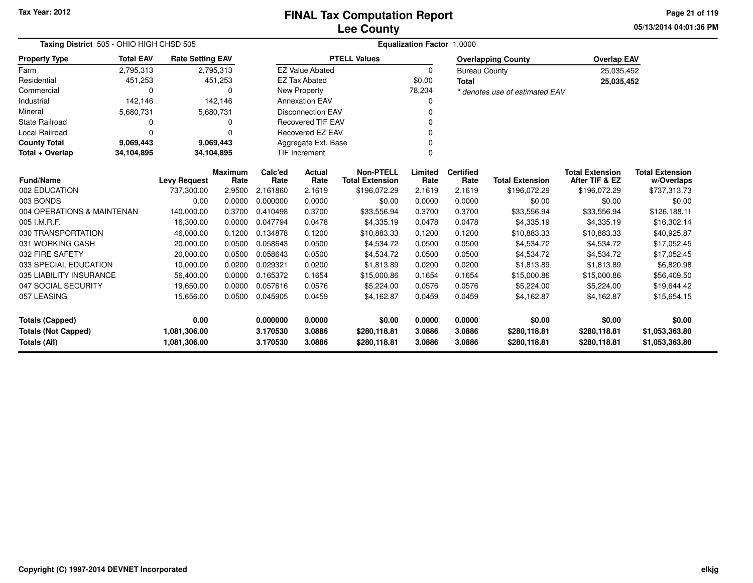**Tax Year: 2012**

# FINAL Tax Computation Report
# Lee County

05/13/2014 04:01:36 PM

**Taxing District** 505 - OHIO HIGH CHSD 505

**Equalization Factor** 1.0000

| Property Type | Total EAV | Rate Setting EAV |
|---|---|---|
| Farm | 2,795,313 | 2,795,313 |
| Residential | 451,253 | 451,253 |
| Commercial | 0 | 0 |
| Industrial | 142,146 | 142,146 |
| Mineral | 5,680,731 | 5,680,731 |
| State Railroad | 0 | 0 |
| Local Railroad | 0 | 0 |
| **County Total** | **9,069,443** | **9,069,443** |
| **Total + Overlap** | **34,104,895** | **34,104,895** |

| PTELL Values | |
|---|---|
| EZ Value Abated | 0 |
| EZ Tax Abated | $0.00 |
| New Property | 78,204 |
| Annexation EAV | 0 |
| Disconnection EAV | 0 |
| Recovered TIF EAV | 0 |
| Recovered EZ EAV | 0 |
| Aggregate Ext. Base | 0 |
| TIF Increment | 0 |

| Overlapping County | Overlap EAV |
|---|---|
| Bureau County | 25,035,452 |
| **Total** | **25,035,452** |

*\* denotes use of estimated EAV*

| Fund/Name | Levy Request | Maximum Rate | Calc'ed Rate | Actual Rate | Non-PTELL Total Extension | Limited Rate | Certified Rate | Total Extension | Total Extension After TIF & EZ | Total Extension w/Overlaps |
|---|---|---|---|---|---|---|---|---|---|---|
| 002 EDUCATION | 737,300.00 | 2.9500 | 2.161860 | 2.1619 | $196,072.29 | 2.1619 | 2.1619 | $196,072.29 | $196,072.29 | $737,313.73 |
| 003 BONDS | 0.00 | 0.0000 | 0.000000 | 0.0000 | $0.00 | 0.0000 | 0.0000 | $0.00 | $0.00 | $0.00 |
| 004 OPERATIONS & MAINTENAN | 140,000.00 | 0.3700 | 0.410498 | 0.3700 | $33,556.94 | 0.3700 | 0.3700 | $33,556.94 | $33,556.94 | $126,188.11 |
| 005 I.M.R.F. | 16,300.00 | 0.0000 | 0.047794 | 0.0478 | $4,335.19 | 0.0478 | 0.0478 | $4,335.19 | $4,335.19 | $16,302.14 |
| 030 TRANSPORTATION | 46,000.00 | 0.1200 | 0.134878 | 0.1200 | $10,883.33 | 0.1200 | 0.1200 | $10,883.33 | $10,883.33 | $40,925.87 |
| 031 WORKING CASH | 20,000.00 | 0.0500 | 0.058643 | 0.0500 | $4,534.72 | 0.0500 | 0.0500 | $4,534.72 | $4,534.72 | $17,052.45 |
| 032 FIRE SAFETY | 20,000.00 | 0.0500 | 0.058643 | 0.0500 | $4,534.72 | 0.0500 | 0.0500 | $4,534.72 | $4,534.72 | $17,052.45 |
| 033 SPECIAL EDUCATION | 10,000.00 | 0.0200 | 0.029321 | 0.0200 | $1,813.89 | 0.0200 | 0.0200 | $1,813.89 | $1,813.89 | $6,820.98 |
| 035 LIABILITY INSURANCE | 56,400.00 | 0.0000 | 0.165372 | 0.1654 | $15,000.86 | 0.1654 | 0.1654 | $15,000.86 | $15,000.86 | $56,409.50 |
| 047 SOCIAL SECURITY | 19,650.00 | 0.0000 | 0.057616 | 0.0576 | $5,224.00 | 0.0576 | 0.0576 | $5,224.00 | $5,224.00 | $19,644.42 |
| 057 LEASING | 15,656.00 | 0.0500 | 0.045905 | 0.0459 | $4,162.87 | 0.0459 | 0.0459 | $4,162.87 | $4,162.87 | $15,654.15 |
| **Totals (Capped)** | **0.00** | | **0.000000** | **0.0000** | **$0.00** | **0.0000** | **0.0000** | **$0.00** | **$0.00** | **$0.00** |
| **Totals (Not Capped)** | **1,081,306.00** | | **3.170530** | **3.0886** | **$280,118.81** | **3.0886** | **3.0886** | **$280,118.81** | **$280,118.81** | **$1,053,363.80** |
| **Totals (All)** | **1,081,306.00** | | **3.170530** | **3.0886** | **$280,118.81** | **3.0886** | **3.0886** | **$280,118.81** | **$280,118.81** | **$1,053,363.80** |

Copyright (C) 1997-2014 DEVNET Incorporated

elkjg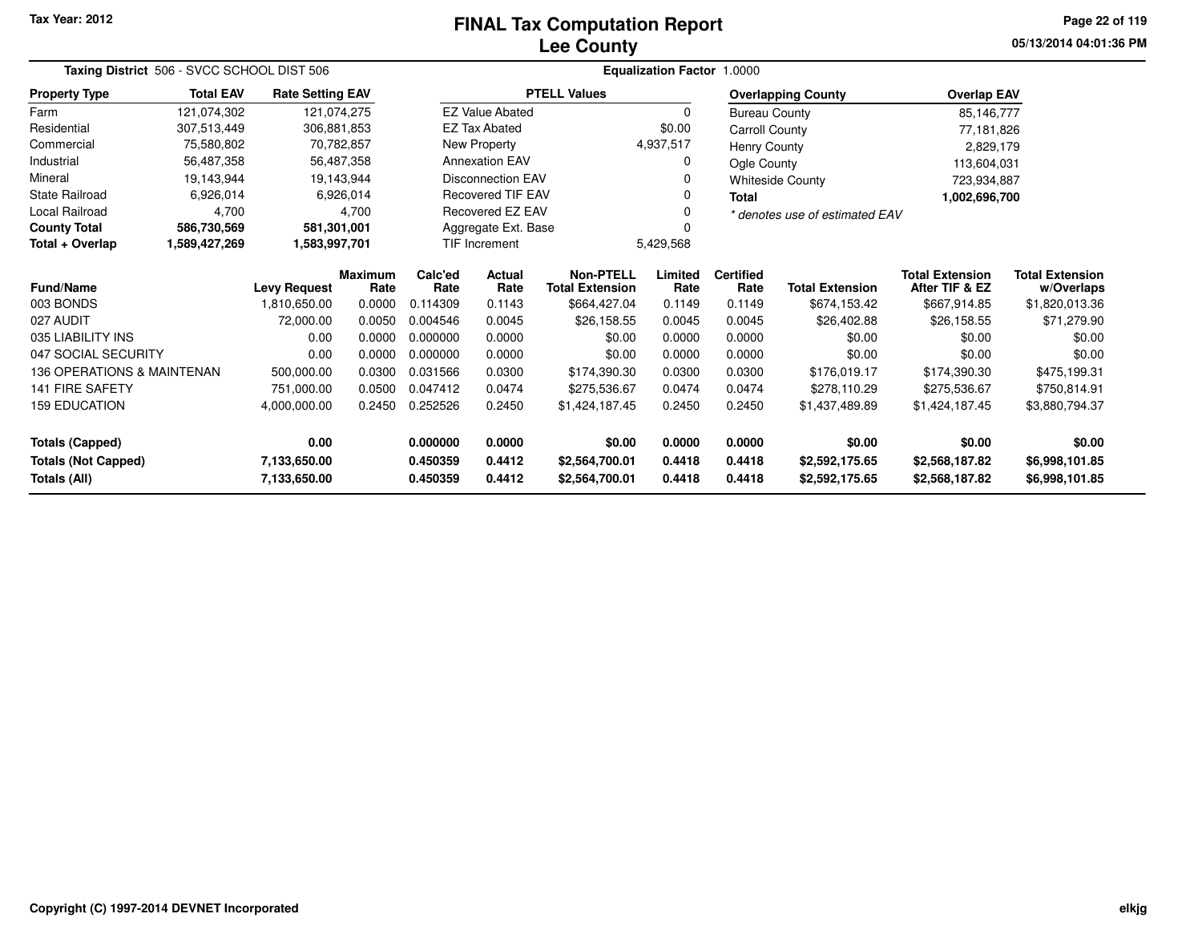# FINAL Tax Computation Report
## Lee County

Tax Year: 2012

05/13/2014 04:01:36 PM

**Taxing District** 506 - SVCC SCHOOL DIST 506

**Equalization Factor** 1.0000

| Property Type | Total EAV | Rate Setting EAV |
|---|---|---|
| Farm | 121,074,302 | 121,074,275 |
| Residential | 307,513,449 | 306,881,853 |
| Commercial | 75,580,802 | 70,782,857 |
| Industrial | 56,487,358 | 56,487,358 |
| Mineral | 19,143,944 | 19,143,944 |
| State Railroad | 6,926,014 | 6,926,014 |
| Local Railroad | 4,700 | 4,700 |
| **County Total** | **586,730,569** | **581,301,001** |
| **Total + Overlap** | **1,589,427,269** | **1,583,997,701** |

| PTELL Values | |
|---|---|
| EZ Value Abated | 0 |
| EZ Tax Abated | $0.00 |
| New Property | 4,937,517 |
| Annexation EAV | 0 |
| Disconnection EAV | 0 |
| Recovered TIF EAV | 0 |
| Recovered EZ EAV | 0 |
| Aggregate Ext. Base | 0 |
| TIF Increment | 5,429,568 |

| Overlapping County | Overlap EAV |
|---|---|
| Bureau County | 85,146,777 |
| Carroll County | 77,181,826 |
| Henry County | 2,829,179 |
| Ogle County | 113,604,031 |
| Whiteside County | 723,934,887 |
| **Total** | **1,002,696,700** |

*\* denotes use of estimated EAV*

| Fund/Name | Levy Request | Maximum Rate | Calc'ed Rate | Actual Rate | Non-PTELL Total Extension | Limited Rate | Certified Rate | Total Extension | Total Extension After TIF & EZ | Total Extension w/Overlaps |
|---|---|---|---|---|---|---|---|---|---|---|
| 003 BONDS | 1,810,650.00 | 0.0000 | 0.114309 | 0.1143 | $664,427.04 | 0.1149 | 0.1149 | $674,153.42 | $667,914.85 | $1,820,013.36 |
| 027 AUDIT | 72,000.00 | 0.0050 | 0.004546 | 0.0045 | $26,158.55 | 0.0045 | 0.0045 | $26,402.88 | $26,158.55 | $71,279.90 |
| 035 LIABILITY INS | 0.00 | 0.0000 | 0.000000 | 0.0000 | $0.00 | 0.0000 | 0.0000 | $0.00 | $0.00 | $0.00 |
| 047 SOCIAL SECURITY | 0.00 | 0.0000 | 0.000000 | 0.0000 | $0.00 | 0.0000 | 0.0000 | $0.00 | $0.00 | $0.00 |
| 136 OPERATIONS & MAINTENAN | 500,000.00 | 0.0300 | 0.031566 | 0.0300 | $174,390.30 | 0.0300 | 0.0300 | $176,019.17 | $174,390.30 | $475,199.31 |
| 141 FIRE SAFETY | 751,000.00 | 0.0500 | 0.047412 | 0.0474 | $275,536.67 | 0.0474 | 0.0474 | $278,110.29 | $275,536.67 | $750,814.91 |
| 159 EDUCATION | 4,000,000.00 | 0.2450 | 0.252526 | 0.2450 | $1,424,187.45 | 0.2450 | 0.2450 | $1,437,489.89 | $1,424,187.45 | $3,880,794.37 |
| **Totals (Capped)** | **0.00** | | **0.000000** | **0.0000** | **$0.00** | **0.0000** | **0.0000** | **$0.00** | **$0.00** | **$0.00** |
| **Totals (Not Capped)** | **7,133,650.00** | | **0.450359** | **0.4412** | **$2,564,700.01** | **0.4418** | **0.4418** | **$2,592,175.65** | **$2,568,187.82** | **$6,998,101.85** |
| **Totals (All)** | **7,133,650.00** | | **0.450359** | **0.4412** | **$2,564,700.01** | **0.4418** | **0.4418** | **$2,592,175.65** | **$2,568,187.82** | **$6,998,101.85** |

Copyright (C) 1997-2014 DEVNET Incorporated

elkjg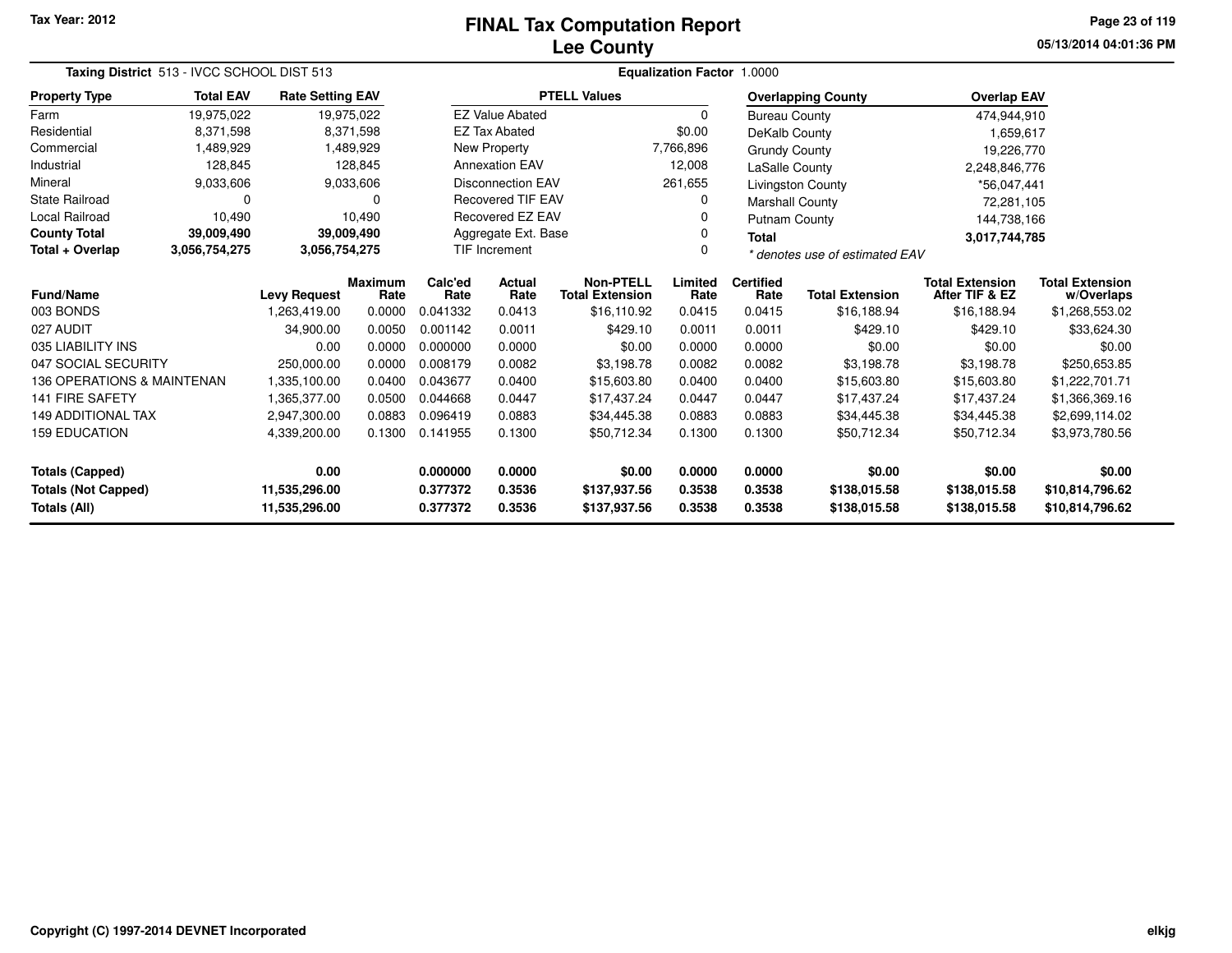Tax Year: 2012

# FINAL Tax Computation Report
## Lee County

05/13/2014 04:01:36 PM

**Taxing District** 513 - IVCC SCHOOL DIST 513 **Equalization Factor** 1.0000

| Property Type | Total EAV | Rate Setting EAV |
|---|---|---|
| Farm | 19,975,022 | 19,975,022 |
| Residential | 8,371,598 | 8,371,598 |
| Commercial | 1,489,929 | 1,489,929 |
| Industrial | 128,845 | 128,845 |
| Mineral | 9,033,606 | 9,033,606 |
| State Railroad | 0 | 0 |
| Local Railroad | 10,490 | 10,490 |
| **County Total** | **39,009,490** | **39,009,490** |
| **Total + Overlap** | **3,056,754,275** | **3,056,754,275** |

| PTELL Values | |
|---|---|
| EZ Value Abated | 0 |
| EZ Tax Abated | $0.00 |
| New Property | 7,766,896 |
| Annexation EAV | 12,008 |
| Disconnection EAV | 261,655 |
| Recovered TIF EAV | 0 |
| Recovered EZ EAV | 0 |
| Aggregate Ext. Base | 0 |
| TIF Increment | 0 |

| Overlapping County | Overlap EAV |
|---|---|
| Bureau County | 474,944,910 |
| DeKalb County | 1,659,617 |
| Grundy County | 19,226,770 |
| LaSalle County | 2,248,846,776 |
| Livingston County | *56,047,441 |
| Marshall County | 72,281,105 |
| Putnam County | 144,738,166 |
| **Total** | **3,017,744,785** |

*\* denotes use of estimated EAV*

| Fund/Name | Levy Request | Maximum Rate | Calc'ed Rate | Actual Rate | Non-PTELL Total Extension | Limited Rate | Certified Rate | Total Extension | Total Extension After TIF & EZ | Total Extension w/Overlaps |
|---|---|---|---|---|---|---|---|---|---|---|
| 003 BONDS | 1,263,419.00 | 0.0000 | 0.041332 | 0.0413 | $16,110.92 | 0.0415 | 0.0415 | $16,188.94 | $16,188.94 | $1,268,553.02 |
| 027 AUDIT | 34,900.00 | 0.0050 | 0.001142 | 0.0011 | $429.10 | 0.0011 | 0.0011 | $429.10 | $429.10 | $33,624.30 |
| 035 LIABILITY INS | 0.00 | 0.0000 | 0.000000 | 0.0000 | $0.00 | 0.0000 | 0.0000 | $0.00 | $0.00 | $0.00 |
| 047 SOCIAL SECURITY | 250,000.00 | 0.0000 | 0.008179 | 0.0082 | $3,198.78 | 0.0082 | 0.0082 | $3,198.78 | $3,198.78 | $250,653.85 |
| 136 OPERATIONS & MAINTENAN | 1,335,100.00 | 0.0400 | 0.043677 | 0.0400 | $15,603.80 | 0.0400 | 0.0400 | $15,603.80 | $15,603.80 | $1,222,701.71 |
| 141 FIRE SAFETY | 1,365,377.00 | 0.0500 | 0.044668 | 0.0447 | $17,437.24 | 0.0447 | 0.0447 | $17,437.24 | $17,437.24 | $1,366,369.16 |
| 149 ADDITIONAL TAX | 2,947,300.00 | 0.0883 | 0.096419 | 0.0883 | $34,445.38 | 0.0883 | 0.0883 | $34,445.38 | $34,445.38 | $2,699,114.02 |
| 159 EDUCATION | 4,339,200.00 | 0.1300 | 0.141955 | 0.1300 | $50,712.34 | 0.1300 | 0.1300 | $50,712.34 | $50,712.34 | $3,973,780.56 |
| **Totals (Capped)** | **0.00** | | **0.000000** | **0.0000** | **$0.00** | **0.0000** | **0.0000** | **$0.00** | **$0.00** | **$0.00** |
| **Totals (Not Capped)** | **11,535,296.00** | | **0.377372** | **0.3536** | **$137,937.56** | **0.3538** | **0.3538** | **$138,015.58** | **$138,015.58** | **$10,814,796.62** |
| **Totals (All)** | **11,535,296.00** | | **0.377372** | **0.3536** | **$137,937.56** | **0.3538** | **0.3538** | **$138,015.58** | **$138,015.58** | **$10,814,796.62** |

Copyright (C) 1997-2014 DEVNET Incorporated

elkjg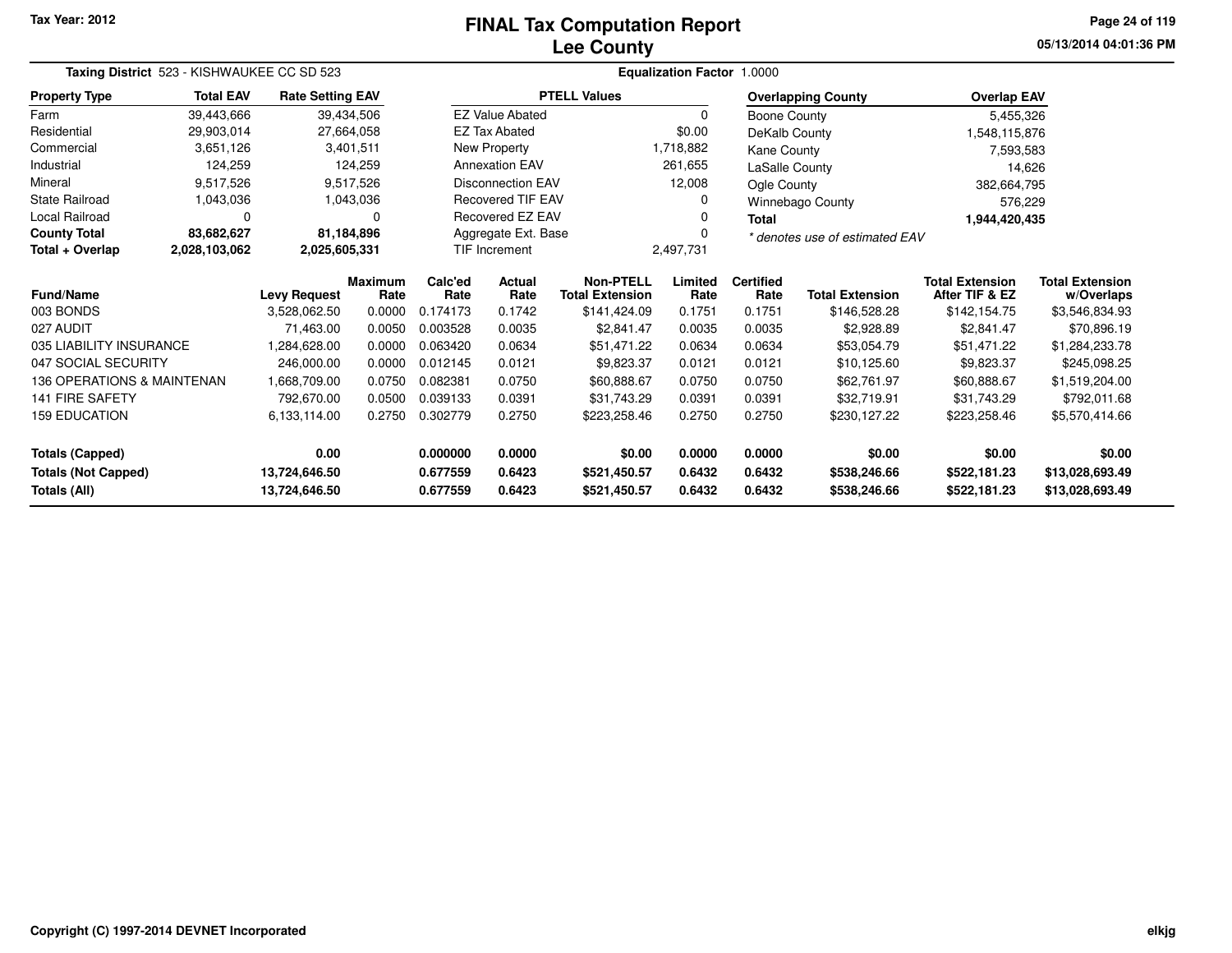Tax Year: 2012

# FINAL Tax Computation Report
## Lee County

05/13/2014 04:01:36 PM

**Taxing District** 523 - KISHWAUKEE CC SD 523 | **Equalization Factor** 1.0000

| Property Type | Total EAV | Rate Setting EAV |
|---|---|---|
| Farm | 39,443,666 | 39,434,506 |
| Residential | 29,903,014 | 27,664,058 |
| Commercial | 3,651,126 | 3,401,511 |
| Industrial | 124,259 | 124,259 |
| Mineral | 9,517,526 | 9,517,526 |
| State Railroad | 1,043,036 | 1,043,036 |
| Local Railroad | 0 | 0 |
| **County Total** | **83,682,627** | **81,184,896** |
| **Total + Overlap** | **2,028,103,062** | **2,025,605,331** |

| PTELL Values | |
|---|---|
| EZ Value Abated | 0 |
| EZ Tax Abated | $0.00 |
| New Property | 1,718,882 |
| Annexation EAV | 261,655 |
| Disconnection EAV | 12,008 |
| Recovered TIF EAV | 0 |
| Recovered EZ EAV | 0 |
| Aggregate Ext. Base | 0 |
| TIF Increment | 2,497,731 |

| Overlapping County | Overlap EAV |
|---|---|
| Boone County | 5,455,326 |
| DeKalb County | 1,548,115,876 |
| Kane County | 7,593,583 |
| LaSalle County | 14,626 |
| Ogle County | 382,664,795 |
| Winnebago County | 576,229 |
| **Total** | **1,944,420,435** |

*\* denotes use of estimated EAV*

| Fund/Name | Levy Request | Maximum Rate | Calc'ed Rate | Actual Rate | Non-PTELL Total Extension | Limited Rate | Certified Rate | Total Extension | Total Extension After TIF & EZ | Total Extension w/Overlaps |
|---|---|---|---|---|---|---|---|---|---|---|
| 003 BONDS | 3,528,062.50 | 0.0000 | 0.174173 | 0.1742 | $141,424.09 | 0.1751 | 0.1751 | $146,528.28 | $142,154.75 | $3,546,834.93 |
| 027 AUDIT | 71,463.00 | 0.0050 | 0.003528 | 0.0035 | $2,841.47 | 0.0035 | 0.0035 | $2,928.89 | $2,841.47 | $70,896.19 |
| 035 LIABILITY INSURANCE | 1,284,628.00 | 0.0000 | 0.063420 | 0.0634 | $51,471.22 | 0.0634 | 0.0634 | $53,054.79 | $51,471.22 | $1,284,233.78 |
| 047 SOCIAL SECURITY | 246,000.00 | 0.0000 | 0.012145 | 0.0121 | $9,823.37 | 0.0121 | 0.0121 | $10,125.60 | $9,823.37 | $245,098.25 |
| 136 OPERATIONS & MAINTENAN | 1,668,709.00 | 0.0750 | 0.082381 | 0.0750 | $60,888.67 | 0.0750 | 0.0750 | $62,761.97 | $60,888.67 | $1,519,204.00 |
| 141 FIRE SAFETY | 792,670.00 | 0.0500 | 0.039133 | 0.0391 | $31,743.29 | 0.0391 | 0.0391 | $32,719.91 | $31,743.29 | $792,011.68 |
| 159 EDUCATION | 6,133,114.00 | 0.2750 | 0.302779 | 0.2750 | $223,258.46 | 0.2750 | 0.2750 | $230,127.22 | $223,258.46 | $5,570,414.66 |
| **Totals (Capped)** | **0.00** | | **0.000000** | **0.0000** | **$0.00** | **0.0000** | **0.0000** | **$0.00** | **$0.00** | **$0.00** |
| **Totals (Not Capped)** | **13,724,646.50** | | **0.677559** | **0.6423** | **$521,450.57** | **0.6432** | **0.6432** | **$538,246.66** | **$522,181.23** | **$13,028,693.49** |
| **Totals (All)** | **13,724,646.50** | | **0.677559** | **0.6423** | **$521,450.57** | **0.6432** | **0.6432** | **$538,246.66** | **$522,181.23** | **$13,028,693.49** |

Copyright (C) 1997-2014 DEVNET Incorporated

elkjg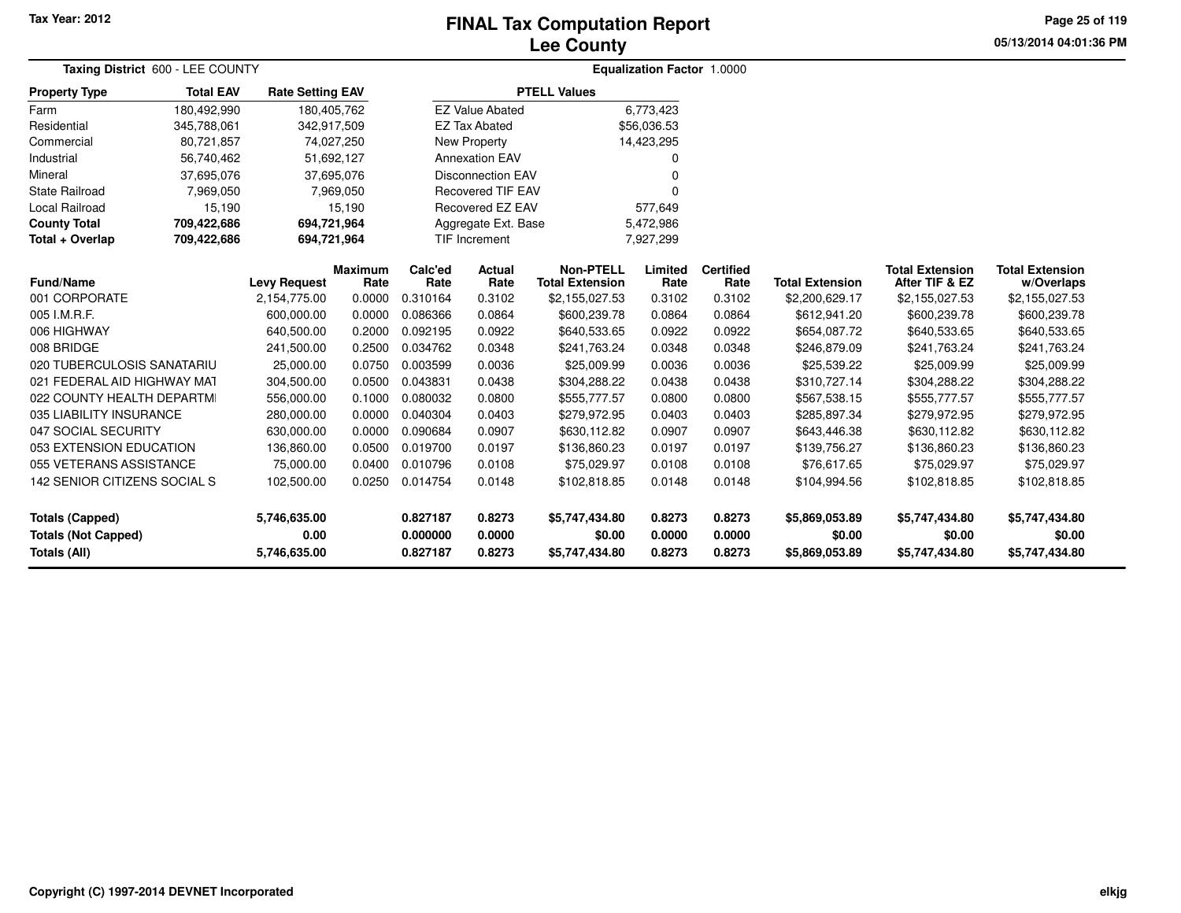Tax Year: 2012

# FINAL Tax Computation Report
## Lee County

05/13/2014 04:01:36 PM

**Taxing District** 600 - LEE COUNTY

**Equalization Factor** 1.0000

| Property Type | Total EAV | Rate Setting EAV |
|---|---|---|
| Farm | 180,492,990 | 180,405,762 |
| Residential | 345,788,061 | 342,917,509 |
| Commercial | 80,721,857 | 74,027,250 |
| Industrial | 56,740,462 | 51,692,127 |
| Mineral | 37,695,076 | 37,695,076 |
| State Railroad | 7,969,050 | 7,969,050 |
| Local Railroad | 15,190 | 15,190 |
| **County Total** | **709,422,686** | **694,721,964** |
| **Total + Overlap** | **709,422,686** | **694,721,964** |

| PTELL Values | |
|---|---|
| EZ Value Abated | 6,773,423 |
| EZ Tax Abated | $56,036.53 |
| New Property | 14,423,295 |
| Annexation EAV | 0 |
| Disconnection EAV | 0 |
| Recovered TIF EAV | 0 |
| Recovered EZ EAV | 577,649 |
| Aggregate Ext. Base | 5,472,986 |
| TIF Increment | 7,927,299 |

| Fund/Name | Levy Request | Maximum Rate | Calc'ed Rate | Actual Rate | Non-PTELL Total Extension | Limited Rate | Certified Rate | Total Extension | Total Extension After TIF & EZ | Total Extension w/Overlaps |
|---|---|---|---|---|---|---|---|---|---|---|
| 001 CORPORATE | 2,154,775.00 | 0.0000 | 0.310164 | 0.3102 | $2,155,027.53 | 0.3102 | 0.3102 | $2,200,629.17 | $2,155,027.53 | $2,155,027.53 |
| 005 I.M.R.F. | 600,000.00 | 0.0000 | 0.086366 | 0.0864 | $600,239.78 | 0.0864 | 0.0864 | $612,941.20 | $600,239.78 | $600,239.78 |
| 006 HIGHWAY | 640,500.00 | 0.2000 | 0.092195 | 0.0922 | $640,533.65 | 0.0922 | 0.0922 | $654,087.72 | $640,533.65 | $640,533.65 |
| 008 BRIDGE | 241,500.00 | 0.2500 | 0.034762 | 0.0348 | $241,763.24 | 0.0348 | 0.0348 | $246,879.09 | $241,763.24 | $241,763.24 |
| 020 TUBERCULOSIS SANATARIU | 25,000.00 | 0.0750 | 0.003599 | 0.0036 | $25,009.99 | 0.0036 | 0.0036 | $25,539.22 | $25,009.99 | $25,009.99 |
| 021 FEDERAL AID HIGHWAY MAT | 304,500.00 | 0.0500 | 0.043831 | 0.0438 | $304,288.22 | 0.0438 | 0.0438 | $310,727.14 | $304,288.22 | $304,288.22 |
| 022 COUNTY HEALTH DEPARTMI | 556,000.00 | 0.1000 | 0.080032 | 0.0800 | $555,777.57 | 0.0800 | 0.0800 | $567,538.15 | $555,777.57 | $555,777.57 |
| 035 LIABILITY INSURANCE | 280,000.00 | 0.0000 | 0.040304 | 0.0403 | $279,972.95 | 0.0403 | 0.0403 | $285,897.34 | $279,972.95 | $279,972.95 |
| 047 SOCIAL SECURITY | 630,000.00 | 0.0000 | 0.090684 | 0.0907 | $630,112.82 | 0.0907 | 0.0907 | $643,446.38 | $630,112.82 | $630,112.82 |
| 053 EXTENSION EDUCATION | 136,860.00 | 0.0500 | 0.019700 | 0.0197 | $136,860.23 | 0.0197 | 0.0197 | $139,756.27 | $136,860.23 | $136,860.23 |
| 055 VETERANS ASSISTANCE | 75,000.00 | 0.0400 | 0.010796 | 0.0108 | $75,029.97 | 0.0108 | 0.0108 | $76,617.65 | $75,029.97 | $75,029.97 |
| 142 SENIOR CITIZENS SOCIAL S | 102,500.00 | 0.0250 | 0.014754 | 0.0148 | $102,818.85 | 0.0148 | 0.0148 | $104,994.56 | $102,818.85 | $102,818.85 |
| **Totals (Capped)** | **5,746,635.00** | | **0.827187** | **0.8273** | **$5,747,434.80** | **0.8273** | **0.8273** | **$5,869,053.89** | **$5,747,434.80** | **$5,747,434.80** |
| **Totals (Not Capped)** | **0.00** | | **0.000000** | **0.0000** | **$0.00** | **0.0000** | **0.0000** | **$0.00** | **$0.00** | **$0.00** |
| **Totals (All)** | **5,746,635.00** | | **0.827187** | **0.8273** | **$5,747,434.80** | **0.8273** | **0.8273** | **$5,869,053.89** | **$5,747,434.80** | **$5,747,434.80** |

Copyright (C) 1997-2014 DEVNET Incorporated

elkjg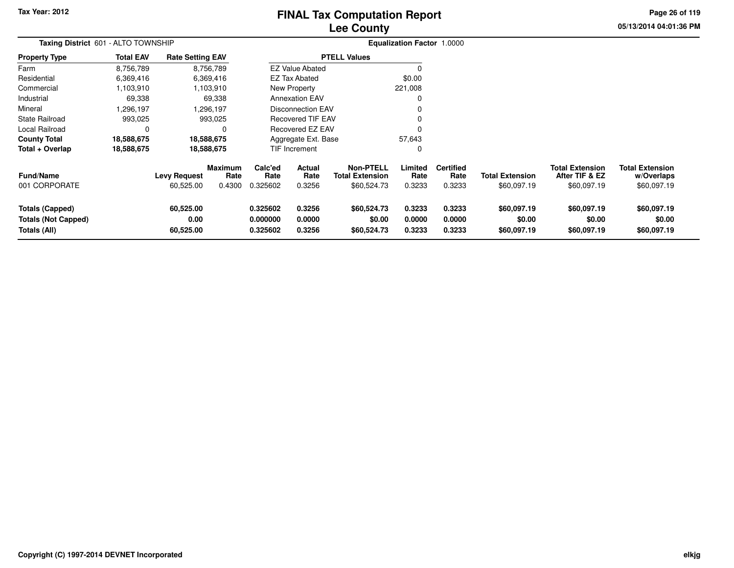Tax Year: 2012

# FINAL Tax Computation Report
## Lee County

05/13/2014 04:01:36 PM

**Taxing District** 601 - ALTO TOWNSHIP

**Equalization Factor** 1.0000

| Property Type | Total EAV | Rate Setting EAV |
|---|---|---|
| Farm | 8,756,789 | 8,756,789 |
| Residential | 6,369,416 | 6,369,416 |
| Commercial | 1,103,910 | 1,103,910 |
| Industrial | 69,338 | 69,338 |
| Mineral | 1,296,197 | 1,296,197 |
| State Railroad | 993,025 | 993,025 |
| Local Railroad | 0 | 0 |
| **County Total** | **18,588,675** | **18,588,675** |
| **Total + Overlap** | **18,588,675** | **18,588,675** |

| PTELL Values | |
|---|---|
| EZ Value Abated | 0 |
| EZ Tax Abated | $0.00 |
| New Property | 221,008 |
| Annexation EAV | 0 |
| Disconnection EAV | 0 |
| Recovered TIF EAV | 0 |
| Recovered EZ EAV | 0 |
| Aggregate Ext. Base | 57,643 |
| TIF Increment | 0 |

| Fund/Name | Levy Request | Maximum Rate | Calc'ed Rate | Actual Rate | Non-PTELL Total Extension | Limited Rate | Certified Rate | Total Extension | Total Extension After TIF & EZ | Total Extension w/Overlaps |
|---|---|---|---|---|---|---|---|---|---|---|
| 001 CORPORATE | 60,525.00 | 0.4300 | 0.325602 | 0.3256 | $60,524.73 | 0.3233 | 0.3233 | $60,097.19 | $60,097.19 | $60,097.19 |
| **Totals (Capped)** | **60,525.00** | | **0.325602** | **0.3256** | **$60,524.73** | **0.3233** | **0.3233** | **$60,097.19** | **$60,097.19** | **$60,097.19** |
| **Totals (Not Capped)** | **0.00** | | **0.000000** | **0.0000** | **$0.00** | **0.0000** | **0.0000** | **$0.00** | **$0.00** | **$0.00** |
| **Totals (All)** | **60,525.00** | | **0.325602** | **0.3256** | **$60,524.73** | **0.3233** | **0.3233** | **$60,097.19** | **$60,097.19** | **$60,097.19** |

Copyright (C) 1997-2014 DEVNET Incorporated

elkjg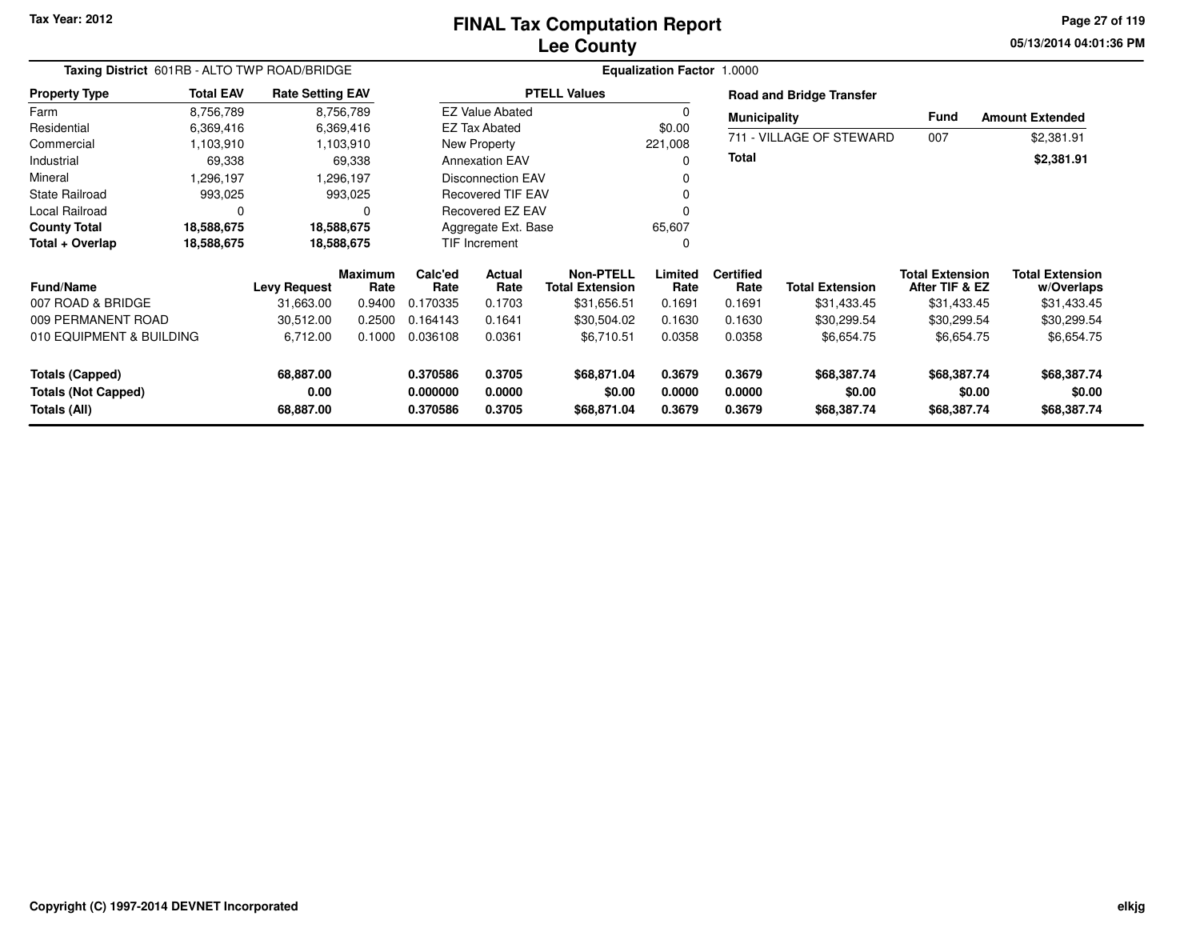Tax Year: 2012

# FINAL Tax Computation Report
## Lee County

05/13/2014 04:01:36 PM

**Taxing District** 601RB - ALTO TWP ROAD/BRIDGE

**Equalization Factor** 1.0000

| Property Type | Total EAV | Rate Setting EAV |
|---|---|---|
| Farm | 8,756,789 | 8,756,789 |
| Residential | 6,369,416 | 6,369,416 |
| Commercial | 1,103,910 | 1,103,910 |
| Industrial | 69,338 | 69,338 |
| Mineral | 1,296,197 | 1,296,197 |
| State Railroad | 993,025 | 993,025 |
| Local Railroad | 0 | 0 |
| **County Total** | **18,588,675** | **18,588,675** |
| **Total + Overlap** | **18,588,675** | **18,588,675** |

| PTELL Values | |
|---|---|
| EZ Value Abated | 0 |
| EZ Tax Abated | $0.00 |
| New Property | 221,008 |
| Annexation EAV | 0 |
| Disconnection EAV | 0 |
| Recovered TIF EAV | 0 |
| Recovered EZ EAV | 0 |
| Aggregate Ext. Base | 65,607 |
| TIF Increment | 0 |

**Road and Bridge Transfer**

| Municipality | Fund | Amount Extended |
|---|---|---|
| 711 - VILLAGE OF STEWARD | 007 | $2,381.91 |
| **Total** | | **$2,381.91** |

| Fund/Name | Levy Request | Maximum Rate | Calc'ed Rate | Actual Rate | Non-PTELL Total Extension | Limited Rate | Certified Rate | Total Extension | Total Extension After TIF & EZ | Total Extension w/Overlaps |
|---|---|---|---|---|---|---|---|---|---|---|
| 007 ROAD & BRIDGE | 31,663.00 | 0.9400 | 0.170335 | 0.1703 | $31,656.51 | 0.1691 | 0.1691 | $31,433.45 | $31,433.45 | $31,433.45 |
| 009 PERMANENT ROAD | 30,512.00 | 0.2500 | 0.164143 | 0.1641 | $30,504.02 | 0.1630 | 0.1630 | $30,299.54 | $30,299.54 | $30,299.54 |
| 010 EQUIPMENT & BUILDING | 6,712.00 | 0.1000 | 0.036108 | 0.0361 | $6,710.51 | 0.0358 | 0.0358 | $6,654.75 | $6,654.75 | $6,654.75 |
| **Totals (Capped)** | **68,887.00** | | **0.370586** | **0.3705** | **$68,871.04** | **0.3679** | **0.3679** | **$68,387.74** | **$68,387.74** | **$68,387.74** |
| **Totals (Not Capped)** | **0.00** | | **0.000000** | **0.0000** | **$0.00** | **0.0000** | **0.0000** | **$0.00** | **$0.00** | **$0.00** |
| **Totals (All)** | **68,887.00** | | **0.370586** | **0.3705** | **$68,871.04** | **0.3679** | **0.3679** | **$68,387.74** | **$68,387.74** | **$68,387.74** |

Copyright (C) 1997-2014 DEVNET Incorporated

elkjg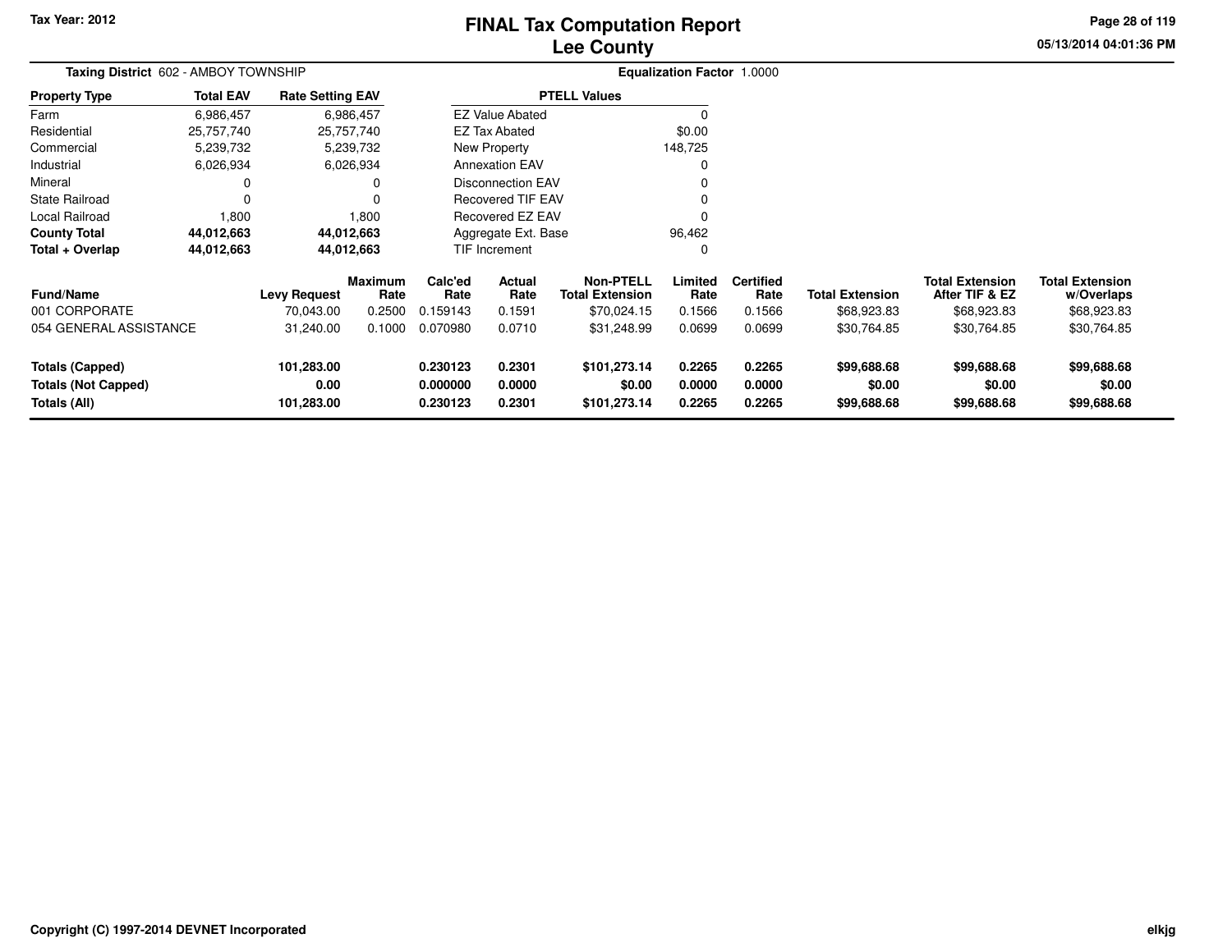# FINAL Tax Computation Report
## Lee County

**Tax Year: 2012**

05/13/2014 04:01:36 PM

**Taxing District** 602 - AMBOY TOWNSHIP

**Equalization Factor** 1.0000

| Property Type | Total EAV | Rate Setting EAV |
|---|---|---|
| Farm | 6,986,457 | 6,986,457 |
| Residential | 25,757,740 | 25,757,740 |
| Commercial | 5,239,732 | 5,239,732 |
| Industrial | 6,026,934 | 6,026,934 |
| Mineral | 0 | 0 |
| State Railroad | 0 | 0 |
| Local Railroad | 1,800 | 1,800 |
| **County Total** | **44,012,663** | **44,012,663** |
| **Total + Overlap** | **44,012,663** | **44,012,663** |

| PTELL Values | |
|---|---|
| EZ Value Abated | 0 |
| EZ Tax Abated | $0.00 |
| New Property | 148,725 |
| Annexation EAV | 0 |
| Disconnection EAV | 0 |
| Recovered TIF EAV | 0 |
| Recovered EZ EAV | 0 |
| Aggregate Ext. Base | 96,462 |
| TIF Increment | 0 |

| Fund/Name | Levy Request | Maximum Rate | Calc'ed Rate | Actual Rate | Non-PTELL Total Extension | Limited Rate | Certified Rate | Total Extension | Total Extension After TIF & EZ | Total Extension w/Overlaps |
|---|---|---|---|---|---|---|---|---|---|---|
| 001 CORPORATE | 70,043.00 | 0.2500 | 0.159143 | 0.1591 | $70,024.15 | 0.1566 | 0.1566 | $68,923.83 | $68,923.83 | $68,923.83 |
| 054 GENERAL ASSISTANCE | 31,240.00 | 0.1000 | 0.070980 | 0.0710 | $31,248.99 | 0.0699 | 0.0699 | $30,764.85 | $30,764.85 | $30,764.85 |
| **Totals (Capped)** | **101,283.00** | | **0.230123** | **0.2301** | **$101,273.14** | **0.2265** | **0.2265** | **$99,688.68** | **$99,688.68** | **$99,688.68** |
| **Totals (Not Capped)** | **0.00** | | **0.000000** | **0.0000** | **$0.00** | **0.0000** | **0.0000** | **$0.00** | **$0.00** | **$0.00** |
| **Totals (All)** | **101,283.00** | | **0.230123** | **0.2301** | **$101,273.14** | **0.2265** | **0.2265** | **$99,688.68** | **$99,688.68** | **$99,688.68** |

Copyright (C) 1997-2014 DEVNET Incorporated

elkjg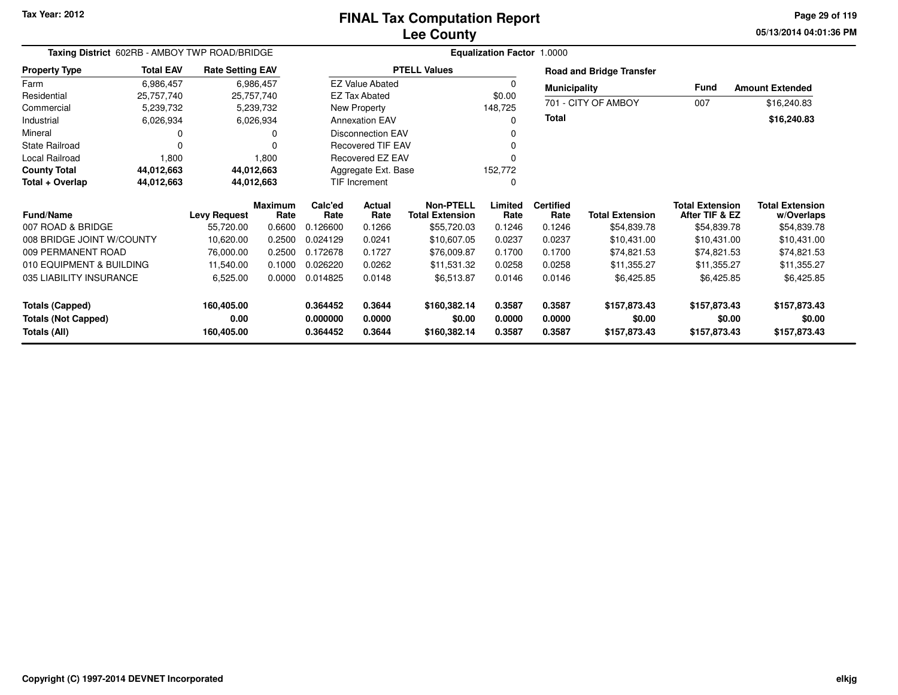Tax Year: 2012

# FINAL Tax Computation Report
## Lee County

05/13/2014 04:01:36 PM

**Taxing District** 602RB - AMBOY TWP ROAD/BRIDGE

**Equalization Factor** 1.0000

| Property Type | Total EAV | Rate Setting EAV |
|---|---|---|
| Farm | 6,986,457 | 6,986,457 |
| Residential | 25,757,740 | 25,757,740 |
| Commercial | 5,239,732 | 5,239,732 |
| Industrial | 6,026,934 | 6,026,934 |
| Mineral | 0 | 0 |
| State Railroad | 0 | 0 |
| Local Railroad | 1,800 | 1,800 |
| **County Total** | **44,012,663** | **44,012,663** |
| **Total + Overlap** | **44,012,663** | **44,012,663** |

| PTELL Values | |
|---|---|
| EZ Value Abated | 0 |
| EZ Tax Abated | $0.00 |
| New Property | 148,725 |
| Annexation EAV | 0 |
| Disconnection EAV | 0 |
| Recovered TIF EAV | 0 |
| Recovered EZ EAV | 0 |
| Aggregate Ext. Base | 152,772 |
| TIF Increment | 0 |

**Road and Bridge Transfer**

| Municipality | Fund | Amount Extended |
|---|---|---|
| 701 - CITY OF AMBOY | 007 | $16,240.83 |
| **Total** | | **$16,240.83** |

| Fund/Name | Levy Request | Maximum Rate | Calc'ed Rate | Actual Rate | Non-PTELL Total Extension | Limited Rate | Certified Rate | Total Extension | Total Extension After TIF & EZ | Total Extension w/Overlaps |
|---|---|---|---|---|---|---|---|---|---|---|
| 007 ROAD & BRIDGE | 55,720.00 | 0.6600 | 0.126600 | 0.1266 | $55,720.03 | 0.1246 | 0.1246 | $54,839.78 | $54,839.78 | $54,839.78 |
| 008 BRIDGE JOINT W/COUNTY | 10,620.00 | 0.2500 | 0.024129 | 0.0241 | $10,607.05 | 0.0237 | 0.0237 | $10,431.00 | $10,431.00 | $10,431.00 |
| 009 PERMANENT ROAD | 76,000.00 | 0.2500 | 0.172678 | 0.1727 | $76,009.87 | 0.1700 | 0.1700 | $74,821.53 | $74,821.53 | $74,821.53 |
| 010 EQUIPMENT & BUILDING | 11,540.00 | 0.1000 | 0.026220 | 0.0262 | $11,531.32 | 0.0258 | 0.0258 | $11,355.27 | $11,355.27 | $11,355.27 |
| 035 LIABILITY INSURANCE | 6,525.00 | 0.0000 | 0.014825 | 0.0148 | $6,513.87 | 0.0146 | 0.0146 | $6,425.85 | $6,425.85 | $6,425.85 |
| **Totals (Capped)** | **160,405.00** | | **0.364452** | **0.3644** | **$160,382.14** | **0.3587** | **0.3587** | **$157,873.43** | **$157,873.43** | **$157,873.43** |
| **Totals (Not Capped)** | **0.00** | | **0.000000** | **0.0000** | **$0.00** | **0.0000** | **0.0000** | **$0.00** | **$0.00** | **$0.00** |
| **Totals (All)** | **160,405.00** | | **0.364452** | **0.3644** | **$160,382.14** | **0.3587** | **0.3587** | **$157,873.43** | **$157,873.43** | **$157,873.43** |

**Copyright (C) 1997-2014 DEVNET Incorporated**

elkjg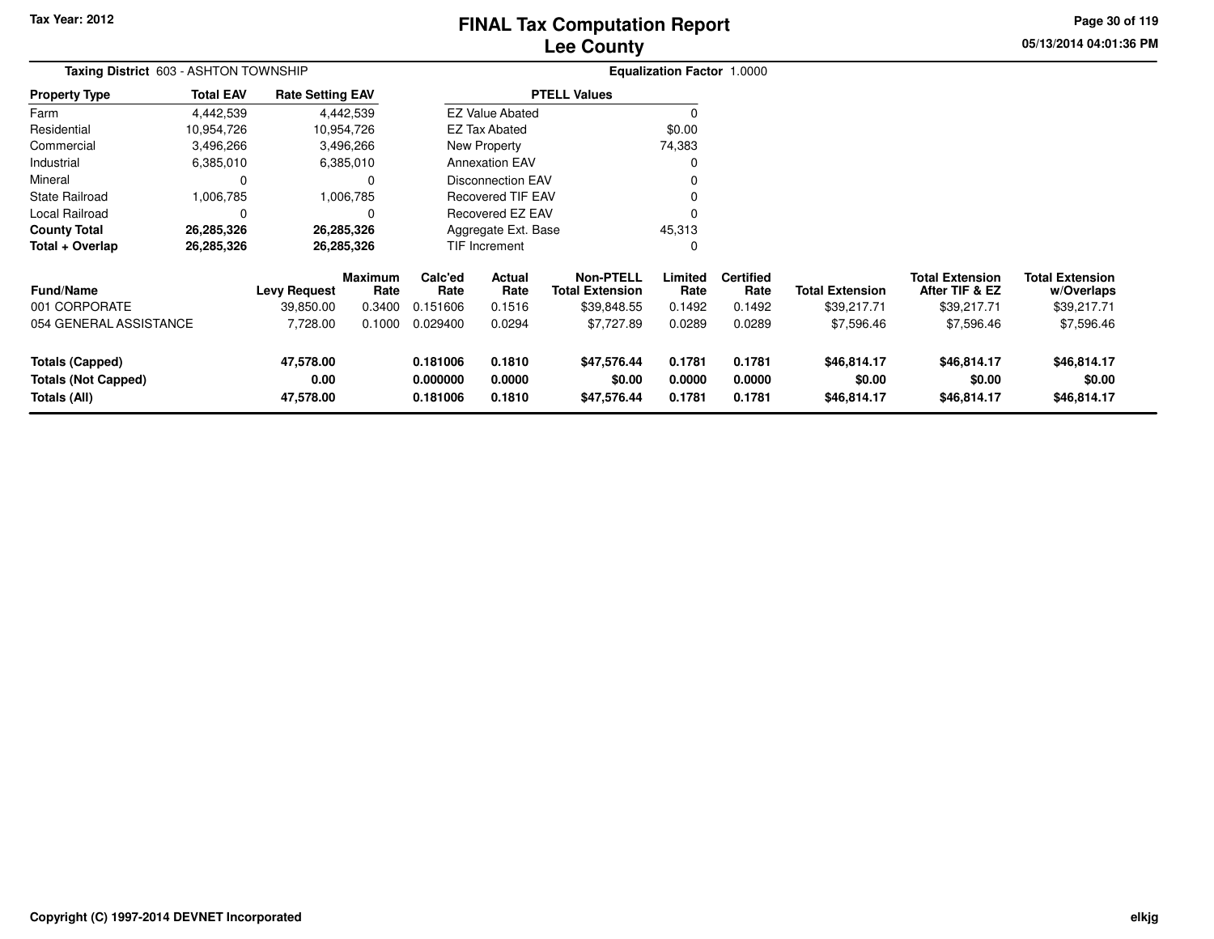Tax Year: 2012

# FINAL Tax Computation Report
## Lee County

05/13/2014 04:01:36 PM

**Taxing District** 603 - ASHTON TOWNSHIP

**Equalization Factor** 1.0000

| Property Type | Total EAV | Rate Setting EAV |
|---|---|---|
| Farm | 4,442,539 | 4,442,539 |
| Residential | 10,954,726 | 10,954,726 |
| Commercial | 3,496,266 | 3,496,266 |
| Industrial | 6,385,010 | 6,385,010 |
| Mineral | 0 | 0 |
| State Railroad | 1,006,785 | 1,006,785 |
| Local Railroad | 0 | 0 |
| **County Total** | **26,285,326** | **26,285,326** |
| **Total + Overlap** | **26,285,326** | **26,285,326** |

| PTELL Values | |
|---|---|
| EZ Value Abated | 0 |
| EZ Tax Abated | $0.00 |
| New Property | 74,383 |
| Annexation EAV | 0 |
| Disconnection EAV | 0 |
| Recovered TIF EAV | 0 |
| Recovered EZ EAV | 0 |
| Aggregate Ext. Base | 45,313 |
| TIF Increment | 0 |

| Fund/Name | Levy Request | Maximum Rate | Calc'ed Rate | Actual Rate | Non-PTELL Total Extension | Limited Rate | Certified Rate | Total Extension | Total Extension After TIF & EZ | Total Extension w/Overlaps |
|---|---|---|---|---|---|---|---|---|---|---|
| 001 CORPORATE | 39,850.00 | 0.3400 | 0.151606 | 0.1516 | $39,848.55 | 0.1492 | 0.1492 | $39,217.71 | $39,217.71 | $39,217.71 |
| 054 GENERAL ASSISTANCE | 7,728.00 | 0.1000 | 0.029400 | 0.0294 | $7,727.89 | 0.0289 | 0.0289 | $7,596.46 | $7,596.46 | $7,596.46 |
| **Totals (Capped)** | **47,578.00** | | **0.181006** | **0.1810** | **$47,576.44** | **0.1781** | **0.1781** | **$46,814.17** | **$46,814.17** | **$46,814.17** |
| **Totals (Not Capped)** | **0.00** | | **0.000000** | **0.0000** | **$0.00** | **0.0000** | **0.0000** | **$0.00** | **$0.00** | **$0.00** |
| **Totals (All)** | **47,578.00** | | **0.181006** | **0.1810** | **$47,576.44** | **0.1781** | **0.1781** | **$46,814.17** | **$46,814.17** | **$46,814.17** |

Copyright (C) 1997-2014 DEVNET Incorporated

elkjg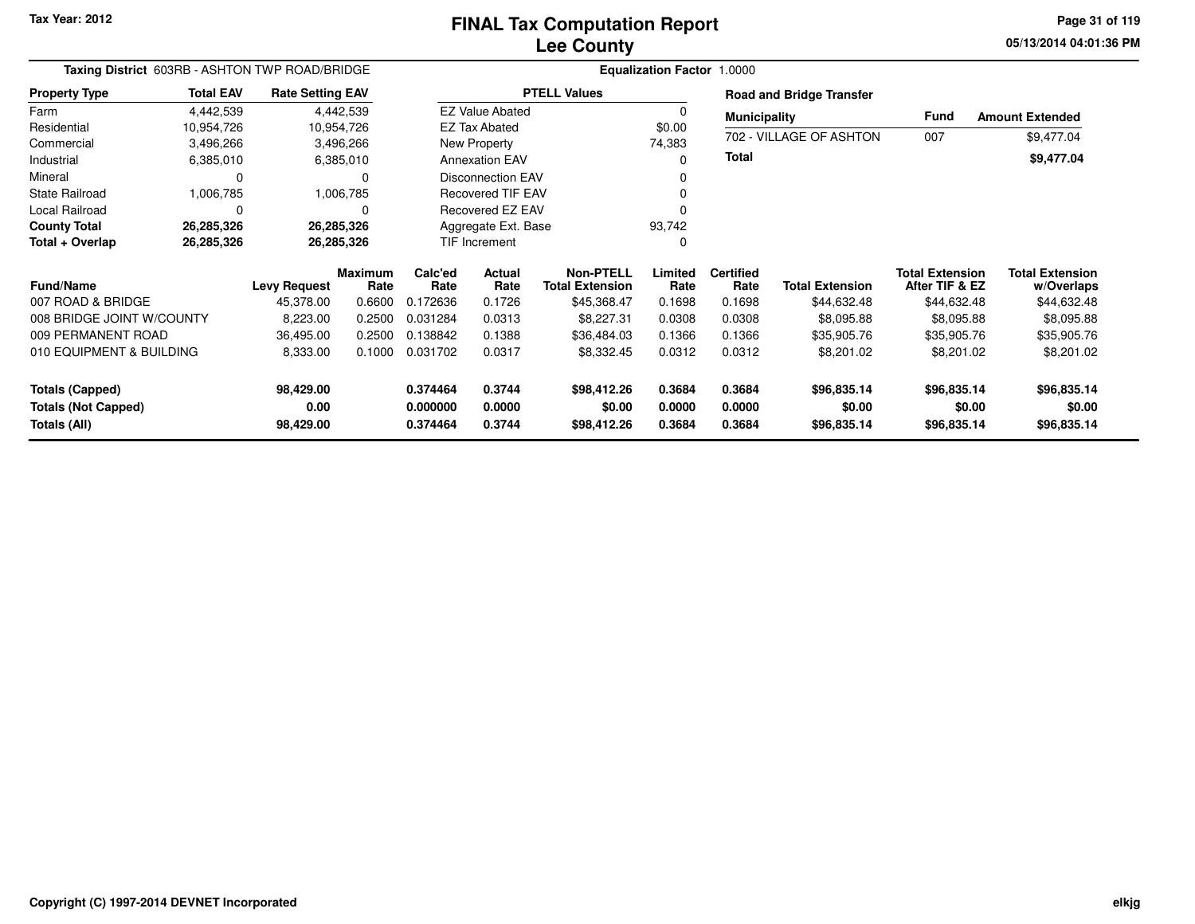# FINAL Tax Computation Report
## Lee County

**Tax Year: 2012**

05/13/2014 04:01:36 PM

**Taxing District** 603RB - ASHTON TWP ROAD/BRIDGE

**Equalization Factor** 1.0000

| Property Type | Total EAV | Rate Setting EAV |
|---|---|---|
| Farm | 4,442,539 | 4,442,539 |
| Residential | 10,954,726 | 10,954,726 |
| Commercial | 3,496,266 | 3,496,266 |
| Industrial | 6,385,010 | 6,385,010 |
| Mineral | 0 | 0 |
| State Railroad | 1,006,785 | 1,006,785 |
| Local Railroad | 0 | 0 |
| **County Total** | **26,285,326** | **26,285,326** |
| **Total + Overlap** | **26,285,326** | **26,285,326** |

| PTELL Values | |
|---|---|
| EZ Value Abated | 0 |
| EZ Tax Abated | $0.00 |
| New Property | 74,383 |
| Annexation EAV | 0 |
| Disconnection EAV | 0 |
| Recovered TIF EAV | 0 |
| Recovered EZ EAV | 0 |
| Aggregate Ext. Base | 93,742 |
| TIF Increment | 0 |

**Road and Bridge Transfer**

| Municipality | Fund | Amount Extended |
|---|---|---|
| 702 - VILLAGE OF ASHTON | 007 | $9,477.04 |
| **Total** | | **$9,477.04** |

| Fund/Name | Levy Request | Maximum Rate | Calc'ed Rate | Actual Rate | Non-PTELL Total Extension | Limited Rate | Certified Rate | Total Extension | Total Extension After TIF & EZ | Total Extension w/Overlaps |
|---|---|---|---|---|---|---|---|---|---|---|
| 007 ROAD & BRIDGE | 45,378.00 | 0.6600 | 0.172636 | 0.1726 | $45,368.47 | 0.1698 | 0.1698 | $44,632.48 | $44,632.48 | $44,632.48 |
| 008 BRIDGE JOINT W/COUNTY | 8,223.00 | 0.2500 | 0.031284 | 0.0313 | $8,227.31 | 0.0308 | 0.0308 | $8,095.88 | $8,095.88 | $8,095.88 |
| 009 PERMANENT ROAD | 36,495.00 | 0.2500 | 0.138842 | 0.1388 | $36,484.03 | 0.1366 | 0.1366 | $35,905.76 | $35,905.76 | $35,905.76 |
| 010 EQUIPMENT & BUILDING | 8,333.00 | 0.1000 | 0.031702 | 0.0317 | $8,332.45 | 0.0312 | 0.0312 | $8,201.02 | $8,201.02 | $8,201.02 |
| **Totals (Capped)** | **98,429.00** | | **0.374464** | **0.3744** | **$98,412.26** | **0.3684** | **0.3684** | **$96,835.14** | **$96,835.14** | **$96,835.14** |
| **Totals (Not Capped)** | **0.00** | | **0.000000** | **0.0000** | **$0.00** | **0.0000** | **0.0000** | **$0.00** | **$0.00** | **$0.00** |
| **Totals (All)** | **98,429.00** | | **0.374464** | **0.3744** | **$98,412.26** | **0.3684** | **0.3684** | **$96,835.14** | **$96,835.14** | **$96,835.14** |

Copyright (C) 1997-2014 DEVNET Incorporated

elkjg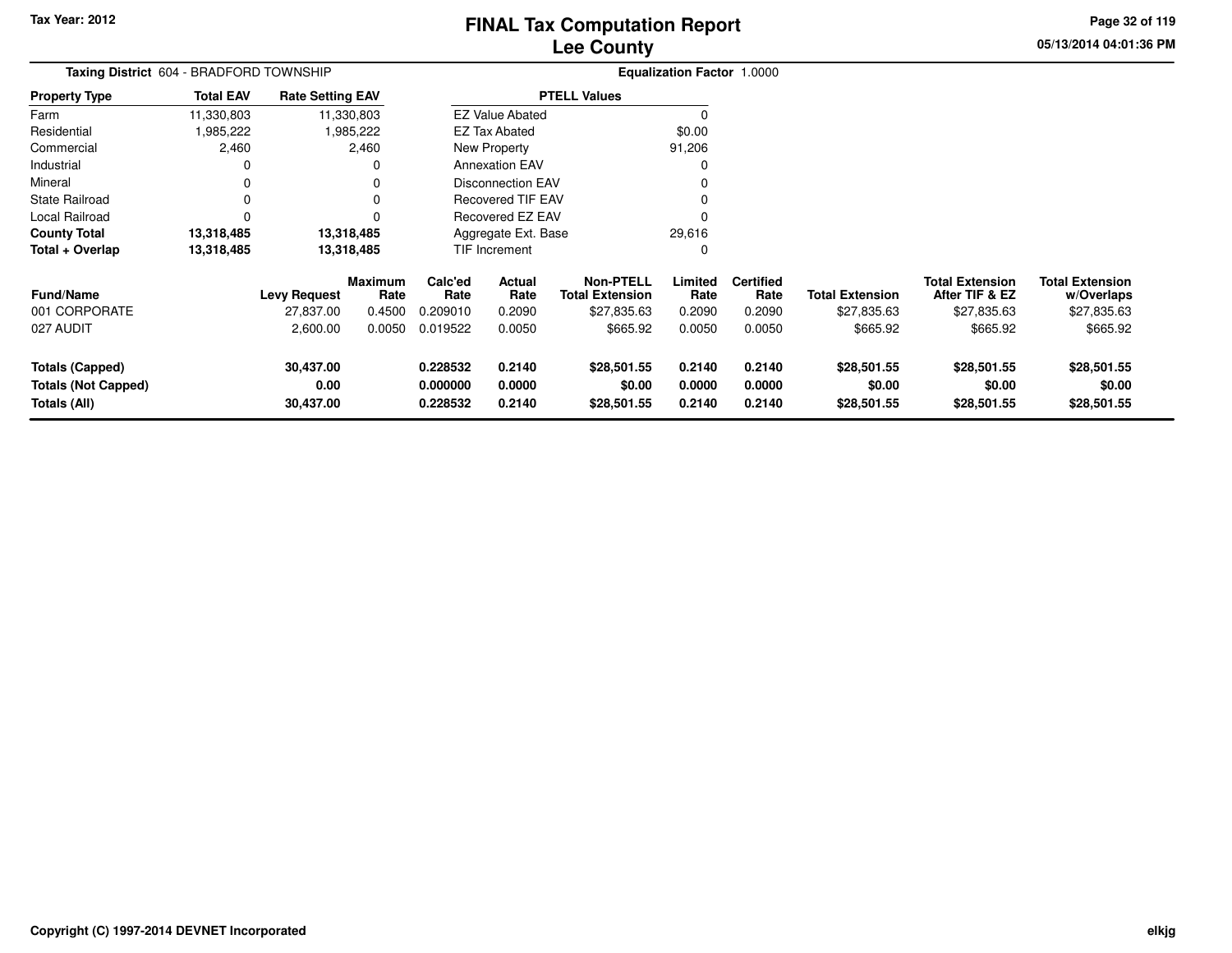Tax Year: 2012

# FINAL Tax Computation Report
## Lee County

05/13/2014 04:01:36 PM

**Taxing District** 604 - BRADFORD TOWNSHIP

**Equalization Factor** 1.0000

| Property Type | Total EAV | Rate Setting EAV |
|---|---|---|
| Farm | 11,330,803 | 11,330,803 |
| Residential | 1,985,222 | 1,985,222 |
| Commercial | 2,460 | 2,460 |
| Industrial | 0 | 0 |
| Mineral | 0 | 0 |
| State Railroad | 0 | 0 |
| Local Railroad | 0 | 0 |
| **County Total** | **13,318,485** | **13,318,485** |
| **Total + Overlap** | **13,318,485** | **13,318,485** |

| PTELL Values | |
|---|---|
| EZ Value Abated | 0 |
| EZ Tax Abated | $0.00 |
| New Property | 91,206 |
| Annexation EAV | 0 |
| Disconnection EAV | 0 |
| Recovered TIF EAV | 0 |
| Recovered EZ EAV | 0 |
| Aggregate Ext. Base | 29,616 |
| TIF Increment | 0 |

| Fund/Name | Levy Request | Maximum Rate | Calc'ed Rate | Actual Rate | Non-PTELL Total Extension | Limited Rate | Certified Rate | Total Extension | Total Extension After TIF & EZ | Total Extension w/Overlaps |
|---|---|---|---|---|---|---|---|---|---|---|
| 001 CORPORATE | 27,837.00 | 0.4500 | 0.209010 | 0.2090 | $27,835.63 | 0.2090 | 0.2090 | $27,835.63 | $27,835.63 | $27,835.63 |
| 027 AUDIT | 2,600.00 | 0.0050 | 0.019522 | 0.0050 | $665.92 | 0.0050 | 0.0050 | $665.92 | $665.92 | $665.92 |
| **Totals (Capped)** | **30,437.00** | | **0.228532** | **0.2140** | **$28,501.55** | **0.2140** | **0.2140** | **$28,501.55** | **$28,501.55** | **$28,501.55** |
| **Totals (Not Capped)** | **0.00** | | **0.000000** | **0.0000** | **$0.00** | **0.0000** | **0.0000** | **$0.00** | **$0.00** | **$0.00** |
| **Totals (All)** | **30,437.00** | | **0.228532** | **0.2140** | **$28,501.55** | **0.2140** | **0.2140** | **$28,501.55** | **$28,501.55** | **$28,501.55** |

Copyright (C) 1997-2014 DEVNET Incorporated

elkjg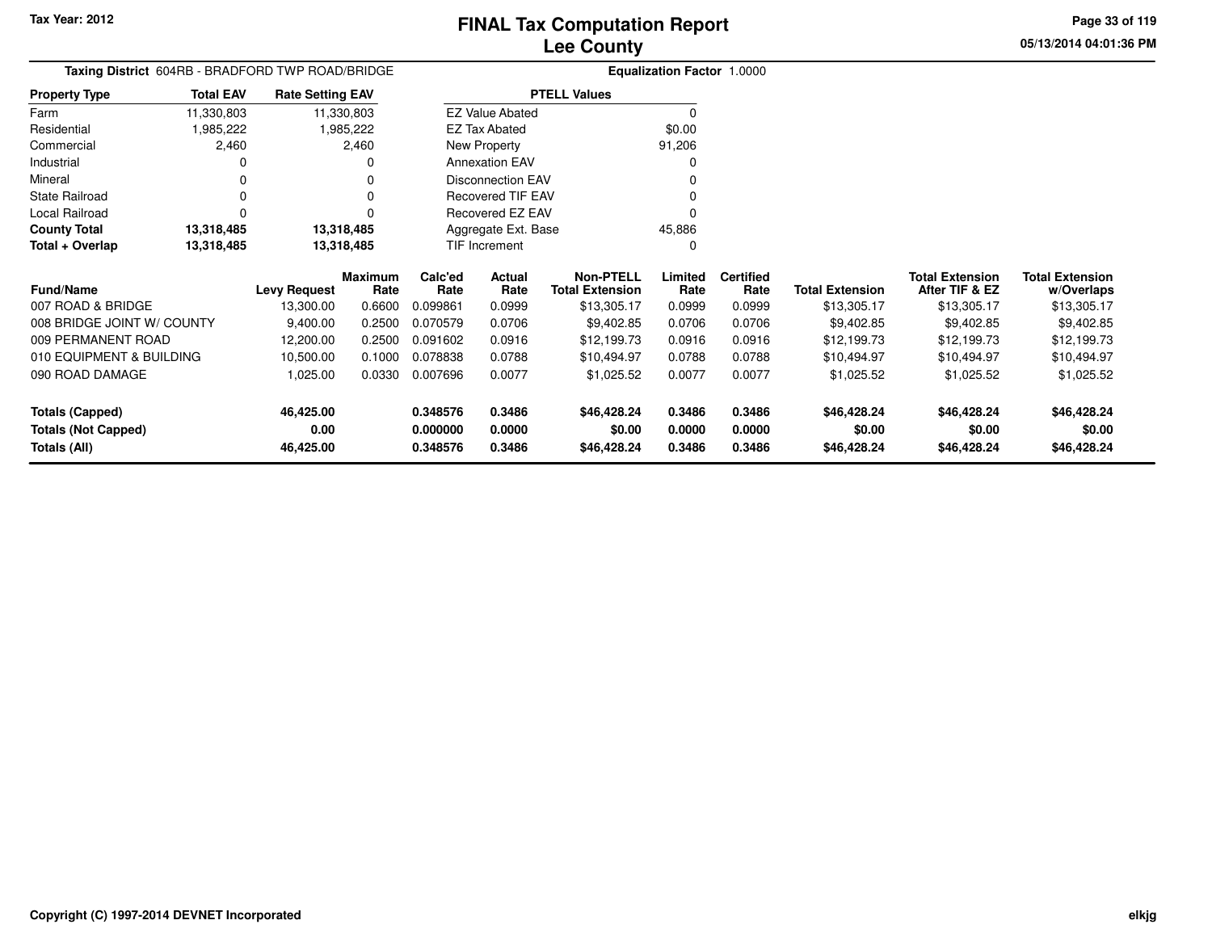# FINAL Tax Computation Report
## Lee County

Tax Year: 2012

05/13/2014 04:01:36 PM

**Taxing District** 604RB - BRADFORD TWP ROAD/BRIDGE

**Equalization Factor** 1.0000

| Property Type | Total EAV | Rate Setting EAV |
|---|---|---|
| Farm | 11,330,803 | 11,330,803 |
| Residential | 1,985,222 | 1,985,222 |
| Commercial | 2,460 | 2,460 |
| Industrial | 0 | 0 |
| Mineral | 0 | 0 |
| State Railroad | 0 | 0 |
| Local Railroad | 0 | 0 |
| **County Total** | **13,318,485** | **13,318,485** |
| **Total + Overlap** | **13,318,485** | **13,318,485** |

| PTELL Values | |
|---|---|
| EZ Value Abated | 0 |
| EZ Tax Abated | $0.00 |
| New Property | 91,206 |
| Annexation EAV | 0 |
| Disconnection EAV | 0 |
| Recovered TIF EAV | 0 |
| Recovered EZ EAV | 0 |
| Aggregate Ext. Base | 45,886 |
| TIF Increment | 0 |

| Fund/Name | Levy Request | Maximum Rate | Calc'ed Rate | Actual Rate | Non-PTELL Total Extension | Limited Rate | Certified Rate | Total Extension | Total Extension After TIF & EZ | Total Extension w/Overlaps |
|---|---|---|---|---|---|---|---|---|---|---|
| 007 ROAD & BRIDGE | 13,300.00 | 0.6600 | 0.099861 | 0.0999 | $13,305.17 | 0.0999 | 0.0999 | $13,305.17 | $13,305.17 | $13,305.17 |
| 008 BRIDGE JOINT W/ COUNTY | 9,400.00 | 0.2500 | 0.070579 | 0.0706 | $9,402.85 | 0.0706 | 0.0706 | $9,402.85 | $9,402.85 | $9,402.85 |
| 009 PERMANENT ROAD | 12,200.00 | 0.2500 | 0.091602 | 0.0916 | $12,199.73 | 0.0916 | 0.0916 | $12,199.73 | $12,199.73 | $12,199.73 |
| 010 EQUIPMENT & BUILDING | 10,500.00 | 0.1000 | 0.078838 | 0.0788 | $10,494.97 | 0.0788 | 0.0788 | $10,494.97 | $10,494.97 | $10,494.97 |
| 090 ROAD DAMAGE | 1,025.00 | 0.0330 | 0.007696 | 0.0077 | $1,025.52 | 0.0077 | 0.0077 | $1,025.52 | $1,025.52 | $1,025.52 |
| **Totals (Capped)** | **46,425.00** | | **0.348576** | **0.3486** | **$46,428.24** | **0.3486** | **0.3486** | **$46,428.24** | **$46,428.24** | **$46,428.24** |
| **Totals (Not Capped)** | **0.00** | | **0.000000** | **0.0000** | **$0.00** | **0.0000** | **0.0000** | **$0.00** | **$0.00** | **$0.00** |
| **Totals (All)** | **46,425.00** | | **0.348576** | **0.3486** | **$46,428.24** | **0.3486** | **0.3486** | **$46,428.24** | **$46,428.24** | **$46,428.24** |

Copyright (C) 1997-2014 DEVNET Incorporated

elkjg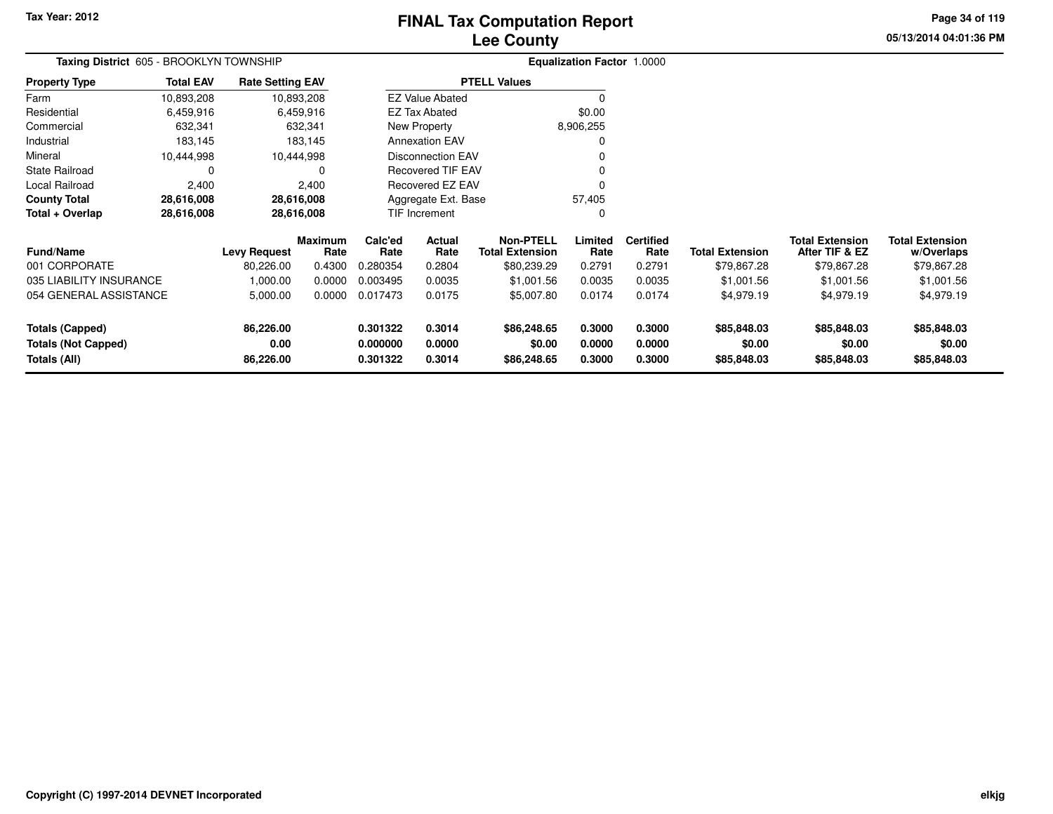# FINAL Tax Computation Report
## Lee County

Tax Year: 2012

**Taxing District** 605 - BROOKLYN TOWNSHIP

**Equalization Factor** 1.0000

| Property Type | Total EAV | Rate Setting EAV |
|---|---|---|
| Farm | 10,893,208 | 10,893,208 |
| Residential | 6,459,916 | 6,459,916 |
| Commercial | 632,341 | 632,341 |
| Industrial | 183,145 | 183,145 |
| Mineral | 10,444,998 | 10,444,998 |
| State Railroad | 0 | 0 |
| Local Railroad | 2,400 | 2,400 |
| **County Total** | **28,616,008** | **28,616,008** |
| **Total + Overlap** | **28,616,008** | **28,616,008** |

| PTELL Values | |
|---|---|
| EZ Value Abated | 0 |
| EZ Tax Abated | $0.00 |
| New Property | 8,906,255 |
| Annexation EAV | 0 |
| Disconnection EAV | 0 |
| Recovered TIF EAV | 0 |
| Recovered EZ EAV | 0 |
| Aggregate Ext. Base | 57,405 |
| TIF Increment | 0 |

| Fund/Name | Levy Request | Maximum Rate | Calc'ed Rate | Actual Rate | Non-PTELL Total Extension | Limited Rate | Certified Rate | Total Extension | Total Extension After TIF & EZ | Total Extension w/Overlaps |
|---|---|---|---|---|---|---|---|---|---|---|
| 001 CORPORATE | 80,226.00 | 0.4300 | 0.280354 | 0.2804 | $80,239.29 | 0.2791 | 0.2791 | $79,867.28 | $79,867.28 | $79,867.28 |
| 035 LIABILITY INSURANCE | 1,000.00 | 0.0000 | 0.003495 | 0.0035 | $1,001.56 | 0.0035 | 0.0035 | $1,001.56 | $1,001.56 | $1,001.56 |
| 054 GENERAL ASSISTANCE | 5,000.00 | 0.0000 | 0.017473 | 0.0175 | $5,007.80 | 0.0174 | 0.0174 | $4,979.19 | $4,979.19 | $4,979.19 |
| **Totals (Capped)** | **86,226.00** | | **0.301322** | **0.3014** | **$86,248.65** | **0.3000** | **0.3000** | **$85,848.03** | **$85,848.03** | **$85,848.03** |
| **Totals (Not Capped)** | **0.00** | | **0.000000** | **0.0000** | **$0.00** | **0.0000** | **0.0000** | **$0.00** | **$0.00** | **$0.00** |
| **Totals (All)** | **86,226.00** | | **0.301322** | **0.3014** | **$86,248.65** | **0.3000** | **0.3000** | **$85,848.03** | **$85,848.03** | **$85,848.03** |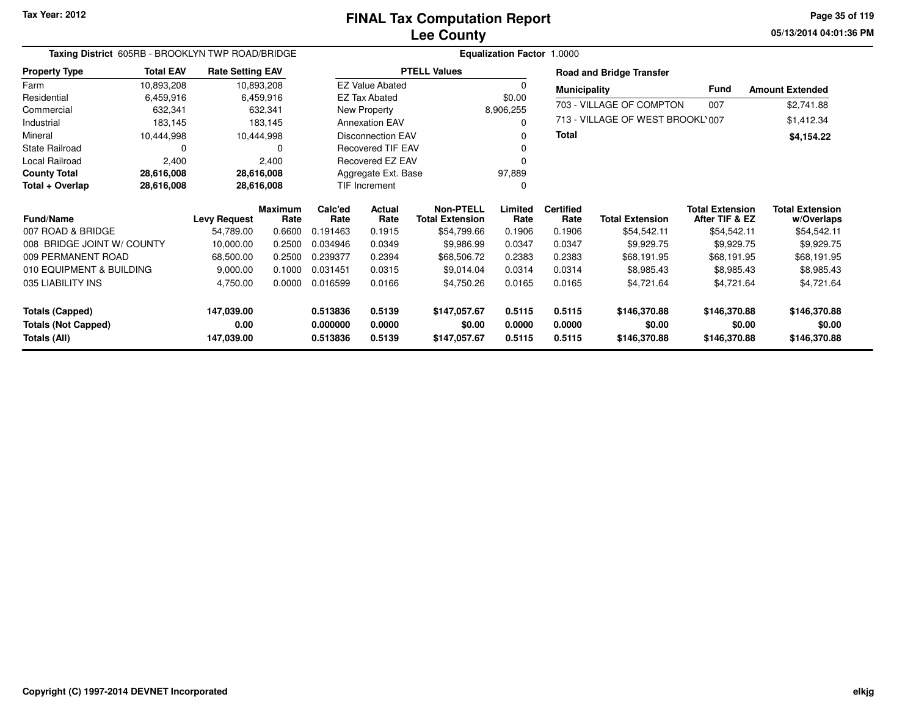# FINAL Tax Computation Report
## Lee County

Tax Year: 2012

**Taxing District** 605RB - BROOKLYN TWP ROAD/BRIDGE

**Equalization Factor** 1.0000

| Property Type | Total EAV | Rate Setting EAV |
|---|---|---|
| Farm | 10,893,208 | 10,893,208 |
| Residential | 6,459,916 | 6,459,916 |
| Commercial | 632,341 | 632,341 |
| Industrial | 183,145 | 183,145 |
| Mineral | 10,444,998 | 10,444,998 |
| State Railroad | 0 | 0 |
| Local Railroad | 2,400 | 2,400 |
| **County Total** | **28,616,008** | **28,616,008** |
| **Total + Overlap** | **28,616,008** | **28,616,008** |

| PTELL Values | |
|---|---|
| EZ Value Abated | 0 |
| EZ Tax Abated | $0.00 |
| New Property | 8,906,255 |
| Annexation EAV | 0 |
| Disconnection EAV | 0 |
| Recovered TIF EAV | 0 |
| Recovered EZ EAV | 0 |
| Aggregate Ext. Base | 97,889 |
| TIF Increment | 0 |

**Road and Bridge Transfer**

| Municipality | Fund | Amount Extended |
|---|---|---|
| 703 - VILLAGE OF COMPTON | 007 | $2,741.88 |
| 713 - VILLAGE OF WEST BROOKL' | 007 | $1,412.34 |
| **Total** | | **$4,154.22** |

| Fund/Name | Levy Request | Maximum Rate | Calc'ed Rate | Actual Rate | Non-PTELL Total Extension | Limited Rate | Certified Rate | Total Extension | Total Extension After TIF & EZ | Total Extension w/Overlaps |
|---|---|---|---|---|---|---|---|---|---|---|
| 007 ROAD & BRIDGE | 54,789.00 | 0.6600 | 0.191463 | 0.1915 | $54,799.66 | 0.1906 | 0.1906 | $54,542.11 | $54,542.11 | $54,542.11 |
| 008 BRIDGE JOINT W/ COUNTY | 10,000.00 | 0.2500 | 0.034946 | 0.0349 | $9,986.99 | 0.0347 | 0.0347 | $9,929.75 | $9,929.75 | $9,929.75 |
| 009 PERMANENT ROAD | 68,500.00 | 0.2500 | 0.239377 | 0.2394 | $68,506.72 | 0.2383 | 0.2383 | $68,191.95 | $68,191.95 | $68,191.95 |
| 010 EQUIPMENT & BUILDING | 9,000.00 | 0.1000 | 0.031451 | 0.0315 | $9,014.04 | 0.0314 | 0.0314 | $8,985.43 | $8,985.43 | $8,985.43 |
| 035 LIABILITY INS | 4,750.00 | 0.0000 | 0.016599 | 0.0166 | $4,750.26 | 0.0165 | 0.0165 | $4,721.64 | $4,721.64 | $4,721.64 |
| **Totals (Capped)** | **147,039.00** | | **0.513836** | **0.5139** | **$147,057.67** | **0.5115** | **0.5115** | **$146,370.88** | **$146,370.88** | **$146,370.88** |
| **Totals (Not Capped)** | **0.00** | | **0.000000** | **0.0000** | **$0.00** | **0.0000** | **0.0000** | **$0.00** | **$0.00** | **$0.00** |
| **Totals (All)** | **147,039.00** | | **0.513836** | **0.5139** | **$147,057.67** | **0.5115** | **0.5115** | **$146,370.88** | **$146,370.88** | **$146,370.88** |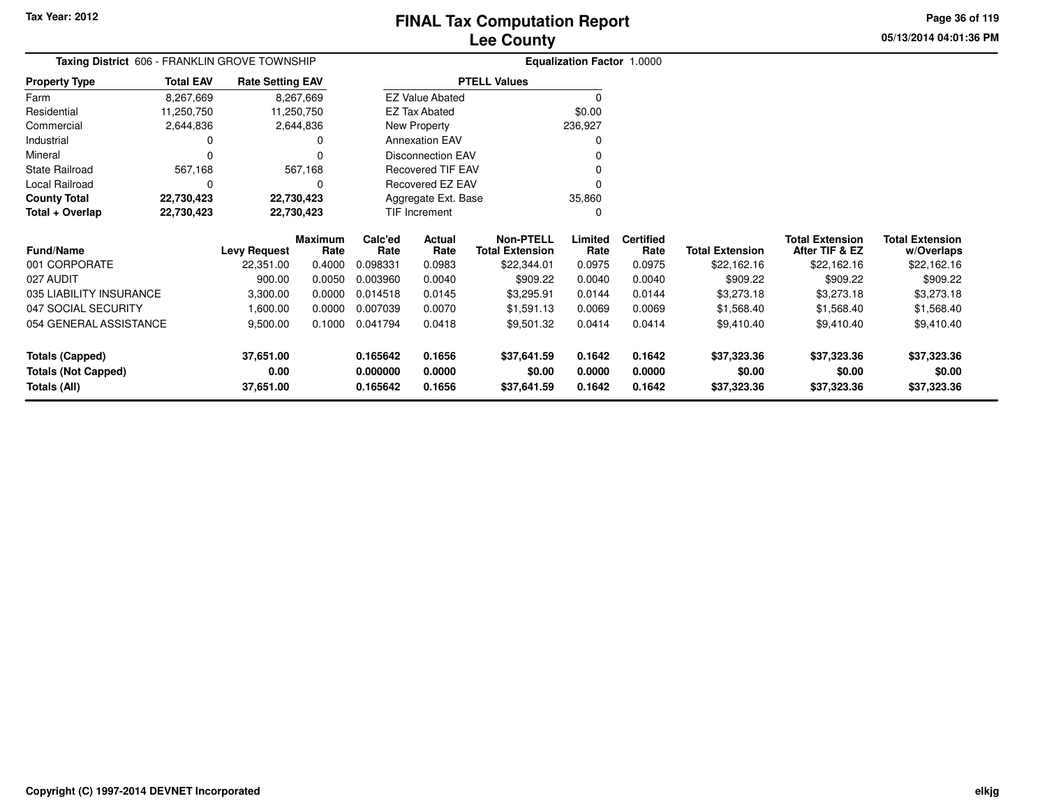# FINAL Tax Computation Report
## Lee County

Tax Year: 2012

**Taxing District** 606 - FRANKLIN GROVE TOWNSHIP

**Equalization Factor** 1.0000

| Property Type | Total EAV | Rate Setting EAV |
|---|---|---|
| Farm | 8,267,669 | 8,267,669 |
| Residential | 11,250,750 | 11,250,750 |
| Commercial | 2,644,836 | 2,644,836 |
| Industrial | 0 | 0 |
| Mineral | 0 | 0 |
| State Railroad | 567,168 | 567,168 |
| Local Railroad | 0 | 0 |
| **County Total** | **22,730,423** | **22,730,423** |
| **Total + Overlap** | **22,730,423** | **22,730,423** |

| PTELL Values | |
|---|---|
| EZ Value Abated | 0 |
| EZ Tax Abated | $0.00 |
| New Property | 236,927 |
| Annexation EAV | 0 |
| Disconnection EAV | 0 |
| Recovered TIF EAV | 0 |
| Recovered EZ EAV | 0 |
| Aggregate Ext. Base | 35,860 |
| TIF Increment | 0 |

| Fund/Name | Levy Request | Maximum Rate | Calc'ed Rate | Actual Rate | Non-PTELL Total Extension | Limited Rate | Certified Rate | Total Extension | Total Extension After TIF & EZ | Total Extension w/Overlaps |
|---|---|---|---|---|---|---|---|---|---|---|
| 001 CORPORATE | 22,351.00 | 0.4000 | 0.098331 | 0.0983 | $22,344.01 | 0.0975 | 0.0975 | $22,162.16 | $22,162.16 | $22,162.16 |
| 027 AUDIT | 900.00 | 0.0050 | 0.003960 | 0.0040 | $909.22 | 0.0040 | 0.0040 | $909.22 | $909.22 | $909.22 |
| 035 LIABILITY INSURANCE | 3,300.00 | 0.0000 | 0.014518 | 0.0145 | $3,295.91 | 0.0144 | 0.0144 | $3,273.18 | $3,273.18 | $3,273.18 |
| 047 SOCIAL SECURITY | 1,600.00 | 0.0000 | 0.007039 | 0.0070 | $1,591.13 | 0.0069 | 0.0069 | $1,568.40 | $1,568.40 | $1,568.40 |
| 054 GENERAL ASSISTANCE | 9,500.00 | 0.1000 | 0.041794 | 0.0418 | $9,501.32 | 0.0414 | 0.0414 | $9,410.40 | $9,410.40 | $9,410.40 |
| **Totals (Capped)** | **37,651.00** | | **0.165642** | **0.1656** | **$37,641.59** | **0.1642** | **0.1642** | **$37,323.36** | **$37,323.36** | **$37,323.36** |
| **Totals (Not Capped)** | **0.00** | | **0.000000** | **0.0000** | **$0.00** | **0.0000** | **0.0000** | **$0.00** | **$0.00** | **$0.00** |
| **Totals (All)** | **37,651.00** | | **0.165642** | **0.1656** | **$37,641.59** | **0.1642** | **0.1642** | **$37,323.36** | **$37,323.36** | **$37,323.36** |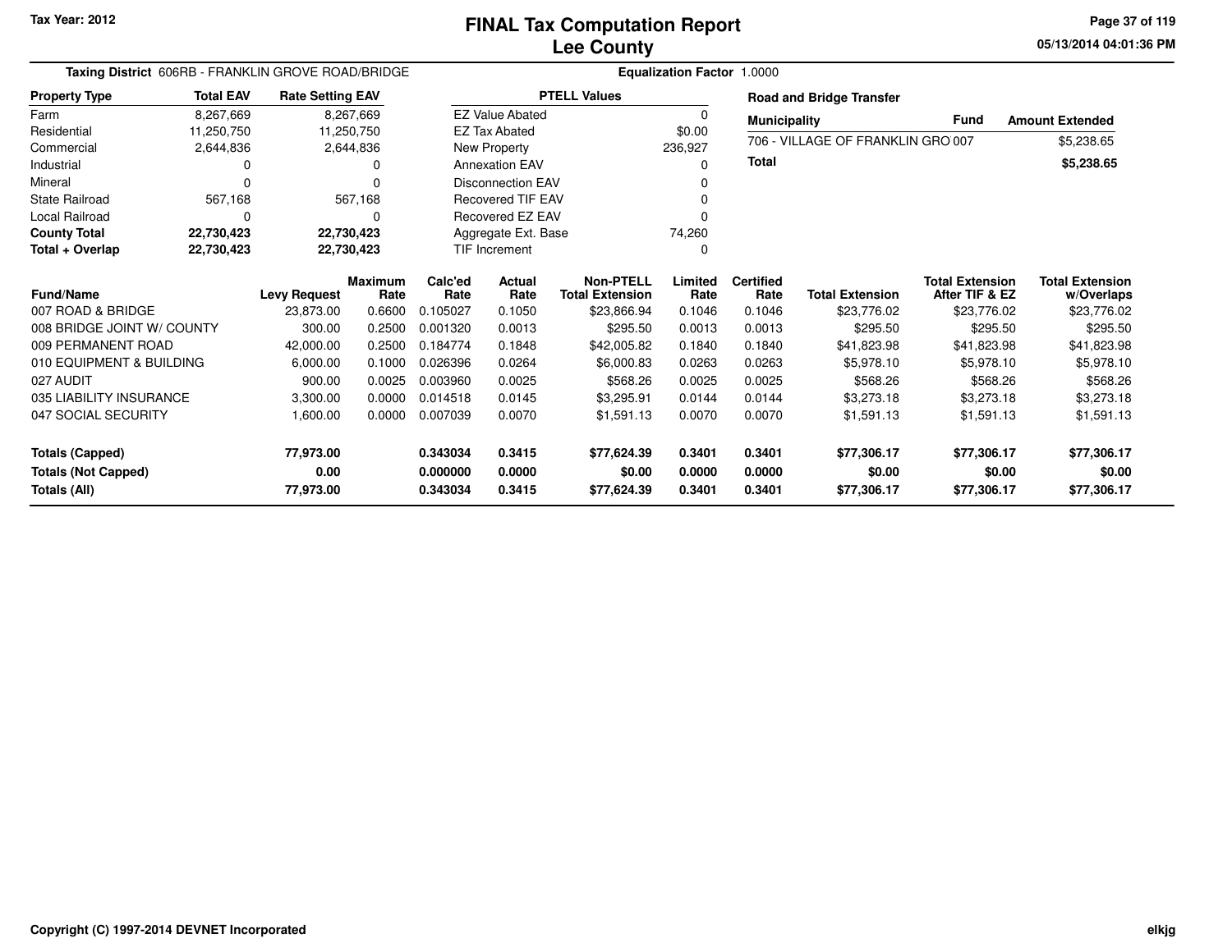Tax Year: 2012

# FINAL Tax Computation Report
## Lee County

05/13/2014 04:01:36 PM

**Taxing District** 606RB - FRANKLIN GROVE ROAD/BRIDGE

**Equalization Factor** 1.0000

| Property Type | Total EAV | Rate Setting EAV |
|---|---|---|
| Farm | 8,267,669 | 8,267,669 |
| Residential | 11,250,750 | 11,250,750 |
| Commercial | 2,644,836 | 2,644,836 |
| Industrial | 0 | 0 |
| Mineral | 0 | 0 |
| State Railroad | 567,168 | 567,168 |
| Local Railroad | 0 | 0 |
| **County Total** | **22,730,423** | **22,730,423** |
| **Total + Overlap** | **22,730,423** | **22,730,423** |

| PTELL Values | |
|---|---|
| EZ Value Abated | 0 |
| EZ Tax Abated | $0.00 |
| New Property | 236,927 |
| Annexation EAV | 0 |
| Disconnection EAV | 0 |
| Recovered TIF EAV | 0 |
| Recovered EZ EAV | 0 |
| Aggregate Ext. Base | 74,260 |
| TIF Increment | 0 |

**Road and Bridge Transfer**

| Municipality | Fund | Amount Extended |
|---|---|---|
| 706 - VILLAGE OF FRANKLIN GRO | 007 | $5,238.65 |
| **Total** | | **$5,238.65** |

| Fund/Name | Levy Request | Maximum Rate | Calc'ed Rate | Actual Rate | Non-PTELL Total Extension | Limited Rate | Certified Rate | Total Extension | Total Extension After TIF & EZ | Total Extension w/Overlaps |
|---|---|---|---|---|---|---|---|---|---|---|
| 007 ROAD & BRIDGE | 23,873.00 | 0.6600 | 0.105027 | 0.1050 | $23,866.94 | 0.1046 | 0.1046 | $23,776.02 | $23,776.02 | $23,776.02 |
| 008 BRIDGE JOINT W/ COUNTY | 300.00 | 0.2500 | 0.001320 | 0.0013 | $295.50 | 0.0013 | 0.0013 | $295.50 | $295.50 | $295.50 |
| 009 PERMANENT ROAD | 42,000.00 | 0.2500 | 0.184774 | 0.1848 | $42,005.82 | 0.1840 | 0.1840 | $41,823.98 | $41,823.98 | $41,823.98 |
| 010 EQUIPMENT & BUILDING | 6,000.00 | 0.1000 | 0.026396 | 0.0264 | $6,000.83 | 0.0263 | 0.0263 | $5,978.10 | $5,978.10 | $5,978.10 |
| 027 AUDIT | 900.00 | 0.0025 | 0.003960 | 0.0025 | $568.26 | 0.0025 | 0.0025 | $568.26 | $568.26 | $568.26 |
| 035 LIABILITY INSURANCE | 3,300.00 | 0.0000 | 0.014518 | 0.0145 | $3,295.91 | 0.0144 | 0.0144 | $3,273.18 | $3,273.18 | $3,273.18 |
| 047 SOCIAL SECURITY | 1,600.00 | 0.0000 | 0.007039 | 0.0070 | $1,591.13 | 0.0070 | 0.0070 | $1,591.13 | $1,591.13 | $1,591.13 |
| **Totals (Capped)** | **77,973.00** | | **0.343034** | **0.3415** | **$77,624.39** | **0.3401** | **0.3401** | **$77,306.17** | **$77,306.17** | **$77,306.17** |
| **Totals (Not Capped)** | **0.00** | | **0.000000** | **0.0000** | **$0.00** | **0.0000** | **0.0000** | **$0.00** | **$0.00** | **$0.00** |
| **Totals (All)** | **77,973.00** | | **0.343034** | **0.3415** | **$77,624.39** | **0.3401** | **0.3401** | **$77,306.17** | **$77,306.17** | **$77,306.17** |

Copyright (C) 1997-2014 DEVNET Incorporated

elkjg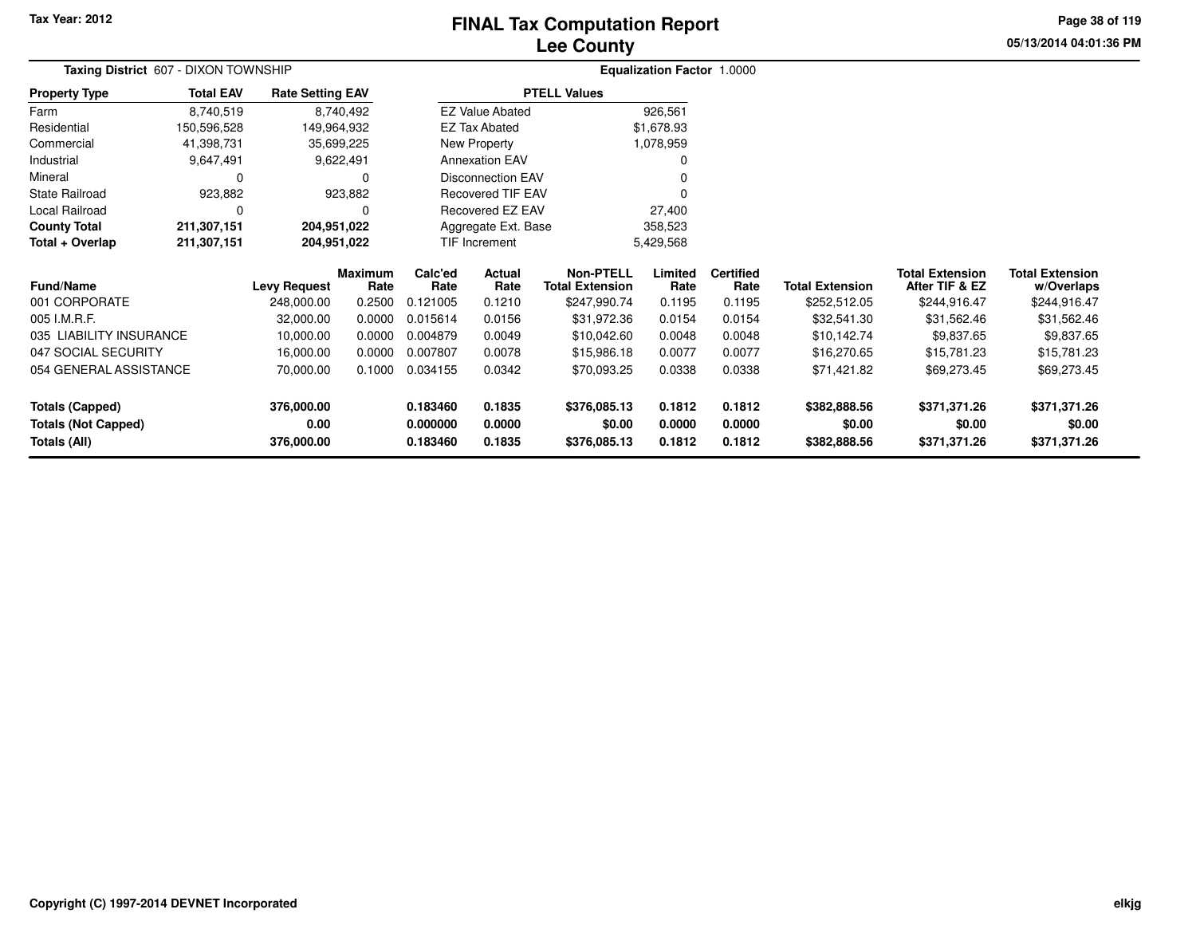Tax Year: 2012

# FINAL Tax Computation Report
## Lee County

05/13/2014 04:01:36 PM

**Taxing District** 607 - DIXON TOWNSHIP

**Equalization Factor** 1.0000

| Property Type | Total EAV | Rate Setting EAV |
|---|---|---|
| Farm | 8,740,519 | 8,740,492 |
| Residential | 150,596,528 | 149,964,932 |
| Commercial | 41,398,731 | 35,699,225 |
| Industrial | 9,647,491 | 9,622,491 |
| Mineral | 0 | 0 |
| State Railroad | 923,882 | 923,882 |
| Local Railroad | 0 | 0 |
| **County Total** | **211,307,151** | **204,951,022** |
| **Total + Overlap** | **211,307,151** | **204,951,022** |

| PTELL Values | |
|---|---|
| EZ Value Abated | 926,561 |
| EZ Tax Abated | $1,678.93 |
| New Property | 1,078,959 |
| Annexation EAV | 0 |
| Disconnection EAV | 0 |
| Recovered TIF EAV | 0 |
| Recovered EZ EAV | 27,400 |
| Aggregate Ext. Base | 358,523 |
| TIF Increment | 5,429,568 |

| Fund/Name | Levy Request | Maximum Rate | Calc'ed Rate | Actual Rate | Non-PTELL Total Extension | Limited Rate | Certified Rate | Total Extension | Total Extension After TIF & EZ | Total Extension w/Overlaps |
|---|---|---|---|---|---|---|---|---|---|---|
| 001 CORPORATE | 248,000.00 | 0.2500 | 0.121005 | 0.1210 | $247,990.74 | 0.1195 | 0.1195 | $252,512.05 | $244,916.47 | $244,916.47 |
| 005 I.M.R.F. | 32,000.00 | 0.0000 | 0.015614 | 0.0156 | $31,972.36 | 0.0154 | 0.0154 | $32,541.30 | $31,562.46 | $31,562.46 |
| 035 LIABILITY INSURANCE | 10,000.00 | 0.0000 | 0.004879 | 0.0049 | $10,042.60 | 0.0048 | 0.0048 | $10,142.74 | $9,837.65 | $9,837.65 |
| 047 SOCIAL SECURITY | 16,000.00 | 0.0000 | 0.007807 | 0.0078 | $15,986.18 | 0.0077 | 0.0077 | $16,270.65 | $15,781.23 | $15,781.23 |
| 054 GENERAL ASSISTANCE | 70,000.00 | 0.1000 | 0.034155 | 0.0342 | $70,093.25 | 0.0338 | 0.0338 | $71,421.82 | $69,273.45 | $69,273.45 |
| **Totals (Capped)** | **376,000.00** | | **0.183460** | **0.1835** | **$376,085.13** | **0.1812** | **0.1812** | **$382,888.56** | **$371,371.26** | **$371,371.26** |
| **Totals (Not Capped)** | **0.00** | | **0.000000** | **0.0000** | **$0.00** | **0.0000** | **0.0000** | **$0.00** | **$0.00** | **$0.00** |
| **Totals (All)** | **376,000.00** | | **0.183460** | **0.1835** | **$376,085.13** | **0.1812** | **0.1812** | **$382,888.56** | **$371,371.26** | **$371,371.26** |

Copyright (C) 1997-2014 DEVNET Incorporated

elkjg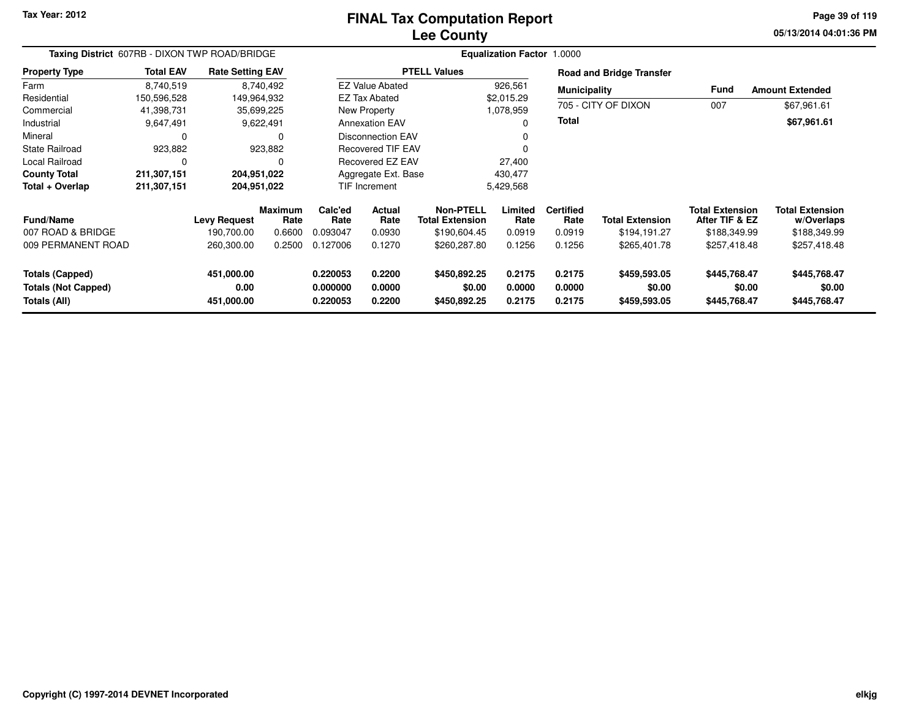# FINAL Tax Computation Report
## Lee County

Tax Year: 2012

05/13/2014 04:01:36 PM

**Taxing District** 607RB - DIXON TWP ROAD/BRIDGE

**Equalization Factor** 1.0000

| Property Type | Total EAV | Rate Setting EAV |
|---|---|---|
| Farm | 8,740,519 | 8,740,492 |
| Residential | 150,596,528 | 149,964,932 |
| Commercial | 41,398,731 | 35,699,225 |
| Industrial | 9,647,491 | 9,622,491 |
| Mineral | 0 | 0 |
| State Railroad | 923,882 | 923,882 |
| Local Railroad | 0 | 0 |
| **County Total** | **211,307,151** | **204,951,022** |
| **Total + Overlap** | **211,307,151** | **204,951,022** |

| PTELL Values | |
|---|---|
| EZ Value Abated | 926,561 |
| EZ Tax Abated | $2,015.29 |
| New Property | 1,078,959 |
| Annexation EAV | 0 |
| Disconnection EAV | 0 |
| Recovered TIF EAV | 0 |
| Recovered EZ EAV | 27,400 |
| Aggregate Ext. Base | 430,477 |
| TIF Increment | 5,429,568 |

**Road and Bridge Transfer**

| Municipality | Fund | Amount Extended |
|---|---|---|
| 705 - CITY OF DIXON | 007 | $67,961.61 |
| **Total** | | **$67,961.61** |

| Fund/Name | Levy Request | Maximum Rate | Calc'ed Rate | Actual Rate | Non-PTELL Total Extension | Limited Rate | Certified Rate | Total Extension | Total Extension After TIF & EZ | Total Extension w/Overlaps |
|---|---|---|---|---|---|---|---|---|---|---|
| 007 ROAD & BRIDGE | 190,700.00 | 0.6600 | 0.093047 | 0.0930 | $190,604.45 | 0.0919 | 0.0919 | $194,191.27 | $188,349.99 | $188,349.99 |
| 009 PERMANENT ROAD | 260,300.00 | 0.2500 | 0.127006 | 0.1270 | $260,287.80 | 0.1256 | 0.1256 | $265,401.78 | $257,418.48 | $257,418.48 |
| **Totals (Capped)** | **451,000.00** | | **0.220053** | **0.2200** | **$450,892.25** | **0.2175** | **0.2175** | **$459,593.05** | **$445,768.47** | **$445,768.47** |
| **Totals (Not Capped)** | **0.00** | | **0.000000** | **0.0000** | **$0.00** | **0.0000** | **0.0000** | **$0.00** | **$0.00** | **$0.00** |
| **Totals (All)** | **451,000.00** | | **0.220053** | **0.2200** | **$450,892.25** | **0.2175** | **0.2175** | **$459,593.05** | **$445,768.47** | **$445,768.47** |

Copyright (C) 1997-2014 DEVNET Incorporated

elkjg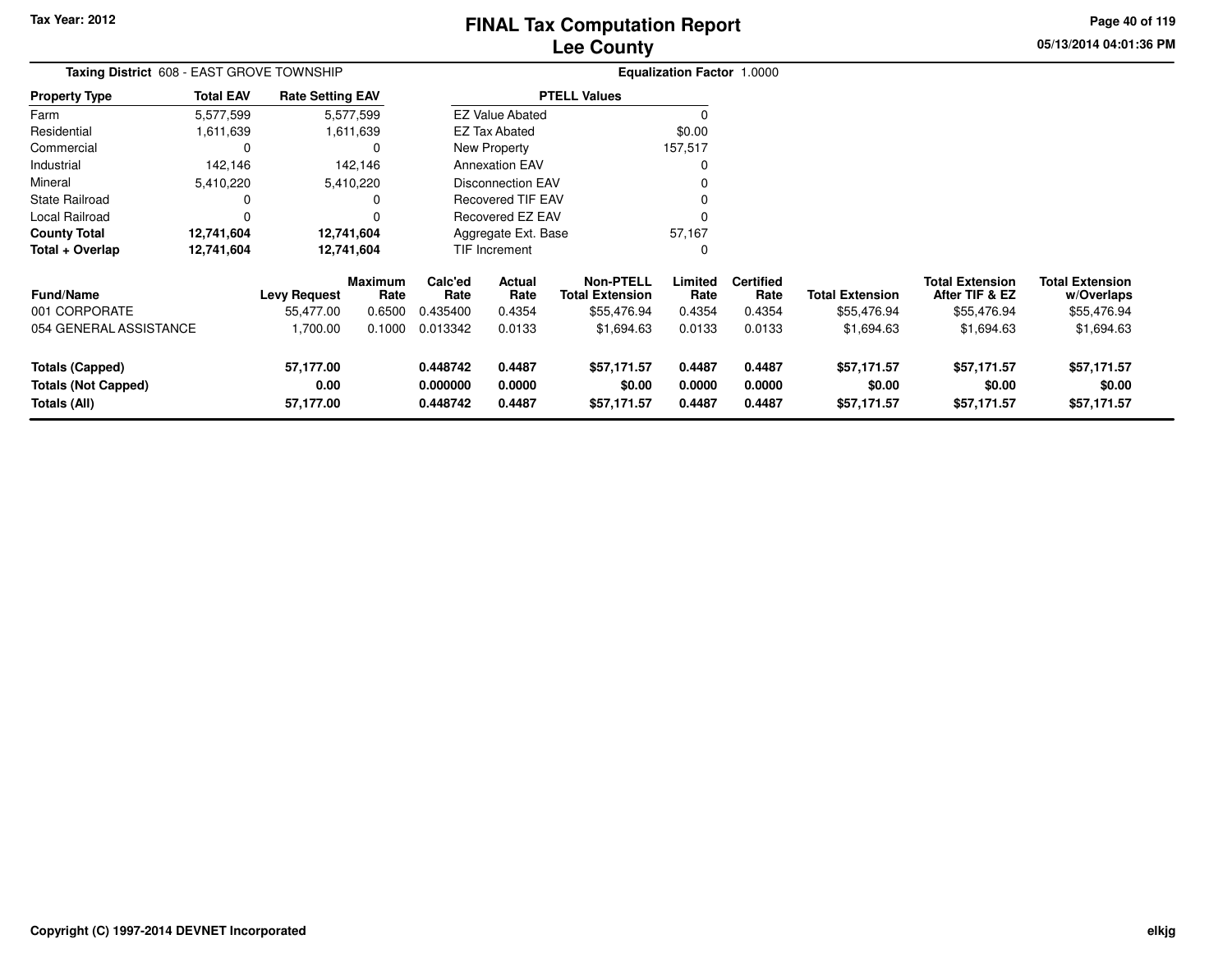# FINAL Tax Computation Report
# Lee County

**Tax Year: 2012**

**Taxing District** 608 - EAST GROVE TOWNSHIP

**Equalization Factor** 1.0000

| Property Type | Total EAV | Rate Setting EAV |
|---|---|---|
| Farm | 5,577,599 | 5,577,599 |
| Residential | 1,611,639 | 1,611,639 |
| Commercial | 0 | 0 |
| Industrial | 142,146 | 142,146 |
| Mineral | 5,410,220 | 5,410,220 |
| State Railroad | 0 | 0 |
| Local Railroad | 0 | 0 |
| **County Total** | **12,741,604** | **12,741,604** |
| **Total + Overlap** | **12,741,604** | **12,741,604** |

| PTELL Values | |
|---|---|
| EZ Value Abated | 0 |
| EZ Tax Abated | $0.00 |
| New Property | 157,517 |
| Annexation EAV | 0 |
| Disconnection EAV | 0 |
| Recovered TIF EAV | 0 |
| Recovered EZ EAV | 0 |
| Aggregate Ext. Base | 57,167 |
| TIF Increment | 0 |

| Fund/Name | Levy Request | Maximum Rate | Calc'ed Rate | Actual Rate | Non-PTELL Total Extension | Limited Rate | Certified Rate | Total Extension | Total Extension After TIF & EZ | Total Extension w/Overlaps |
|---|---|---|---|---|---|---|---|---|---|---|
| 001 CORPORATE | 55,477.00 | 0.6500 | 0.435400 | 0.4354 | $55,476.94 | 0.4354 | 0.4354 | $55,476.94 | $55,476.94 | $55,476.94 |
| 054 GENERAL ASSISTANCE | 1,700.00 | 0.1000 | 0.013342 | 0.0133 | $1,694.63 | 0.0133 | 0.0133 | $1,694.63 | $1,694.63 | $1,694.63 |
| **Totals (Capped)** | **57,177.00** | | **0.448742** | **0.4487** | **$57,171.57** | **0.4487** | **0.4487** | **$57,171.57** | **$57,171.57** | **$57,171.57** |
| **Totals (Not Capped)** | **0.00** | | **0.000000** | **0.0000** | **$0.00** | **0.0000** | **0.0000** | **$0.00** | **$0.00** | **$0.00** |
| **Totals (All)** | **57,177.00** | | **0.448742** | **0.4487** | **$57,171.57** | **0.4487** | **0.4487** | **$57,171.57** | **$57,171.57** | **$57,171.57** |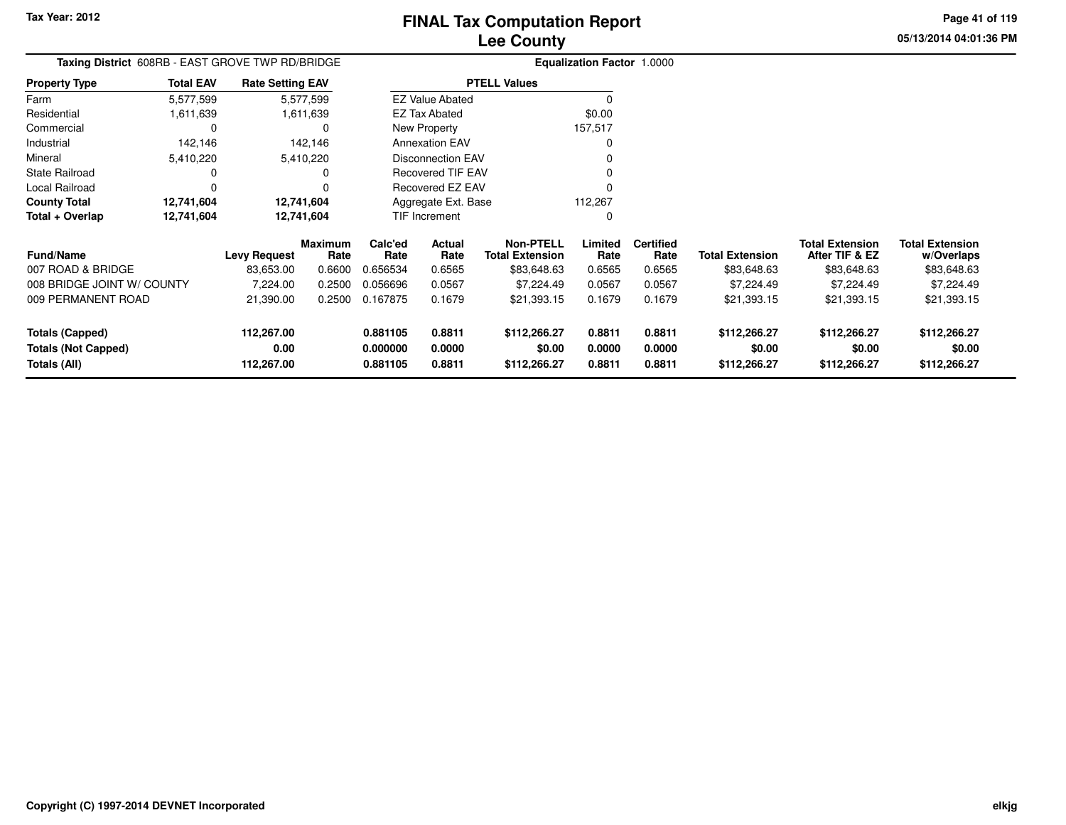# FINAL Tax Computation Report
## Lee County

Tax Year: 2012

05/13/2014 04:01:36 PM

**Taxing District** 608RB - EAST GROVE TWP RD/BRIDGE

**Equalization Factor** 1.0000

| Property Type | Total EAV | Rate Setting EAV |
|---|---|---|
| Farm | 5,577,599 | 5,577,599 |
| Residential | 1,611,639 | 1,611,639 |
| Commercial | 0 | 0 |
| Industrial | 142,146 | 142,146 |
| Mineral | 5,410,220 | 5,410,220 |
| State Railroad | 0 | 0 |
| Local Railroad | 0 | 0 |
| **County Total** | **12,741,604** | **12,741,604** |
| **Total + Overlap** | **12,741,604** | **12,741,604** |

| PTELL Values | |
|---|---|
| EZ Value Abated | 0 |
| EZ Tax Abated | $0.00 |
| New Property | 157,517 |
| Annexation EAV | 0 |
| Disconnection EAV | 0 |
| Recovered TIF EAV | 0 |
| Recovered EZ EAV | 0 |
| Aggregate Ext. Base | 112,267 |
| TIF Increment | 0 |

| Fund/Name | Levy Request | Maximum Rate | Calc'ed Rate | Actual Rate | Non-PTELL Total Extension | Limited Rate | Certified Rate | Total Extension | Total Extension After TIF & EZ | Total Extension w/Overlaps |
|---|---|---|---|---|---|---|---|---|---|---|
| 007 ROAD & BRIDGE | 83,653.00 | 0.6600 | 0.656534 | 0.6565 | $83,648.63 | 0.6565 | 0.6565 | $83,648.63 | $83,648.63 | $83,648.63 |
| 008 BRIDGE JOINT W/ COUNTY | 7,224.00 | 0.2500 | 0.056696 | 0.0567 | $7,224.49 | 0.0567 | 0.0567 | $7,224.49 | $7,224.49 | $7,224.49 |
| 009 PERMANENT ROAD | 21,390.00 | 0.2500 | 0.167875 | 0.1679 | $21,393.15 | 0.1679 | 0.1679 | $21,393.15 | $21,393.15 | $21,393.15 |
| **Totals (Capped)** | **112,267.00** | | **0.881105** | **0.8811** | **$112,266.27** | **0.8811** | **0.8811** | **$112,266.27** | **$112,266.27** | **$112,266.27** |
| **Totals (Not Capped)** | **0.00** | | **0.000000** | **0.0000** | **$0.00** | **0.0000** | **0.0000** | **$0.00** | **$0.00** | **$0.00** |
| **Totals (All)** | **112,267.00** | | **0.881105** | **0.8811** | **$112,266.27** | **0.8811** | **0.8811** | **$112,266.27** | **$112,266.27** | **$112,266.27** |

Copyright (C) 1997-2014 DEVNET Incorporated

elkjg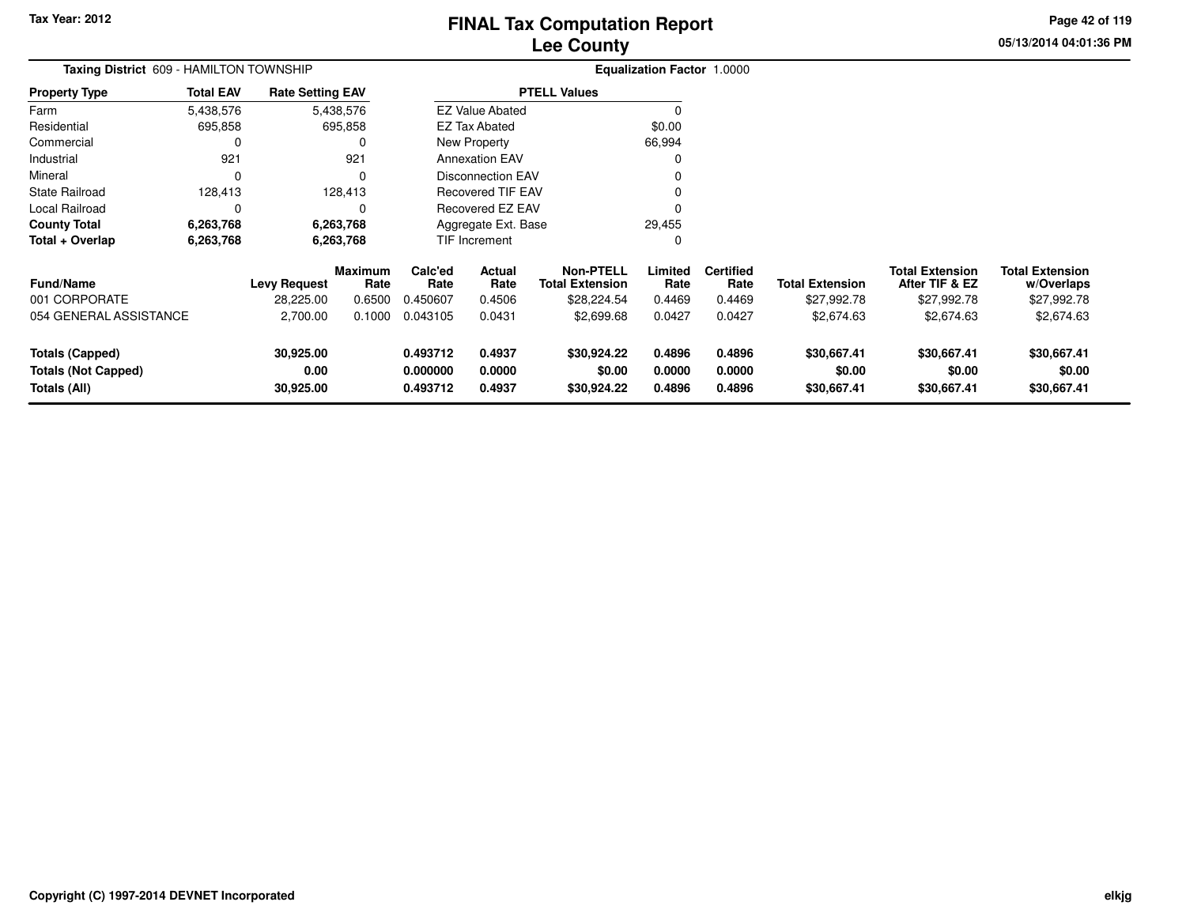# FINAL Tax Computation Report
## Lee County

Tax Year: 2012

**Taxing District** 609 - HAMILTON TOWNSHIP

**Equalization Factor** 1.0000

| Property Type | Total EAV | Rate Setting EAV |
|---|---|---|
| Farm | 5,438,576 | 5,438,576 |
| Residential | 695,858 | 695,858 |
| Commercial | 0 | 0 |
| Industrial | 921 | 921 |
| Mineral | 0 | 0 |
| State Railroad | 128,413 | 128,413 |
| Local Railroad | 0 | 0 |
| **County Total** | **6,263,768** | **6,263,768** |
| **Total + Overlap** | **6,263,768** | **6,263,768** |

| PTELL Values | |
|---|---|
| EZ Value Abated | 0 |
| EZ Tax Abated | $0.00 |
| New Property | 66,994 |
| Annexation EAV | 0 |
| Disconnection EAV | 0 |
| Recovered TIF EAV | 0 |
| Recovered EZ EAV | 0 |
| Aggregate Ext. Base | 29,455 |
| TIF Increment | 0 |

| Fund/Name | Levy Request | Maximum Rate | Calc'ed Rate | Actual Rate | Non-PTELL Total Extension | Limited Rate | Certified Rate | Total Extension | Total Extension After TIF & EZ | Total Extension w/Overlaps |
|---|---|---|---|---|---|---|---|---|---|---|
| 001 CORPORATE | 28,225.00 | 0.6500 | 0.450607 | 0.4506 | $28,224.54 | 0.4469 | 0.4469 | $27,992.78 | $27,992.78 | $27,992.78 |
| 054 GENERAL ASSISTANCE | 2,700.00 | 0.1000 | 0.043105 | 0.0431 | $2,699.68 | 0.0427 | 0.0427 | $2,674.63 | $2,674.63 | $2,674.63 |
| **Totals (Capped)** | **30,925.00** | | **0.493712** | **0.4937** | **$30,924.22** | **0.4896** | **0.4896** | **$30,667.41** | **$30,667.41** | **$30,667.41** |
| **Totals (Not Capped)** | **0.00** | | **0.000000** | **0.0000** | **$0.00** | **0.0000** | **0.0000** | **$0.00** | **$0.00** | **$0.00** |
| **Totals (All)** | **30,925.00** | | **0.493712** | **0.4937** | **$30,924.22** | **0.4896** | **0.4896** | **$30,667.41** | **$30,667.41** | **$30,667.41** |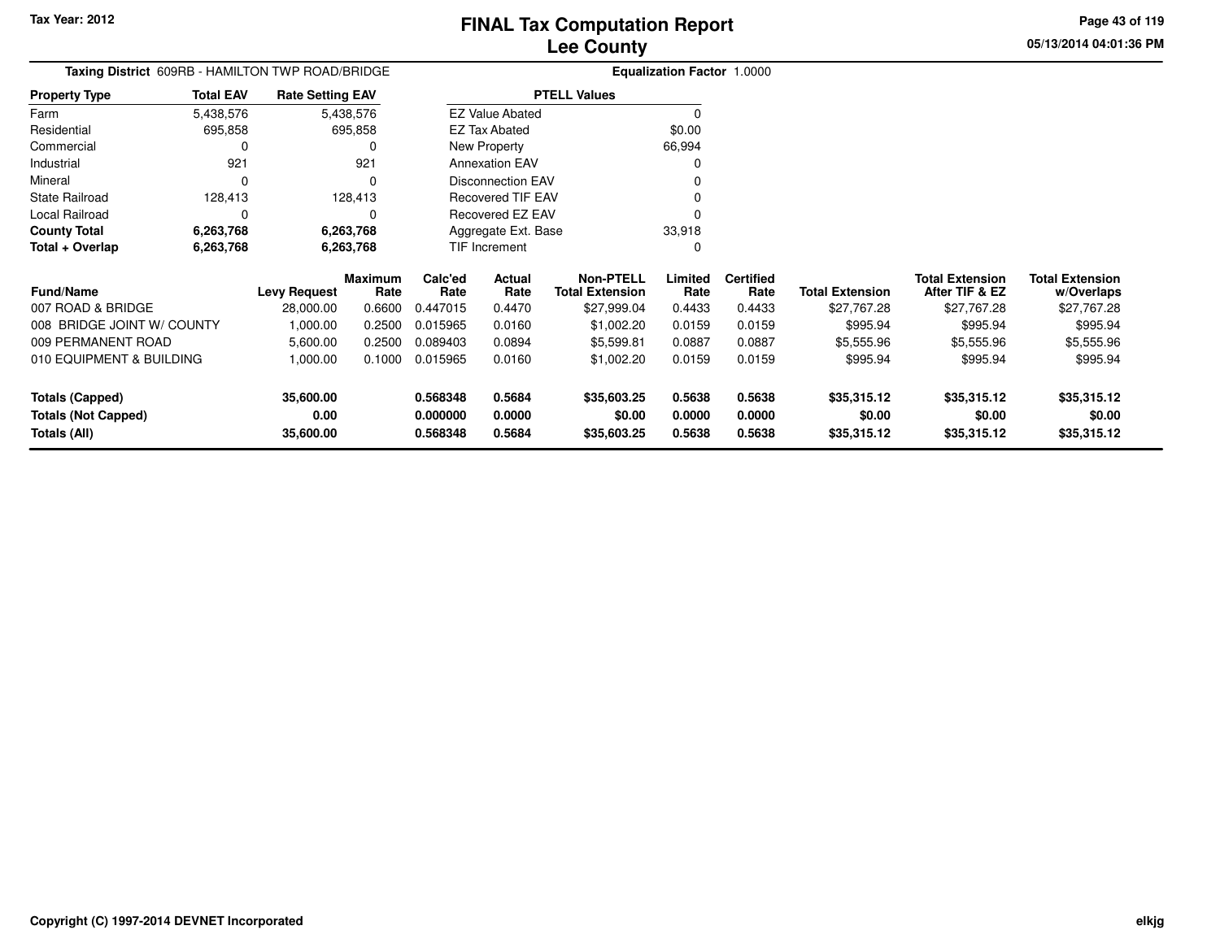Tax Year: 2012

# FINAL Tax Computation Report
## Lee County

05/13/2014 04:01:36 PM

**Taxing District** 609RB - HAMILTON TWP ROAD/BRIDGE

**Equalization Factor** 1.0000

| Property Type | Total EAV | Rate Setting EAV |
|---|---|---|
| Farm | 5,438,576 | 5,438,576 |
| Residential | 695,858 | 695,858 |
| Commercial | 0 | 0 |
| Industrial | 921 | 921 |
| Mineral | 0 | 0 |
| State Railroad | 128,413 | 128,413 |
| Local Railroad | 0 | 0 |
| **County Total** | **6,263,768** | **6,263,768** |
| **Total + Overlap** | **6,263,768** | **6,263,768** |

| PTELL Values | |
|---|---|
| EZ Value Abated | 0 |
| EZ Tax Abated | $0.00 |
| New Property | 66,994 |
| Annexation EAV | 0 |
| Disconnection EAV | 0 |
| Recovered TIF EAV | 0 |
| Recovered EZ EAV | 0 |
| Aggregate Ext. Base | 33,918 |
| TIF Increment | 0 |

| Fund/Name | Levy Request | Maximum Rate | Calc'ed Rate | Actual Rate | Non-PTELL Total Extension | Limited Rate | Certified Rate | Total Extension | Total Extension After TIF & EZ | Total Extension w/Overlaps |
|---|---|---|---|---|---|---|---|---|---|---|
| 007 ROAD & BRIDGE | 28,000.00 | 0.6600 | 0.447015 | 0.4470 | $27,999.04 | 0.4433 | 0.4433 | $27,767.28 | $27,767.28 | $27,767.28 |
| 008 BRIDGE JOINT W/ COUNTY | 1,000.00 | 0.2500 | 0.015965 | 0.0160 | $1,002.20 | 0.0159 | 0.0159 | $995.94 | $995.94 | $995.94 |
| 009 PERMANENT ROAD | 5,600.00 | 0.2500 | 0.089403 | 0.0894 | $5,599.81 | 0.0887 | 0.0887 | $5,555.96 | $5,555.96 | $5,555.96 |
| 010 EQUIPMENT & BUILDING | 1,000.00 | 0.1000 | 0.015965 | 0.0160 | $1,002.20 | 0.0159 | 0.0159 | $995.94 | $995.94 | $995.94 |
| **Totals (Capped)** | **35,600.00** | | **0.568348** | **0.5684** | **$35,603.25** | **0.5638** | **0.5638** | **$35,315.12** | **$35,315.12** | **$35,315.12** |
| **Totals (Not Capped)** | **0.00** | | **0.000000** | **0.0000** | **$0.00** | **0.0000** | **0.0000** | **$0.00** | **$0.00** | **$0.00** |
| **Totals (All)** | **35,600.00** | | **0.568348** | **0.5684** | **$35,603.25** | **0.5638** | **0.5638** | **$35,315.12** | **$35,315.12** | **$35,315.12** |

Copyright (C) 1997-2014 DEVNET Incorporated

elkjg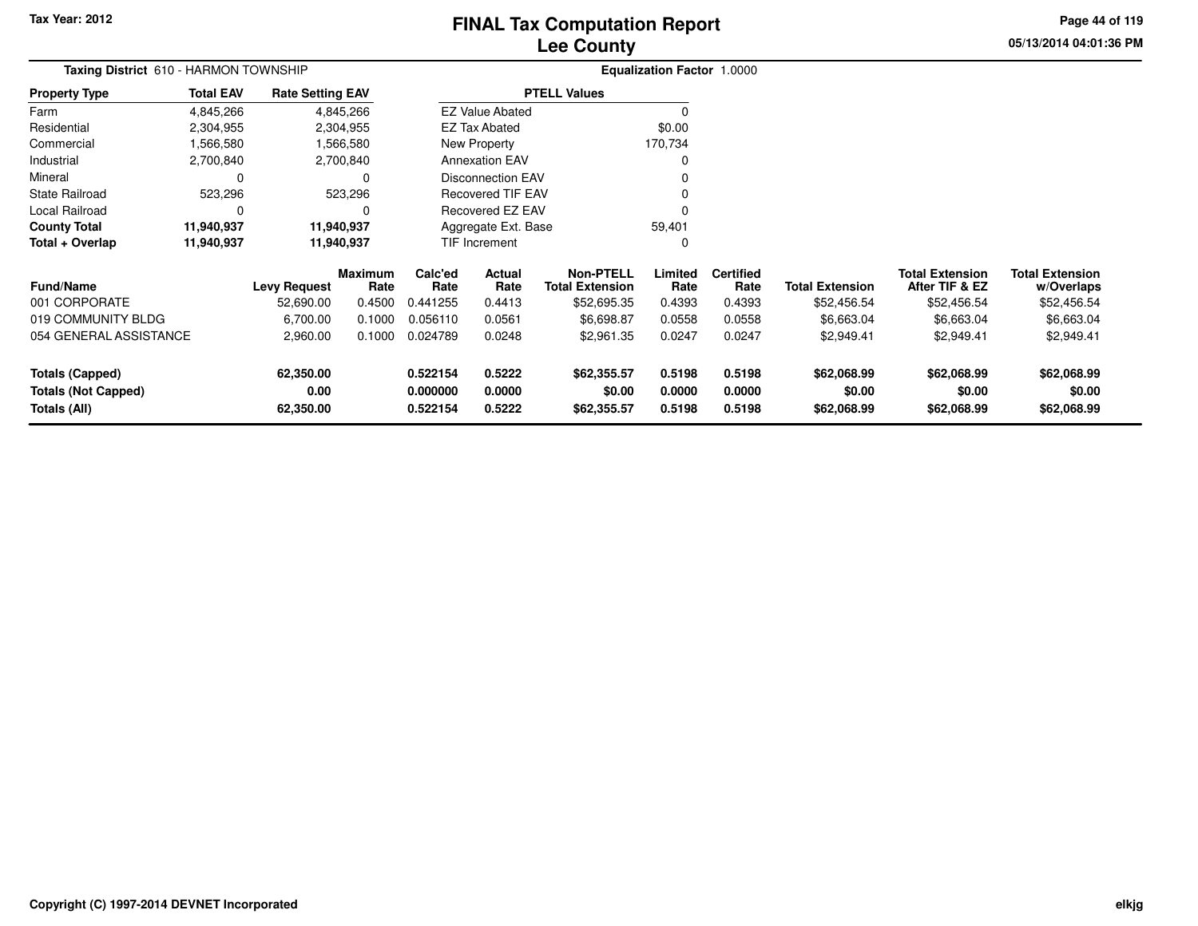Tax Year: 2012

# FINAL Tax Computation Report
## Lee County

05/13/2014 04:01:36 PM

**Taxing District** 610 - HARMON TOWNSHIP

**Equalization Factor** 1.0000

| Property Type | Total EAV | Rate Setting EAV |
|---|---|---|
| Farm | 4,845,266 | 4,845,266 |
| Residential | 2,304,955 | 2,304,955 |
| Commercial | 1,566,580 | 1,566,580 |
| Industrial | 2,700,840 | 2,700,840 |
| Mineral | 0 | 0 |
| State Railroad | 523,296 | 523,296 |
| Local Railroad | 0 | 0 |
| **County Total** | **11,940,937** | **11,940,937** |
| **Total + Overlap** | **11,940,937** | **11,940,937** |

| PTELL Values | |
|---|---|
| EZ Value Abated | 0 |
| EZ Tax Abated | $0.00 |
| New Property | 170,734 |
| Annexation EAV | 0 |
| Disconnection EAV | 0 |
| Recovered TIF EAV | 0 |
| Recovered EZ EAV | 0 |
| Aggregate Ext. Base | 59,401 |
| TIF Increment | 0 |

| Fund/Name | Levy Request | Maximum Rate | Calc'ed Rate | Actual Rate | Non-PTELL Total Extension | Limited Rate | Certified Rate | Total Extension | Total Extension After TIF & EZ | Total Extension w/Overlaps |
|---|---|---|---|---|---|---|---|---|---|---|
| 001 CORPORATE | 52,690.00 | 0.4500 | 0.441255 | 0.4413 | $52,695.35 | 0.4393 | 0.4393 | $52,456.54 | $52,456.54 | $52,456.54 |
| 019 COMMUNITY BLDG | 6,700.00 | 0.1000 | 0.056110 | 0.0561 | $6,698.87 | 0.0558 | 0.0558 | $6,663.04 | $6,663.04 | $6,663.04 |
| 054 GENERAL ASSISTANCE | 2,960.00 | 0.1000 | 0.024789 | 0.0248 | $2,961.35 | 0.0247 | 0.0247 | $2,949.41 | $2,949.41 | $2,949.41 |
| **Totals (Capped)** | **62,350.00** | | **0.522154** | **0.5222** | **$62,355.57** | **0.5198** | **0.5198** | **$62,068.99** | **$62,068.99** | **$62,068.99** |
| **Totals (Not Capped)** | **0.00** | | **0.000000** | **0.0000** | **$0.00** | **0.0000** | **0.0000** | **$0.00** | **$0.00** | **$0.00** |
| **Totals (All)** | **62,350.00** | | **0.522154** | **0.5222** | **$62,355.57** | **0.5198** | **0.5198** | **$62,068.99** | **$62,068.99** | **$62,068.99** |

Copyright (C) 1997-2014 DEVNET Incorporated

elkjg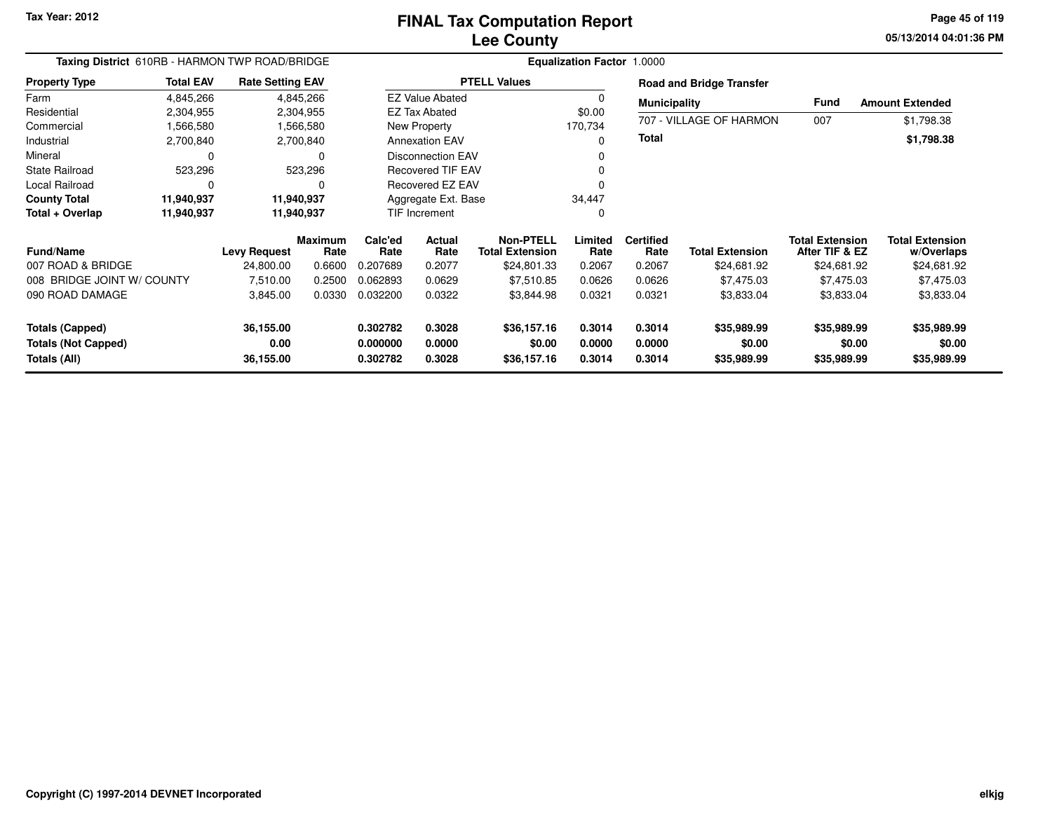# FINAL Tax Computation Report
## Lee County

Tax Year: 2012

05/13/2014 04:01:36 PM

**Taxing District** 610RB - HARMON TWP ROAD/BRIDGE

**Equalization Factor** 1.0000

| Property Type | Total EAV | Rate Setting EAV |
|---|---|---|
| Farm | 4,845,266 | 4,845,266 |
| Residential | 2,304,955 | 2,304,955 |
| Commercial | 1,566,580 | 1,566,580 |
| Industrial | 2,700,840 | 2,700,840 |
| Mineral | 0 | 0 |
| State Railroad | 523,296 | 523,296 |
| Local Railroad | 0 | 0 |
| **County Total** | **11,940,937** | **11,940,937** |
| **Total + Overlap** | **11,940,937** | **11,940,937** |

| PTELL Values | |
|---|---|
| EZ Value Abated | 0 |
| EZ Tax Abated | $0.00 |
| New Property | 170,734 |
| Annexation EAV | 0 |
| Disconnection EAV | 0 |
| Recovered TIF EAV | 0 |
| Recovered EZ EAV | 0 |
| Aggregate Ext. Base | 34,447 |
| TIF Increment | 0 |

**Road and Bridge Transfer**

| Municipality | Fund | Amount Extended |
|---|---|---|
| 707 - VILLAGE OF HARMON | 007 | $1,798.38 |
| **Total** | | **$1,798.38** |

| Fund/Name | Levy Request | Maximum Rate | Calc'ed Rate | Actual Rate | Non-PTELL Total Extension | Limited Rate | Certified Rate | Total Extension | Total Extension After TIF & EZ | Total Extension w/Overlaps |
|---|---|---|---|---|---|---|---|---|---|---|
| 007 ROAD & BRIDGE | 24,800.00 | 0.6600 | 0.207689 | 0.2077 | $24,801.33 | 0.2067 | 0.2067 | $24,681.92 | $24,681.92 | $24,681.92 |
| 008 BRIDGE JOINT W/ COUNTY | 7,510.00 | 0.2500 | 0.062893 | 0.0629 | $7,510.85 | 0.0626 | 0.0626 | $7,475.03 | $7,475.03 | $7,475.03 |
| 090 ROAD DAMAGE | 3,845.00 | 0.0330 | 0.032200 | 0.0322 | $3,844.98 | 0.0321 | 0.0321 | $3,833.04 | $3,833.04 | $3,833.04 |
| **Totals (Capped)** | **36,155.00** | | **0.302782** | **0.3028** | **$36,157.16** | **0.3014** | **0.3014** | **$35,989.99** | **$35,989.99** | **$35,989.99** |
| **Totals (Not Capped)** | **0.00** | | **0.000000** | **0.0000** | **$0.00** | **0.0000** | **0.0000** | **$0.00** | **$0.00** | **$0.00** |
| **Totals (All)** | **36,155.00** | | **0.302782** | **0.3028** | **$36,157.16** | **0.3014** | **0.3014** | **$35,989.99** | **$35,989.99** | **$35,989.99** |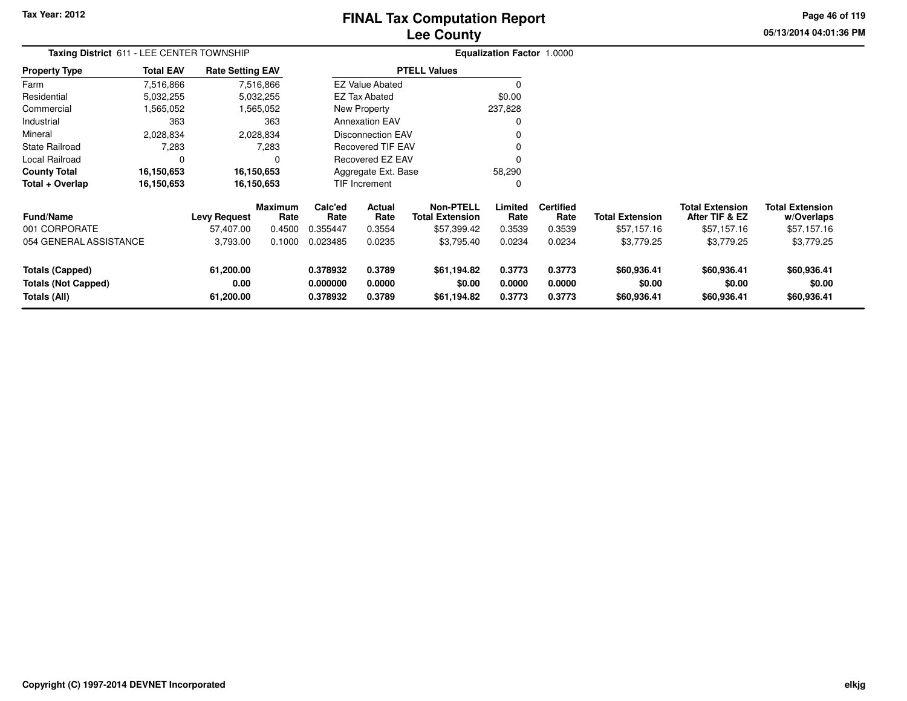Tax Year: 2012

# FINAL Tax Computation Report
## Lee County

05/13/2014 04:01:36 PM

**Taxing District** 611 - LEE CENTER TOWNSHIP

**Equalization Factor** 1.0000

| Property Type | Total EAV | Rate Setting EAV |
|---|---|---|
| Farm | 7,516,866 | 7,516,866 |
| Residential | 5,032,255 | 5,032,255 |
| Commercial | 1,565,052 | 1,565,052 |
| Industrial | 363 | 363 |
| Mineral | 2,028,834 | 2,028,834 |
| State Railroad | 7,283 | 7,283 |
| Local Railroad | 0 | 0 |
| **County Total** | **16,150,653** | **16,150,653** |
| **Total + Overlap** | **16,150,653** | **16,150,653** |

| PTELL Values | |
|---|---|
| EZ Value Abated | 0 |
| EZ Tax Abated | $0.00 |
| New Property | 237,828 |
| Annexation EAV | 0 |
| Disconnection EAV | 0 |
| Recovered TIF EAV | 0 |
| Recovered EZ EAV | 0 |
| Aggregate Ext. Base | 58,290 |
| TIF Increment | 0 |

| Fund/Name | Levy Request | Maximum Rate | Calc'ed Rate | Actual Rate | Non-PTELL Total Extension | Limited Rate | Certified Rate | Total Extension | Total Extension After TIF & EZ | Total Extension w/Overlaps |
|---|---|---|---|---|---|---|---|---|---|---|
| 001 CORPORATE | 57,407.00 | 0.4500 | 0.355447 | 0.3554 | $57,399.42 | 0.3539 | 0.3539 | $57,157.16 | $57,157.16 | $57,157.16 |
| 054 GENERAL ASSISTANCE | 3,793.00 | 0.1000 | 0.023485 | 0.0235 | $3,795.40 | 0.0234 | 0.0234 | $3,779.25 | $3,779.25 | $3,779.25 |
| **Totals (Capped)** | **61,200.00** | | **0.378932** | **0.3789** | **$61,194.82** | **0.3773** | **0.3773** | **$60,936.41** | **$60,936.41** | **$60,936.41** |
| **Totals (Not Capped)** | **0.00** | | **0.000000** | **0.0000** | **$0.00** | **0.0000** | **0.0000** | **$0.00** | **$0.00** | **$0.00** |
| **Totals (All)** | **61,200.00** | | **0.378932** | **0.3789** | **$61,194.82** | **0.3773** | **0.3773** | **$60,936.41** | **$60,936.41** | **$60,936.41** |

Copyright (C) 1997-2014 DEVNET Incorporated

elkjg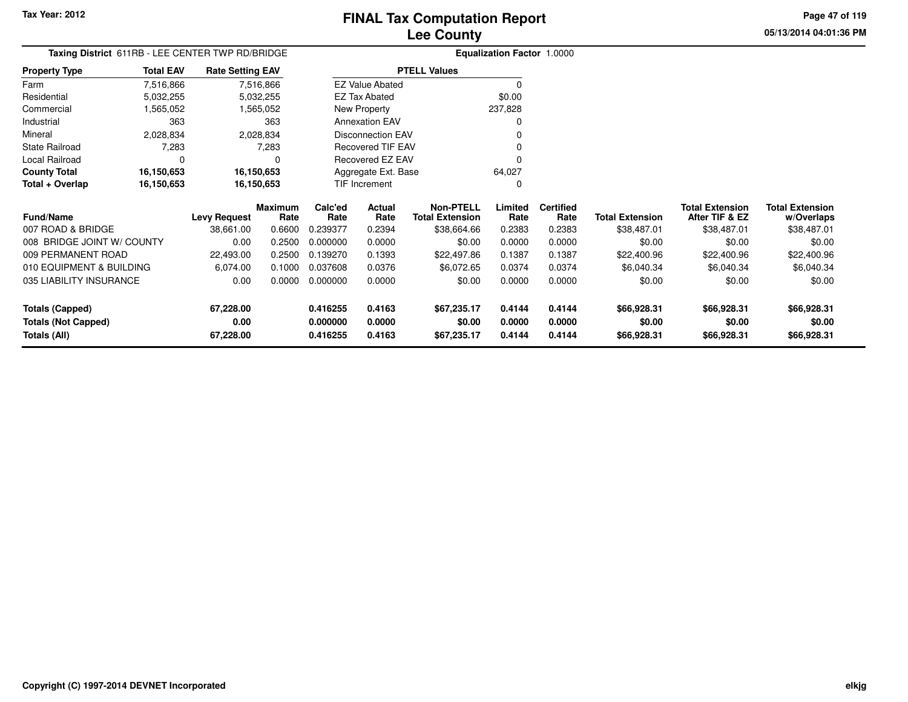# FINAL Tax Computation Report
# Lee County

Tax Year: 2012

05/13/2014 04:01:36 PM

**Taxing District** 611RB - LEE CENTER TWP RD/BRIDGE

**Equalization Factor** 1.0000

| Property Type | Total EAV | Rate Setting EAV |
|---|---|---|
| Farm | 7,516,866 | 7,516,866 |
| Residential | 5,032,255 | 5,032,255 |
| Commercial | 1,565,052 | 1,565,052 |
| Industrial | 363 | 363 |
| Mineral | 2,028,834 | 2,028,834 |
| State Railroad | 7,283 | 7,283 |
| Local Railroad | 0 | 0 |
| **County Total** | **16,150,653** | **16,150,653** |
| **Total + Overlap** | **16,150,653** | **16,150,653** |

| PTELL Values | |
|---|---|
| EZ Value Abated | 0 |
| EZ Tax Abated | $0.00 |
| New Property | 237,828 |
| Annexation EAV | 0 |
| Disconnection EAV | 0 |
| Recovered TIF EAV | 0 |
| Recovered EZ EAV | 0 |
| Aggregate Ext. Base | 64,027 |
| TIF Increment | 0 |

| Fund/Name | Levy Request | Maximum Rate | Calc'ed Rate | Actual Rate | Non-PTELL Total Extension | Limited Rate | Certified Rate | Total Extension | Total Extension After TIF & EZ | Total Extension w/Overlaps |
|---|---|---|---|---|---|---|---|---|---|---|
| 007 ROAD & BRIDGE | 38,661.00 | 0.6600 | 0.239377 | 0.2394 | $38,664.66 | 0.2383 | 0.2383 | $38,487.01 | $38,487.01 | $38,487.01 |
| 008 BRIDGE JOINT W/ COUNTY | 0.00 | 0.2500 | 0.000000 | 0.0000 | $0.00 | 0.0000 | 0.0000 | $0.00 | $0.00 | $0.00 |
| 009 PERMANENT ROAD | 22,493.00 | 0.2500 | 0.139270 | 0.1393 | $22,497.86 | 0.1387 | 0.1387 | $22,400.96 | $22,400.96 | $22,400.96 |
| 010 EQUIPMENT & BUILDING | 6,074.00 | 0.1000 | 0.037608 | 0.0376 | $6,072.65 | 0.0374 | 0.0374 | $6,040.34 | $6,040.34 | $6,040.34 |
| 035 LIABILITY INSURANCE | 0.00 | 0.0000 | 0.000000 | 0.0000 | $0.00 | 0.0000 | 0.0000 | $0.00 | $0.00 | $0.00 |
| **Totals (Capped)** | **67,228.00** | | **0.416255** | **0.4163** | **$67,235.17** | **0.4144** | **0.4144** | **$66,928.31** | **$66,928.31** | **$66,928.31** |
| **Totals (Not Capped)** | **0.00** | | **0.000000** | **0.0000** | **$0.00** | **0.0000** | **0.0000** | **$0.00** | **$0.00** | **$0.00** |
| **Totals (All)** | **67,228.00** | | **0.416255** | **0.4163** | **$67,235.17** | **0.4144** | **0.4144** | **$66,928.31** | **$66,928.31** | **$66,928.31** |

Copyright (C) 1997-2014 DEVNET Incorporated

elkjg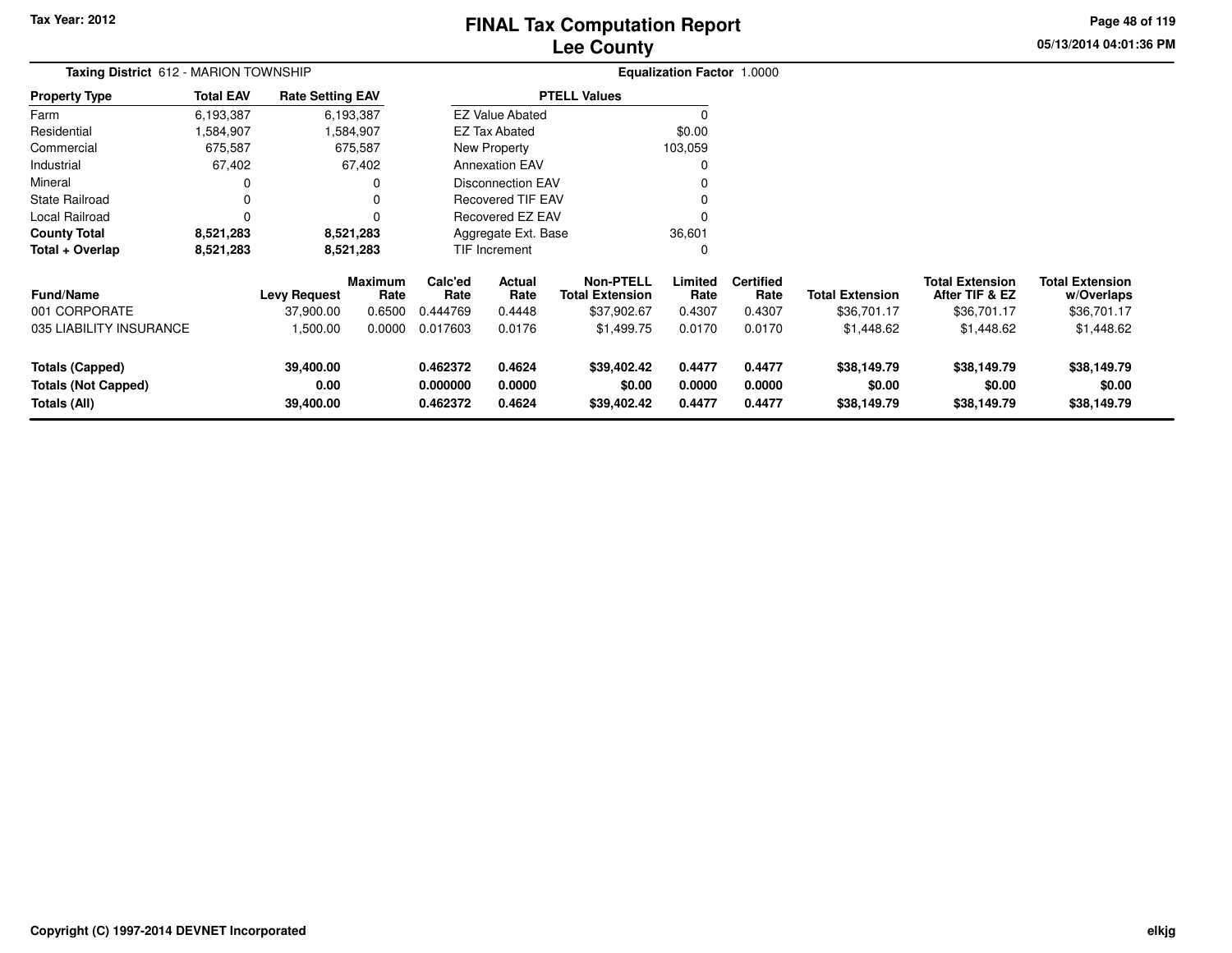# FINAL Tax Computation Report
## Lee County

Tax Year: 2012

05/13/2014 04:01:36 PM

**Taxing District** 612 - MARION TOWNSHIP

**Equalization Factor** 1.0000

| Property Type | Total EAV | Rate Setting EAV |
|---|---|---|
| Farm | 6,193,387 | 6,193,387 |
| Residential | 1,584,907 | 1,584,907 |
| Commercial | 675,587 | 675,587 |
| Industrial | 67,402 | 67,402 |
| Mineral | 0 | 0 |
| State Railroad | 0 | 0 |
| Local Railroad | 0 | 0 |
| **County Total** | **8,521,283** | **8,521,283** |
| **Total + Overlap** | **8,521,283** | **8,521,283** |

| PTELL Values | |
|---|---|
| EZ Value Abated | 0 |
| EZ Tax Abated | $0.00 |
| New Property | 103,059 |
| Annexation EAV | 0 |
| Disconnection EAV | 0 |
| Recovered TIF EAV | 0 |
| Recovered EZ EAV | 0 |
| Aggregate Ext. Base | 36,601 |
| TIF Increment | 0 |

| Fund/Name | Levy Request | Maximum Rate | Calc'ed Rate | Actual Rate | Non-PTELL Total Extension | Limited Rate | Certified Rate | Total Extension | Total Extension After TIF & EZ | Total Extension w/Overlaps |
|---|---|---|---|---|---|---|---|---|---|---|
| 001 CORPORATE | 37,900.00 | 0.6500 | 0.444769 | 0.4448 | $37,902.67 | 0.4307 | 0.4307 | $36,701.17 | $36,701.17 | $36,701.17 |
| 035 LIABILITY INSURANCE | 1,500.00 | 0.0000 | 0.017603 | 0.0176 | $1,499.75 | 0.0170 | 0.0170 | $1,448.62 | $1,448.62 | $1,448.62 |
| **Totals (Capped)** | **39,400.00** | | **0.462372** | **0.4624** | **$39,402.42** | **0.4477** | **0.4477** | **$38,149.79** | **$38,149.79** | **$38,149.79** |
| **Totals (Not Capped)** | **0.00** | | **0.000000** | **0.0000** | **$0.00** | **0.0000** | **0.0000** | **$0.00** | **$0.00** | **$0.00** |
| **Totals (All)** | **39,400.00** | | **0.462372** | **0.4624** | **$39,402.42** | **0.4477** | **0.4477** | **$38,149.79** | **$38,149.79** | **$38,149.79** |

Copyright (C) 1997-2014 DEVNET Incorporated

elkjg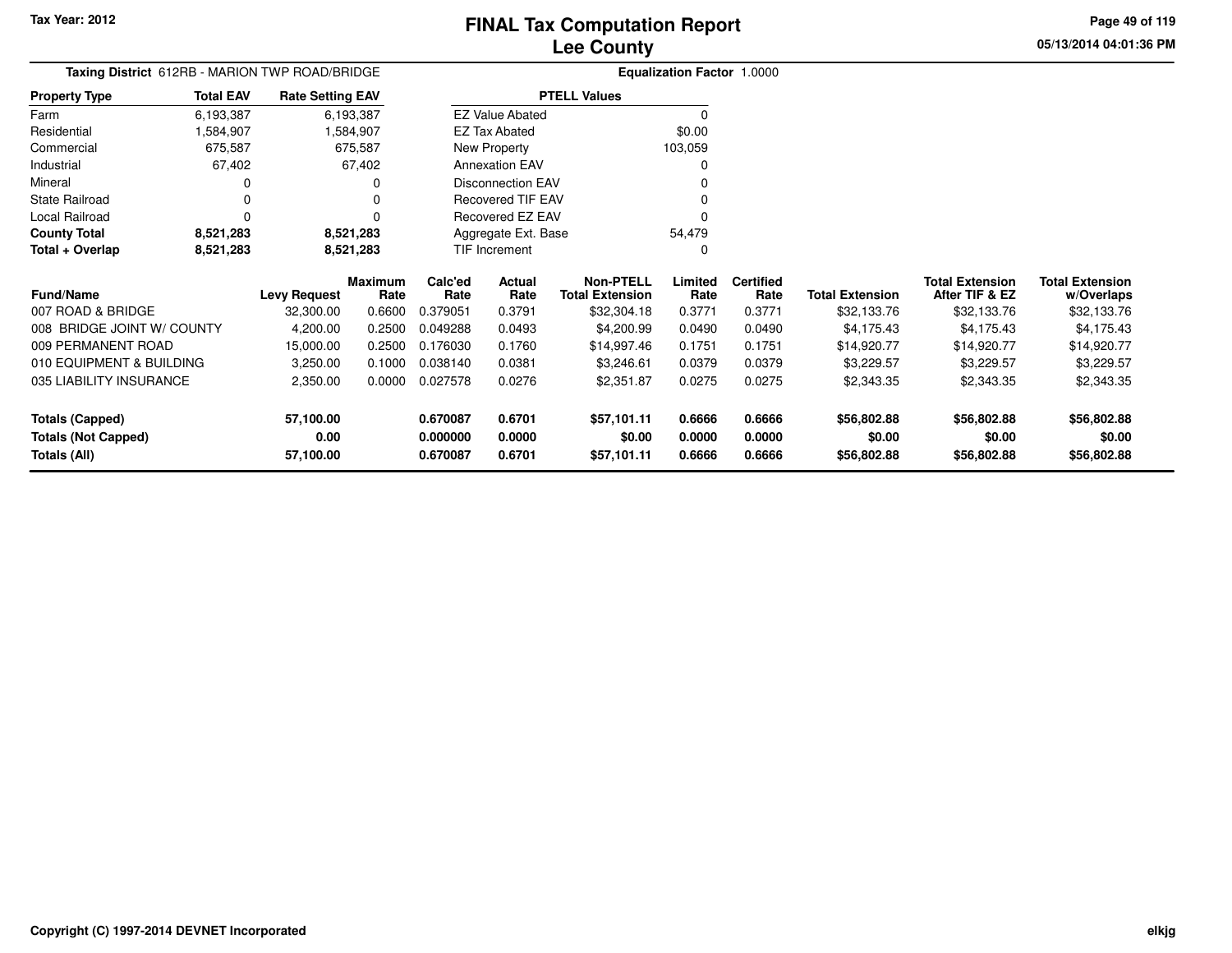Tax Year: 2012

# FINAL Tax Computation Report
## Lee County

05/13/2014 04:01:36 PM

**Taxing District** 612RB - MARION TWP ROAD/BRIDGE

**Equalization Factor** 1.0000

| Property Type | Total EAV | Rate Setting EAV |
|---|---|---|
| Farm | 6,193,387 | 6,193,387 |
| Residential | 1,584,907 | 1,584,907 |
| Commercial | 675,587 | 675,587 |
| Industrial | 67,402 | 67,402 |
| Mineral | 0 | 0 |
| State Railroad | 0 | 0 |
| Local Railroad | 0 | 0 |
| **County Total** | **8,521,283** | **8,521,283** |
| **Total + Overlap** | **8,521,283** | **8,521,283** |

| PTELL Values | |
|---|---|
| EZ Value Abated | 0 |
| EZ Tax Abated | $0.00 |
| New Property | 103,059 |
| Annexation EAV | 0 |
| Disconnection EAV | 0 |
| Recovered TIF EAV | 0 |
| Recovered EZ EAV | 0 |
| Aggregate Ext. Base | 54,479 |
| TIF Increment | 0 |

| Fund/Name | Levy Request | Maximum Rate | Calc'ed Rate | Actual Rate | Non-PTELL Total Extension | Limited Rate | Certified Rate | Total Extension | Total Extension After TIF & EZ | Total Extension w/Overlaps |
|---|---|---|---|---|---|---|---|---|---|---|
| 007 ROAD & BRIDGE | 32,300.00 | 0.6600 | 0.379051 | 0.3791 | $32,304.18 | 0.3771 | 0.3771 | $32,133.76 | $32,133.76 | $32,133.76 |
| 008 BRIDGE JOINT W/ COUNTY | 4,200.00 | 0.2500 | 0.049288 | 0.0493 | $4,200.99 | 0.0490 | 0.0490 | $4,175.43 | $4,175.43 | $4,175.43 |
| 009 PERMANENT ROAD | 15,000.00 | 0.2500 | 0.176030 | 0.1760 | $14,997.46 | 0.1751 | 0.1751 | $14,920.77 | $14,920.77 | $14,920.77 |
| 010 EQUIPMENT & BUILDING | 3,250.00 | 0.1000 | 0.038140 | 0.0381 | $3,246.61 | 0.0379 | 0.0379 | $3,229.57 | $3,229.57 | $3,229.57 |
| 035 LIABILITY INSURANCE | 2,350.00 | 0.0000 | 0.027578 | 0.0276 | $2,351.87 | 0.0275 | 0.0275 | $2,343.35 | $2,343.35 | $2,343.35 |
| **Totals (Capped)** | **57,100.00** | | **0.670087** | **0.6701** | **$57,101.11** | **0.6666** | **0.6666** | **$56,802.88** | **$56,802.88** | **$56,802.88** |
| **Totals (Not Capped)** | **0.00** | | **0.000000** | **0.0000** | **$0.00** | **0.0000** | **0.0000** | **$0.00** | **$0.00** | **$0.00** |
| **Totals (All)** | **57,100.00** | | **0.670087** | **0.6701** | **$57,101.11** | **0.6666** | **0.6666** | **$56,802.88** | **$56,802.88** | **$56,802.88** |

Copyright (C) 1997-2014 DEVNET Incorporated

elkjg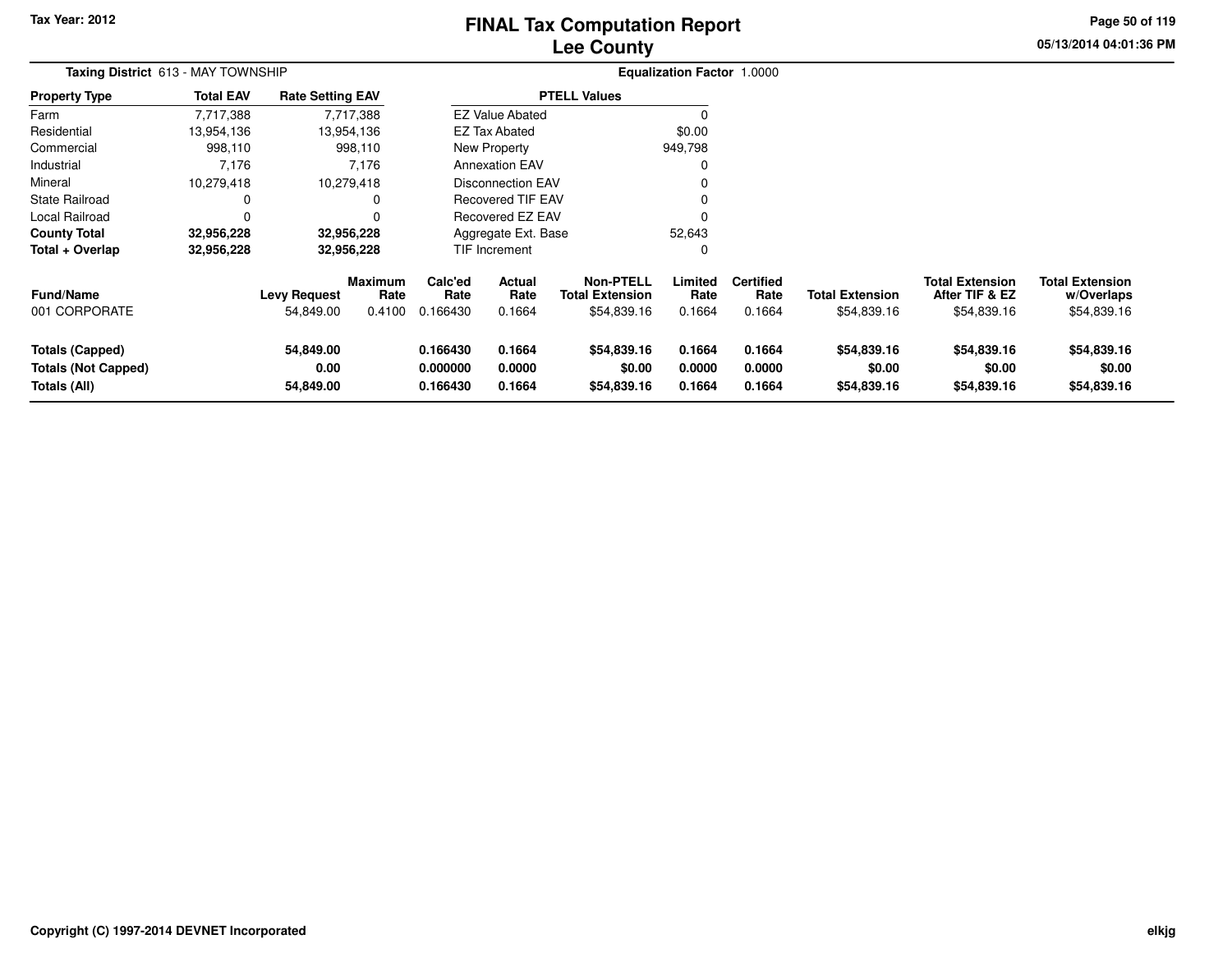Tax Year: 2012

# FINAL Tax Computation Report
## Lee County

05/13/2014 04:01:36 PM

**Taxing District** 613 - MAY TOWNSHIP

**Equalization Factor** 1.0000

| Property Type | Total EAV | Rate Setting EAV |
|---|---|---|
| Farm | 7,717,388 | 7,717,388 |
| Residential | 13,954,136 | 13,954,136 |
| Commercial | 998,110 | 998,110 |
| Industrial | 7,176 | 7,176 |
| Mineral | 10,279,418 | 10,279,418 |
| State Railroad | 0 | 0 |
| Local Railroad | 0 | 0 |
| **County Total** | **32,956,228** | **32,956,228** |
| **Total + Overlap** | **32,956,228** | **32,956,228** |

| PTELL Values | |
|---|---|
| EZ Value Abated | 0 |
| EZ Tax Abated | $0.00 |
| New Property | 949,798 |
| Annexation EAV | 0 |
| Disconnection EAV | 0 |
| Recovered TIF EAV | 0 |
| Recovered EZ EAV | 0 |
| Aggregate Ext. Base | 52,643 |
| TIF Increment | 0 |

| Fund/Name | Levy Request | Maximum Rate | Calc'ed Rate | Actual Rate | Non-PTELL Total Extension | Limited Rate | Certified Rate | Total Extension | Total Extension After TIF & EZ | Total Extension w/Overlaps |
|---|---|---|---|---|---|---|---|---|---|---|
| 001 CORPORATE | 54,849.00 | 0.4100 | 0.166430 | 0.1664 | $54,839.16 | 0.1664 | 0.1664 | $54,839.16 | $54,839.16 | $54,839.16 |
| **Totals (Capped)** | **54,849.00** | | **0.166430** | **0.1664** | **$54,839.16** | **0.1664** | **0.1664** | **$54,839.16** | **$54,839.16** | **$54,839.16** |
| **Totals (Not Capped)** | **0.00** | | **0.000000** | **0.0000** | **$0.00** | **0.0000** | **0.0000** | **$0.00** | **$0.00** | **$0.00** |
| **Totals (All)** | **54,849.00** | | **0.166430** | **0.1664** | **$54,839.16** | **0.1664** | **0.1664** | **$54,839.16** | **$54,839.16** | **$54,839.16** |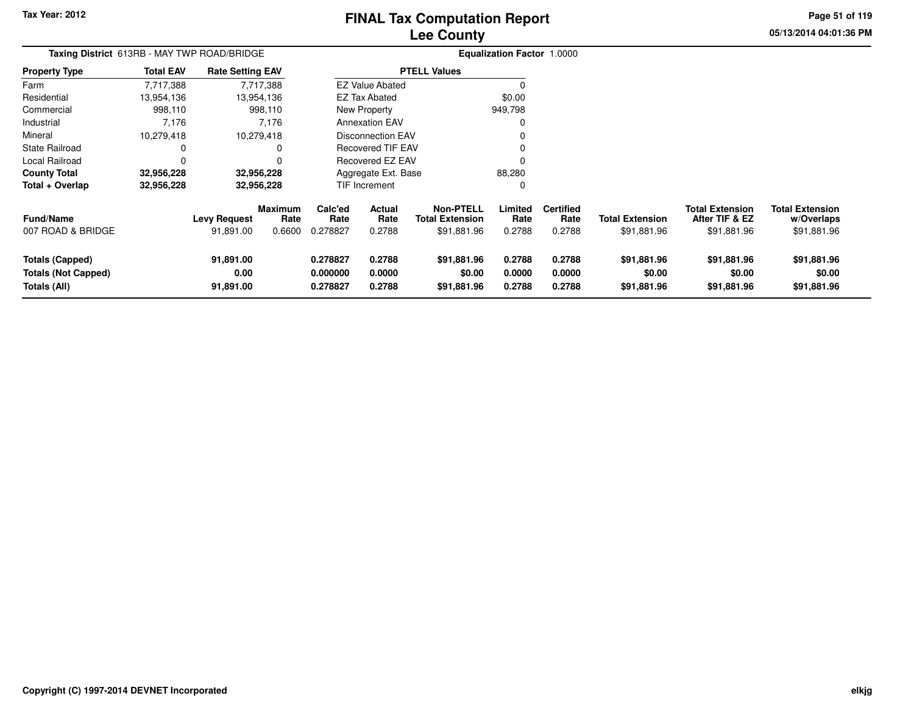Tax Year: 2012

# FINAL Tax Computation Report
## Lee County

05/13/2014 04:01:36 PM

**Taxing District** 613RB - MAY TWP ROAD/BRIDGE **Equalization Factor** 1.0000

| Property Type | Total EAV | Rate Setting EAV |
|---|---|---|
| Farm | 7,717,388 | 7,717,388 |
| Residential | 13,954,136 | 13,954,136 |
| Commercial | 998,110 | 998,110 |
| Industrial | 7,176 | 7,176 |
| Mineral | 10,279,418 | 10,279,418 |
| State Railroad | 0 | 0 |
| Local Railroad | 0 | 0 |
| **County Total** | **32,956,228** | **32,956,228** |
| **Total + Overlap** | **32,956,228** | **32,956,228** |

| PTELL Values | |
|---|---|
| EZ Value Abated | 0 |
| EZ Tax Abated | $0.00 |
| New Property | 949,798 |
| Annexation EAV | 0 |
| Disconnection EAV | 0 |
| Recovered TIF EAV | 0 |
| Recovered EZ EAV | 0 |
| Aggregate Ext. Base | 88,280 |
| TIF Increment | 0 |

| Fund/Name | Levy Request | Maximum Rate | Calc'ed Rate | Actual Rate | Non-PTELL Total Extension | Limited Rate | Certified Rate | Total Extension | Total Extension After TIF & EZ | Total Extension w/Overlaps |
|---|---|---|---|---|---|---|---|---|---|---|
| 007 ROAD & BRIDGE | 91,891.00 | 0.6600 | 0.278827 | 0.2788 | $91,881.96 | 0.2788 | 0.2788 | $91,881.96 | $91,881.96 | $91,881.96 |
| **Totals (Capped)** | **91,891.00** | | **0.278827** | **0.2788** | **$91,881.96** | **0.2788** | **0.2788** | **$91,881.96** | **$91,881.96** | **$91,881.96** |
| **Totals (Not Capped)** | **0.00** | | **0.000000** | **0.0000** | **$0.00** | **0.0000** | **0.0000** | **$0.00** | **$0.00** | **$0.00** |
| **Totals (All)** | **91,891.00** | | **0.278827** | **0.2788** | **$91,881.96** | **0.2788** | **0.2788** | **$91,881.96** | **$91,881.96** | **$91,881.96** |

Copyright (C) 1997-2014 DEVNET Incorporated

elkjg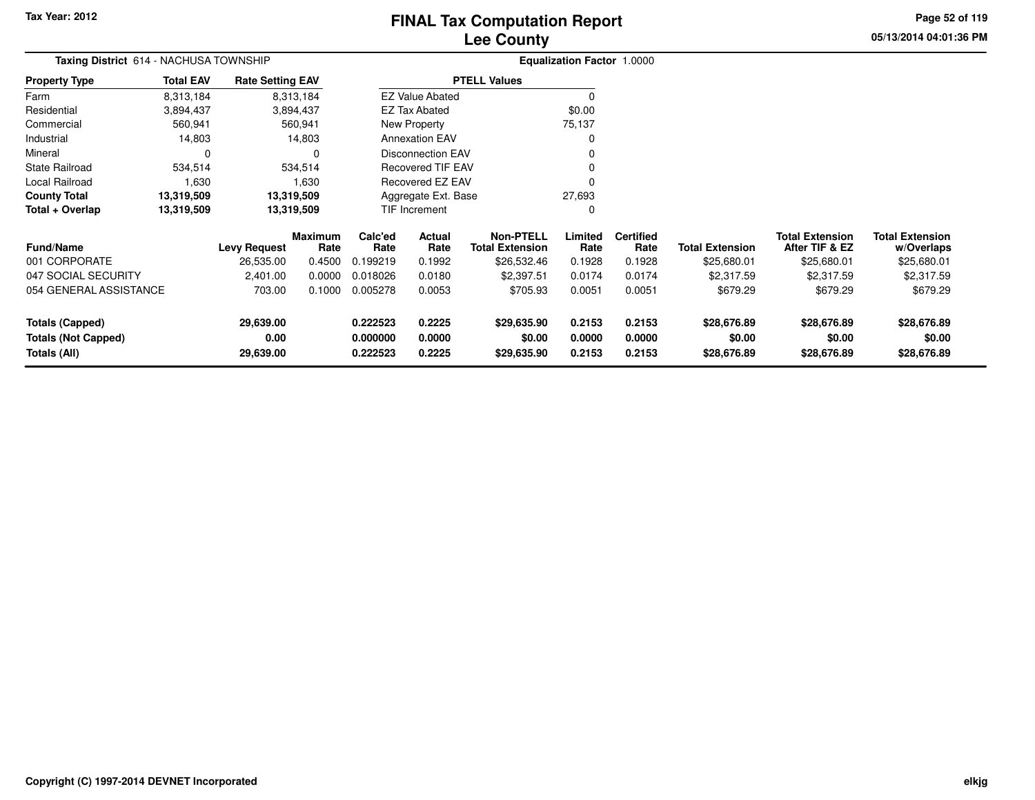# FINAL Tax Computation Report
# Lee County

Tax Year: 2012

**Taxing District** 614 - NACHUSA TOWNSHIP

**Equalization Factor** 1.0000

| Property Type | Total EAV | Rate Setting EAV |
|---|---|---|
| Farm | 8,313,184 | 8,313,184 |
| Residential | 3,894,437 | 3,894,437 |
| Commercial | 560,941 | 560,941 |
| Industrial | 14,803 | 14,803 |
| Mineral | 0 | 0 |
| State Railroad | 534,514 | 534,514 |
| Local Railroad | 1,630 | 1,630 |
| **County Total** | **13,319,509** | **13,319,509** |
| **Total + Overlap** | **13,319,509** | **13,319,509** |

| PTELL Values | |
|---|---|
| EZ Value Abated | 0 |
| EZ Tax Abated | $0.00 |
| New Property | 75,137 |
| Annexation EAV | 0 |
| Disconnection EAV | 0 |
| Recovered TIF EAV | 0 |
| Recovered EZ EAV | 0 |
| Aggregate Ext. Base | 27,693 |
| TIF Increment | 0 |

| Fund/Name | Levy Request | Maximum Rate | Calc'ed Rate | Actual Rate | Non-PTELL Total Extension | Limited Rate | Certified Rate | Total Extension | Total Extension After TIF & EZ | Total Extension w/Overlaps |
|---|---|---|---|---|---|---|---|---|---|---|
| 001 CORPORATE | 26,535.00 | 0.4500 | 0.199219 | 0.1992 | $26,532.46 | 0.1928 | 0.1928 | $25,680.01 | $25,680.01 | $25,680.01 |
| 047 SOCIAL SECURITY | 2,401.00 | 0.0000 | 0.018026 | 0.0180 | $2,397.51 | 0.0174 | 0.0174 | $2,317.59 | $2,317.59 | $2,317.59 |
| 054 GENERAL ASSISTANCE | 703.00 | 0.1000 | 0.005278 | 0.0053 | $705.93 | 0.0051 | 0.0051 | $679.29 | $679.29 | $679.29 |
| **Totals (Capped)** | **29,639.00** | | **0.222523** | **0.2225** | **$29,635.90** | **0.2153** | **0.2153** | **$28,676.89** | **$28,676.89** | **$28,676.89** |
| **Totals (Not Capped)** | **0.00** | | **0.000000** | **0.0000** | **$0.00** | **0.0000** | **0.0000** | **$0.00** | **$0.00** | **$0.00** |
| **Totals (All)** | **29,639.00** | | **0.222523** | **0.2225** | **$29,635.90** | **0.2153** | **0.2153** | **$28,676.89** | **$28,676.89** | **$28,676.89** |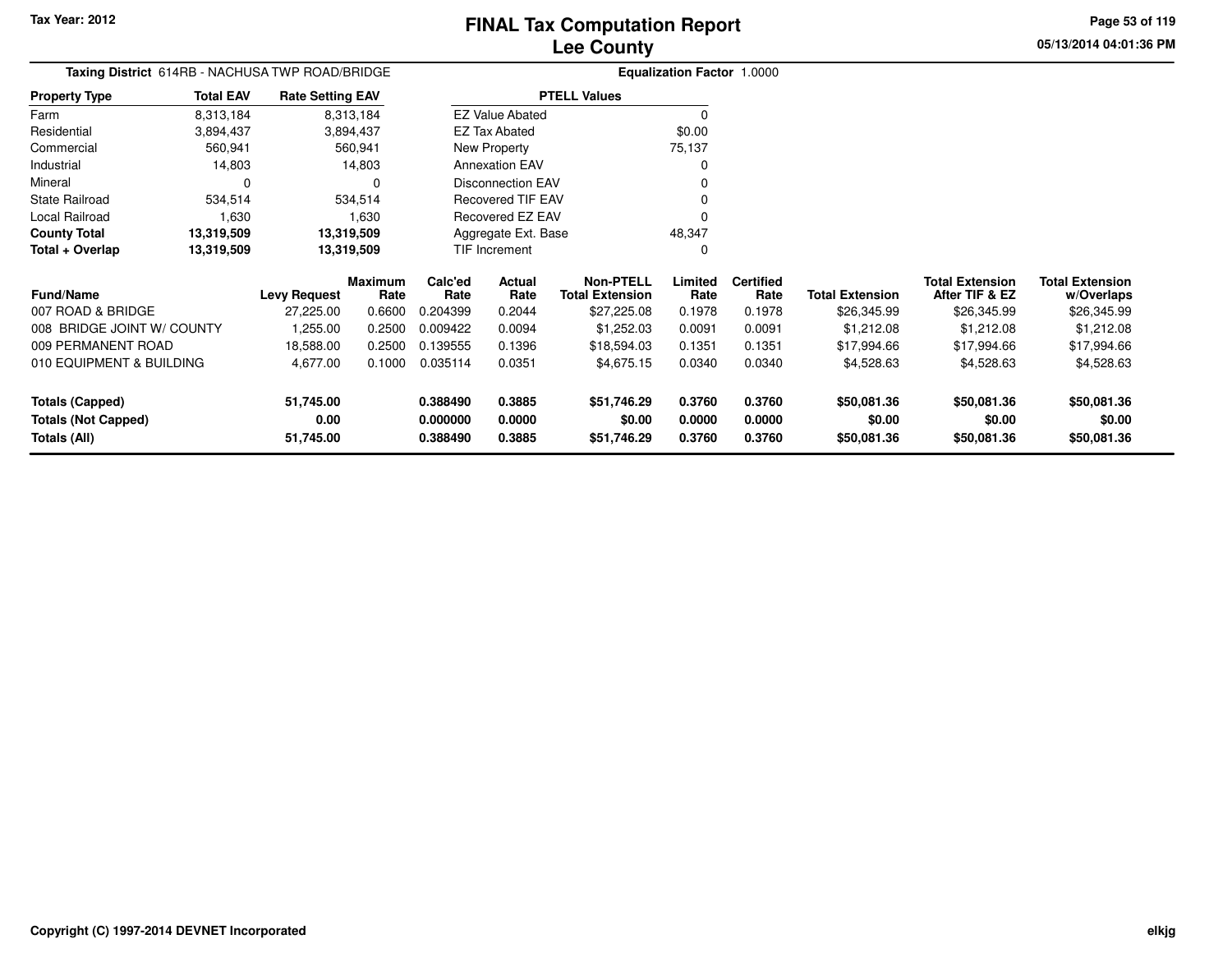Tax Year: 2012

# FINAL Tax Computation Report
# Lee County

05/13/2014 04:01:36 PM

**Taxing District** 614RB - NACHUSA TWP ROAD/BRIDGE

**Equalization Factor** 1.0000

| Property Type | Total EAV | Rate Setting EAV |
|---|---|---|
| Farm | 8,313,184 | 8,313,184 |
| Residential | 3,894,437 | 3,894,437 |
| Commercial | 560,941 | 560,941 |
| Industrial | 14,803 | 14,803 |
| Mineral | 0 | 0 |
| State Railroad | 534,514 | 534,514 |
| Local Railroad | 1,630 | 1,630 |
| **County Total** | **13,319,509** | **13,319,509** |
| **Total + Overlap** | **13,319,509** | **13,319,509** |

| PTELL Values | |
|---|---|
| EZ Value Abated | 0 |
| EZ Tax Abated | $0.00 |
| New Property | 75,137 |
| Annexation EAV | 0 |
| Disconnection EAV | 0 |
| Recovered TIF EAV | 0 |
| Recovered EZ EAV | 0 |
| Aggregate Ext. Base | 48,347 |
| TIF Increment | 0 |

| Fund/Name | Levy Request | Maximum Rate | Calc'ed Rate | Actual Rate | Non-PTELL Total Extension | Limited Rate | Certified Rate | Total Extension | Total Extension After TIF & EZ | Total Extension w/Overlaps |
|---|---|---|---|---|---|---|---|---|---|---|
| 007 ROAD & BRIDGE | 27,225.00 | 0.6600 | 0.204399 | 0.2044 | $27,225.08 | 0.1978 | 0.1978 | $26,345.99 | $26,345.99 | $26,345.99 |
| 008 BRIDGE JOINT W/ COUNTY | 1,255.00 | 0.2500 | 0.009422 | 0.0094 | $1,252.03 | 0.0091 | 0.0091 | $1,212.08 | $1,212.08 | $1,212.08 |
| 009 PERMANENT ROAD | 18,588.00 | 0.2500 | 0.139555 | 0.1396 | $18,594.03 | 0.1351 | 0.1351 | $17,994.66 | $17,994.66 | $17,994.66 |
| 010 EQUIPMENT & BUILDING | 4,677.00 | 0.1000 | 0.035114 | 0.0351 | $4,675.15 | 0.0340 | 0.0340 | $4,528.63 | $4,528.63 | $4,528.63 |
| **Totals (Capped)** | **51,745.00** | | **0.388490** | **0.3885** | **$51,746.29** | **0.3760** | **0.3760** | **$50,081.36** | **$50,081.36** | **$50,081.36** |
| **Totals (Not Capped)** | **0.00** | | **0.000000** | **0.0000** | **$0.00** | **0.0000** | **0.0000** | **$0.00** | **$0.00** | **$0.00** |
| **Totals (All)** | **51,745.00** | | **0.388490** | **0.3885** | **$51,746.29** | **0.3760** | **0.3760** | **$50,081.36** | **$50,081.36** | **$50,081.36** |

Copyright (C) 1997-2014 DEVNET Incorporated

elkjg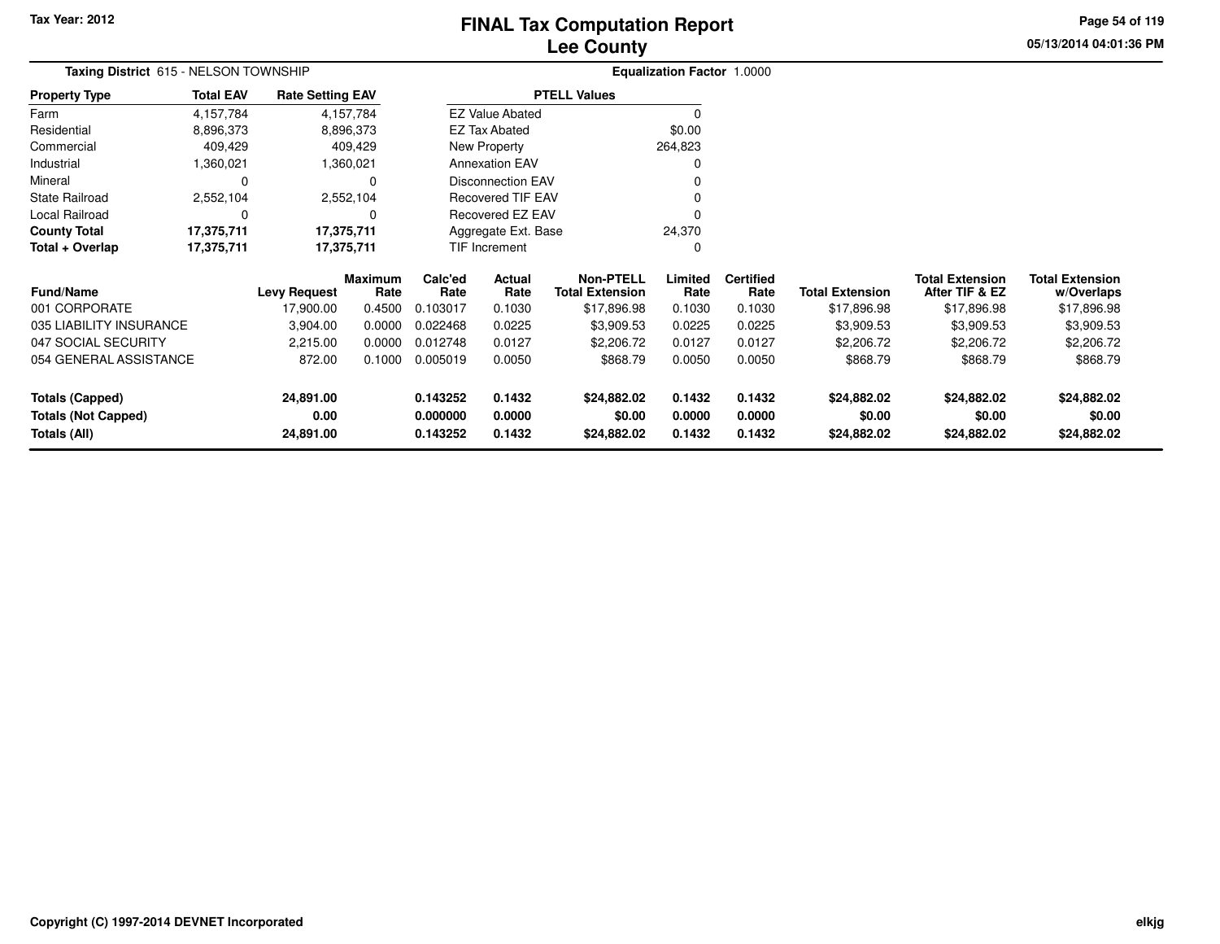Tax Year: 2012

# FINAL Tax Computation Report
## Lee County

05/13/2014 04:01:36 PM

**Taxing District** 615 - NELSON TOWNSHIP

**Equalization Factor** 1.0000

| Property Type | Total EAV | Rate Setting EAV |
|---|---|---|
| Farm | 4,157,784 | 4,157,784 |
| Residential | 8,896,373 | 8,896,373 |
| Commercial | 409,429 | 409,429 |
| Industrial | 1,360,021 | 1,360,021 |
| Mineral | 0 | 0 |
| State Railroad | 2,552,104 | 2,552,104 |
| Local Railroad | 0 | 0 |
| **County Total** | **17,375,711** | **17,375,711** |
| **Total + Overlap** | **17,375,711** | **17,375,711** |

| PTELL Values | |
|---|---|
| EZ Value Abated | 0 |
| EZ Tax Abated | $0.00 |
| New Property | 264,823 |
| Annexation EAV | 0 |
| Disconnection EAV | 0 |
| Recovered TIF EAV | 0 |
| Recovered EZ EAV | 0 |
| Aggregate Ext. Base | 24,370 |
| TIF Increment | 0 |

| Fund/Name | Levy Request | Maximum Rate | Calc'ed Rate | Actual Rate | Non-PTELL Total Extension | Limited Rate | Certified Rate | Total Extension | Total Extension After TIF & EZ | Total Extension w/Overlaps |
|---|---|---|---|---|---|---|---|---|---|---|
| 001 CORPORATE | 17,900.00 | 0.4500 | 0.103017 | 0.1030 | $17,896.98 | 0.1030 | 0.1030 | $17,896.98 | $17,896.98 | $17,896.98 |
| 035 LIABILITY INSURANCE | 3,904.00 | 0.0000 | 0.022468 | 0.0225 | $3,909.53 | 0.0225 | 0.0225 | $3,909.53 | $3,909.53 | $3,909.53 |
| 047 SOCIAL SECURITY | 2,215.00 | 0.0000 | 0.012748 | 0.0127 | $2,206.72 | 0.0127 | 0.0127 | $2,206.72 | $2,206.72 | $2,206.72 |
| 054 GENERAL ASSISTANCE | 872.00 | 0.1000 | 0.005019 | 0.0050 | $868.79 | 0.0050 | 0.0050 | $868.79 | $868.79 | $868.79 |
| **Totals (Capped)** | **24,891.00** | | **0.143252** | **0.1432** | **$24,882.02** | **0.1432** | **0.1432** | **$24,882.02** | **$24,882.02** | **$24,882.02** |
| **Totals (Not Capped)** | **0.00** | | **0.000000** | **0.0000** | **$0.00** | **0.0000** | **0.0000** | **$0.00** | **$0.00** | **$0.00** |
| **Totals (All)** | **24,891.00** | | **0.143252** | **0.1432** | **$24,882.02** | **0.1432** | **0.1432** | **$24,882.02** | **$24,882.02** | **$24,882.02** |

Copyright (C) 1997-2014 DEVNET Incorporated

elkjg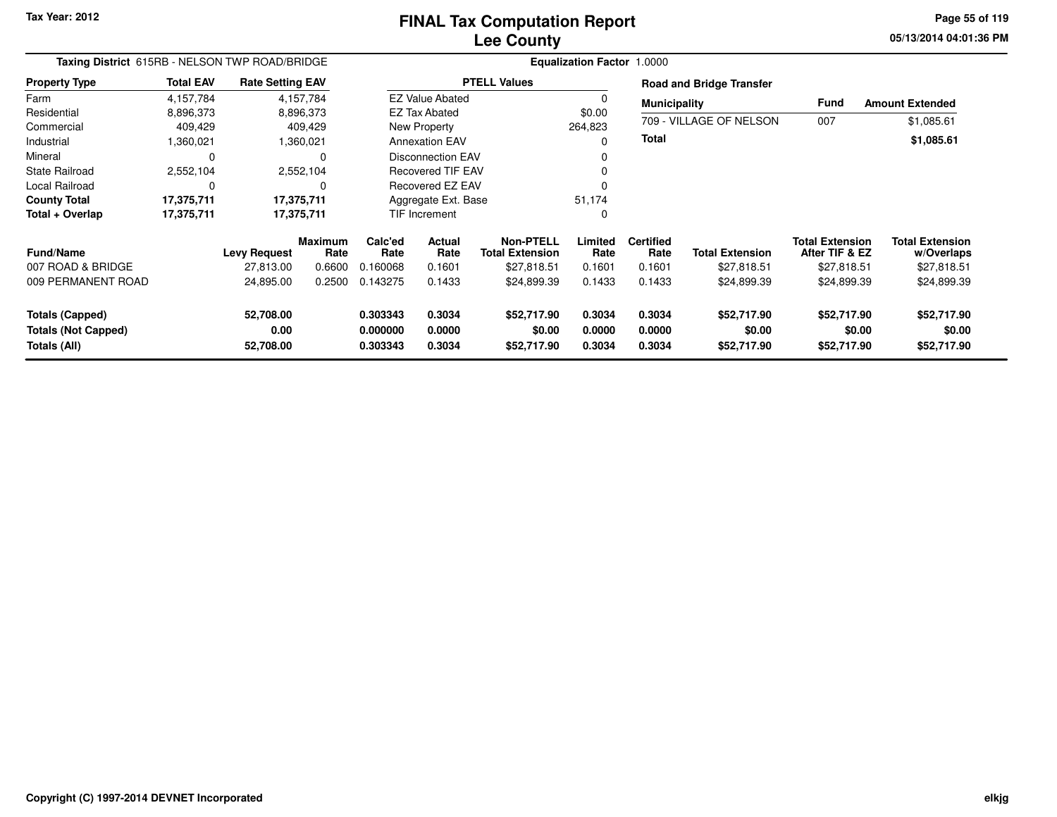# FINAL Tax Computation Report
## Lee County

Tax Year: 2012

**Taxing District** 615RB - NELSON TWP ROAD/BRIDGE

**Equalization Factor** 1.0000

| Property Type | Total EAV | Rate Setting EAV |
|---|---|---|
| Farm | 4,157,784 | 4,157,784 |
| Residential | 8,896,373 | 8,896,373 |
| Commercial | 409,429 | 409,429 |
| Industrial | 1,360,021 | 1,360,021 |
| Mineral | 0 | 0 |
| State Railroad | 2,552,104 | 2,552,104 |
| Local Railroad | 0 | 0 |
| **County Total** | **17,375,711** | **17,375,711** |
| **Total + Overlap** | **17,375,711** | **17,375,711** |

| PTELL Values | |
|---|---|
| EZ Value Abated | 0 |
| EZ Tax Abated | $0.00 |
| New Property | 264,823 |
| Annexation EAV | 0 |
| Disconnection EAV | 0 |
| Recovered TIF EAV | 0 |
| Recovered EZ EAV | 0 |
| Aggregate Ext. Base | 51,174 |
| TIF Increment | 0 |

**Road and Bridge Transfer**

| Municipality | Fund | Amount Extended |
|---|---|---|
| 709 - VILLAGE OF NELSON | 007 | $1,085.61 |
| **Total** | | **$1,085.61** |

| Fund/Name | Levy Request | Maximum Rate | Calc'ed Rate | Actual Rate | Non-PTELL Total Extension | Limited Rate | Certified Rate | Total Extension | Total Extension After TIF & EZ | Total Extension w/Overlaps |
|---|---|---|---|---|---|---|---|---|---|---|
| 007 ROAD & BRIDGE | 27,813.00 | 0.6600 | 0.160068 | 0.1601 | $27,818.51 | 0.1601 | 0.1601 | $27,818.51 | $27,818.51 | $27,818.51 |
| 009 PERMANENT ROAD | 24,895.00 | 0.2500 | 0.143275 | 0.1433 | $24,899.39 | 0.1433 | 0.1433 | $24,899.39 | $24,899.39 | $24,899.39 |
| **Totals (Capped)** | **52,708.00** | | **0.303343** | **0.3034** | **$52,717.90** | **0.3034** | **0.3034** | **$52,717.90** | **$52,717.90** | **$52,717.90** |
| **Totals (Not Capped)** | **0.00** | | **0.000000** | **0.0000** | **$0.00** | **0.0000** | **0.0000** | **$0.00** | **$0.00** | **$0.00** |
| **Totals (All)** | **52,708.00** | | **0.303343** | **0.3034** | **$52,717.90** | **0.3034** | **0.3034** | **$52,717.90** | **$52,717.90** | **$52,717.90** |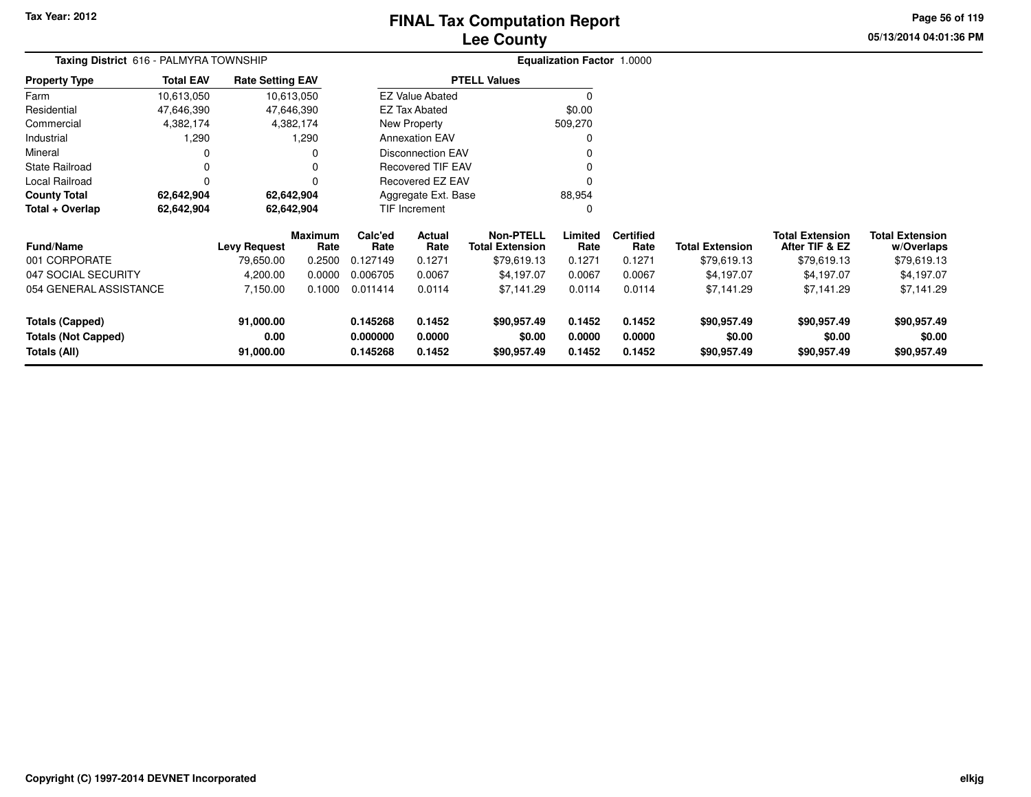Tax Year: 2012

# FINAL Tax Computation Report
# Lee County

05/13/2014 04:01:36 PM

**Taxing District** 616 - PALMYRA TOWNSHIP

**Equalization Factor** 1.0000

| Property Type | Total EAV | Rate Setting EAV |
|---|---|---|
| Farm | 10,613,050 | 10,613,050 |
| Residential | 47,646,390 | 47,646,390 |
| Commercial | 4,382,174 | 4,382,174 |
| Industrial | 1,290 | 1,290 |
| Mineral | 0 | 0 |
| State Railroad | 0 | 0 |
| Local Railroad | 0 | 0 |
| **County Total** | **62,642,904** | **62,642,904** |
| **Total + Overlap** | **62,642,904** | **62,642,904** |

| PTELL Values | |
|---|---|
| EZ Value Abated | 0 |
| EZ Tax Abated | $0.00 |
| New Property | 509,270 |
| Annexation EAV | 0 |
| Disconnection EAV | 0 |
| Recovered TIF EAV | 0 |
| Recovered EZ EAV | 0 |
| Aggregate Ext. Base | 88,954 |
| TIF Increment | 0 |

| Fund/Name | Levy Request | Maximum Rate | Calc'ed Rate | Actual Rate | Non-PTELL Total Extension | Limited Rate | Certified Rate | Total Extension | Total Extension After TIF & EZ | Total Extension w/Overlaps |
|---|---|---|---|---|---|---|---|---|---|---|
| 001 CORPORATE | 79,650.00 | 0.2500 | 0.127149 | 0.1271 | $79,619.13 | 0.1271 | 0.1271 | $79,619.13 | $79,619.13 | $79,619.13 |
| 047 SOCIAL SECURITY | 4,200.00 | 0.0000 | 0.006705 | 0.0067 | $4,197.07 | 0.0067 | 0.0067 | $4,197.07 | $4,197.07 | $4,197.07 |
| 054 GENERAL ASSISTANCE | 7,150.00 | 0.1000 | 0.011414 | 0.0114 | $7,141.29 | 0.0114 | 0.0114 | $7,141.29 | $7,141.29 | $7,141.29 |
| **Totals (Capped)** | **91,000.00** | | **0.145268** | **0.1452** | **$90,957.49** | **0.1452** | **0.1452** | **$90,957.49** | **$90,957.49** | **$90,957.49** |
| **Totals (Not Capped)** | **0.00** | | **0.000000** | **0.0000** | **$0.00** | **0.0000** | **0.0000** | **$0.00** | **$0.00** | **$0.00** |
| **Totals (All)** | **91,000.00** | | **0.145268** | **0.1452** | **$90,957.49** | **0.1452** | **0.1452** | **$90,957.49** | **$90,957.49** | **$90,957.49** |

Copyright (C) 1997-2014 DEVNET Incorporated

elkjg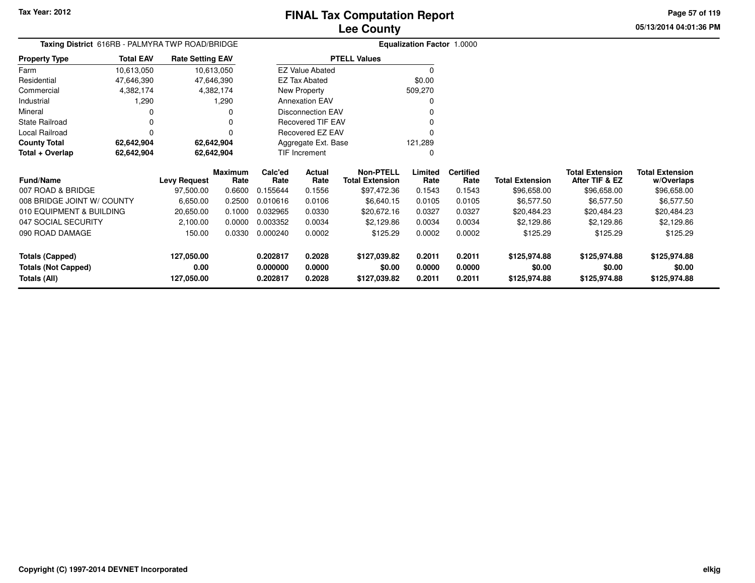# FINAL Tax Computation Report
# Lee County

Tax Year: 2012

**Taxing District** 616RB - PALMYRA TWP ROAD/BRIDGE

**Equalization Factor** 1.0000

| Property Type | Total EAV | Rate Setting EAV |
|---|---|---|
| Farm | 10,613,050 | 10,613,050 |
| Residential | 47,646,390 | 47,646,390 |
| Commercial | 4,382,174 | 4,382,174 |
| Industrial | 1,290 | 1,290 |
| Mineral | 0 | 0 |
| State Railroad | 0 | 0 |
| Local Railroad | 0 | 0 |
| **County Total** | **62,642,904** | **62,642,904** |
| **Total + Overlap** | **62,642,904** | **62,642,904** |

| PTELL Values | |
|---|---|
| EZ Value Abated | 0 |
| EZ Tax Abated | $0.00 |
| New Property | 509,270 |
| Annexation EAV | 0 |
| Disconnection EAV | 0 |
| Recovered TIF EAV | 0 |
| Recovered EZ EAV | 0 |
| Aggregate Ext. Base | 121,289 |
| TIF Increment | 0 |

| Fund/Name | Levy Request | Maximum Rate | Calc'ed Rate | Actual Rate | Non-PTELL Total Extension | Limited Rate | Certified Rate | Total Extension | Total Extension After TIF & EZ | Total Extension w/Overlaps |
|---|---|---|---|---|---|---|---|---|---|---|
| 007 ROAD & BRIDGE | 97,500.00 | 0.6600 | 0.155644 | 0.1556 | $97,472.36 | 0.1543 | 0.1543 | $96,658.00 | $96,658.00 | $96,658.00 |
| 008 BRIDGE JOINT W/ COUNTY | 6,650.00 | 0.2500 | 0.010616 | 0.0106 | $6,640.15 | 0.0105 | 0.0105 | $6,577.50 | $6,577.50 | $6,577.50 |
| 010 EQUIPMENT & BUILDING | 20,650.00 | 0.1000 | 0.032965 | 0.0330 | $20,672.16 | 0.0327 | 0.0327 | $20,484.23 | $20,484.23 | $20,484.23 |
| 047 SOCIAL SECURITY | 2,100.00 | 0.0000 | 0.003352 | 0.0034 | $2,129.86 | 0.0034 | 0.0034 | $2,129.86 | $2,129.86 | $2,129.86 |
| 090 ROAD DAMAGE | 150.00 | 0.0330 | 0.000240 | 0.0002 | $125.29 | 0.0002 | 0.0002 | $125.29 | $125.29 | $125.29 |
| **Totals (Capped)** | **127,050.00** | | **0.202817** | **0.2028** | **$127,039.82** | **0.2011** | **0.2011** | **$125,974.88** | **$125,974.88** | **$125,974.88** |
| **Totals (Not Capped)** | **0.00** | | **0.000000** | **0.0000** | **$0.00** | **0.0000** | **0.0000** | **$0.00** | **$0.00** | **$0.00** |
| **Totals (All)** | **127,050.00** | | **0.202817** | **0.2028** | **$127,039.82** | **0.2011** | **0.2011** | **$125,974.88** | **$125,974.88** | **$125,974.88** |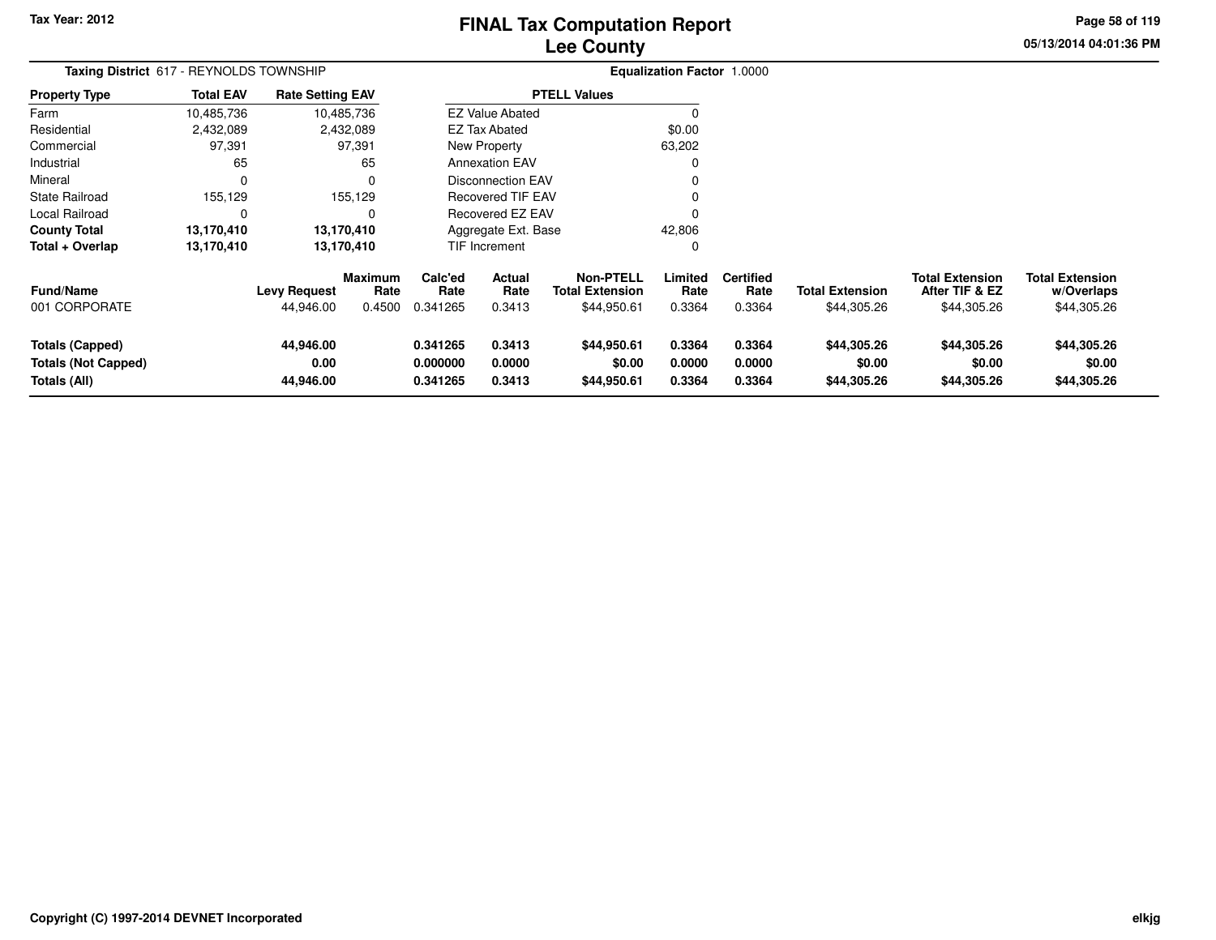Tax Year: 2012

# FINAL Tax Computation Report
## Lee County

05/13/2014 04:01:36 PM

**Taxing District** 617 - REYNOLDS TOWNSHIP

**Equalization Factor** 1.0000

| Property Type | Total EAV | Rate Setting EAV |
|---|---|---|
| Farm | 10,485,736 | 10,485,736 |
| Residential | 2,432,089 | 2,432,089 |
| Commercial | 97,391 | 97,391 |
| Industrial | 65 | 65 |
| Mineral | 0 | 0 |
| State Railroad | 155,129 | 155,129 |
| Local Railroad | 0 | 0 |
| **County Total** | **13,170,410** | **13,170,410** |
| **Total + Overlap** | **13,170,410** | **13,170,410** |

| PTELL Values | |
|---|---|
| EZ Value Abated | 0 |
| EZ Tax Abated | $0.00 |
| New Property | 63,202 |
| Annexation EAV | 0 |
| Disconnection EAV | 0 |
| Recovered TIF EAV | 0 |
| Recovered EZ EAV | 0 |
| Aggregate Ext. Base | 42,806 |
| TIF Increment | 0 |

| Fund/Name | Levy Request | Maximum Rate | Calc'ed Rate | Actual Rate | Non-PTELL Total Extension | Limited Rate | Certified Rate | Total Extension | Total Extension After TIF & EZ | Total Extension w/Overlaps |
|---|---|---|---|---|---|---|---|---|---|---|
| 001 CORPORATE | 44,946.00 | 0.4500 | 0.341265 | 0.3413 | $44,950.61 | 0.3364 | 0.3364 | $44,305.26 | $44,305.26 | $44,305.26 |
| **Totals (Capped)** | **44,946.00** | | **0.341265** | **0.3413** | **$44,950.61** | **0.3364** | **0.3364** | **$44,305.26** | **$44,305.26** | **$44,305.26** |
| **Totals (Not Capped)** | **0.00** | | **0.000000** | **0.0000** | **$0.00** | **0.0000** | **0.0000** | **$0.00** | **$0.00** | **$0.00** |
| **Totals (All)** | **44,946.00** | | **0.341265** | **0.3413** | **$44,950.61** | **0.3364** | **0.3364** | **$44,305.26** | **$44,305.26** | **$44,305.26** |

Copyright (C) 1997-2014 DEVNET Incorporated

elkjg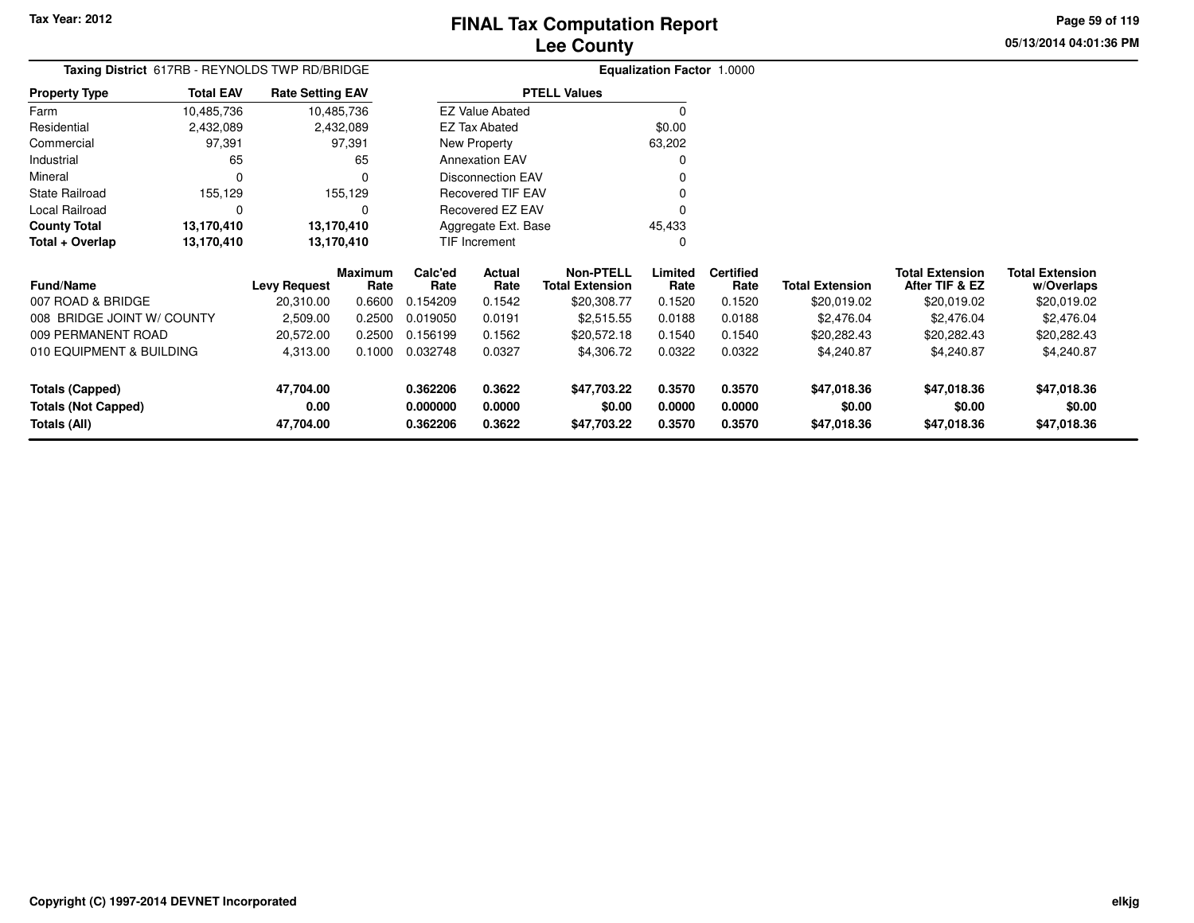Tax Year: 2012

# FINAL Tax Computation Report
## Lee County

05/13/2014 04:01:36 PM

**Taxing District** 617RB - REYNOLDS TWP RD/BRIDGE

**Equalization Factor** 1.0000

| Property Type | Total EAV | Rate Setting EAV |
|---|---|---|
| Farm | 10,485,736 | 10,485,736 |
| Residential | 2,432,089 | 2,432,089 |
| Commercial | 97,391 | 97,391 |
| Industrial | 65 | 65 |
| Mineral | 0 | 0 |
| State Railroad | 155,129 | 155,129 |
| Local Railroad | 0 | 0 |
| **County Total** | **13,170,410** | **13,170,410** |
| **Total + Overlap** | **13,170,410** | **13,170,410** |

| PTELL Values | |
|---|---|
| EZ Value Abated | 0 |
| EZ Tax Abated | $0.00 |
| New Property | 63,202 |
| Annexation EAV | 0 |
| Disconnection EAV | 0 |
| Recovered TIF EAV | 0 |
| Recovered EZ EAV | 0 |
| Aggregate Ext. Base | 45,433 |
| TIF Increment | 0 |

| Fund/Name | Levy Request | Maximum Rate | Calc'ed Rate | Actual Rate | Non-PTELL Total Extension | Limited Rate | Certified Rate | Total Extension | Total Extension After TIF & EZ | Total Extension w/Overlaps |
|---|---|---|---|---|---|---|---|---|---|---|
| 007 ROAD & BRIDGE | 20,310.00 | 0.6600 | 0.154209 | 0.1542 | $20,308.77 | 0.1520 | 0.1520 | $20,019.02 | $20,019.02 | $20,019.02 |
| 008 BRIDGE JOINT W/ COUNTY | 2,509.00 | 0.2500 | 0.019050 | 0.0191 | $2,515.55 | 0.0188 | 0.0188 | $2,476.04 | $2,476.04 | $2,476.04 |
| 009 PERMANENT ROAD | 20,572.00 | 0.2500 | 0.156199 | 0.1562 | $20,572.18 | 0.1540 | 0.1540 | $20,282.43 | $20,282.43 | $20,282.43 |
| 010 EQUIPMENT & BUILDING | 4,313.00 | 0.1000 | 0.032748 | 0.0327 | $4,306.72 | 0.0322 | 0.0322 | $4,240.87 | $4,240.87 | $4,240.87 |
| **Totals (Capped)** | **47,704.00** | | **0.362206** | **0.3622** | **$47,703.22** | **0.3570** | **0.3570** | **$47,018.36** | **$47,018.36** | **$47,018.36** |
| **Totals (Not Capped)** | **0.00** | | **0.000000** | **0.0000** | **$0.00** | **0.0000** | **0.0000** | **$0.00** | **$0.00** | **$0.00** |
| **Totals (All)** | **47,704.00** | | **0.362206** | **0.3622** | **$47,703.22** | **0.3570** | **0.3570** | **$47,018.36** | **$47,018.36** | **$47,018.36** |

Copyright (C) 1997-2014 DEVNET Incorporated

elkjg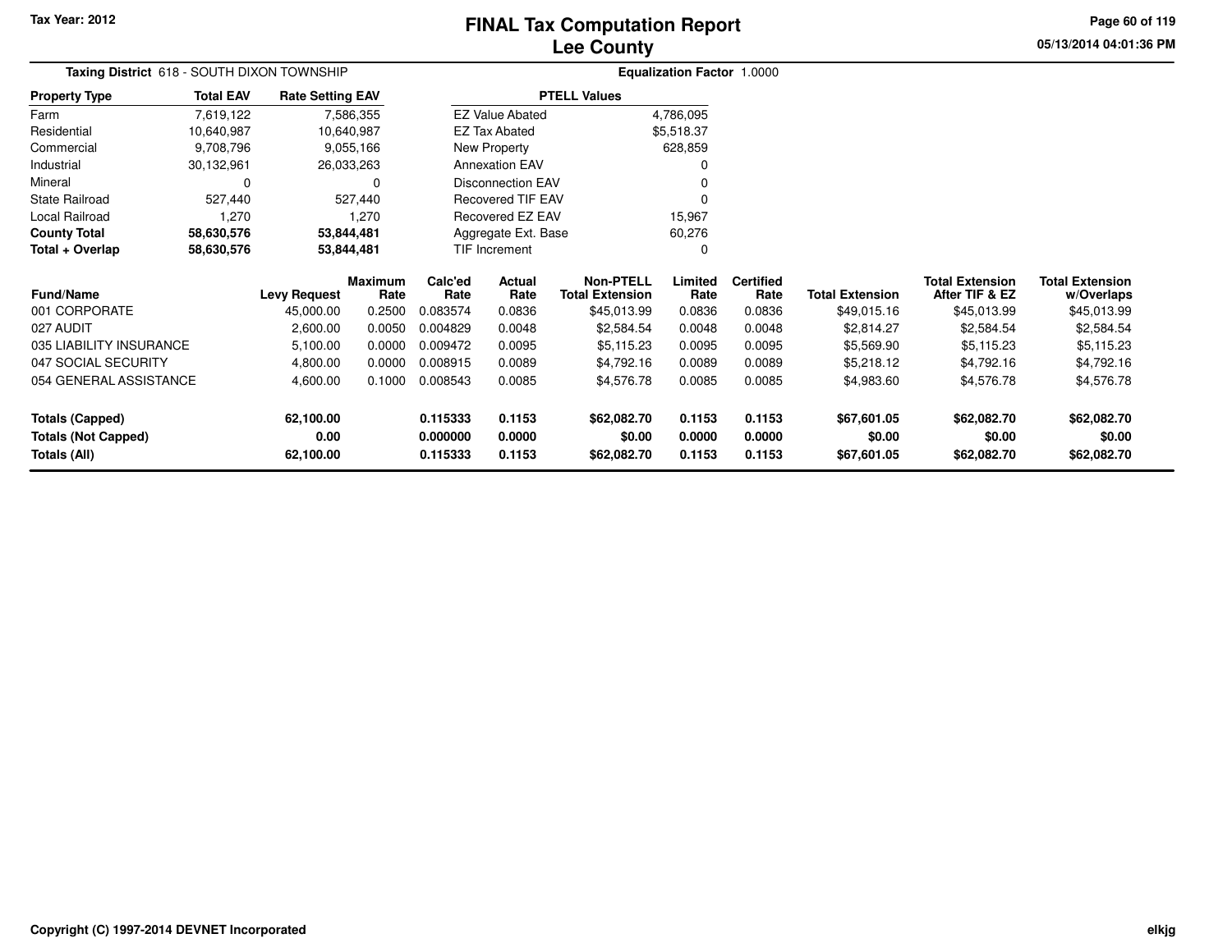Tax Year: 2012

# FINAL Tax Computation Report
## Lee County

05/13/2014 04:01:36 PM

**Taxing District** 618 - SOUTH DIXON TOWNSHIP

**Equalization Factor** 1.0000

| Property Type | Total EAV | Rate Setting EAV |
|---|---|---|
| Farm | 7,619,122 | 7,586,355 |
| Residential | 10,640,987 | 10,640,987 |
| Commercial | 9,708,796 | 9,055,166 |
| Industrial | 30,132,961 | 26,033,263 |
| Mineral | 0 | 0 |
| State Railroad | 527,440 | 527,440 |
| Local Railroad | 1,270 | 1,270 |
| **County Total** | **58,630,576** | **53,844,481** |
| **Total + Overlap** | **58,630,576** | **53,844,481** |

| PTELL Values | |
|---|---|
| EZ Value Abated | 4,786,095 |
| EZ Tax Abated | $5,518.37 |
| New Property | 628,859 |
| Annexation EAV | 0 |
| Disconnection EAV | 0 |
| Recovered TIF EAV | 0 |
| Recovered EZ EAV | 15,967 |
| Aggregate Ext. Base | 60,276 |
| TIF Increment | 0 |

| Fund/Name | Levy Request | Maximum Rate | Calc'ed Rate | Actual Rate | Non-PTELL Total Extension | Limited Rate | Certified Rate | Total Extension | Total Extension After TIF & EZ | Total Extension w/Overlaps |
|---|---|---|---|---|---|---|---|---|---|---|
| 001 CORPORATE | 45,000.00 | 0.2500 | 0.083574 | 0.0836 | $45,013.99 | 0.0836 | 0.0836 | $49,015.16 | $45,013.99 | $45,013.99 |
| 027 AUDIT | 2,600.00 | 0.0050 | 0.004829 | 0.0048 | $2,584.54 | 0.0048 | 0.0048 | $2,814.27 | $2,584.54 | $2,584.54 |
| 035 LIABILITY INSURANCE | 5,100.00 | 0.0000 | 0.009472 | 0.0095 | $5,115.23 | 0.0095 | 0.0095 | $5,569.90 | $5,115.23 | $5,115.23 |
| 047 SOCIAL SECURITY | 4,800.00 | 0.0000 | 0.008915 | 0.0089 | $4,792.16 | 0.0089 | 0.0089 | $5,218.12 | $4,792.16 | $4,792.16 |
| 054 GENERAL ASSISTANCE | 4,600.00 | 0.1000 | 0.008543 | 0.0085 | $4,576.78 | 0.0085 | 0.0085 | $4,983.60 | $4,576.78 | $4,576.78 |
| **Totals (Capped)** | **62,100.00** | | **0.115333** | **0.1153** | **$62,082.70** | **0.1153** | **0.1153** | **$67,601.05** | **$62,082.70** | **$62,082.70** |
| **Totals (Not Capped)** | **0.00** | | **0.000000** | **0.0000** | **$0.00** | **0.0000** | **0.0000** | **$0.00** | **$0.00** | **$0.00** |
| **Totals (All)** | **62,100.00** | | **0.115333** | **0.1153** | **$62,082.70** | **0.1153** | **0.1153** | **$67,601.05** | **$62,082.70** | **$62,082.70** |

Copyright (C) 1997-2014 DEVNET Incorporated

elkjg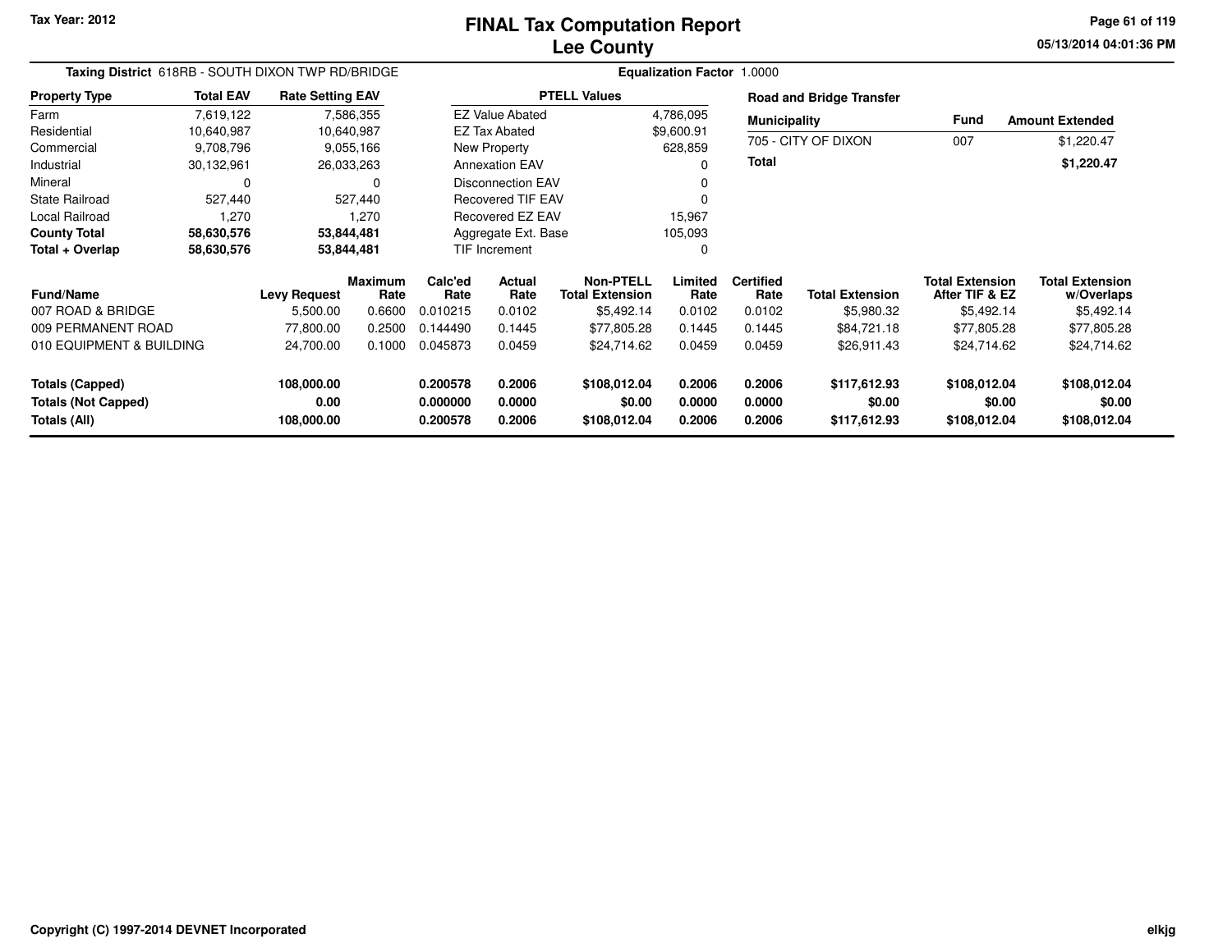# FINAL Tax Computation Report
# Lee County

Tax Year: 2012

**Taxing District** 618RB - SOUTH DIXON TWP RD/BRIDGE

**Equalization Factor** 1.0000

| Property Type | Total EAV | Rate Setting EAV |
|---|---|---|
| Farm | 7,619,122 | 7,586,355 |
| Residential | 10,640,987 | 10,640,987 |
| Commercial | 9,708,796 | 9,055,166 |
| Industrial | 30,132,961 | 26,033,263 |
| Mineral | 0 | 0 |
| State Railroad | 527,440 | 527,440 |
| Local Railroad | 1,270 | 1,270 |
| **County Total** | **58,630,576** | **53,844,481** |
| **Total + Overlap** | **58,630,576** | **53,844,481** |

| PTELL Values | |
|---|---|
| EZ Value Abated | 4,786,095 |
| EZ Tax Abated | $9,600.91 |
| New Property | 628,859 |
| Annexation EAV | 0 |
| Disconnection EAV | 0 |
| Recovered TIF EAV | 0 |
| Recovered EZ EAV | 15,967 |
| Aggregate Ext. Base | 105,093 |
| TIF Increment | 0 |

**Road and Bridge Transfer**

| Municipality | Fund | Amount Extended |
|---|---|---|
| 705 - CITY OF DIXON | 007 | $1,220.47 |
| **Total** | | **$1,220.47** |

| Fund/Name | Levy Request | Maximum Rate | Calc'ed Rate | Actual Rate | Non-PTELL Total Extension | Limited Rate | Certified Rate | Total Extension | Total Extension After TIF & EZ | Total Extension w/Overlaps |
|---|---|---|---|---|---|---|---|---|---|---|
| 007 ROAD & BRIDGE | 5,500.00 | 0.6600 | 0.010215 | 0.0102 | $5,492.14 | 0.0102 | 0.0102 | $5,980.32 | $5,492.14 | $5,492.14 |
| 009 PERMANENT ROAD | 77,800.00 | 0.2500 | 0.144490 | 0.1445 | $77,805.28 | 0.1445 | 0.1445 | $84,721.18 | $77,805.28 | $77,805.28 |
| 010 EQUIPMENT & BUILDING | 24,700.00 | 0.1000 | 0.045873 | 0.0459 | $24,714.62 | 0.0459 | 0.0459 | $26,911.43 | $24,714.62 | $24,714.62 |
| **Totals (Capped)** | **108,000.00** | | **0.200578** | **0.2006** | **$108,012.04** | **0.2006** | **0.2006** | **$117,612.93** | **$108,012.04** | **$108,012.04** |
| **Totals (Not Capped)** | **0.00** | | **0.000000** | **0.0000** | **$0.00** | **0.0000** | **0.0000** | **$0.00** | **$0.00** | **$0.00** |
| **Totals (All)** | **108,000.00** | | **0.200578** | **0.2006** | **$108,012.04** | **0.2006** | **0.2006** | **$117,612.93** | **$108,012.04** | **$108,012.04** |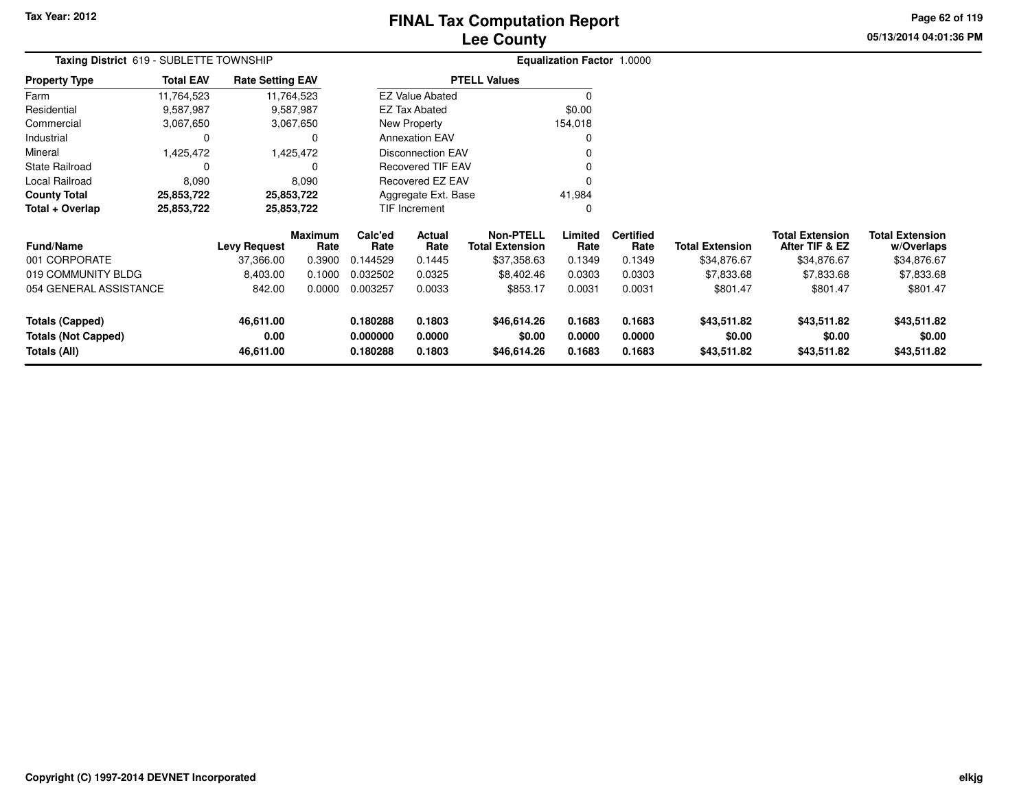# FINAL Tax Computation Report
# Lee County

Tax Year: 2012

05/13/2014 04:01:36 PM

**Taxing District** 619 - SUBLETTE TOWNSHIP

**Equalization Factor** 1.0000

| Property Type | Total EAV | Rate Setting EAV |
|---|---|---|
| Farm | 11,764,523 | 11,764,523 |
| Residential | 9,587,987 | 9,587,987 |
| Commercial | 3,067,650 | 3,067,650 |
| Industrial | 0 | 0 |
| Mineral | 1,425,472 | 1,425,472 |
| State Railroad | 0 | 0 |
| Local Railroad | 8,090 | 8,090 |
| **County Total** | **25,853,722** | **25,853,722** |
| **Total + Overlap** | **25,853,722** | **25,853,722** |

| PTELL Values | |
|---|---|
| EZ Value Abated | 0 |
| EZ Tax Abated | $0.00 |
| New Property | 154,018 |
| Annexation EAV | 0 |
| Disconnection EAV | 0 |
| Recovered TIF EAV | 0 |
| Recovered EZ EAV | 0 |
| Aggregate Ext. Base | 41,984 |
| TIF Increment | 0 |

| Fund/Name | Levy Request | Maximum Rate | Calc'ed Rate | Actual Rate | Non-PTELL Total Extension | Limited Rate | Certified Rate | Total Extension | Total Extension After TIF & EZ | Total Extension w/Overlaps |
|---|---|---|---|---|---|---|---|---|---|---|
| 001 CORPORATE | 37,366.00 | 0.3900 | 0.144529 | 0.1445 | $37,358.63 | 0.1349 | 0.1349 | $34,876.67 | $34,876.67 | $34,876.67 |
| 019 COMMUNITY BLDG | 8,403.00 | 0.1000 | 0.032502 | 0.0325 | $8,402.46 | 0.0303 | 0.0303 | $7,833.68 | $7,833.68 | $7,833.68 |
| 054 GENERAL ASSISTANCE | 842.00 | 0.0000 | 0.003257 | 0.0033 | $853.17 | 0.0031 | 0.0031 | $801.47 | $801.47 | $801.47 |
| **Totals (Capped)** | **46,611.00** | | **0.180288** | **0.1803** | **$46,614.26** | **0.1683** | **0.1683** | **$43,511.82** | **$43,511.82** | **$43,511.82** |
| **Totals (Not Capped)** | **0.00** | | **0.000000** | **0.0000** | **$0.00** | **0.0000** | **0.0000** | **$0.00** | **$0.00** | **$0.00** |
| **Totals (All)** | **46,611.00** | | **0.180288** | **0.1803** | **$46,614.26** | **0.1683** | **0.1683** | **$43,511.82** | **$43,511.82** | **$43,511.82** |

Copyright (C) 1997-2014 DEVNET Incorporated

elkjg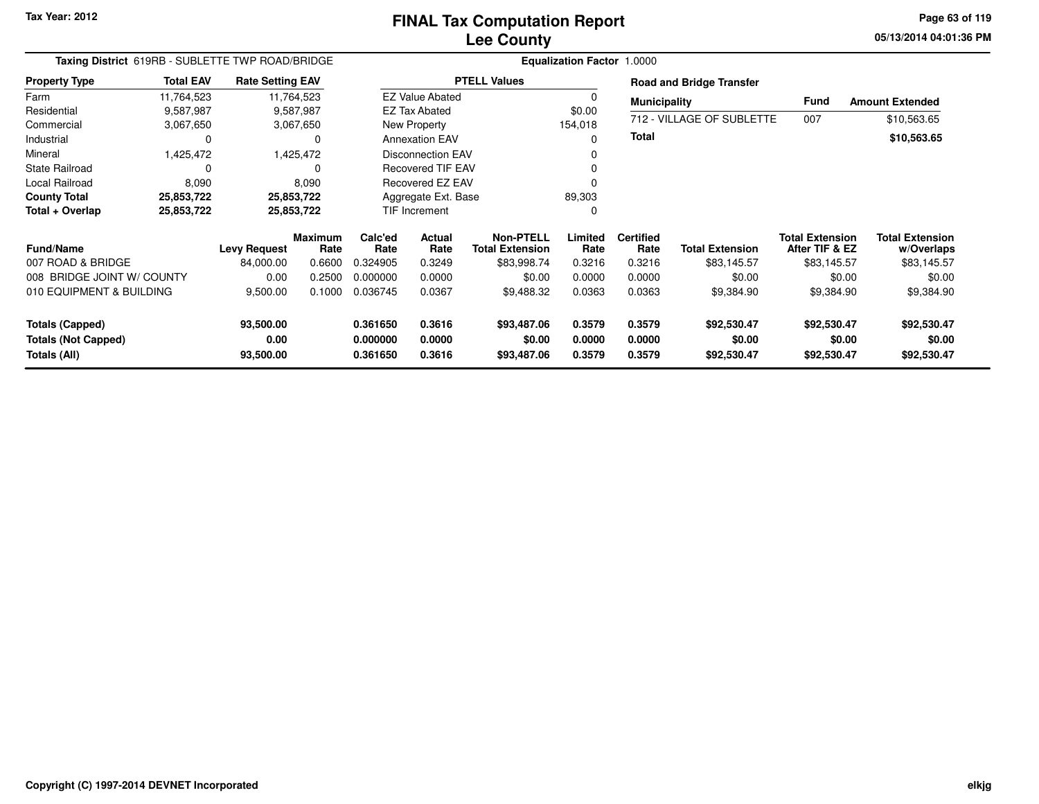# FINAL Tax Computation Report
# Lee County

Tax Year: 2012

**Taxing District** 619RB - SUBLETTE TWP ROAD/BRIDGE

**Equalization Factor** 1.0000

| Property Type | Total EAV | Rate Setting EAV |
|---|---|---|
| Farm | 11,764,523 | 11,764,523 |
| Residential | 9,587,987 | 9,587,987 |
| Commercial | 3,067,650 | 3,067,650 |
| Industrial | 0 | 0 |
| Mineral | 1,425,472 | 1,425,472 |
| State Railroad | 0 | 0 |
| Local Railroad | 8,090 | 8,090 |
| **County Total** | **25,853,722** | **25,853,722** |
| **Total + Overlap** | **25,853,722** | **25,853,722** |

| PTELL Values | |
|---|---|
| EZ Value Abated | 0 |
| EZ Tax Abated | $0.00 |
| New Property | 154,018 |
| Annexation EAV | 0 |
| Disconnection EAV | 0 |
| Recovered TIF EAV | 0 |
| Recovered EZ EAV | 0 |
| Aggregate Ext. Base | 89,303 |
| TIF Increment | 0 |

**Road and Bridge Transfer**

| Municipality | Fund | Amount Extended |
|---|---|---|
| 712 - VILLAGE OF SUBLETTE | 007 | $10,563.65 |
| **Total** | | **$10,563.65** |

| Fund/Name | Levy Request | Maximum Rate | Calc'ed Rate | Actual Rate | Non-PTELL Total Extension | Limited Rate | Certified Rate | Total Extension | Total Extension After TIF & EZ | Total Extension w/Overlaps |
|---|---|---|---|---|---|---|---|---|---|---|
| 007 ROAD & BRIDGE | 84,000.00 | 0.6600 | 0.324905 | 0.3249 | $83,998.74 | 0.3216 | 0.3216 | $83,145.57 | $83,145.57 | $83,145.57 |
| 008 BRIDGE JOINT W/ COUNTY | 0.00 | 0.2500 | 0.000000 | 0.0000 | $0.00 | 0.0000 | 0.0000 | $0.00 | $0.00 | $0.00 |
| 010 EQUIPMENT & BUILDING | 9,500.00 | 0.1000 | 0.036745 | 0.0367 | $9,488.32 | 0.0363 | 0.0363 | $9,384.90 | $9,384.90 | $9,384.90 |
| **Totals (Capped)** | **93,500.00** | | **0.361650** | **0.3616** | **$93,487.06** | **0.3579** | **0.3579** | **$92,530.47** | **$92,530.47** | **$92,530.47** |
| **Totals (Not Capped)** | **0.00** | | **0.000000** | **0.0000** | **$0.00** | **0.0000** | **0.0000** | **$0.00** | **$0.00** | **$0.00** |
| **Totals (All)** | **93,500.00** | | **0.361650** | **0.3616** | **$93,487.06** | **0.3579** | **0.3579** | **$92,530.47** | **$92,530.47** | **$92,530.47** |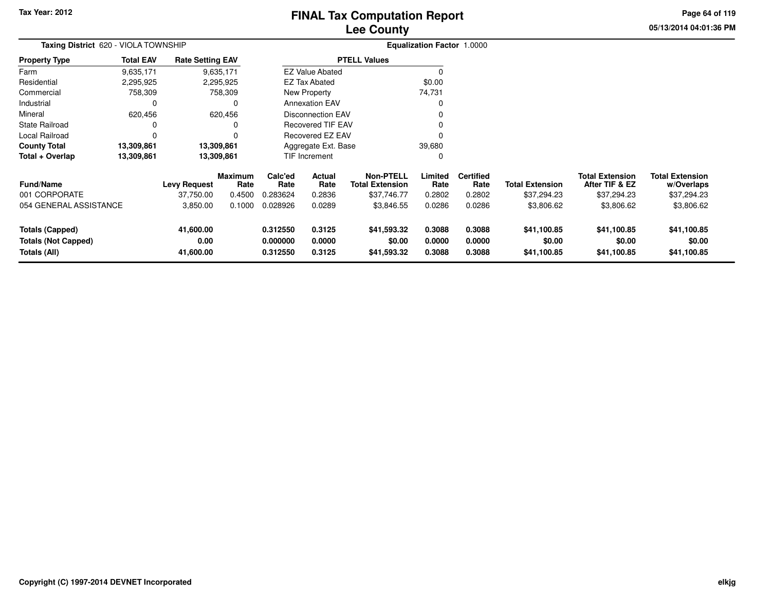# FINAL Tax Computation Report
# Lee County

Tax Year: 2012

05/13/2014 04:01:36 PM

**Taxing District** 620 - VIOLA TOWNSHIP

**Equalization Factor** 1.0000

| Property Type | Total EAV | Rate Setting EAV |
|---|---|---|
| Farm | 9,635,171 | 9,635,171 |
| Residential | 2,295,925 | 2,295,925 |
| Commercial | 758,309 | 758,309 |
| Industrial | 0 | 0 |
| Mineral | 620,456 | 620,456 |
| State Railroad | 0 | 0 |
| Local Railroad | 0 | 0 |
| **County Total** | **13,309,861** | **13,309,861** |
| **Total + Overlap** | **13,309,861** | **13,309,861** |

| PTELL Values | |
|---|---|
| EZ Value Abated | 0 |
| EZ Tax Abated | $0.00 |
| New Property | 74,731 |
| Annexation EAV | 0 |
| Disconnection EAV | 0 |
| Recovered TIF EAV | 0 |
| Recovered EZ EAV | 0 |
| Aggregate Ext. Base | 39,680 |
| TIF Increment | 0 |

| Fund/Name | Levy Request | Maximum Rate | Calc'ed Rate | Actual Rate | Non-PTELL Total Extension | Limited Rate | Certified Rate | Total Extension | Total Extension After TIF & EZ | Total Extension w/Overlaps |
|---|---|---|---|---|---|---|---|---|---|---|
| 001 CORPORATE | 37,750.00 | 0.4500 | 0.283624 | 0.2836 | $37,746.77 | 0.2802 | 0.2802 | $37,294.23 | $37,294.23 | $37,294.23 |
| 054 GENERAL ASSISTANCE | 3,850.00 | 0.1000 | 0.028926 | 0.0289 | $3,846.55 | 0.0286 | 0.0286 | $3,806.62 | $3,806.62 | $3,806.62 |
| **Totals (Capped)** | **41,600.00** | | **0.312550** | **0.3125** | **$41,593.32** | **0.3088** | **0.3088** | **$41,100.85** | **$41,100.85** | **$41,100.85** |
| **Totals (Not Capped)** | **0.00** | | **0.000000** | **0.0000** | **$0.00** | **0.0000** | **0.0000** | **$0.00** | **$0.00** | **$0.00** |
| **Totals (All)** | **41,600.00** | | **0.312550** | **0.3125** | **$41,593.32** | **0.3088** | **0.3088** | **$41,100.85** | **$41,100.85** | **$41,100.85** |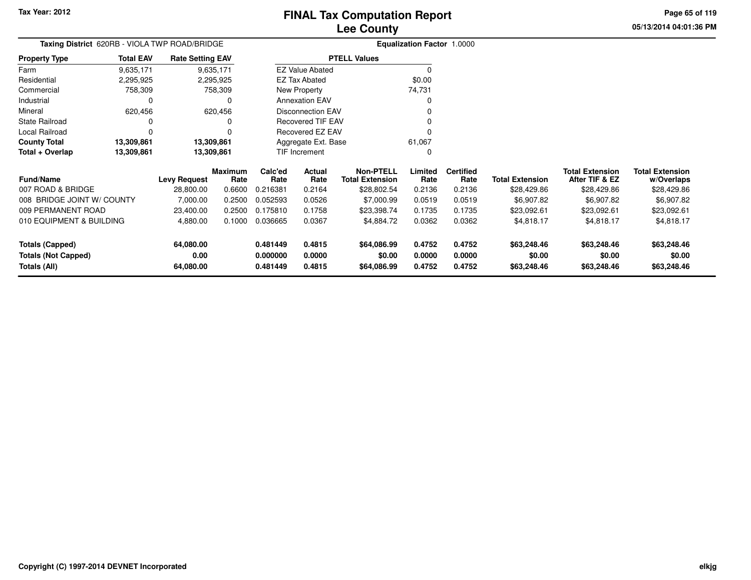Tax Year: 2012

# FINAL Tax Computation Report
## Lee County

05/13/2014 04:01:36 PM

**Taxing District** 620RB - VIOLA TWP ROAD/BRIDGE

**Equalization Factor** 1.0000

| Property Type | Total EAV | Rate Setting EAV |
|---|---|---|
| Farm | 9,635,171 | 9,635,171 |
| Residential | 2,295,925 | 2,295,925 |
| Commercial | 758,309 | 758,309 |
| Industrial | 0 | 0 |
| Mineral | 620,456 | 620,456 |
| State Railroad | 0 | 0 |
| Local Railroad | 0 | 0 |
| **County Total** | **13,309,861** | **13,309,861** |
| **Total + Overlap** | **13,309,861** | **13,309,861** |

| PTELL Values | |
|---|---|
| EZ Value Abated | 0 |
| EZ Tax Abated | $0.00 |
| New Property | 74,731 |
| Annexation EAV | 0 |
| Disconnection EAV | 0 |
| Recovered TIF EAV | 0 |
| Recovered EZ EAV | 0 |
| Aggregate Ext. Base | 61,067 |
| TIF Increment | 0 |

| Fund/Name | Levy Request | Maximum Rate | Calc'ed Rate | Actual Rate | Non-PTELL Total Extension | Limited Rate | Certified Rate | Total Extension | Total Extension After TIF & EZ | Total Extension w/Overlaps |
|---|---|---|---|---|---|---|---|---|---|---|
| 007 ROAD & BRIDGE | 28,800.00 | 0.6600 | 0.216381 | 0.2164 | $28,802.54 | 0.2136 | 0.2136 | $28,429.86 | $28,429.86 | $28,429.86 |
| 008 BRIDGE JOINT W/ COUNTY | 7,000.00 | 0.2500 | 0.052593 | 0.0526 | $7,000.99 | 0.0519 | 0.0519 | $6,907.82 | $6,907.82 | $6,907.82 |
| 009 PERMANENT ROAD | 23,400.00 | 0.2500 | 0.175810 | 0.1758 | $23,398.74 | 0.1735 | 0.1735 | $23,092.61 | $23,092.61 | $23,092.61 |
| 010 EQUIPMENT & BUILDING | 4,880.00 | 0.1000 | 0.036665 | 0.0367 | $4,884.72 | 0.0362 | 0.0362 | $4,818.17 | $4,818.17 | $4,818.17 |
| **Totals (Capped)** | **64,080.00** | | **0.481449** | **0.4815** | **$64,086.99** | **0.4752** | **0.4752** | **$63,248.46** | **$63,248.46** | **$63,248.46** |
| **Totals (Not Capped)** | **0.00** | | **0.000000** | **0.0000** | **$0.00** | **0.0000** | **0.0000** | **$0.00** | **$0.00** | **$0.00** |
| **Totals (All)** | **64,080.00** | | **0.481449** | **0.4815** | **$64,086.99** | **0.4752** | **0.4752** | **$63,248.46** | **$63,248.46** | **$63,248.46** |

Copyright (C) 1997-2014 DEVNET Incorporated

elkjg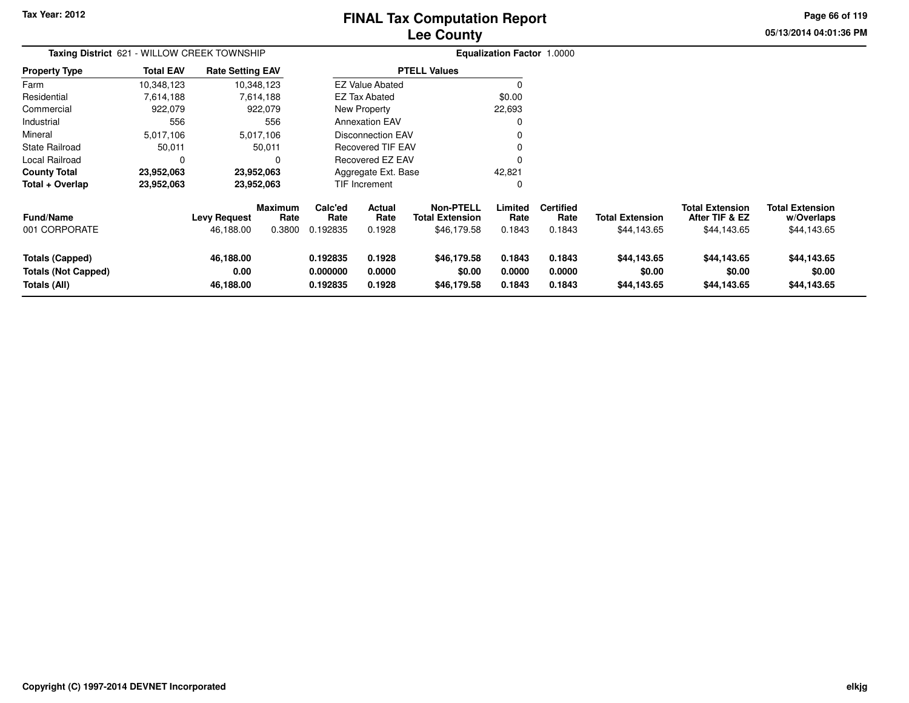# FINAL Tax Computation Report
# Lee County

Tax Year: 2012

05/13/2014 04:01:36 PM

**Taxing District** 621 - WILLOW CREEK TOWNSHIP

**Equalization Factor** 1.0000

| Property Type | Total EAV | Rate Setting EAV |
|---|---|---|
| Farm | 10,348,123 | 10,348,123 |
| Residential | 7,614,188 | 7,614,188 |
| Commercial | 922,079 | 922,079 |
| Industrial | 556 | 556 |
| Mineral | 5,017,106 | 5,017,106 |
| State Railroad | 50,011 | 50,011 |
| Local Railroad | 0 | 0 |
| **County Total** | **23,952,063** | **23,952,063** |
| **Total + Overlap** | **23,952,063** | **23,952,063** |

| PTELL Values | |
|---|---|
| EZ Value Abated | 0 |
| EZ Tax Abated | $0.00 |
| New Property | 22,693 |
| Annexation EAV | 0 |
| Disconnection EAV | 0 |
| Recovered TIF EAV | 0 |
| Recovered EZ EAV | 0 |
| Aggregate Ext. Base | 42,821 |
| TIF Increment | 0 |

| Fund/Name | Levy Request | Maximum Rate | Calc'ed Rate | Actual Rate | Non-PTELL Total Extension | Limited Rate | Certified Rate | Total Extension | Total Extension After TIF & EZ | Total Extension w/Overlaps |
|---|---|---|---|---|---|---|---|---|---|---|
| 001 CORPORATE | 46,188.00 | 0.3800 | 0.192835 | 0.1928 | $46,179.58 | 0.1843 | 0.1843 | $44,143.65 | $44,143.65 | $44,143.65 |
| **Totals (Capped)** | **46,188.00** | | **0.192835** | **0.1928** | **$46,179.58** | **0.1843** | **0.1843** | **$44,143.65** | **$44,143.65** | **$44,143.65** |
| **Totals (Not Capped)** | **0.00** | | **0.000000** | **0.0000** | **$0.00** | **0.0000** | **0.0000** | **$0.00** | **$0.00** | **$0.00** |
| **Totals (All)** | **46,188.00** | | **0.192835** | **0.1928** | **$46,179.58** | **0.1843** | **0.1843** | **$44,143.65** | **$44,143.65** | **$44,143.65** |

Copyright (C) 1997-2014 DEVNET Incorporated

elkjg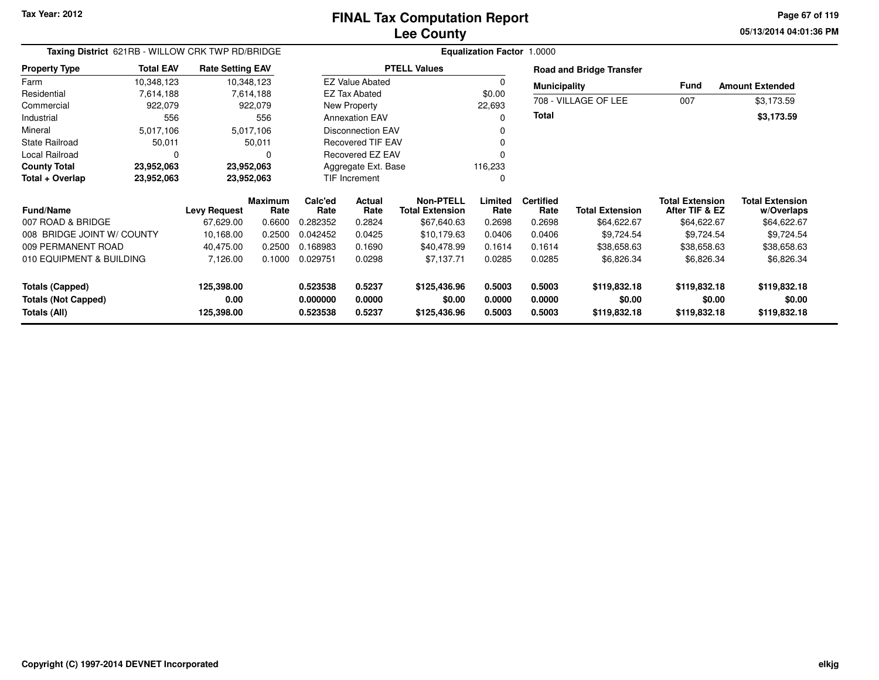Tax Year: 2012

# FINAL Tax Computation Report
## Lee County

05/13/2014 04:01:36 PM

**Taxing District** 621RB - WILLOW CRK TWP RD/BRIDGE

**Equalization Factor** 1.0000

| Property Type | Total EAV | Rate Setting EAV |
|---|---|---|
| Farm | 10,348,123 | 10,348,123 |
| Residential | 7,614,188 | 7,614,188 |
| Commercial | 922,079 | 922,079 |
| Industrial | 556 | 556 |
| Mineral | 5,017,106 | 5,017,106 |
| State Railroad | 50,011 | 50,011 |
| Local Railroad | 0 | 0 |
| **County Total** | **23,952,063** | **23,952,063** |
| **Total + Overlap** | **23,952,063** | **23,952,063** |

| PTELL Values | |
|---|---|
| EZ Value Abated | 0 |
| EZ Tax Abated | $0.00 |
| New Property | 22,693 |
| Annexation EAV | 0 |
| Disconnection EAV | 0 |
| Recovered TIF EAV | 0 |
| Recovered EZ EAV | 0 |
| Aggregate Ext. Base | 116,233 |
| TIF Increment | 0 |

**Road and Bridge Transfer**

| Municipality | Fund | Amount Extended |
|---|---|---|
| 708 - VILLAGE OF LEE | 007 | $3,173.59 |
| **Total** | | **$3,173.59** |

| Fund/Name | Levy Request | Maximum Rate | Calc'ed Rate | Actual Rate | Non-PTELL Total Extension | Limited Rate | Certified Rate | Total Extension | Total Extension After TIF & EZ | Total Extension w/Overlaps |
|---|---|---|---|---|---|---|---|---|---|---|
| 007 ROAD & BRIDGE | 67,629.00 | 0.6600 | 0.282352 | 0.2824 | $67,640.63 | 0.2698 | 0.2698 | $64,622.67 | $64,622.67 | $64,622.67 |
| 008 BRIDGE JOINT W/ COUNTY | 10,168.00 | 0.2500 | 0.042452 | 0.0425 | $10,179.63 | 0.0406 | 0.0406 | $9,724.54 | $9,724.54 | $9,724.54 |
| 009 PERMANENT ROAD | 40,475.00 | 0.2500 | 0.168983 | 0.1690 | $40,478.99 | 0.1614 | 0.1614 | $38,658.63 | $38,658.63 | $38,658.63 |
| 010 EQUIPMENT & BUILDING | 7,126.00 | 0.1000 | 0.029751 | 0.0298 | $7,137.71 | 0.0285 | 0.0285 | $6,826.34 | $6,826.34 | $6,826.34 |
| **Totals (Capped)** | **125,398.00** | | **0.523538** | **0.5237** | **$125,436.96** | **0.5003** | **0.5003** | **$119,832.18** | **$119,832.18** | **$119,832.18** |
| **Totals (Not Capped)** | **0.00** | | **0.000000** | **0.0000** | **$0.00** | **0.0000** | **0.0000** | **$0.00** | **$0.00** | **$0.00** |
| **Totals (All)** | **125,398.00** | | **0.523538** | **0.5237** | **$125,436.96** | **0.5003** | **0.5003** | **$119,832.18** | **$119,832.18** | **$119,832.18** |

Copyright (C) 1997-2014 DEVNET Incorporated

elkjg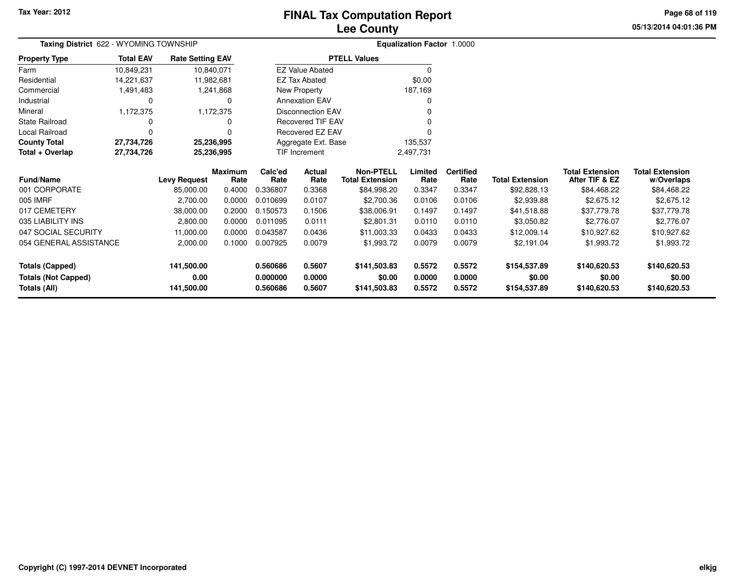# FINAL Tax Computation Report
# Lee County

Tax Year: 2012

05/13/2014 04:01:36 PM

**Taxing District** 622 - WYOMING TOWNSHIP

**Equalization Factor** 1.0000

| Property Type | Total EAV | Rate Setting EAV |
|---|---|---|
| Farm | 10,849,231 | 10,840,071 |
| Residential | 14,221,637 | 11,982,681 |
| Commercial | 1,491,483 | 1,241,868 |
| Industrial | 0 | 0 |
| Mineral | 1,172,375 | 1,172,375 |
| State Railroad | 0 | 0 |
| Local Railroad | 0 | 0 |
| **County Total** | **27,734,726** | **25,236,995** |
| **Total + Overlap** | **27,734,726** | **25,236,995** |

| PTELL Values | |
|---|---|
| EZ Value Abated | 0 |
| EZ Tax Abated | $0.00 |
| New Property | 187,169 |
| Annexation EAV | 0 |
| Disconnection EAV | 0 |
| Recovered TIF EAV | 0 |
| Recovered EZ EAV | 0 |
| Aggregate Ext. Base | 135,537 |
| TIF Increment | 2,497,731 |

| Fund/Name | Levy Request | Maximum Rate | Calc'ed Rate | Actual Rate | Non-PTELL Total Extension | Limited Rate | Certified Rate | Total Extension | Total Extension After TIF & EZ | Total Extension w/Overlaps |
|---|---|---|---|---|---|---|---|---|---|---|
| 001 CORPORATE | 85,000.00 | 0.4000 | 0.336807 | 0.3368 | $84,998.20 | 0.3347 | 0.3347 | $92,828.13 | $84,468.22 | $84,468.22 |
| 005 IMRF | 2,700.00 | 0.0000 | 0.010699 | 0.0107 | $2,700.36 | 0.0106 | 0.0106 | $2,939.88 | $2,675.12 | $2,675.12 |
| 017 CEMETERY | 38,000.00 | 0.2000 | 0.150573 | 0.1506 | $38,006.91 | 0.1497 | 0.1497 | $41,518.88 | $37,779.78 | $37,779.78 |
| 035 LIABILITY INS | 2,800.00 | 0.0000 | 0.011095 | 0.0111 | $2,801.31 | 0.0110 | 0.0110 | $3,050.82 | $2,776.07 | $2,776.07 |
| 047 SOCIAL SECURITY | 11,000.00 | 0.0000 | 0.043587 | 0.0436 | $11,003.33 | 0.0433 | 0.0433 | $12,009.14 | $10,927.62 | $10,927.62 |
| 054 GENERAL ASSISTANCE | 2,000.00 | 0.1000 | 0.007925 | 0.0079 | $1,993.72 | 0.0079 | 0.0079 | $2,191.04 | $1,993.72 | $1,993.72 |
| **Totals (Capped)** | **141,500.00** | | **0.560686** | **0.5607** | **$141,503.83** | **0.5572** | **0.5572** | **$154,537.89** | **$140,620.53** | **$140,620.53** |
| **Totals (Not Capped)** | **0.00** | | **0.000000** | **0.0000** | **$0.00** | **0.0000** | **0.0000** | **$0.00** | **$0.00** | **$0.00** |
| **Totals (All)** | **141,500.00** | | **0.560686** | **0.5607** | **$141,503.83** | **0.5572** | **0.5572** | **$154,537.89** | **$140,620.53** | **$140,620.53** |

Copyright (C) 1997-2014 DEVNET Incorporated

elkjg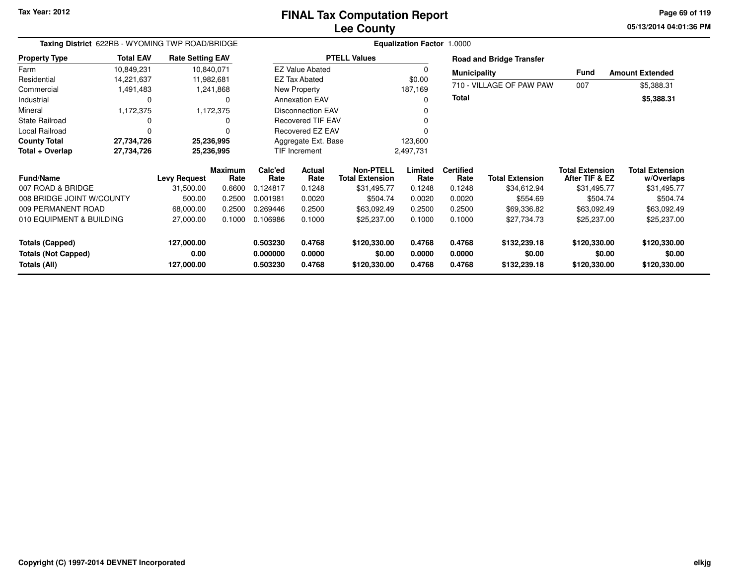Tax Year: 2012

# FINAL Tax Computation Report
## Lee County

05/13/2014 04:01:36 PM

**Taxing District** 622RB - WYOMING TWP ROAD/BRIDGE

**Equalization Factor** 1.0000

| Property Type | Total EAV | Rate Setting EAV |
|---|---|---|
| Farm | 10,849,231 | 10,840,071 |
| Residential | 14,221,637 | 11,982,681 |
| Commercial | 1,491,483 | 1,241,868 |
| Industrial | 0 | 0 |
| Mineral | 1,172,375 | 1,172,375 |
| State Railroad | 0 | 0 |
| Local Railroad | 0 | 0 |
| **County Total** | **27,734,726** | **25,236,995** |
| **Total + Overlap** | **27,734,726** | **25,236,995** |

| PTELL Values | |
|---|---|
| EZ Value Abated | 0 |
| EZ Tax Abated | $0.00 |
| New Property | 187,169 |
| Annexation EAV | 0 |
| Disconnection EAV | 0 |
| Recovered TIF EAV | 0 |
| Recovered EZ EAV | 0 |
| Aggregate Ext. Base | 123,600 |
| TIF Increment | 2,497,731 |

**Road and Bridge Transfer**

| Municipality | Fund | Amount Extended |
|---|---|---|
| 710 - VILLAGE OF PAW PAW | 007 | $5,388.31 |
| **Total** | | **$5,388.31** |

| Fund/Name | Levy Request | Maximum Rate | Calc'ed Rate | Actual Rate | Non-PTELL Total Extension | Limited Rate | Certified Rate | Total Extension | Total Extension After TIF & EZ | Total Extension w/Overlaps |
|---|---|---|---|---|---|---|---|---|---|---|
| 007 ROAD & BRIDGE | 31,500.00 | 0.6600 | 0.124817 | 0.1248 | $31,495.77 | 0.1248 | 0.1248 | $34,612.94 | $31,495.77 | $31,495.77 |
| 008 BRIDGE JOINT W/COUNTY | 500.00 | 0.2500 | 0.001981 | 0.0020 | $504.74 | 0.0020 | 0.0020 | $554.69 | $504.74 | $504.74 |
| 009 PERMANENT ROAD | 68,000.00 | 0.2500 | 0.269446 | 0.2500 | $63,092.49 | 0.2500 | 0.2500 | $69,336.82 | $63,092.49 | $63,092.49 |
| 010 EQUIPMENT & BUILDING | 27,000.00 | 0.1000 | 0.106986 | 0.1000 | $25,237.00 | 0.1000 | 0.1000 | $27,734.73 | $25,237.00 | $25,237.00 |
| **Totals (Capped)** | **127,000.00** | | **0.503230** | **0.4768** | **$120,330.00** | **0.4768** | **0.4768** | **$132,239.18** | **$120,330.00** | **$120,330.00** |
| **Totals (Not Capped)** | **0.00** | | **0.000000** | **0.0000** | **$0.00** | **0.0000** | **0.0000** | **$0.00** | **$0.00** | **$0.00** |
| **Totals (All)** | **127,000.00** | | **0.503230** | **0.4768** | **$120,330.00** | **0.4768** | **0.4768** | **$132,239.18** | **$120,330.00** | **$120,330.00** |

Copyright (C) 1997-2014 DEVNET Incorporated

elkjg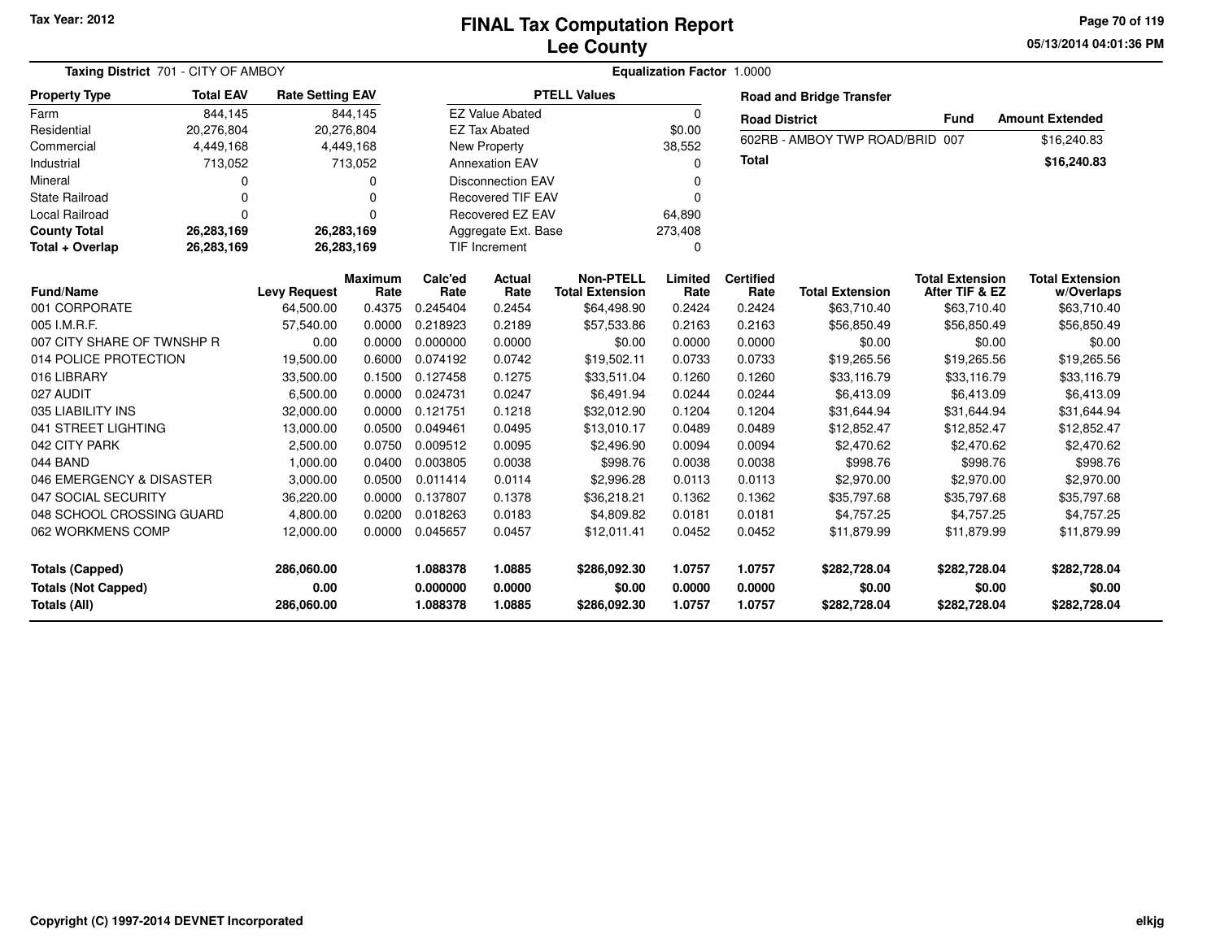Tax Year: 2012

# FINAL Tax Computation Report
## Lee County

05/13/2014 04:01:36 PM

**Taxing District** 701 - CITY OF AMBOY

**Equalization Factor** 1.0000

| Property Type | Total EAV | Rate Setting EAV |
|---|---|---|
| Farm | 844,145 | 844,145 |
| Residential | 20,276,804 | 20,276,804 |
| Commercial | 4,449,168 | 4,449,168 |
| Industrial | 713,052 | 713,052 |
| Mineral | 0 | 0 |
| State Railroad | 0 | 0 |
| Local Railroad | 0 | 0 |
| **County Total** | **26,283,169** | **26,283,169** |
| **Total + Overlap** | **26,283,169** | **26,283,169** |

| PTELL Values | |
|---|---|
| EZ Value Abated | 0 |
| EZ Tax Abated | $0.00 |
| New Property | 38,552 |
| Annexation EAV | 0 |
| Disconnection EAV | 0 |
| Recovered TIF EAV | 0 |
| Recovered EZ EAV | 64,890 |
| Aggregate Ext. Base | 273,408 |
| TIF Increment | 0 |

**Road and Bridge Transfer**

| Road District | Fund | Amount Extended |
|---|---|---|
| 602RB - AMBOY TWP ROAD/BRID | 007 | $16,240.83 |
| **Total** | | **$16,240.83** |

| Fund/Name | Levy Request | Maximum Rate | Calc'ed Rate | Actual Rate | Non-PTELL Total Extension | Limited Rate | Certified Rate | Total Extension | Total Extension After TIF & EZ | Total Extension w/Overlaps |
|---|---|---|---|---|---|---|---|---|---|---|
| 001 CORPORATE | 64,500.00 | 0.4375 | 0.245404 | 0.2454 | $64,498.90 | 0.2424 | 0.2424 | $63,710.40 | $63,710.40 | $63,710.40 |
| 005 I.M.R.F. | 57,540.00 | 0.0000 | 0.218923 | 0.2189 | $57,533.86 | 0.2163 | 0.2163 | $56,850.49 | $56,850.49 | $56,850.49 |
| 007 CITY SHARE OF TWNSHP R | 0.00 | 0.0000 | 0.000000 | 0.0000 | $0.00 | 0.0000 | 0.0000 | $0.00 | $0.00 | $0.00 |
| 014 POLICE PROTECTION | 19,500.00 | 0.6000 | 0.074192 | 0.0742 | $19,502.11 | 0.0733 | 0.0733 | $19,265.56 | $19,265.56 | $19,265.56 |
| 016 LIBRARY | 33,500.00 | 0.1500 | 0.127458 | 0.1275 | $33,511.04 | 0.1260 | 0.1260 | $33,116.79 | $33,116.79 | $33,116.79 |
| 027 AUDIT | 6,500.00 | 0.0000 | 0.024731 | 0.0247 | $6,491.94 | 0.0244 | 0.0244 | $6,413.09 | $6,413.09 | $6,413.09 |
| 035 LIABILITY INS | 32,000.00 | 0.0000 | 0.121751 | 0.1218 | $32,012.90 | 0.1204 | 0.1204 | $31,644.94 | $31,644.94 | $31,644.94 |
| 041 STREET LIGHTING | 13,000.00 | 0.0500 | 0.049461 | 0.0495 | $13,010.17 | 0.0489 | 0.0489 | $12,852.47 | $12,852.47 | $12,852.47 |
| 042 CITY PARK | 2,500.00 | 0.0750 | 0.009512 | 0.0095 | $2,496.90 | 0.0094 | 0.0094 | $2,470.62 | $2,470.62 | $2,470.62 |
| 044 BAND | 1,000.00 | 0.0400 | 0.003805 | 0.0038 | $998.76 | 0.0038 | 0.0038 | $998.76 | $998.76 | $998.76 |
| 046 EMERGENCY & DISASTER | 3,000.00 | 0.0500 | 0.011414 | 0.0114 | $2,996.28 | 0.0113 | 0.0113 | $2,970.00 | $2,970.00 | $2,970.00 |
| 047 SOCIAL SECURITY | 36,220.00 | 0.0000 | 0.137807 | 0.1378 | $36,218.21 | 0.1362 | 0.1362 | $35,797.68 | $35,797.68 | $35,797.68 |
| 048 SCHOOL CROSSING GUARD | 4,800.00 | 0.0200 | 0.018263 | 0.0183 | $4,809.82 | 0.0181 | 0.0181 | $4,757.25 | $4,757.25 | $4,757.25 |
| 062 WORKMENS COMP | 12,000.00 | 0.0000 | 0.045657 | 0.0457 | $12,011.41 | 0.0452 | 0.0452 | $11,879.99 | $11,879.99 | $11,879.99 |
| **Totals (Capped)** | **286,060.00** | | **1.088378** | **1.0885** | **$286,092.30** | **1.0757** | **1.0757** | **$282,728.04** | **$282,728.04** | **$282,728.04** |
| **Totals (Not Capped)** | **0.00** | | **0.000000** | **0.0000** | **$0.00** | **0.0000** | **0.0000** | **$0.00** | **$0.00** | **$0.00** |
| **Totals (All)** | **286,060.00** | | **1.088378** | **1.0885** | **$286,092.30** | **1.0757** | **1.0757** | **$282,728.04** | **$282,728.04** | **$282,728.04** |

Copyright (C) 1997-2014 DEVNET Incorporated

elkjg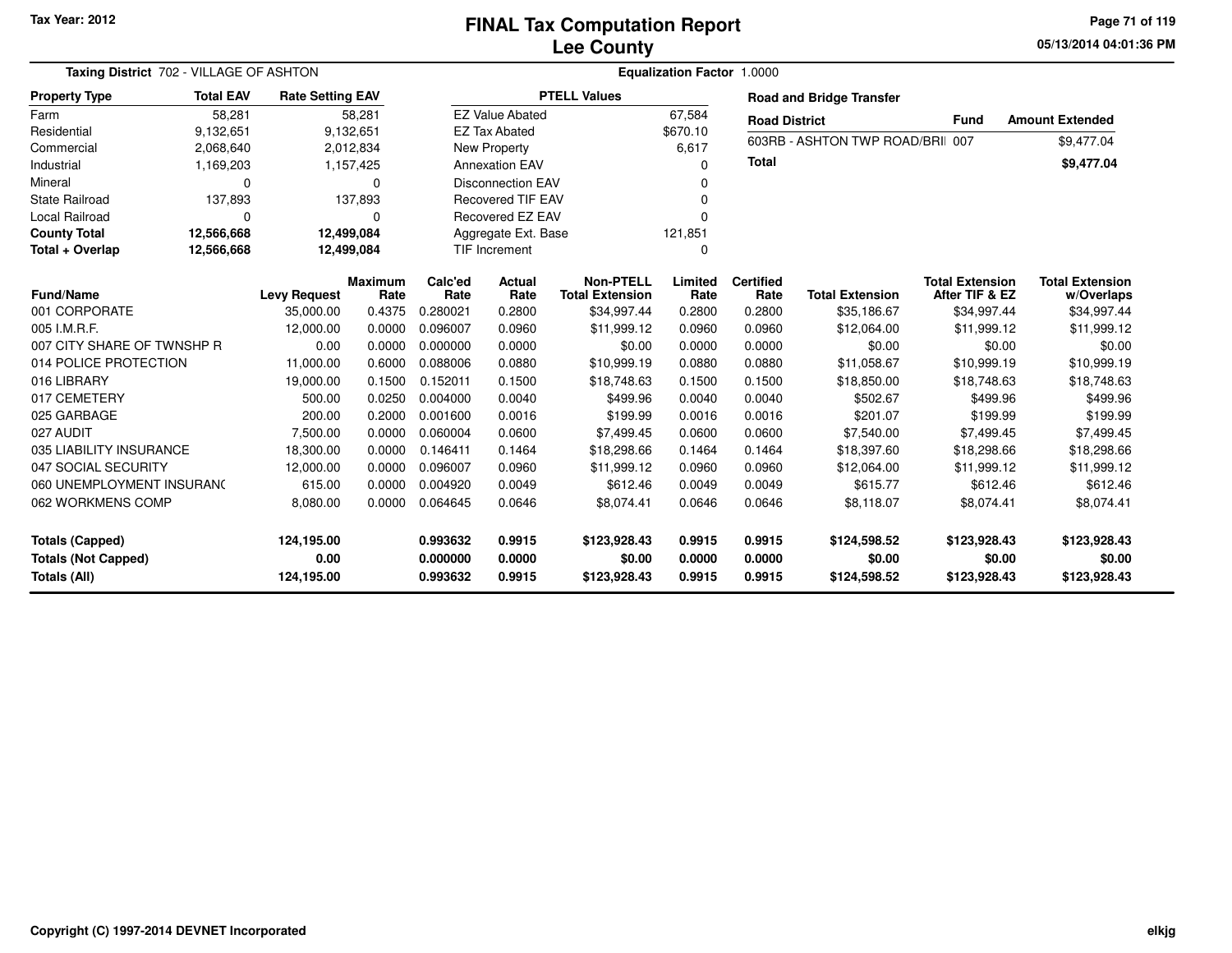Tax Year: 2012

# FINAL Tax Computation Report
## Lee County

05/13/2014 04:01:36 PM

**Taxing District** 702 - VILLAGE OF ASHTON | **Equalization Factor** 1.0000

| Property Type | Total EAV | Rate Setting EAV |
|---|---|---|
| Farm | 58,281 | 58,281 |
| Residential | 9,132,651 | 9,132,651 |
| Commercial | 2,068,640 | 2,012,834 |
| Industrial | 1,169,203 | 1,157,425 |
| Mineral | 0 | 0 |
| State Railroad | 137,893 | 137,893 |
| Local Railroad | 0 | 0 |
| **County Total** | **12,566,668** | **12,499,084** |
| **Total + Overlap** | **12,566,668** | **12,499,084** |

| PTELL Values | |
|---|---|
| EZ Value Abated | 67,584 |
| EZ Tax Abated | $670.10 |
| New Property | 6,617 |
| Annexation EAV | 0 |
| Disconnection EAV | 0 |
| Recovered TIF EAV | 0 |
| Recovered EZ EAV | 0 |
| Aggregate Ext. Base | 121,851 |
| TIF Increment | 0 |

**Road and Bridge Transfer**

| Road District | Fund | Amount Extended |
|---|---|---|
| 603RB - ASHTON TWP ROAD/BRI | 007 | $9,477.04 |
| **Total** | | **$9,477.04** |

| Fund/Name | Levy Request | Maximum Rate | Calc'ed Rate | Actual Rate | Non-PTELL Total Extension | Limited Rate | Certified Rate | Total Extension | Total Extension After TIF & EZ | Total Extension w/Overlaps |
|---|---|---|---|---|---|---|---|---|---|---|
| 001 CORPORATE | 35,000.00 | 0.4375 | 0.280021 | 0.2800 | $34,997.44 | 0.2800 | 0.2800 | $35,186.67 | $34,997.44 | $34,997.44 |
| 005 I.M.R.F. | 12,000.00 | 0.0000 | 0.096007 | 0.0960 | $11,999.12 | 0.0960 | 0.0960 | $12,064.00 | $11,999.12 | $11,999.12 |
| 007 CITY SHARE OF TWNSHP R | 0.00 | 0.0000 | 0.000000 | 0.0000 | $0.00 | 0.0000 | 0.0000 | $0.00 | $0.00 | $0.00 |
| 014 POLICE PROTECTION | 11,000.00 | 0.6000 | 0.088006 | 0.0880 | $10,999.19 | 0.0880 | 0.0880 | $11,058.67 | $10,999.19 | $10,999.19 |
| 016 LIBRARY | 19,000.00 | 0.1500 | 0.152011 | 0.1500 | $18,748.63 | 0.1500 | 0.1500 | $18,850.00 | $18,748.63 | $18,748.63 |
| 017 CEMETERY | 500.00 | 0.0250 | 0.004000 | 0.0040 | $499.96 | 0.0040 | 0.0040 | $502.67 | $499.96 | $499.96 |
| 025 GARBAGE | 200.00 | 0.2000 | 0.001600 | 0.0016 | $199.99 | 0.0016 | 0.0016 | $201.07 | $199.99 | $199.99 |
| 027 AUDIT | 7,500.00 | 0.0000 | 0.060004 | 0.0600 | $7,499.45 | 0.0600 | 0.0600 | $7,540.00 | $7,499.45 | $7,499.45 |
| 035 LIABILITY INSURANCE | 18,300.00 | 0.0000 | 0.146411 | 0.1464 | $18,298.66 | 0.1464 | 0.1464 | $18,397.60 | $18,298.66 | $18,298.66 |
| 047 SOCIAL SECURITY | 12,000.00 | 0.0000 | 0.096007 | 0.0960 | $11,999.12 | 0.0960 | 0.0960 | $12,064.00 | $11,999.12 | $11,999.12 |
| 060 UNEMPLOYMENT INSURANC | 615.00 | 0.0000 | 0.004920 | 0.0049 | $612.46 | 0.0049 | 0.0049 | $615.77 | $612.46 | $612.46 |
| 062 WORKMENS COMP | 8,080.00 | 0.0000 | 0.064645 | 0.0646 | $8,074.41 | 0.0646 | 0.0646 | $8,118.07 | $8,074.41 | $8,074.41 |
| **Totals (Capped)** | **124,195.00** | | **0.993632** | **0.9915** | **$123,928.43** | **0.9915** | **0.9915** | **$124,598.52** | **$123,928.43** | **$123,928.43** |
| **Totals (Not Capped)** | **0.00** | | **0.000000** | **0.0000** | **$0.00** | **0.0000** | **0.0000** | **$0.00** | **$0.00** | **$0.00** |
| **Totals (All)** | **124,195.00** | | **0.993632** | **0.9915** | **$123,928.43** | **0.9915** | **0.9915** | **$124,598.52** | **$123,928.43** | **$123,928.43** |

Copyright (C) 1997-2014 DEVNET Incorporated

elkjg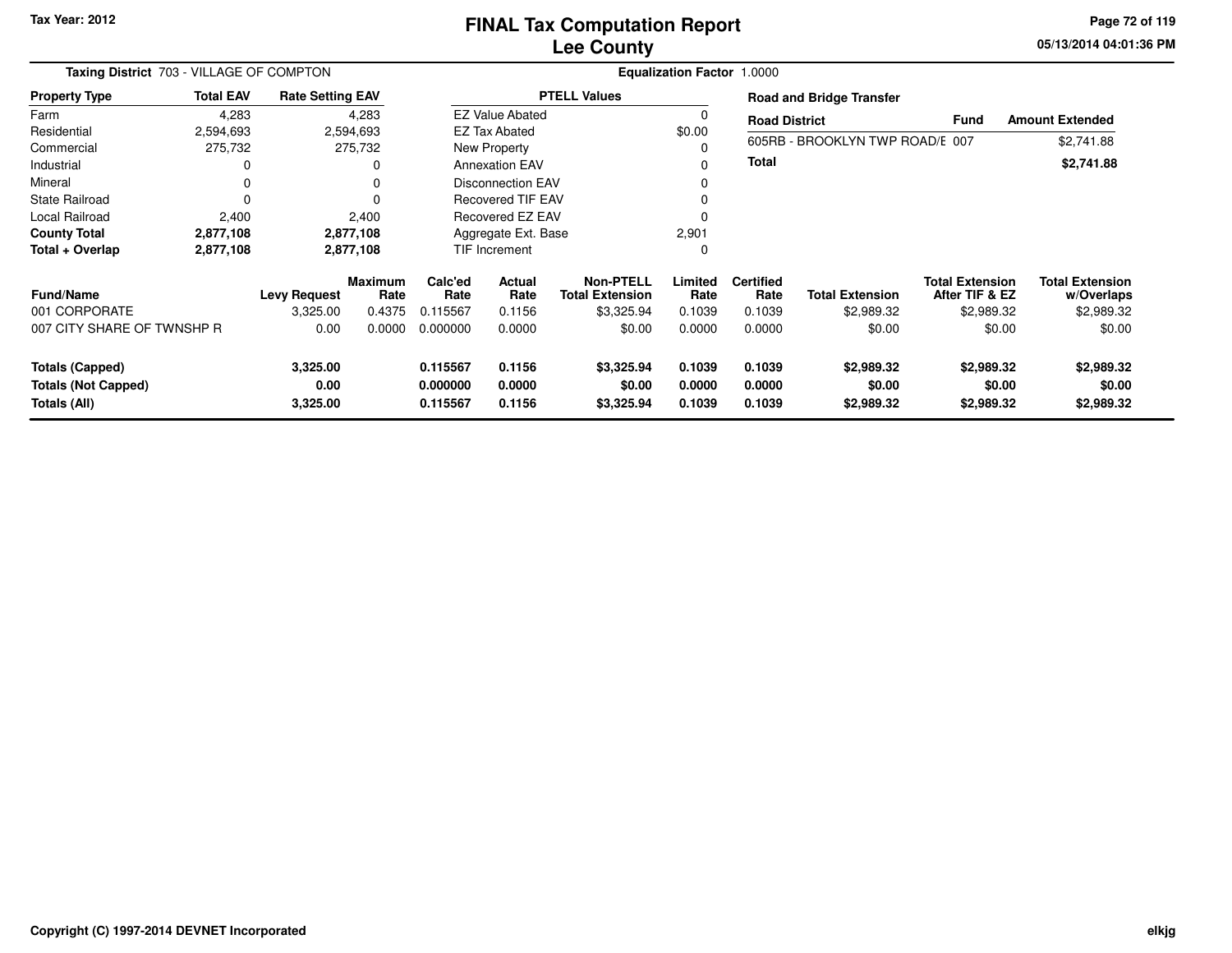Tax Year: 2012

# FINAL Tax Computation Report
## Lee County

05/13/2014 04:01:36 PM

**Taxing District** 703 - VILLAGE OF COMPTON **Equalization Factor** 1.0000

| Property Type | Total EAV | Rate Setting EAV |
|---|---|---|
| Farm | 4,283 | 4,283 |
| Residential | 2,594,693 | 2,594,693 |
| Commercial | 275,732 | 275,732 |
| Industrial | 0 | 0 |
| Mineral | 0 | 0 |
| State Railroad | 0 | 0 |
| Local Railroad | 2,400 | 2,400 |
| **County Total** | **2,877,108** | **2,877,108** |
| **Total + Overlap** | **2,877,108** | **2,877,108** |

| PTELL Values | |
|---|---|
| EZ Value Abated | 0 |
| EZ Tax Abated | $0.00 |
| New Property | 0 |
| Annexation EAV | 0 |
| Disconnection EAV | 0 |
| Recovered TIF EAV | 0 |
| Recovered EZ EAV | 0 |
| Aggregate Ext. Base | 2,901 |
| TIF Increment | 0 |

**Road and Bridge Transfer**

| Road District | Fund | Amount Extended |
|---|---|---|
| 605RB - BROOKLYN TWP ROAD/E | 007 | $2,741.88 |
| **Total** | | **$2,741.88** |

| Fund/Name | Levy Request | Maximum Rate | Calc'ed Rate | Actual Rate | Non-PTELL Total Extension | Limited Rate | Certified Rate | Total Extension | Total Extension After TIF & EZ | Total Extension w/Overlaps |
|---|---|---|---|---|---|---|---|---|---|---|
| 001 CORPORATE | 3,325.00 | 0.4375 | 0.115567 | 0.1156 | $3,325.94 | 0.1039 | 0.1039 | $2,989.32 | $2,989.32 | $2,989.32 |
| 007 CITY SHARE OF TWNSHP R | 0.00 | 0.0000 | 0.000000 | 0.0000 | $0.00 | 0.0000 | 0.0000 | $0.00 | $0.00 | $0.00 |
| **Totals (Capped)** | **3,325.00** | | **0.115567** | **0.1156** | **$3,325.94** | **0.1039** | **0.1039** | **$2,989.32** | **$2,989.32** | **$2,989.32** |
| **Totals (Not Capped)** | **0.00** | | **0.000000** | **0.0000** | **$0.00** | **0.0000** | **0.0000** | **$0.00** | **$0.00** | **$0.00** |
| **Totals (All)** | **3,325.00** | | **0.115567** | **0.1156** | **$3,325.94** | **0.1039** | **0.1039** | **$2,989.32** | **$2,989.32** | **$2,989.32** |

Copyright (C) 1997-2014 DEVNET Incorporated

elkjg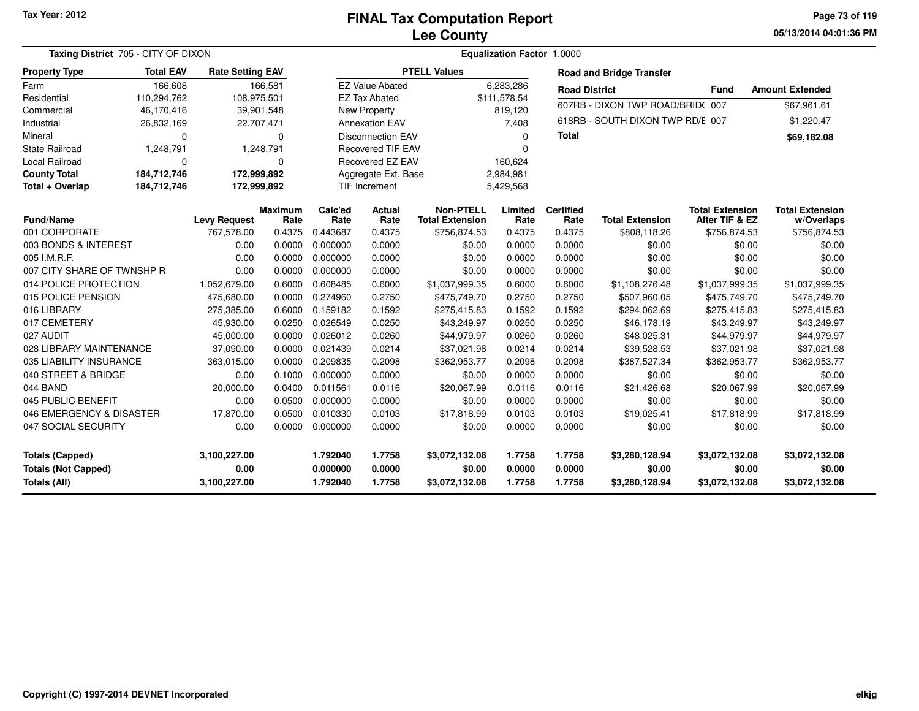Tax Year: 2012

# FINAL Tax Computation Report
## Lee County

05/13/2014 04:01:36 PM

**Taxing District** 705 - CITY OF DIXON

**Equalization Factor** 1.0000

| Property Type | Total EAV | Rate Setting EAV |
|---|---|---|
| Farm | 166,608 | 166,581 |
| Residential | 110,294,762 | 108,975,501 |
| Commercial | 46,170,416 | 39,901,548 |
| Industrial | 26,832,169 | 22,707,471 |
| Mineral | 0 | 0 |
| State Railroad | 1,248,791 | 1,248,791 |
| Local Railroad | 0 | 0 |
| **County Total** | **184,712,746** | **172,999,892** |
| **Total + Overlap** | **184,712,746** | **172,999,892** |

| PTELL Values | |
|---|---|
| EZ Value Abated | 6,283,286 |
| EZ Tax Abated | $111,578.54 |
| New Property | 819,120 |
| Annexation EAV | 7,408 |
| Disconnection EAV | 0 |
| Recovered TIF EAV | 0 |
| Recovered EZ EAV | 160,624 |
| Aggregate Ext. Base | 2,984,981 |
| TIF Increment | 5,429,568 |

**Road and Bridge Transfer**

| Road District | Fund | Amount Extended |
|---|---|---|
| 607RB - DIXON TWP ROAD/BRID( | 007 | $67,961.61 |
| 618RB - SOUTH DIXON TWP RD/E | 007 | $1,220.47 |
| **Total** | | **$69,182.08** |

| Fund/Name | Levy Request | Maximum Rate | Calc'ed Rate | Actual Rate | Non-PTELL Total Extension | Limited Rate | Certified Rate | Total Extension | Total Extension After TIF & EZ | Total Extension w/Overlaps |
|---|---|---|---|---|---|---|---|---|---|---|
| 001 CORPORATE | 767,578.00 | 0.4375 | 0.443687 | 0.4375 | $756,874.53 | 0.4375 | 0.4375 | $808,118.26 | $756,874.53 | $756,874.53 |
| 003 BONDS & INTEREST | 0.00 | 0.0000 | 0.000000 | 0.0000 | $0.00 | 0.0000 | 0.0000 | $0.00 | $0.00 | $0.00 |
| 005 I.M.R.F. | 0.00 | 0.0000 | 0.000000 | 0.0000 | $0.00 | 0.0000 | 0.0000 | $0.00 | $0.00 | $0.00 |
| 007 CITY SHARE OF TWNSHP R | 0.00 | 0.0000 | 0.000000 | 0.0000 | $0.00 | 0.0000 | 0.0000 | $0.00 | $0.00 | $0.00 |
| 014 POLICE PROTECTION | 1,052,679.00 | 0.6000 | 0.608485 | 0.6000 | $1,037,999.35 | 0.6000 | 0.6000 | $1,108,276.48 | $1,037,999.35 | $1,037,999.35 |
| 015 POLICE PENSION | 475,680.00 | 0.0000 | 0.274960 | 0.2750 | $475,749.70 | 0.2750 | 0.2750 | $507,960.05 | $475,749.70 | $475,749.70 |
| 016 LIBRARY | 275,385.00 | 0.6000 | 0.159182 | 0.1592 | $275,415.83 | 0.1592 | 0.1592 | $294,062.69 | $275,415.83 | $275,415.83 |
| 017 CEMETERY | 45,930.00 | 0.0250 | 0.026549 | 0.0250 | $43,249.97 | 0.0250 | 0.0250 | $46,178.19 | $43,249.97 | $43,249.97 |
| 027 AUDIT | 45,000.00 | 0.0000 | 0.026012 | 0.0260 | $44,979.97 | 0.0260 | 0.0260 | $48,025.31 | $44,979.97 | $44,979.97 |
| 028 LIBRARY MAINTENANCE | 37,090.00 | 0.0000 | 0.021439 | 0.0214 | $37,021.98 | 0.0214 | 0.0214 | $39,528.53 | $37,021.98 | $37,021.98 |
| 035 LIABILITY INSURANCE | 363,015.00 | 0.0000 | 0.209835 | 0.2098 | $362,953.77 | 0.2098 | 0.2098 | $387,527.34 | $362,953.77 | $362,953.77 |
| 040 STREET & BRIDGE | 0.00 | 0.1000 | 0.000000 | 0.0000 | $0.00 | 0.0000 | 0.0000 | $0.00 | $0.00 | $0.00 |
| 044 BAND | 20,000.00 | 0.0400 | 0.011561 | 0.0116 | $20,067.99 | 0.0116 | 0.0116 | $21,426.68 | $20,067.99 | $20,067.99 |
| 045 PUBLIC BENEFIT | 0.00 | 0.0500 | 0.000000 | 0.0000 | $0.00 | 0.0000 | 0.0000 | $0.00 | $0.00 | $0.00 |
| 046 EMERGENCY & DISASTER | 17,870.00 | 0.0500 | 0.010330 | 0.0103 | $17,818.99 | 0.0103 | 0.0103 | $19,025.41 | $17,818.99 | $17,818.99 |
| 047 SOCIAL SECURITY | 0.00 | 0.0000 | 0.000000 | 0.0000 | $0.00 | 0.0000 | 0.0000 | $0.00 | $0.00 | $0.00 |
| **Totals (Capped)** | **3,100,227.00** | | **1.792040** | **1.7758** | **$3,072,132.08** | **1.7758** | **1.7758** | **$3,280,128.94** | **$3,072,132.08** | **$3,072,132.08** |
| **Totals (Not Capped)** | **0.00** | | **0.000000** | **0.0000** | **$0.00** | **0.0000** | **0.0000** | **$0.00** | **$0.00** | **$0.00** |
| **Totals (All)** | **3,100,227.00** | | **1.792040** | **1.7758** | **$3,072,132.08** | **1.7758** | **1.7758** | **$3,280,128.94** | **$3,072,132.08** | **$3,072,132.08** |

Copyright (C) 1997-2014 DEVNET Incorporated

elkjg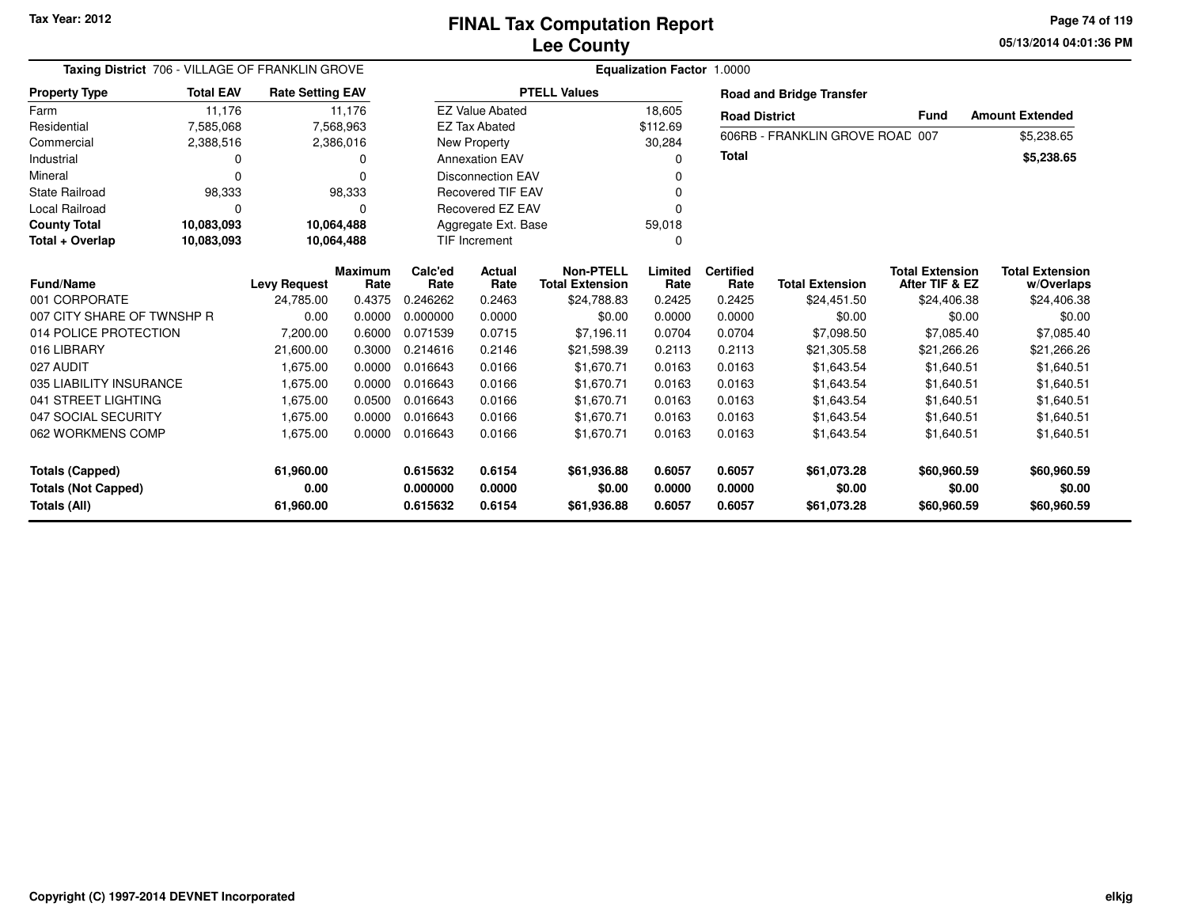Tax Year: 2012

# FINAL Tax Computation Report
## Lee County

05/13/2014 04:01:36 PM

**Taxing District** 706 - VILLAGE OF FRANKLIN GROVE

**Equalization Factor** 1.0000

| Property Type | Total EAV | Rate Setting EAV |
|---|---|---|
| Farm | 11,176 | 11,176 |
| Residential | 7,585,068 | 7,568,963 |
| Commercial | 2,388,516 | 2,386,016 |
| Industrial | 0 | 0 |
| Mineral | 0 | 0 |
| State Railroad | 98,333 | 98,333 |
| Local Railroad | 0 | 0 |
| **County Total** | **10,083,093** | **10,064,488** |
| **Total + Overlap** | **10,083,093** | **10,064,488** |

| PTELL Values | |
|---|---|
| EZ Value Abated | 18,605 |
| EZ Tax Abated | $112.69 |
| New Property | 30,284 |
| Annexation EAV | 0 |
| Disconnection EAV | 0 |
| Recovered TIF EAV | 0 |
| Recovered EZ EAV | 0 |
| Aggregate Ext. Base | 59,018 |
| TIF Increment | 0 |

**Road and Bridge Transfer**

| Road District | Fund | Amount Extended |
|---|---|---|
| 606RB - FRANKLIN GROVE ROAD | 007 | $5,238.65 |
| **Total** | | **$5,238.65** |

| Fund/Name | Levy Request | Maximum Rate | Calc'ed Rate | Actual Rate | Non-PTELL Total Extension | Limited Rate | Certified Rate | Total Extension | Total Extension After TIF & EZ | Total Extension w/Overlaps |
|---|---|---|---|---|---|---|---|---|---|---|
| 001 CORPORATE | 24,785.00 | 0.4375 | 0.246262 | 0.2463 | $24,788.83 | 0.2425 | 0.2425 | $24,451.50 | $24,406.38 | $24,406.38 |
| 007 CITY SHARE OF TWNSHP R | 0.00 | 0.0000 | 0.000000 | 0.0000 | $0.00 | 0.0000 | 0.0000 | $0.00 | $0.00 | $0.00 |
| 014 POLICE PROTECTION | 7,200.00 | 0.6000 | 0.071539 | 0.0715 | $7,196.11 | 0.0704 | 0.0704 | $7,098.50 | $7,085.40 | $7,085.40 |
| 016 LIBRARY | 21,600.00 | 0.3000 | 0.214616 | 0.2146 | $21,598.39 | 0.2113 | 0.2113 | $21,305.58 | $21,266.26 | $21,266.26 |
| 027 AUDIT | 1,675.00 | 0.0000 | 0.016643 | 0.0166 | $1,670.71 | 0.0163 | 0.0163 | $1,643.54 | $1,640.51 | $1,640.51 |
| 035 LIABILITY INSURANCE | 1,675.00 | 0.0000 | 0.016643 | 0.0166 | $1,670.71 | 0.0163 | 0.0163 | $1,643.54 | $1,640.51 | $1,640.51 |
| 041 STREET LIGHTING | 1,675.00 | 0.0500 | 0.016643 | 0.0166 | $1,670.71 | 0.0163 | 0.0163 | $1,643.54 | $1,640.51 | $1,640.51 |
| 047 SOCIAL SECURITY | 1,675.00 | 0.0000 | 0.016643 | 0.0166 | $1,670.71 | 0.0163 | 0.0163 | $1,643.54 | $1,640.51 | $1,640.51 |
| 062 WORKMENS COMP | 1,675.00 | 0.0000 | 0.016643 | 0.0166 | $1,670.71 | 0.0163 | 0.0163 | $1,643.54 | $1,640.51 | $1,640.51 |
| **Totals (Capped)** | **61,960.00** | | **0.615632** | **0.6154** | **$61,936.88** | **0.6057** | **0.6057** | **$61,073.28** | **$60,960.59** | **$60,960.59** |
| **Totals (Not Capped)** | **0.00** | | **0.000000** | **0.0000** | **$0.00** | **0.0000** | **0.0000** | **$0.00** | **$0.00** | **$0.00** |
| **Totals (All)** | **61,960.00** | | **0.615632** | **0.6154** | **$61,936.88** | **0.6057** | **0.6057** | **$61,073.28** | **$60,960.59** | **$60,960.59** |

Copyright (C) 1997-2014 DEVNET Incorporated

elkjg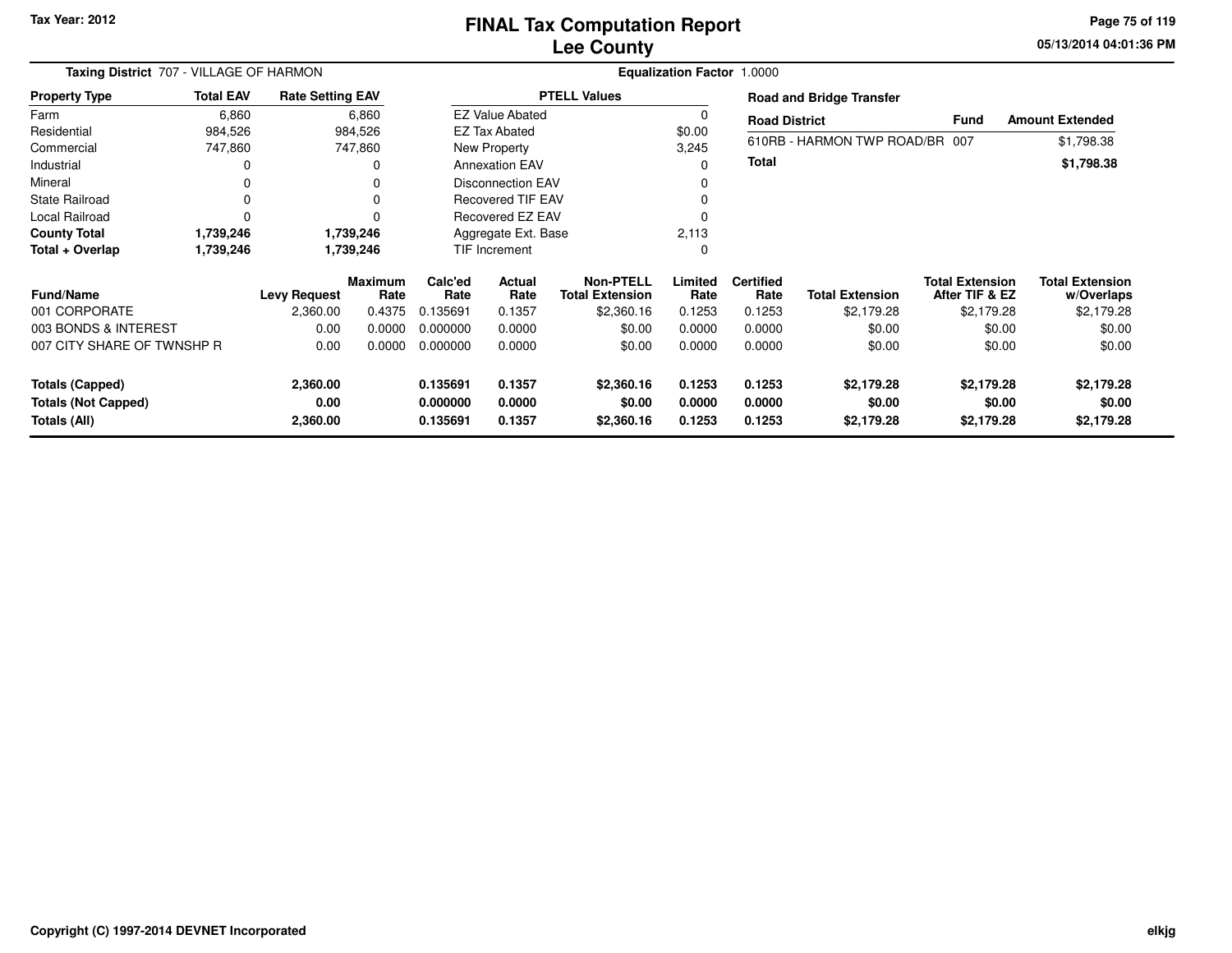Tax Year: 2012

# FINAL Tax Computation Report
## Lee County

05/13/2014 04:01:36 PM

**Taxing District** 707 - VILLAGE OF HARMON

**Equalization Factor** 1.0000

| Property Type | Total EAV | Rate Setting EAV |
|---|---|---|
| Farm | 6,860 | 6,860 |
| Residential | 984,526 | 984,526 |
| Commercial | 747,860 | 747,860 |
| Industrial | 0 | 0 |
| Mineral | 0 | 0 |
| State Railroad | 0 | 0 |
| Local Railroad | 0 | 0 |
| **County Total** | **1,739,246** | **1,739,246** |
| **Total + Overlap** | **1,739,246** | **1,739,246** |

| PTELL Values | |
|---|---|
| EZ Value Abated | 0 |
| EZ Tax Abated | $0.00 |
| New Property | 3,245 |
| Annexation EAV | 0 |
| Disconnection EAV | 0 |
| Recovered TIF EAV | 0 |
| Recovered EZ EAV | 0 |
| Aggregate Ext. Base | 2,113 |
| TIF Increment | 0 |

**Road and Bridge Transfer**

| Road District | Fund | Amount Extended |
|---|---|---|
| 610RB - HARMON TWP ROAD/BR | 007 | $1,798.38 |
| **Total** | | **$1,798.38** |

| Fund/Name | Levy Request | Maximum Rate | Calc'ed Rate | Actual Rate | Non-PTELL Total Extension | Limited Rate | Certified Rate | Total Extension | Total Extension After TIF & EZ | Total Extension w/Overlaps |
|---|---|---|---|---|---|---|---|---|---|---|
| 001 CORPORATE | 2,360.00 | 0.4375 | 0.135691 | 0.1357 | $2,360.16 | 0.1253 | 0.1253 | $2,179.28 | $2,179.28 | $2,179.28 |
| 003 BONDS & INTEREST | 0.00 | 0.0000 | 0.000000 | 0.0000 | $0.00 | 0.0000 | 0.0000 | $0.00 | $0.00 | $0.00 |
| 007 CITY SHARE OF TWNSHP R | 0.00 | 0.0000 | 0.000000 | 0.0000 | $0.00 | 0.0000 | 0.0000 | $0.00 | $0.00 | $0.00 |
| **Totals (Capped)** | **2,360.00** | | **0.135691** | **0.1357** | **$2,360.16** | **0.1253** | **0.1253** | **$2,179.28** | **$2,179.28** | **$2,179.28** |
| **Totals (Not Capped)** | **0.00** | | **0.000000** | **0.0000** | **$0.00** | **0.0000** | **0.0000** | **$0.00** | **$0.00** | **$0.00** |
| **Totals (All)** | **2,360.00** | | **0.135691** | **0.1357** | **$2,360.16** | **0.1253** | **0.1253** | **$2,179.28** | **$2,179.28** | **$2,179.28** |

Copyright (C) 1997-2014 DEVNET Incorporated

elkjg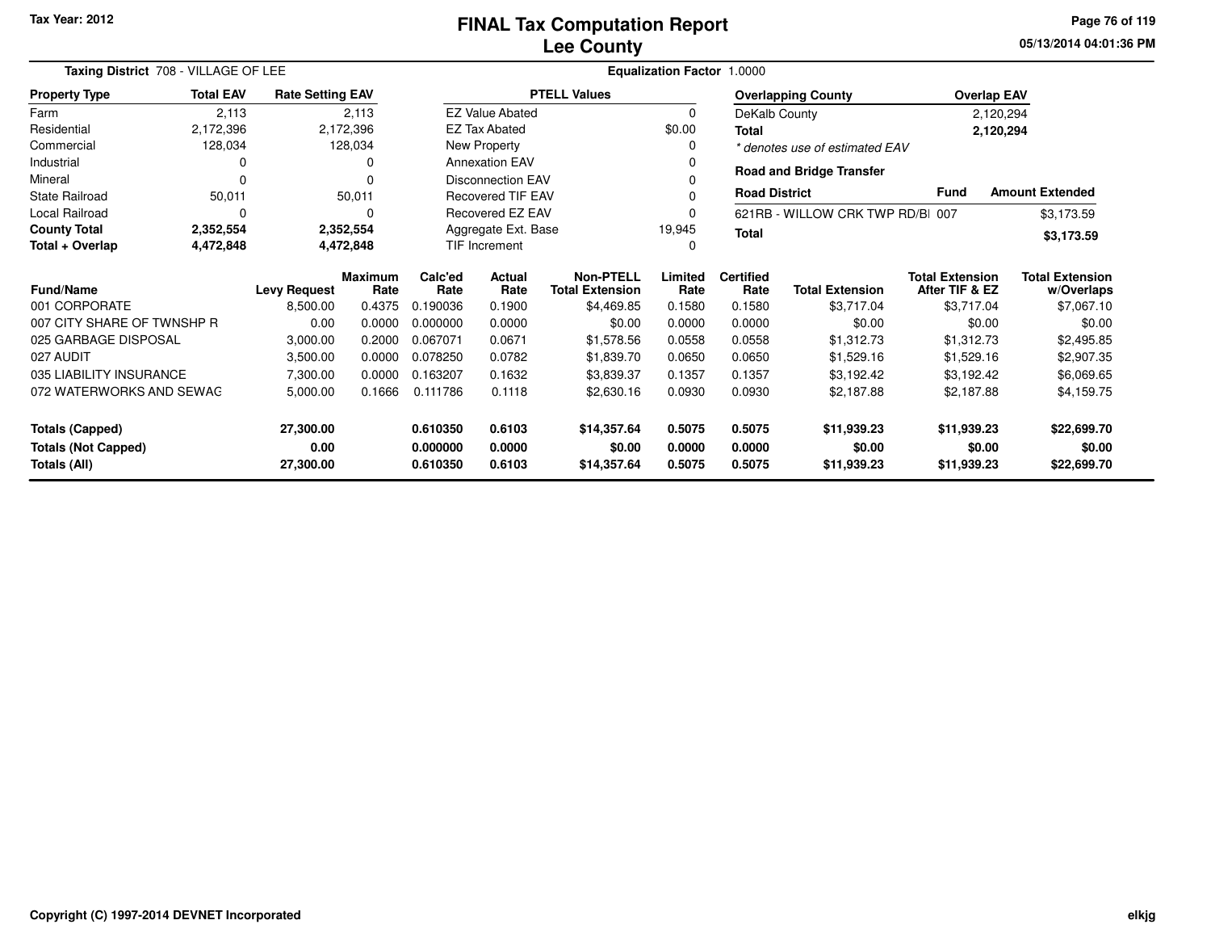Tax Year: 2012

# FINAL Tax Computation Report
## Lee County

05/13/2014 04:01:36 PM

**Taxing District** 708 - VILLAGE OF LEE **Equalization Factor** 1.0000

| Property Type | Total EAV | Rate Setting EAV |
|---|---|---|
| Farm | 2,113 | 2,113 |
| Residential | 2,172,396 | 2,172,396 |
| Commercial | 128,034 | 128,034 |
| Industrial | 0 | 0 |
| Mineral | 0 | 0 |
| State Railroad | 50,011 | 50,011 |
| Local Railroad | 0 | 0 |
| **County Total** | **2,352,554** | **2,352,554** |
| **Total + Overlap** | **4,472,848** | **4,472,848** |

| PTELL Values | |
|---|---|
| EZ Value Abated | 0 |
| EZ Tax Abated | $0.00 |
| New Property | 0 |
| Annexation EAV | 0 |
| Disconnection EAV | 0 |
| Recovered TIF EAV | 0 |
| Recovered EZ EAV | 0 |
| Aggregate Ext. Base | 19,945 |
| TIF Increment | 0 |

| Overlapping County | Overlap EAV |
|---|---|
| DeKalb County | 2,120,294 |
| **Total** | **2,120,294** |

*\* denotes use of estimated EAV*

**Road and Bridge Transfer**

| Road District | Fund | Amount Extended |
|---|---|---|
| 621RB - WILLOW CRK TWP RD/BI | 007 | $3,173.59 |
| **Total** | | **$3,173.59** |

| Fund/Name | Levy Request | Maximum Rate | Calc'ed Rate | Actual Rate | Non-PTELL Total Extension | Limited Rate | Certified Rate | Total Extension | Total Extension After TIF & EZ | Total Extension w/Overlaps |
|---|---|---|---|---|---|---|---|---|---|---|
| 001 CORPORATE | 8,500.00 | 0.4375 | 0.190036 | 0.1900 | $4,469.85 | 0.1580 | 0.1580 | $3,717.04 | $3,717.04 | $7,067.10 |
| 007 CITY SHARE OF TWNSHP R | 0.00 | 0.0000 | 0.000000 | 0.0000 | $0.00 | 0.0000 | 0.0000 | $0.00 | $0.00 | $0.00 |
| 025 GARBAGE DISPOSAL | 3,000.00 | 0.2000 | 0.067071 | 0.0671 | $1,578.56 | 0.0558 | 0.0558 | $1,312.73 | $1,312.73 | $2,495.85 |
| 027 AUDIT | 3,500.00 | 0.0000 | 0.078250 | 0.0782 | $1,839.70 | 0.0650 | 0.0650 | $1,529.16 | $1,529.16 | $2,907.35 |
| 035 LIABILITY INSURANCE | 7,300.00 | 0.0000 | 0.163207 | 0.1632 | $3,839.37 | 0.1357 | 0.1357 | $3,192.42 | $3,192.42 | $6,069.65 |
| 072 WATERWORKS AND SEWAG | 5,000.00 | 0.1666 | 0.111786 | 0.1118 | $2,630.16 | 0.0930 | 0.0930 | $2,187.88 | $2,187.88 | $4,159.75 |
| **Totals (Capped)** | **27,300.00** | | **0.610350** | **0.6103** | **$14,357.64** | **0.5075** | **0.5075** | **$11,939.23** | **$11,939.23** | **$22,699.70** |
| **Totals (Not Capped)** | **0.00** | | **0.000000** | **0.0000** | **$0.00** | **0.0000** | **0.0000** | **$0.00** | **$0.00** | **$0.00** |
| **Totals (All)** | **27,300.00** | | **0.610350** | **0.6103** | **$14,357.64** | **0.5075** | **0.5075** | **$11,939.23** | **$11,939.23** | **$22,699.70** |

Copyright (C) 1997-2014 DEVNET Incorporated

elkjg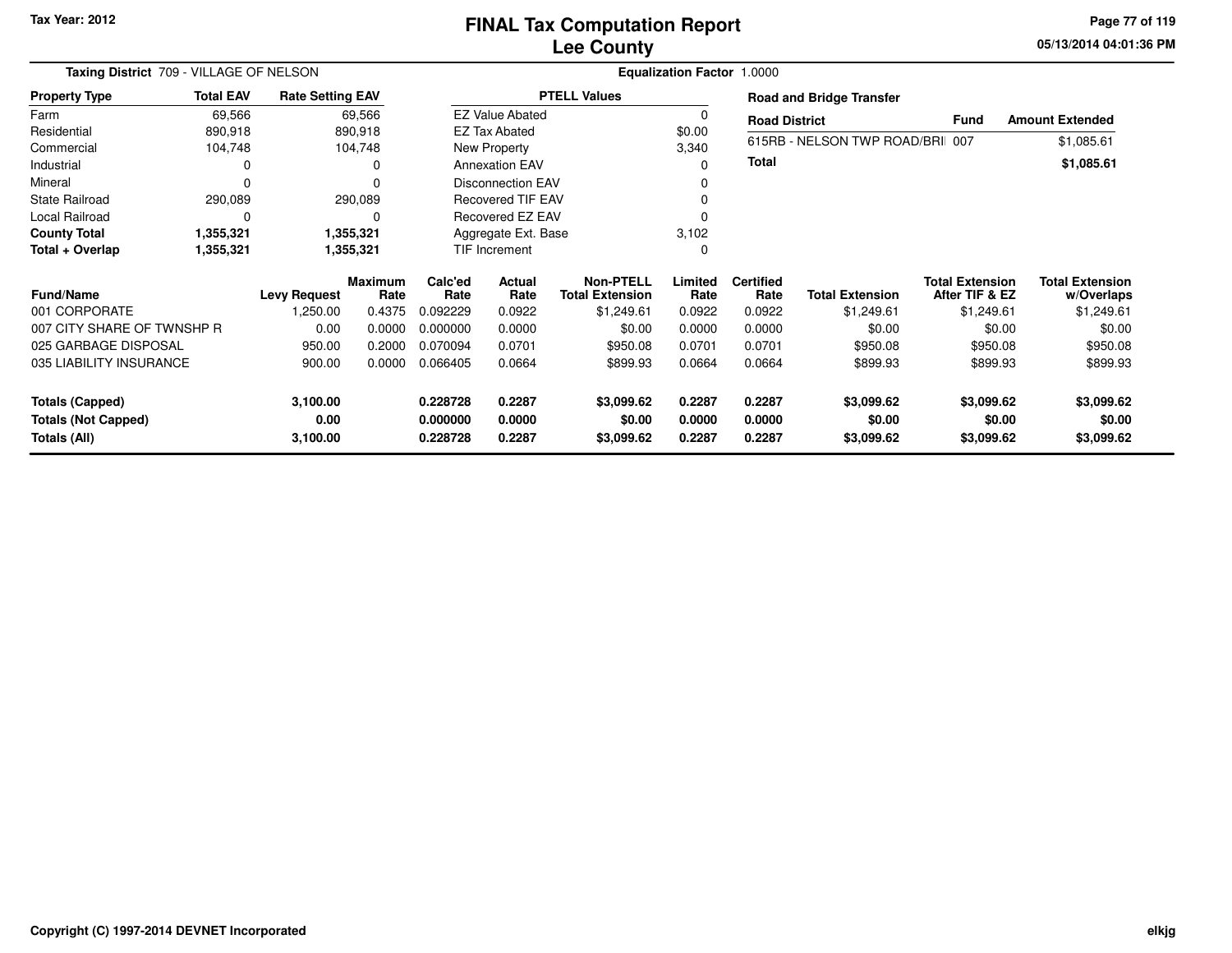Tax Year: 2012

# FINAL Tax Computation Report
## Lee County

05/13/2014 04:01:36 PM

**Taxing District** 709 - VILLAGE OF NELSON

**Equalization Factor** 1.0000

| Property Type | Total EAV | Rate Setting EAV |
|---|---|---|
| Farm | 69,566 | 69,566 |
| Residential | 890,918 | 890,918 |
| Commercial | 104,748 | 104,748 |
| Industrial | 0 | 0 |
| Mineral | 0 | 0 |
| State Railroad | 290,089 | 290,089 |
| Local Railroad | 0 | 0 |
| **County Total** | **1,355,321** | **1,355,321** |
| **Total + Overlap** | **1,355,321** | **1,355,321** |

| PTELL Values | |
|---|---|
| EZ Value Abated | 0 |
| EZ Tax Abated | $0.00 |
| New Property | 3,340 |
| Annexation EAV | 0 |
| Disconnection EAV | 0 |
| Recovered TIF EAV | 0 |
| Recovered EZ EAV | 0 |
| Aggregate Ext. Base | 3,102 |
| TIF Increment | 0 |

**Road and Bridge Transfer**

| Road District | Fund | Amount Extended |
|---|---|---|
| 615RB - NELSON TWP ROAD/BRI | 007 | $1,085.61 |
| **Total** | | **$1,085.61** |

| Fund/Name | Levy Request | Maximum Rate | Calc'ed Rate | Actual Rate | Non-PTELL Total Extension | Limited Rate | Certified Rate | Total Extension | Total Extension After TIF & EZ | Total Extension w/Overlaps |
|---|---|---|---|---|---|---|---|---|---|---|
| 001 CORPORATE | 1,250.00 | 0.4375 | 0.092229 | 0.0922 | $1,249.61 | 0.0922 | 0.0922 | $1,249.61 | $1,249.61 | $1,249.61 |
| 007 CITY SHARE OF TWNSHP R | 0.00 | 0.0000 | 0.000000 | 0.0000 | $0.00 | 0.0000 | 0.0000 | $0.00 | $0.00 | $0.00 |
| 025 GARBAGE DISPOSAL | 950.00 | 0.2000 | 0.070094 | 0.0701 | $950.08 | 0.0701 | 0.0701 | $950.08 | $950.08 | $950.08 |
| 035 LIABILITY INSURANCE | 900.00 | 0.0000 | 0.066405 | 0.0664 | $899.93 | 0.0664 | 0.0664 | $899.93 | $899.93 | $899.93 |
| **Totals (Capped)** | **3,100.00** | | **0.228728** | **0.2287** | **$3,099.62** | **0.2287** | **0.2287** | **$3,099.62** | **$3,099.62** | **$3,099.62** |
| **Totals (Not Capped)** | **0.00** | | **0.000000** | **0.0000** | **$0.00** | **0.0000** | **0.0000** | **$0.00** | **$0.00** | **$0.00** |
| **Totals (All)** | **3,100.00** | | **0.228728** | **0.2287** | **$3,099.62** | **0.2287** | **0.2287** | **$3,099.62** | **$3,099.62** | **$3,099.62** |

Copyright (C) 1997-2014 DEVNET Incorporated

elkjg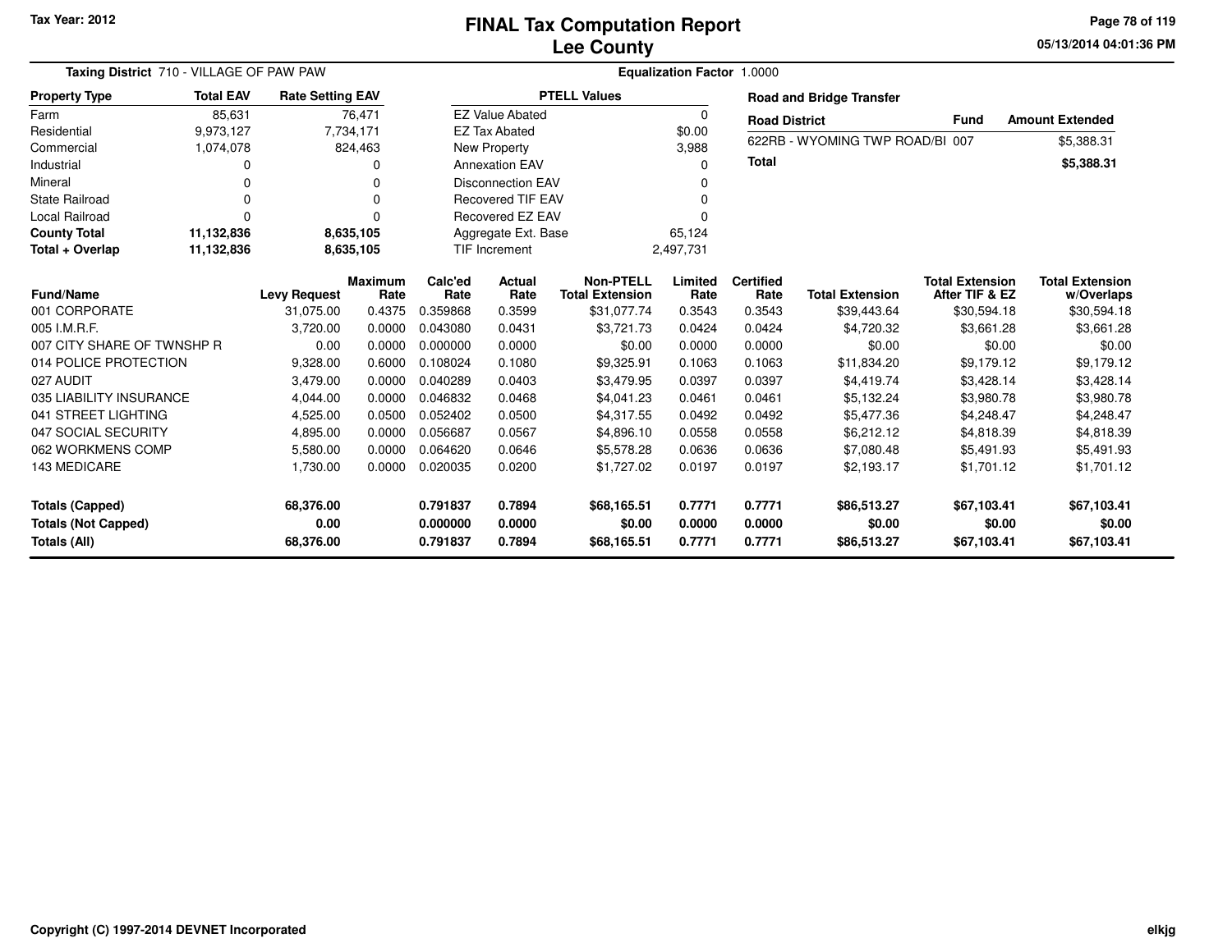Tax Year: 2012

# FINAL Tax Computation Report
## Lee County

05/13/2014 04:01:36 PM

**Taxing District** 710 - VILLAGE OF PAW PAW

**Equalization Factor** 1.0000

| Property Type | Total EAV | Rate Setting EAV |
|---|---|---|
| Farm | 85,631 | 76,471 |
| Residential | 9,973,127 | 7,734,171 |
| Commercial | 1,074,078 | 824,463 |
| Industrial | 0 | 0 |
| Mineral | 0 | 0 |
| State Railroad | 0 | 0 |
| Local Railroad | 0 | 0 |
| **County Total** | **11,132,836** | **8,635,105** |
| **Total + Overlap** | **11,132,836** | **8,635,105** |

| PTELL Values | |
|---|---|
| EZ Value Abated | 0 |
| EZ Tax Abated | $0.00 |
| New Property | 3,988 |
| Annexation EAV | 0 |
| Disconnection EAV | 0 |
| Recovered TIF EAV | 0 |
| Recovered EZ EAV | 0 |
| Aggregate Ext. Base | 65,124 |
| TIF Increment | 2,497,731 |

**Road and Bridge Transfer**

| Road District | Fund | Amount Extended |
|---|---|---|
| 622RB - WYOMING TWP ROAD/BI | 007 | $5,388.31 |
| **Total** | | **$5,388.31** |

| Fund/Name | Levy Request | Maximum Rate | Calc'ed Rate | Actual Rate | Non-PTELL Total Extension | Limited Rate | Certified Rate | Total Extension | Total Extension After TIF & EZ | Total Extension w/Overlaps |
|---|---|---|---|---|---|---|---|---|---|---|
| 001 CORPORATE | 31,075.00 | 0.4375 | 0.359868 | 0.3599 | $31,077.74 | 0.3543 | 0.3543 | $39,443.64 | $30,594.18 | $30,594.18 |
| 005 I.M.R.F. | 3,720.00 | 0.0000 | 0.043080 | 0.0431 | $3,721.73 | 0.0424 | 0.0424 | $4,720.32 | $3,661.28 | $3,661.28 |
| 007 CITY SHARE OF TWNSHP R | 0.00 | 0.0000 | 0.000000 | 0.0000 | $0.00 | 0.0000 | 0.0000 | $0.00 | $0.00 | $0.00 |
| 014 POLICE PROTECTION | 9,328.00 | 0.6000 | 0.108024 | 0.1080 | $9,325.91 | 0.1063 | 0.1063 | $11,834.20 | $9,179.12 | $9,179.12 |
| 027 AUDIT | 3,479.00 | 0.0000 | 0.040289 | 0.0403 | $3,479.95 | 0.0397 | 0.0397 | $4,419.74 | $3,428.14 | $3,428.14 |
| 035 LIABILITY INSURANCE | 4,044.00 | 0.0000 | 0.046832 | 0.0468 | $4,041.23 | 0.0461 | 0.0461 | $5,132.24 | $3,980.78 | $3,980.78 |
| 041 STREET LIGHTING | 4,525.00 | 0.0500 | 0.052402 | 0.0500 | $4,317.55 | 0.0492 | 0.0492 | $5,477.36 | $4,248.47 | $4,248.47 |
| 047 SOCIAL SECURITY | 4,895.00 | 0.0000 | 0.056687 | 0.0567 | $4,896.10 | 0.0558 | 0.0558 | $6,212.12 | $4,818.39 | $4,818.39 |
| 062 WORKMENS COMP | 5,580.00 | 0.0000 | 0.064620 | 0.0646 | $5,578.28 | 0.0636 | 0.0636 | $7,080.48 | $5,491.93 | $5,491.93 |
| 143 MEDICARE | 1,730.00 | 0.0000 | 0.020035 | 0.0200 | $1,727.02 | 0.0197 | 0.0197 | $2,193.17 | $1,701.12 | $1,701.12 |
| **Totals (Capped)** | **68,376.00** | | **0.791837** | **0.7894** | **$68,165.51** | **0.7771** | **0.7771** | **$86,513.27** | **$67,103.41** | **$67,103.41** |
| **Totals (Not Capped)** | **0.00** | | **0.000000** | **0.0000** | **$0.00** | **0.0000** | **0.0000** | **$0.00** | **$0.00** | **$0.00** |
| **Totals (All)** | **68,376.00** | | **0.791837** | **0.7894** | **$68,165.51** | **0.7771** | **0.7771** | **$86,513.27** | **$67,103.41** | **$67,103.41** |

Copyright (C) 1997-2014 DEVNET Incorporated

elkjg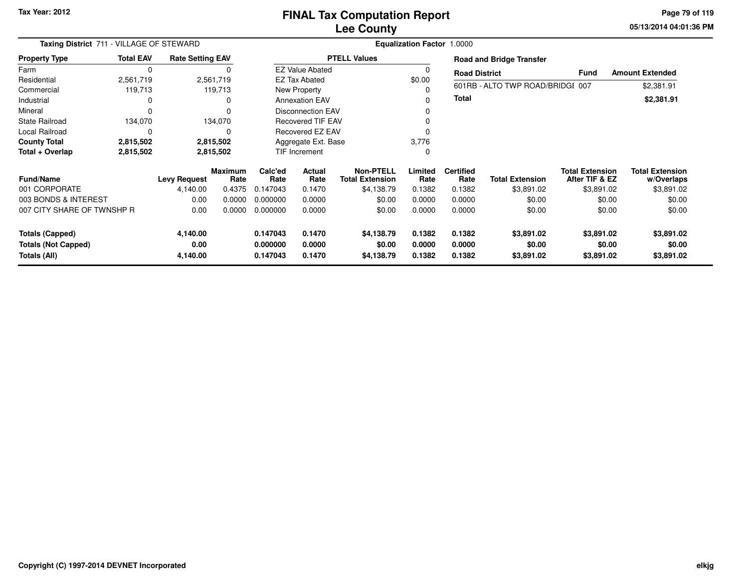Tax Year: 2012

# FINAL Tax Computation Report
## Lee County

05/13/2014 04:01:36 PM

**Taxing District** 711 - VILLAGE OF STEWARD

**Equalization Factor** 1.0000

| Property Type | Total EAV | Rate Setting EAV |
|---|---|---|
| Farm | 0 | 0 |
| Residential | 2,561,719 | 2,561,719 |
| Commercial | 119,713 | 119,713 |
| Industrial | 0 | 0 |
| Mineral | 0 | 0 |
| State Railroad | 134,070 | 134,070 |
| Local Railroad | 0 | 0 |
| **County Total** | **2,815,502** | **2,815,502** |
| **Total + Overlap** | **2,815,502** | **2,815,502** |

| PTELL Values | |
|---|---|
| EZ Value Abated | 0 |
| EZ Tax Abated | $0.00 |
| New Property | 0 |
| Annexation EAV | 0 |
| Disconnection EAV | 0 |
| Recovered TIF EAV | 0 |
| Recovered EZ EAV | 0 |
| Aggregate Ext. Base | 3,776 |
| TIF Increment | 0 |

**Road and Bridge Transfer**

| Road District | Fund | Amount Extended |
|---|---|---|
| 601RB - ALTO TWP ROAD/BRIDGI | 007 | $2,381.91 |
| **Total** | | **$2,381.91** |

| Fund/Name | Levy Request | Maximum Rate | Calc'ed Rate | Actual Rate | Non-PTELL Total Extension | Limited Rate | Certified Rate | Total Extension | Total Extension After TIF & EZ | Total Extension w/Overlaps |
|---|---|---|---|---|---|---|---|---|---|---|
| 001 CORPORATE | 4,140.00 | 0.4375 | 0.147043 | 0.1470 | $4,138.79 | 0.1382 | 0.1382 | $3,891.02 | $3,891.02 | $3,891.02 |
| 003 BONDS & INTEREST | 0.00 | 0.0000 | 0.000000 | 0.0000 | $0.00 | 0.0000 | 0.0000 | $0.00 | $0.00 | $0.00 |
| 007 CITY SHARE OF TWNSHP R | 0.00 | 0.0000 | 0.000000 | 0.0000 | $0.00 | 0.0000 | 0.0000 | $0.00 | $0.00 | $0.00 |
| **Totals (Capped)** | **4,140.00** | | **0.147043** | **0.1470** | **$4,138.79** | **0.1382** | **0.1382** | **$3,891.02** | **$3,891.02** | **$3,891.02** |
| **Totals (Not Capped)** | **0.00** | | **0.000000** | **0.0000** | **$0.00** | **0.0000** | **0.0000** | **$0.00** | **$0.00** | **$0.00** |
| **Totals (All)** | **4,140.00** | | **0.147043** | **0.1470** | **$4,138.79** | **0.1382** | **0.1382** | **$3,891.02** | **$3,891.02** | **$3,891.02** |

Copyright (C) 1997-2014 DEVNET Incorporated

elkjg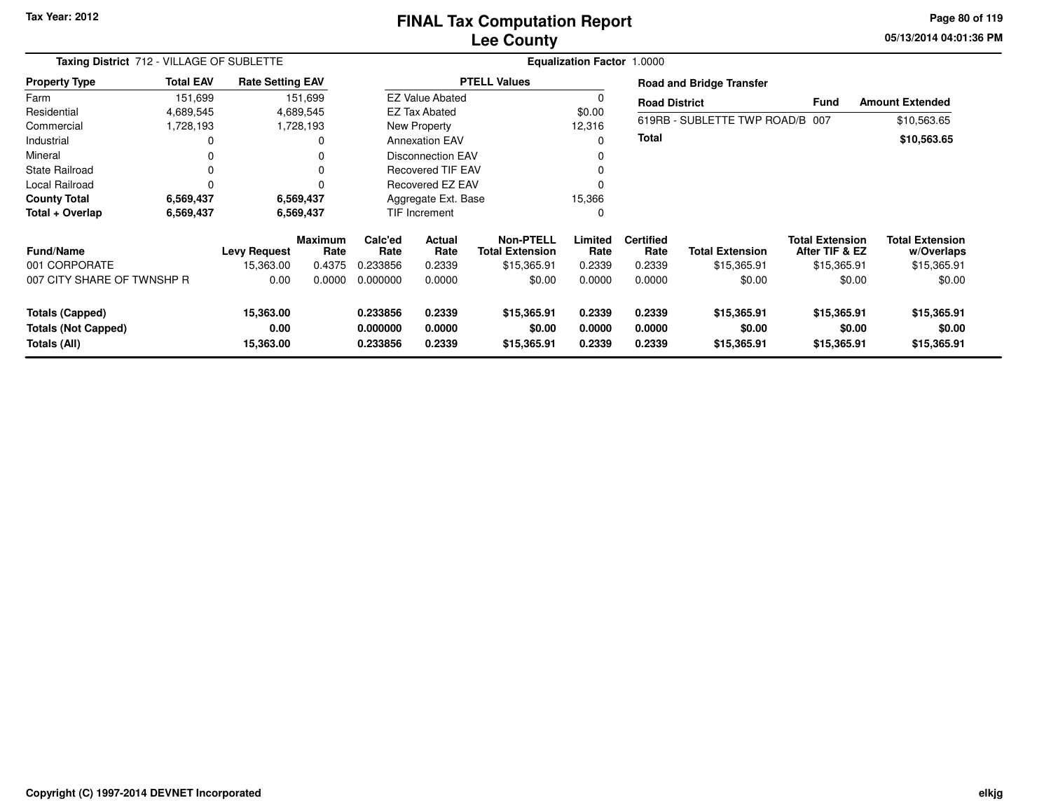# FINAL Tax Computation Report
# Lee County

Tax Year: 2012

05/13/2014 04:01:36 PM

**Taxing District** 712 - VILLAGE OF SUBLETTE

**Equalization Factor** 1.0000

| Property Type | Total EAV | Rate Setting EAV |
|---|---|---|
| Farm | 151,699 | 151,699 |
| Residential | 4,689,545 | 4,689,545 |
| Commercial | 1,728,193 | 1,728,193 |
| Industrial | 0 | 0 |
| Mineral | 0 | 0 |
| State Railroad | 0 | 0 |
| Local Railroad | 0 | 0 |
| **County Total** | **6,569,437** | **6,569,437** |
| **Total + Overlap** | **6,569,437** | **6,569,437** |

| PTELL Values | |
|---|---|
| EZ Value Abated | 0 |
| EZ Tax Abated | $0.00 |
| New Property | 12,316 |
| Annexation EAV | 0 |
| Disconnection EAV | 0 |
| Recovered TIF EAV | 0 |
| Recovered EZ EAV | 0 |
| Aggregate Ext. Base | 15,366 |
| TIF Increment | 0 |

**Road and Bridge Transfer**

| Road District | Fund | Amount Extended |
|---|---|---|
| 619RB - SUBLETTE TWP ROAD/B | 007 | $10,563.65 |
| **Total** | | **$10,563.65** |

| Fund/Name | Levy Request | Maximum Rate | Calc'ed Rate | Actual Rate | Non-PTELL Total Extension | Limited Rate | Certified Rate | Total Extension | Total Extension After TIF & EZ | Total Extension w/Overlaps |
|---|---|---|---|---|---|---|---|---|---|---|
| 001 CORPORATE | 15,363.00 | 0.4375 | 0.233856 | 0.2339 | $15,365.91 | 0.2339 | 0.2339 | $15,365.91 | $15,365.91 | $15,365.91 |
| 007 CITY SHARE OF TWNSHP R | 0.00 | 0.0000 | 0.000000 | 0.0000 | $0.00 | 0.0000 | 0.0000 | $0.00 | $0.00 | $0.00 |
| **Totals (Capped)** | **15,363.00** | | **0.233856** | **0.2339** | **$15,365.91** | **0.2339** | **0.2339** | **$15,365.91** | **$15,365.91** | **$15,365.91** |
| **Totals (Not Capped)** | **0.00** | | **0.000000** | **0.0000** | **$0.00** | **0.0000** | **0.0000** | **$0.00** | **$0.00** | **$0.00** |
| **Totals (All)** | **15,363.00** | | **0.233856** | **0.2339** | **$15,365.91** | **0.2339** | **0.2339** | **$15,365.91** | **$15,365.91** | **$15,365.91** |

Copyright (C) 1997-2014 DEVNET Incorporated

elkjg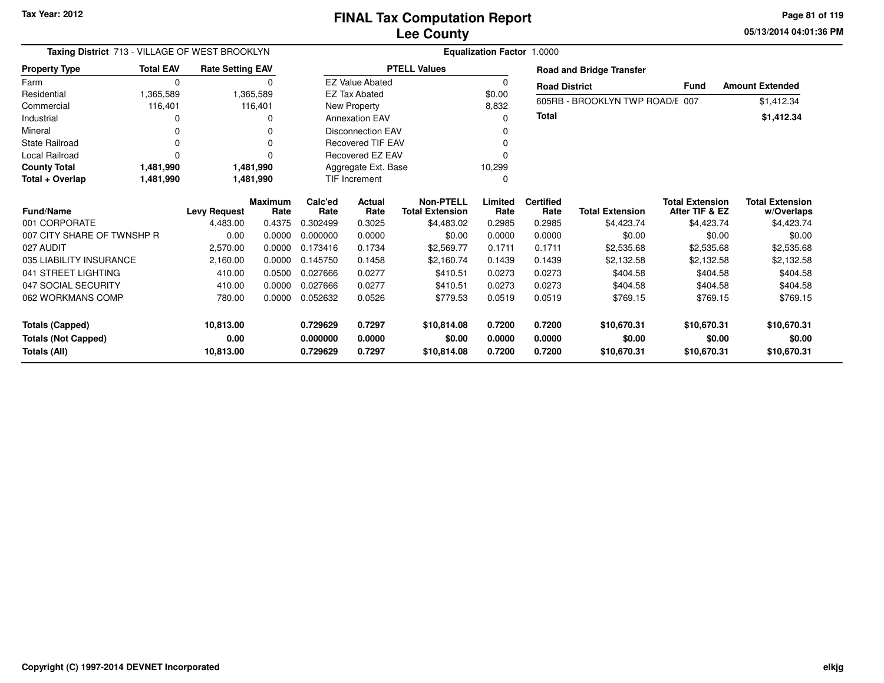Tax Year: 2012

# FINAL Tax Computation Report
## Lee County

05/13/2014 04:01:36 PM

**Taxing District** 713 - VILLAGE OF WEST BROOKLYN

**Equalization Factor** 1.0000

| Property Type | Total EAV | Rate Setting EAV |
|---|---|---|
| Farm | 0 | 0 |
| Residential | 1,365,589 | 1,365,589 |
| Commercial | 116,401 | 116,401 |
| Industrial | 0 | 0 |
| Mineral | 0 | 0 |
| State Railroad | 0 | 0 |
| Local Railroad | 0 | 0 |
| **County Total** | **1,481,990** | **1,481,990** |
| **Total + Overlap** | **1,481,990** | **1,481,990** |

| PTELL Values | |
|---|---|
| EZ Value Abated | 0 |
| EZ Tax Abated | $0.00 |
| New Property | 8,832 |
| Annexation EAV | 0 |
| Disconnection EAV | 0 |
| Recovered TIF EAV | 0 |
| Recovered EZ EAV | 0 |
| Aggregate Ext. Base | 10,299 |
| TIF Increment | 0 |

**Road and Bridge Transfer**

| Road District | Fund | Amount Extended |
|---|---|---|
| 605RB - BROOKLYN TWP ROAD/E | 007 | $1,412.34 |
| **Total** | | **$1,412.34** |

| Fund/Name | Levy Request | Maximum Rate | Calc'ed Rate | Actual Rate | Non-PTELL Total Extension | Limited Rate | Certified Rate | Total Extension | Total Extension After TIF & EZ | Total Extension w/Overlaps |
|---|---|---|---|---|---|---|---|---|---|---|
| 001 CORPORATE | 4,483.00 | 0.4375 | 0.302499 | 0.3025 | $4,483.02 | 0.2985 | 0.2985 | $4,423.74 | $4,423.74 | $4,423.74 |
| 007 CITY SHARE OF TWNSHP R | 0.00 | 0.0000 | 0.000000 | 0.0000 | $0.00 | 0.0000 | 0.0000 | $0.00 | $0.00 | $0.00 |
| 027 AUDIT | 2,570.00 | 0.0000 | 0.173416 | 0.1734 | $2,569.77 | 0.1711 | 0.1711 | $2,535.68 | $2,535.68 | $2,535.68 |
| 035 LIABILITY INSURANCE | 2,160.00 | 0.0000 | 0.145750 | 0.1458 | $2,160.74 | 0.1439 | 0.1439 | $2,132.58 | $2,132.58 | $2,132.58 |
| 041 STREET LIGHTING | 410.00 | 0.0500 | 0.027666 | 0.0277 | $410.51 | 0.0273 | 0.0273 | $404.58 | $404.58 | $404.58 |
| 047 SOCIAL SECURITY | 410.00 | 0.0000 | 0.027666 | 0.0277 | $410.51 | 0.0273 | 0.0273 | $404.58 | $404.58 | $404.58 |
| 062 WORKMANS COMP | 780.00 | 0.0000 | 0.052632 | 0.0526 | $779.53 | 0.0519 | 0.0519 | $769.15 | $769.15 | $769.15 |
| **Totals (Capped)** | **10,813.00** | | **0.729629** | **0.7297** | **$10,814.08** | **0.7200** | **0.7200** | **$10,670.31** | **$10,670.31** | **$10,670.31** |
| **Totals (Not Capped)** | **0.00** | | **0.000000** | **0.0000** | **$0.00** | **0.0000** | **0.0000** | **$0.00** | **$0.00** | **$0.00** |
| **Totals (All)** | **10,813.00** | | **0.729629** | **0.7297** | **$10,814.08** | **0.7200** | **0.7200** | **$10,670.31** | **$10,670.31** | **$10,670.31** |

Copyright (C) 1997-2014 DEVNET Incorporated

elkjg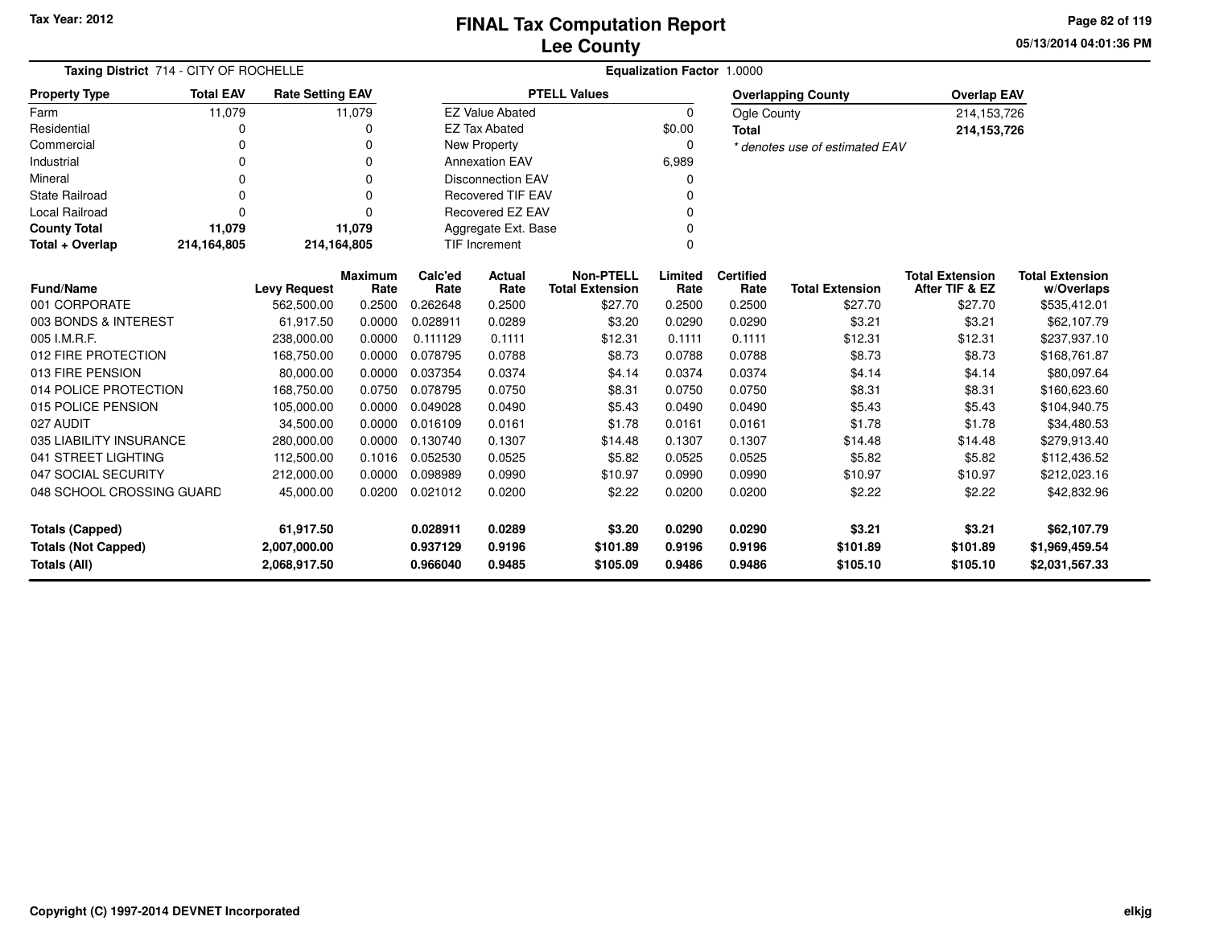# FINAL Tax Computation Report
## Lee County

Tax Year: 2012

05/13/2014 04:01:36 PM

**Taxing District** 714 - CITY OF ROCHELLE

**Equalization Factor** 1.0000

| Property Type | Total EAV | Rate Setting EAV |
|---|---|---|
| Farm | 11,079 | 11,079 |
| Residential | 0 | 0 |
| Commercial | 0 | 0 |
| Industrial | 0 | 0 |
| Mineral | 0 | 0 |
| State Railroad | 0 | 0 |
| Local Railroad | 0 | 0 |
| **County Total** | **11,079** | **11,079** |
| **Total + Overlap** | **214,164,805** | **214,164,805** |

| PTELL Values | |
|---|---|
| EZ Value Abated | 0 |
| EZ Tax Abated | $0.00 |
| New Property | 0 |
| Annexation EAV | 6,989 |
| Disconnection EAV | 0 |
| Recovered TIF EAV | 0 |
| Recovered EZ EAV | 0 |
| Aggregate Ext. Base | 0 |
| TIF Increment | 0 |

| Overlapping County | Overlap EAV |
|---|---|
| Ogle County | 214,153,726 |
| **Total** | **214,153,726** |

*\* denotes use of estimated EAV*

| Fund/Name | Levy Request | Maximum Rate | Calc'ed Rate | Actual Rate | Non-PTELL Total Extension | Limited Rate | Certified Rate | Total Extension | Total Extension After TIF & EZ | Total Extension w/Overlaps |
|---|---|---|---|---|---|---|---|---|---|---|
| 001 CORPORATE | 562,500.00 | 0.2500 | 0.262648 | 0.2500 | $27.70 | 0.2500 | 0.2500 | $27.70 | $27.70 | $535,412.01 |
| 003 BONDS & INTEREST | 61,917.50 | 0.0000 | 0.028911 | 0.0289 | $3.20 | 0.0290 | 0.0290 | $3.21 | $3.21 | $62,107.79 |
| 005 I.M.R.F. | 238,000.00 | 0.0000 | 0.111129 | 0.1111 | $12.31 | 0.1111 | 0.1111 | $12.31 | $12.31 | $237,937.10 |
| 012 FIRE PROTECTION | 168,750.00 | 0.0000 | 0.078795 | 0.0788 | $8.73 | 0.0788 | 0.0788 | $8.73 | $8.73 | $168,761.87 |
| 013 FIRE PENSION | 80,000.00 | 0.0000 | 0.037354 | 0.0374 | $4.14 | 0.0374 | 0.0374 | $4.14 | $4.14 | $80,097.64 |
| 014 POLICE PROTECTION | 168,750.00 | 0.0750 | 0.078795 | 0.0750 | $8.31 | 0.0750 | 0.0750 | $8.31 | $8.31 | $160,623.60 |
| 015 POLICE PENSION | 105,000.00 | 0.0000 | 0.049028 | 0.0490 | $5.43 | 0.0490 | 0.0490 | $5.43 | $5.43 | $104,940.75 |
| 027 AUDIT | 34,500.00 | 0.0000 | 0.016109 | 0.0161 | $1.78 | 0.0161 | 0.0161 | $1.78 | $1.78 | $34,480.53 |
| 035 LIABILITY INSURANCE | 280,000.00 | 0.0000 | 0.130740 | 0.1307 | $14.48 | 0.1307 | 0.1307 | $14.48 | $14.48 | $279,913.40 |
| 041 STREET LIGHTING | 112,500.00 | 0.1016 | 0.052530 | 0.0525 | $5.82 | 0.0525 | 0.0525 | $5.82 | $5.82 | $112,436.52 |
| 047 SOCIAL SECURITY | 212,000.00 | 0.0000 | 0.098989 | 0.0990 | $10.97 | 0.0990 | 0.0990 | $10.97 | $10.97 | $212,023.16 |
| 048 SCHOOL CROSSING GUARD | 45,000.00 | 0.0200 | 0.021012 | 0.0200 | $2.22 | 0.0200 | 0.0200 | $2.22 | $2.22 | $42,832.96 |
| **Totals (Capped)** | **61,917.50** | | **0.028911** | **0.0289** | **$3.20** | **0.0290** | **0.0290** | **$3.21** | **$3.21** | **$62,107.79** |
| **Totals (Not Capped)** | **2,007,000.00** | | **0.937129** | **0.9196** | **$101.89** | **0.9196** | **0.9196** | **$101.89** | **$101.89** | **$1,969,459.54** |
| **Totals (All)** | **2,068,917.50** | | **0.966040** | **0.9485** | **$105.09** | **0.9486** | **0.9486** | **$105.10** | **$105.10** | **$2,031,567.33** |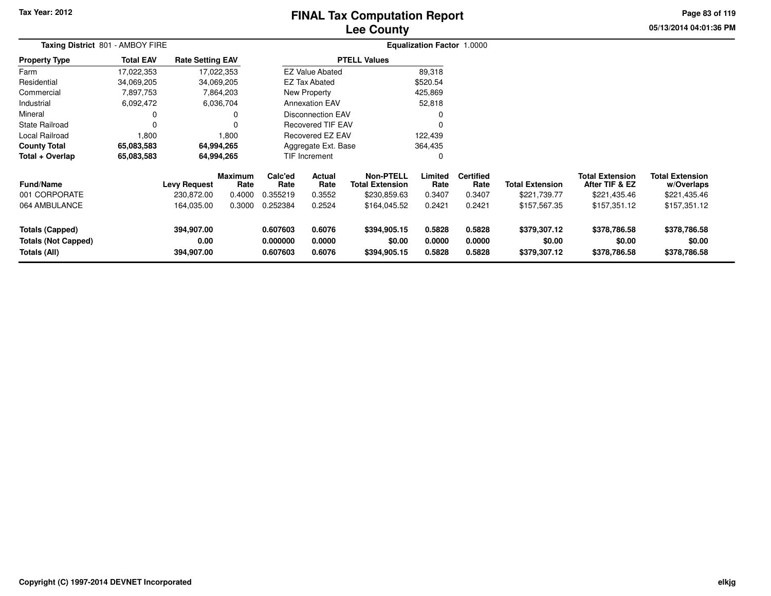Tax Year: 2012

# FINAL Tax Computation Report
## Lee County

05/13/2014 04:01:36 PM

**Taxing District** 801 - AMBOY FIRE **Equalization Factor** 1.0000

| Property Type | Total EAV | Rate Setting EAV |
|---|---|---|
| Farm | 17,022,353 | 17,022,353 |
| Residential | 34,069,205 | 34,069,205 |
| Commercial | 7,897,753 | 7,864,203 |
| Industrial | 6,092,472 | 6,036,704 |
| Mineral | 0 | 0 |
| State Railroad | 0 | 0 |
| Local Railroad | 1,800 | 1,800 |
| **County Total** | **65,083,583** | **64,994,265** |
| **Total + Overlap** | **65,083,583** | **64,994,265** |

| PTELL Values | |
|---|---|
| EZ Value Abated | 89,318 |
| EZ Tax Abated | $520.54 |
| New Property | 425,869 |
| Annexation EAV | 52,818 |
| Disconnection EAV | 0 |
| Recovered TIF EAV | 0 |
| Recovered EZ EAV | 122,439 |
| Aggregate Ext. Base | 364,435 |
| TIF Increment | 0 |

| Fund/Name | Levy Request | Maximum Rate | Calc'ed Rate | Actual Rate | Non-PTELL Total Extension | Limited Rate | Certified Rate | Total Extension | Total Extension After TIF & EZ | Total Extension w/Overlaps |
|---|---|---|---|---|---|---|---|---|---|---|
| 001 CORPORATE | 230,872.00 | 0.4000 | 0.355219 | 0.3552 | $230,859.63 | 0.3407 | 0.3407 | $221,739.77 | $221,435.46 | $221,435.46 |
| 064 AMBULANCE | 164,035.00 | 0.3000 | 0.252384 | 0.2524 | $164,045.52 | 0.2421 | 0.2421 | $157,567.35 | $157,351.12 | $157,351.12 |
| **Totals (Capped)** | **394,907.00** | | **0.607603** | **0.6076** | **$394,905.15** | **0.5828** | **0.5828** | **$379,307.12** | **$378,786.58** | **$378,786.58** |
| **Totals (Not Capped)** | **0.00** | | **0.000000** | **0.0000** | **$0.00** | **0.0000** | **0.0000** | **$0.00** | **$0.00** | **$0.00** |
| **Totals (All)** | **394,907.00** | | **0.607603** | **0.6076** | **$394,905.15** | **0.5828** | **0.5828** | **$379,307.12** | **$378,786.58** | **$378,786.58** |

Copyright (C) 1997-2014 DEVNET Incorporated

elkjg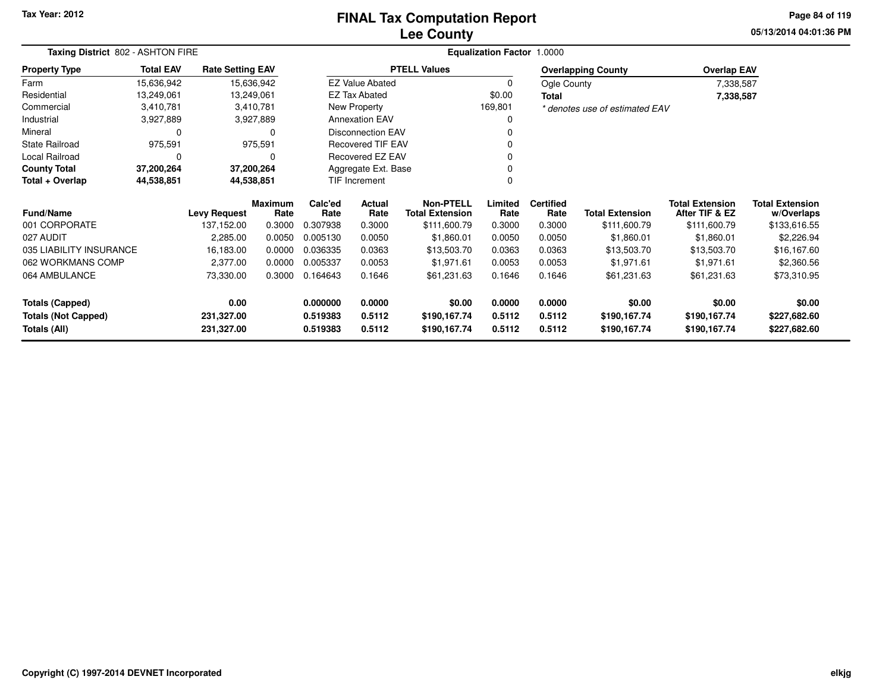# FINAL Tax Computation Report
# Lee County

Tax Year: 2012

05/13/2014 04:01:36 PM

**Taxing District** 802 - ASHTON FIRE

**Equalization Factor** 1.0000

| Property Type | Total EAV | Rate Setting EAV |
|---|---|---|
| Farm | 15,636,942 | 15,636,942 |
| Residential | 13,249,061 | 13,249,061 |
| Commercial | 3,410,781 | 3,410,781 |
| Industrial | 3,927,889 | 3,927,889 |
| Mineral | 0 | 0 |
| State Railroad | 975,591 | 975,591 |
| Local Railroad | 0 | 0 |
| **County Total** | **37,200,264** | **37,200,264** |
| **Total + Overlap** | **44,538,851** | **44,538,851** |

| PTELL Values | |
|---|---|
| EZ Value Abated | 0 |
| EZ Tax Abated | $0.00 |
| New Property | 169,801 |
| Annexation EAV | 0 |
| Disconnection EAV | 0 |
| Recovered TIF EAV | 0 |
| Recovered EZ EAV | 0 |
| Aggregate Ext. Base | 0 |
| TIF Increment | 0 |

| Overlapping County | Overlap EAV |
|---|---|
| Ogle County | 7,338,587 |
| **Total** | **7,338,587** |

*\* denotes use of estimated EAV*

| Fund/Name | Levy Request | Maximum Rate | Calc'ed Rate | Actual Rate | Non-PTELL Total Extension | Limited Rate | Certified Rate | Total Extension | Total Extension After TIF & EZ | Total Extension w/Overlaps |
|---|---|---|---|---|---|---|---|---|---|---|
| 001 CORPORATE | 137,152.00 | 0.3000 | 0.307938 | 0.3000 | $111,600.79 | 0.3000 | 0.3000 | $111,600.79 | $111,600.79 | $133,616.55 |
| 027 AUDIT | 2,285.00 | 0.0050 | 0.005130 | 0.0050 | $1,860.01 | 0.0050 | 0.0050 | $1,860.01 | $1,860.01 | $2,226.94 |
| 035 LIABILITY INSURANCE | 16,183.00 | 0.0000 | 0.036335 | 0.0363 | $13,503.70 | 0.0363 | 0.0363 | $13,503.70 | $13,503.70 | $16,167.60 |
| 062 WORKMANS COMP | 2,377.00 | 0.0000 | 0.005337 | 0.0053 | $1,971.61 | 0.0053 | 0.0053 | $1,971.61 | $1,971.61 | $2,360.56 |
| 064 AMBULANCE | 73,330.00 | 0.3000 | 0.164643 | 0.1646 | $61,231.63 | 0.1646 | 0.1646 | $61,231.63 | $61,231.63 | $73,310.95 |
| **Totals (Capped)** | **0.00** | | **0.000000** | **0.0000** | **$0.00** | **0.0000** | **0.0000** | **$0.00** | **$0.00** | **$0.00** |
| **Totals (Not Capped)** | **231,327.00** | | **0.519383** | **0.5112** | **$190,167.74** | **0.5112** | **0.5112** | **$190,167.74** | **$190,167.74** | **$227,682.60** |
| **Totals (All)** | **231,327.00** | | **0.519383** | **0.5112** | **$190,167.74** | **0.5112** | **0.5112** | **$190,167.74** | **$190,167.74** | **$227,682.60** |

Copyright (C) 1997-2014 DEVNET Incorporated

elkjg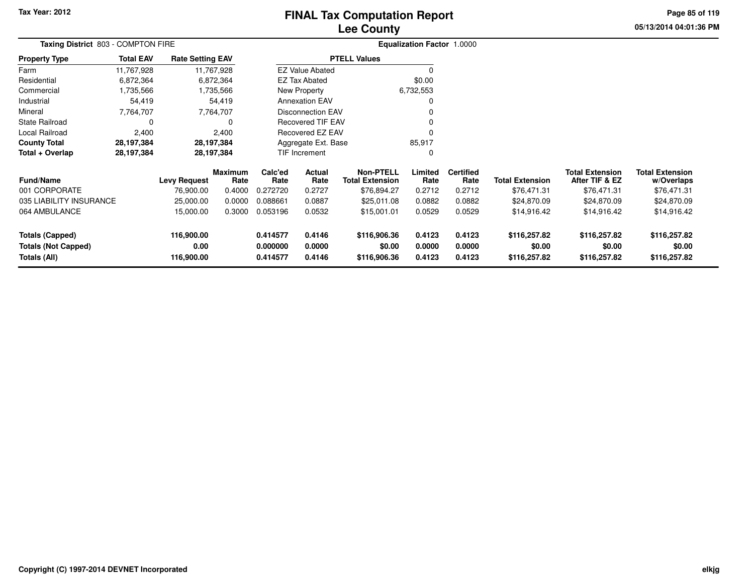Tax Year: 2012

# FINAL Tax Computation Report
## Lee County

05/13/2014 04:01:36 PM

**Taxing District** 803 - COMPTON FIRE

**Equalization Factor** 1.0000

| Property Type | Total EAV | Rate Setting EAV |
|---|---|---|
| Farm | 11,767,928 | 11,767,928 |
| Residential | 6,872,364 | 6,872,364 |
| Commercial | 1,735,566 | 1,735,566 |
| Industrial | 54,419 | 54,419 |
| Mineral | 7,764,707 | 7,764,707 |
| State Railroad | 0 | 0 |
| Local Railroad | 2,400 | 2,400 |
| **County Total** | **28,197,384** | **28,197,384** |
| **Total + Overlap** | **28,197,384** | **28,197,384** |

| PTELL Values | |
|---|---|
| EZ Value Abated | 0 |
| EZ Tax Abated | $0.00 |
| New Property | 6,732,553 |
| Annexation EAV | 0 |
| Disconnection EAV | 0 |
| Recovered TIF EAV | 0 |
| Recovered EZ EAV | 0 |
| Aggregate Ext. Base | 85,917 |
| TIF Increment | 0 |

| Fund/Name | Levy Request | Maximum Rate | Calc'ed Rate | Actual Rate | Non-PTELL Total Extension | Limited Rate | Certified Rate | Total Extension | Total Extension After TIF & EZ | Total Extension w/Overlaps |
|---|---|---|---|---|---|---|---|---|---|---|
| 001 CORPORATE | 76,900.00 | 0.4000 | 0.272720 | 0.2727 | $76,894.27 | 0.2712 | 0.2712 | $76,471.31 | $76,471.31 | $76,471.31 |
| 035 LIABILITY INSURANCE | 25,000.00 | 0.0000 | 0.088661 | 0.0887 | $25,011.08 | 0.0882 | 0.0882 | $24,870.09 | $24,870.09 | $24,870.09 |
| 064 AMBULANCE | 15,000.00 | 0.3000 | 0.053196 | 0.0532 | $15,001.01 | 0.0529 | 0.0529 | $14,916.42 | $14,916.42 | $14,916.42 |
| **Totals (Capped)** | **116,900.00** | | **0.414577** | **0.4146** | **$116,906.36** | **0.4123** | **0.4123** | **$116,257.82** | **$116,257.82** | **$116,257.82** |
| **Totals (Not Capped)** | **0.00** | | **0.000000** | **0.0000** | **$0.00** | **0.0000** | **0.0000** | **$0.00** | **$0.00** | **$0.00** |
| **Totals (All)** | **116,900.00** | | **0.414577** | **0.4146** | **$116,906.36** | **0.4123** | **0.4123** | **$116,257.82** | **$116,257.82** | **$116,257.82** |

Copyright (C) 1997-2014 DEVNET Incorporated

elkjg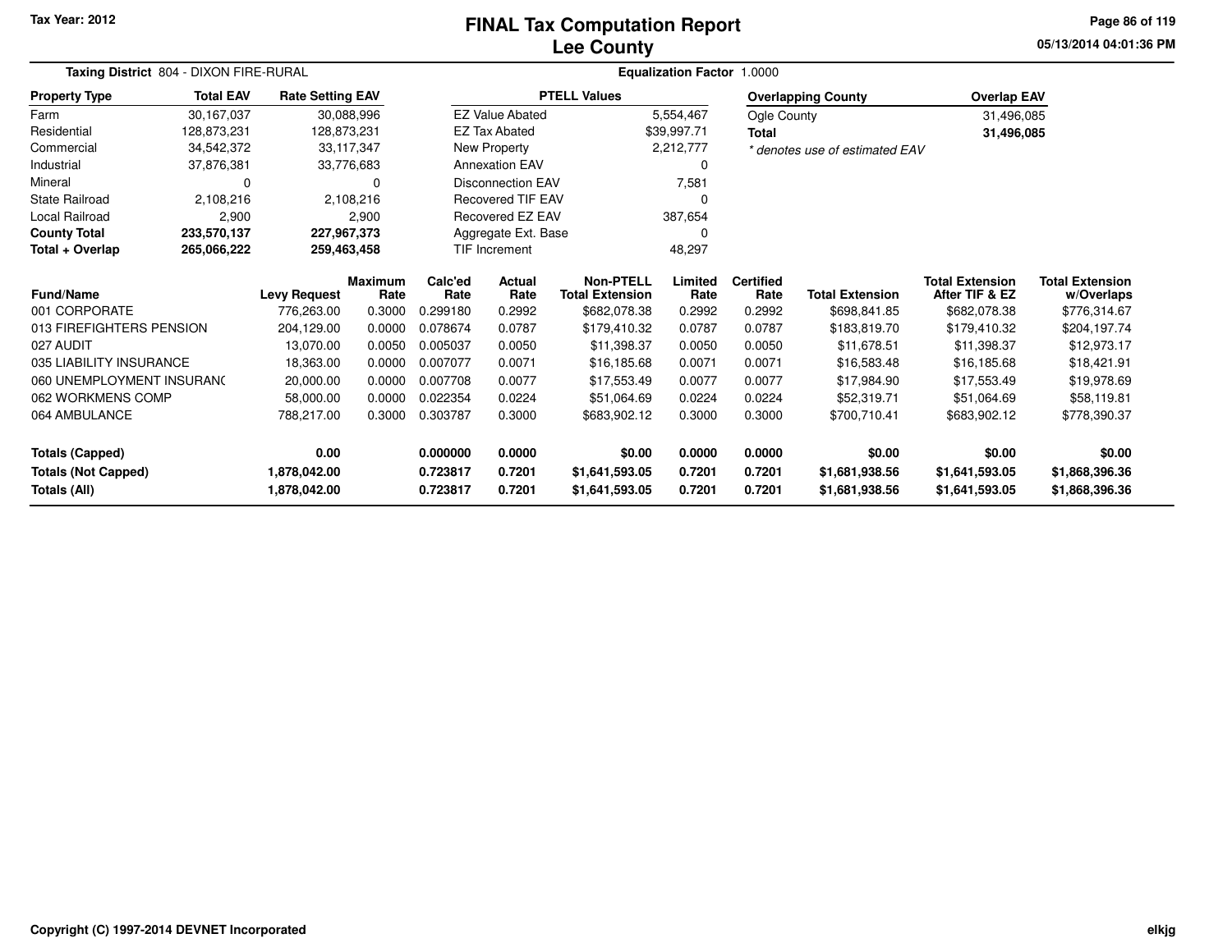Tax Year: 2012

# FINAL Tax Computation Report
## Lee County

05/13/2014 04:01:36 PM

**Taxing District** 804 - DIXON FIRE-RURAL

**Equalization Factor** 1.0000

| Property Type | Total EAV | Rate Setting EAV |
|---|---|---|
| Farm | 30,167,037 | 30,088,996 |
| Residential | 128,873,231 | 128,873,231 |
| Commercial | 34,542,372 | 33,117,347 |
| Industrial | 37,876,381 | 33,776,683 |
| Mineral | 0 | 0 |
| State Railroad | 2,108,216 | 2,108,216 |
| Local Railroad | 2,900 | 2,900 |
| **County Total** | **233,570,137** | **227,967,373** |
| **Total + Overlap** | **265,066,222** | **259,463,458** |

| PTELL Values | |
|---|---|
| EZ Value Abated | 5,554,467 |
| EZ Tax Abated | $39,997.71 |
| New Property | 2,212,777 |
| Annexation EAV | 0 |
| Disconnection EAV | 7,581 |
| Recovered TIF EAV | 0 |
| Recovered EZ EAV | 387,654 |
| Aggregate Ext. Base | 0 |
| TIF Increment | 48,297 |

| Overlapping County | Overlap EAV |
|---|---|
| Ogle County | 31,496,085 |
| **Total** | **31,496,085** |

*\* denotes use of estimated EAV*

| Fund/Name | Levy Request | Maximum Rate | Calc'ed Rate | Actual Rate | Non-PTELL Total Extension | Limited Rate | Certified Rate | Total Extension | Total Extension After TIF & EZ | Total Extension w/Overlaps |
|---|---|---|---|---|---|---|---|---|---|---|
| 001 CORPORATE | 776,263.00 | 0.3000 | 0.299180 | 0.2992 | $682,078.38 | 0.2992 | 0.2992 | $698,841.85 | $682,078.38 | $776,314.67 |
| 013 FIREFIGHTERS PENSION | 204,129.00 | 0.0000 | 0.078674 | 0.0787 | $179,410.32 | 0.0787 | 0.0787 | $183,819.70 | $179,410.32 | $204,197.74 |
| 027 AUDIT | 13,070.00 | 0.0050 | 0.005037 | 0.0050 | $11,398.37 | 0.0050 | 0.0050 | $11,678.51 | $11,398.37 | $12,973.17 |
| 035 LIABILITY INSURANCE | 18,363.00 | 0.0000 | 0.007077 | 0.0071 | $16,185.68 | 0.0071 | 0.0071 | $16,583.48 | $16,185.68 | $18,421.91 |
| 060 UNEMPLOYMENT INSURANC | 20,000.00 | 0.0000 | 0.007708 | 0.0077 | $17,553.49 | 0.0077 | 0.0077 | $17,984.90 | $17,553.49 | $19,978.69 |
| 062 WORKMENS COMP | 58,000.00 | 0.0000 | 0.022354 | 0.0224 | $51,064.69 | 0.0224 | 0.0224 | $52,319.71 | $51,064.69 | $58,119.81 |
| 064 AMBULANCE | 788,217.00 | 0.3000 | 0.303787 | 0.3000 | $683,902.12 | 0.3000 | 0.3000 | $700,710.41 | $683,902.12 | $778,390.37 |
| **Totals (Capped)** | **0.00** | | **0.000000** | **0.0000** | **$0.00** | **0.0000** | **0.0000** | **$0.00** | **$0.00** | **$0.00** |
| **Totals (Not Capped)** | **1,878,042.00** | | **0.723817** | **0.7201** | **$1,641,593.05** | **0.7201** | **0.7201** | **$1,681,938.56** | **$1,641,593.05** | **$1,868,396.36** |
| **Totals (All)** | **1,878,042.00** | | **0.723817** | **0.7201** | **$1,641,593.05** | **0.7201** | **0.7201** | **$1,681,938.56** | **$1,641,593.05** | **$1,868,396.36** |

Copyright (C) 1997-2014 DEVNET Incorporated

elkjg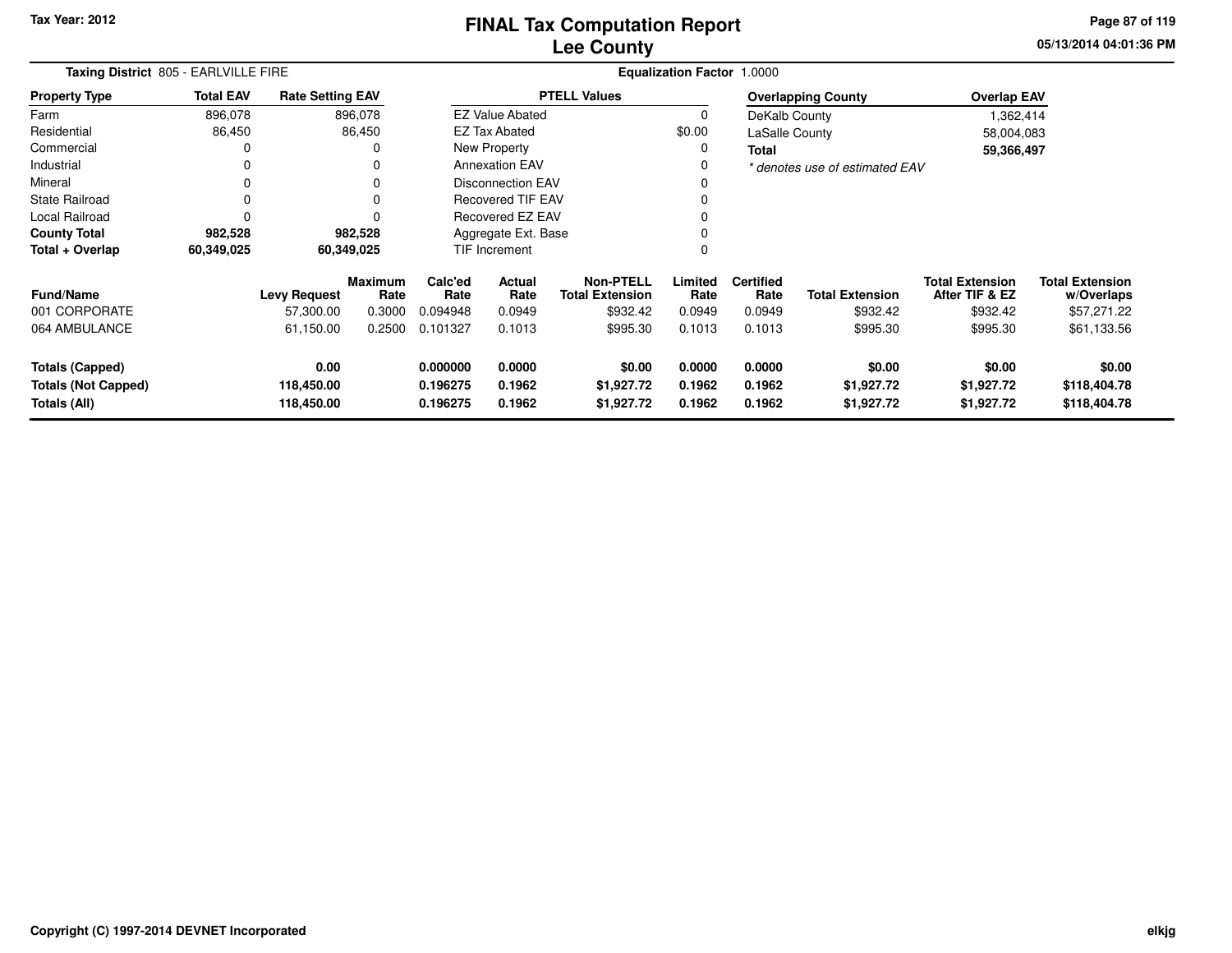# FINAL Tax Computation Report
# Lee County

Tax Year: 2012

05/13/2014 04:01:36 PM

**Taxing District** 805 - EARLVILLE FIRE

**Equalization Factor** 1.0000

| Property Type | Total EAV | Rate Setting EAV |
|---|---|---|
| Farm | 896,078 | 896,078 |
| Residential | 86,450 | 86,450 |
| Commercial | 0 | 0 |
| Industrial | 0 | 0 |
| Mineral | 0 | 0 |
| State Railroad | 0 | 0 |
| Local Railroad | 0 | 0 |
| **County Total** | **982,528** | **982,528** |
| **Total + Overlap** | **60,349,025** | **60,349,025** |

| PTELL Values | |
|---|---|
| EZ Value Abated | 0 |
| EZ Tax Abated | $0.00 |
| New Property | 0 |
| Annexation EAV | 0 |
| Disconnection EAV | 0 |
| Recovered TIF EAV | 0 |
| Recovered EZ EAV | 0 |
| Aggregate Ext. Base | 0 |
| TIF Increment | 0 |

| Overlapping County | Overlap EAV |
|---|---|
| DeKalb County | 1,362,414 |
| LaSalle County | 58,004,083 |
| **Total** | **59,366,497** |

*\* denotes use of estimated EAV*

| Fund/Name | Levy Request | Maximum Rate | Calc'ed Rate | Actual Rate | Non-PTELL Total Extension | Limited Rate | Certified Rate | Total Extension | Total Extension After TIF & EZ | Total Extension w/Overlaps |
|---|---|---|---|---|---|---|---|---|---|---|
| 001 CORPORATE | 57,300.00 | 0.3000 | 0.094948 | 0.0949 | $932.42 | 0.0949 | 0.0949 | $932.42 | $932.42 | $57,271.22 |
| 064 AMBULANCE | 61,150.00 | 0.2500 | 0.101327 | 0.1013 | $995.30 | 0.1013 | 0.1013 | $995.30 | $995.30 | $61,133.56 |
| **Totals (Capped)** | **0.00** | | **0.000000** | **0.0000** | **$0.00** | **0.0000** | **0.0000** | **$0.00** | **$0.00** | **$0.00** |
| **Totals (Not Capped)** | **118,450.00** | | **0.196275** | **0.1962** | **$1,927.72** | **0.1962** | **0.1962** | **$1,927.72** | **$1,927.72** | **$118,404.78** |
| **Totals (All)** | **118,450.00** | | **0.196275** | **0.1962** | **$1,927.72** | **0.1962** | **0.1962** | **$1,927.72** | **$1,927.72** | **$118,404.78** |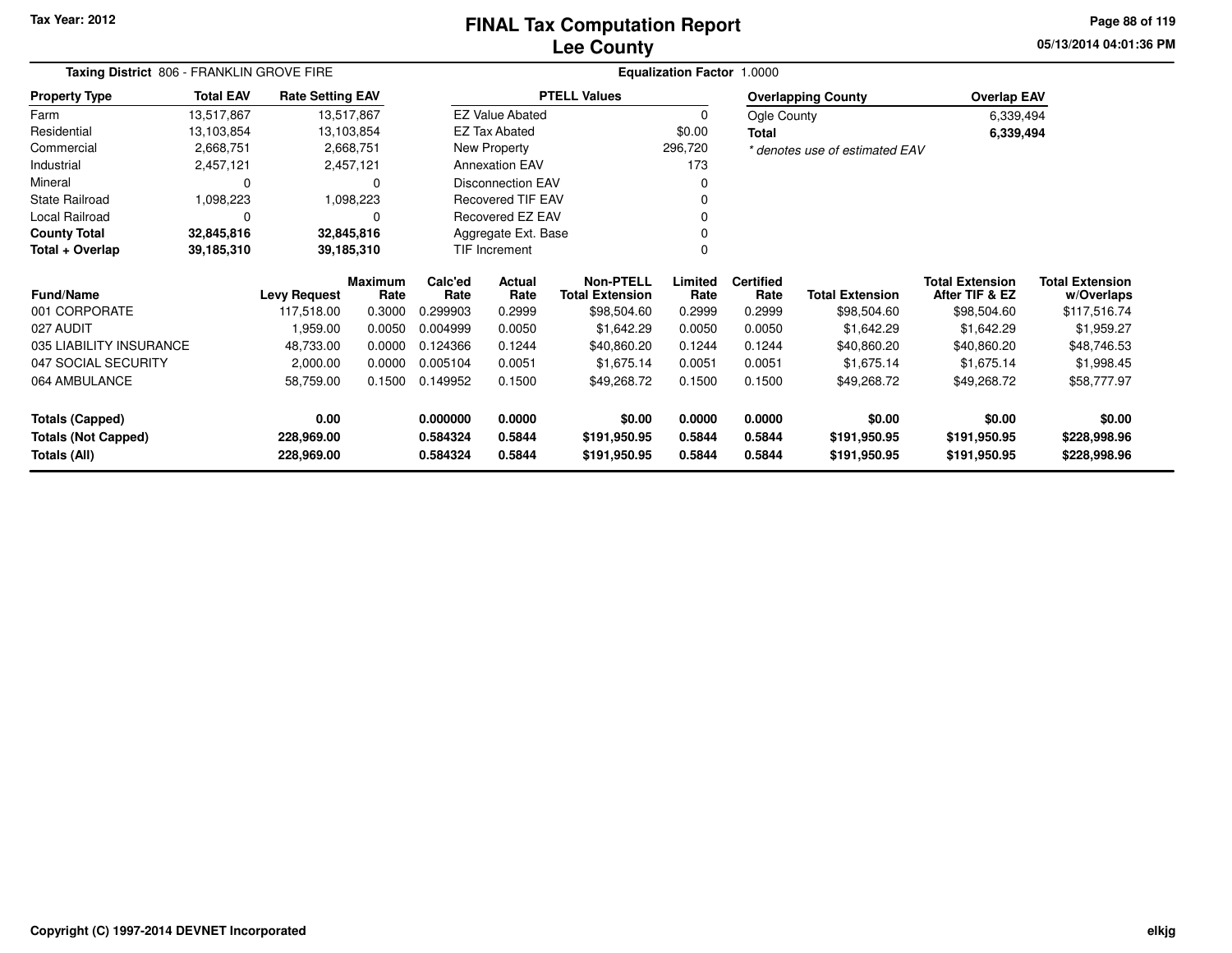# FINAL Tax Computation Report
# Lee County

**Tax Year: 2012**

05/13/2014 04:01:36 PM

**Taxing District** 806 - FRANKLIN GROVE FIRE

**Equalization Factor** 1.0000

| Property Type | Total EAV | Rate Setting EAV |
|---|---|---|
| Farm | 13,517,867 | 13,517,867 |
| Residential | 13,103,854 | 13,103,854 |
| Commercial | 2,668,751 | 2,668,751 |
| Industrial | 2,457,121 | 2,457,121 |
| Mineral | 0 | 0 |
| State Railroad | 1,098,223 | 1,098,223 |
| Local Railroad | 0 | 0 |
| **County Total** | **32,845,816** | **32,845,816** |
| **Total + Overlap** | **39,185,310** | **39,185,310** |

| PTELL Values | |
|---|---|
| EZ Value Abated | 0 |
| EZ Tax Abated | $0.00 |
| New Property | 296,720 |
| Annexation EAV | 173 |
| Disconnection EAV | 0 |
| Recovered TIF EAV | 0 |
| Recovered EZ EAV | 0 |
| Aggregate Ext. Base | 0 |
| TIF Increment | 0 |

| Overlapping County | Overlap EAV |
|---|---|
| Ogle County | 6,339,494 |
| **Total** | **6,339,494** |

*\* denotes use of estimated EAV*

| Fund/Name | Levy Request | Maximum Rate | Calc'ed Rate | Actual Rate | Non-PTELL Total Extension | Limited Rate | Certified Rate | Total Extension | Total Extension After TIF & EZ | Total Extension w/Overlaps |
|---|---|---|---|---|---|---|---|---|---|---|
| 001 CORPORATE | 117,518.00 | 0.3000 | 0.299903 | 0.2999 | $98,504.60 | 0.2999 | 0.2999 | $98,504.60 | $98,504.60 | $117,516.74 |
| 027 AUDIT | 1,959.00 | 0.0050 | 0.004999 | 0.0050 | $1,642.29 | 0.0050 | 0.0050 | $1,642.29 | $1,642.29 | $1,959.27 |
| 035 LIABILITY INSURANCE | 48,733.00 | 0.0000 | 0.124366 | 0.1244 | $40,860.20 | 0.1244 | 0.1244 | $40,860.20 | $40,860.20 | $48,746.53 |
| 047 SOCIAL SECURITY | 2,000.00 | 0.0000 | 0.005104 | 0.0051 | $1,675.14 | 0.0051 | 0.0051 | $1,675.14 | $1,675.14 | $1,998.45 |
| 064 AMBULANCE | 58,759.00 | 0.1500 | 0.149952 | 0.1500 | $49,268.72 | 0.1500 | 0.1500 | $49,268.72 | $49,268.72 | $58,777.97 |
| **Totals (Capped)** | **0.00** | | **0.000000** | **0.0000** | **$0.00** | **0.0000** | **0.0000** | **$0.00** | **$0.00** | **$0.00** |
| **Totals (Not Capped)** | **228,969.00** | | **0.584324** | **0.5844** | **$191,950.95** | **0.5844** | **0.5844** | **$191,950.95** | **$191,950.95** | **$228,998.96** |
| **Totals (All)** | **228,969.00** | | **0.584324** | **0.5844** | **$191,950.95** | **0.5844** | **0.5844** | **$191,950.95** | **$191,950.95** | **$228,998.96** |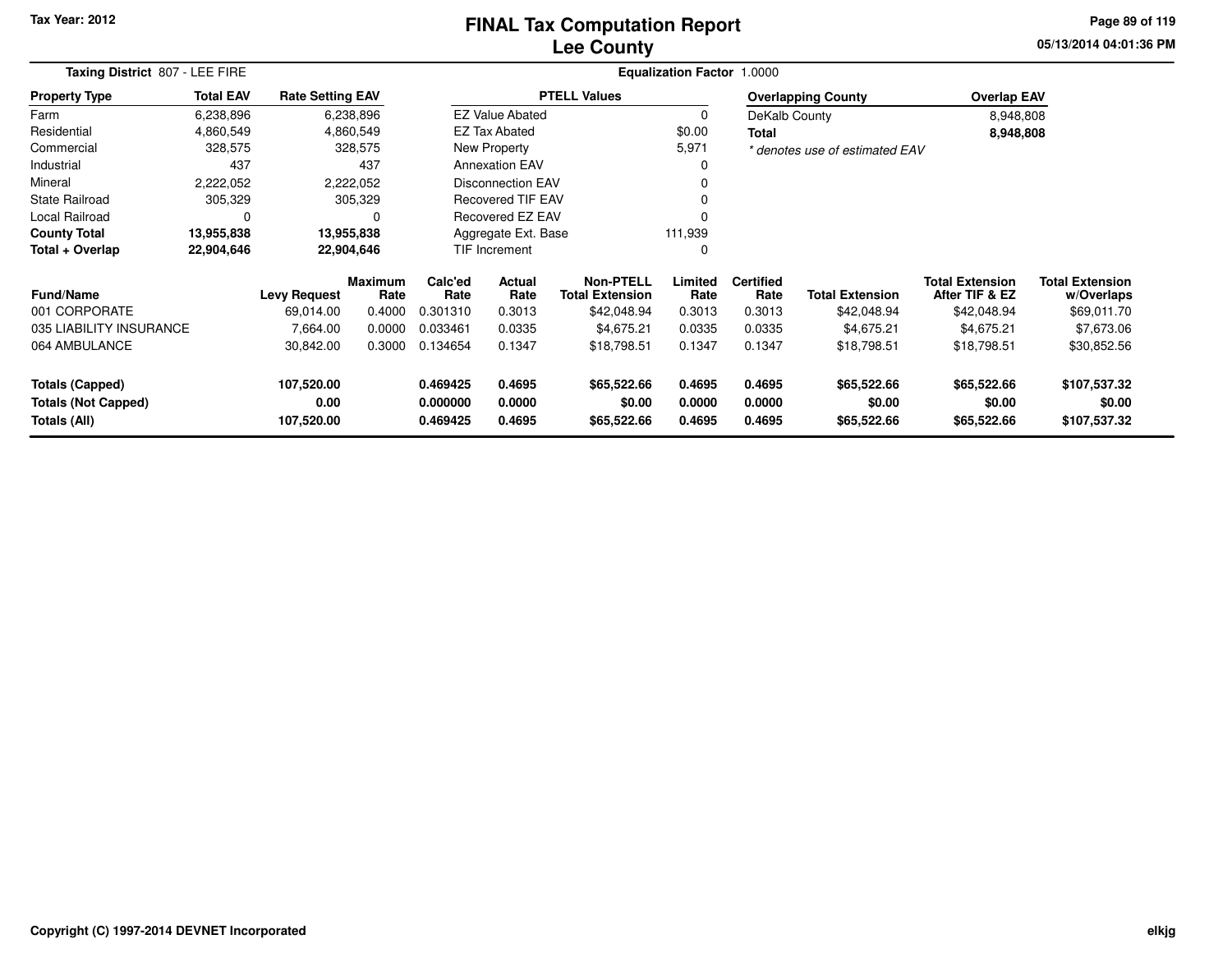Tax Year: 2012

# FINAL Tax Computation Report
## Lee County

05/13/2014 04:01:36 PM

**Taxing District** 807 - LEE FIRE

**Equalization Factor** 1.0000

| Property Type | Total EAV | Rate Setting EAV |
|---|---|---|
| Farm | 6,238,896 | 6,238,896 |
| Residential | 4,860,549 | 4,860,549 |
| Commercial | 328,575 | 328,575 |
| Industrial | 437 | 437 |
| Mineral | 2,222,052 | 2,222,052 |
| State Railroad | 305,329 | 305,329 |
| Local Railroad | 0 | 0 |
| **County Total** | **13,955,838** | **13,955,838** |
| **Total + Overlap** | **22,904,646** | **22,904,646** |

| PTELL Values | |
|---|---|
| EZ Value Abated | 0 |
| EZ Tax Abated | $0.00 |
| New Property | 5,971 |
| Annexation EAV | 0 |
| Disconnection EAV | 0 |
| Recovered TIF EAV | 0 |
| Recovered EZ EAV | 0 |
| Aggregate Ext. Base | 111,939 |
| TIF Increment | 0 |

| Overlapping County | Overlap EAV |
|---|---|
| DeKalb County | 8,948,808 |
| **Total** | **8,948,808** |

*\* denotes use of estimated EAV*

| Fund/Name | Levy Request | Maximum Rate | Calc'ed Rate | Actual Rate | Non-PTELL Total Extension | Limited Rate | Certified Rate | Total Extension | Total Extension After TIF & EZ | Total Extension w/Overlaps |
|---|---|---|---|---|---|---|---|---|---|---|
| 001 CORPORATE | 69,014.00 | 0.4000 | 0.301310 | 0.3013 | $42,048.94 | 0.3013 | 0.3013 | $42,048.94 | $42,048.94 | $69,011.70 |
| 035 LIABILITY INSURANCE | 7,664.00 | 0.0000 | 0.033461 | 0.0335 | $4,675.21 | 0.0335 | 0.0335 | $4,675.21 | $4,675.21 | $7,673.06 |
| 064 AMBULANCE | 30,842.00 | 0.3000 | 0.134654 | 0.1347 | $18,798.51 | 0.1347 | 0.1347 | $18,798.51 | $18,798.51 | $30,852.56 |
| **Totals (Capped)** | **107,520.00** | | **0.469425** | **0.4695** | **$65,522.66** | **0.4695** | **0.4695** | **$65,522.66** | **$65,522.66** | **$107,537.32** |
| **Totals (Not Capped)** | **0.00** | | **0.000000** | **0.0000** | **$0.00** | **0.0000** | **0.0000** | **$0.00** | **$0.00** | **$0.00** |
| **Totals (All)** | **107,520.00** | | **0.469425** | **0.4695** | **$65,522.66** | **0.4695** | **0.4695** | **$65,522.66** | **$65,522.66** | **$107,537.32** |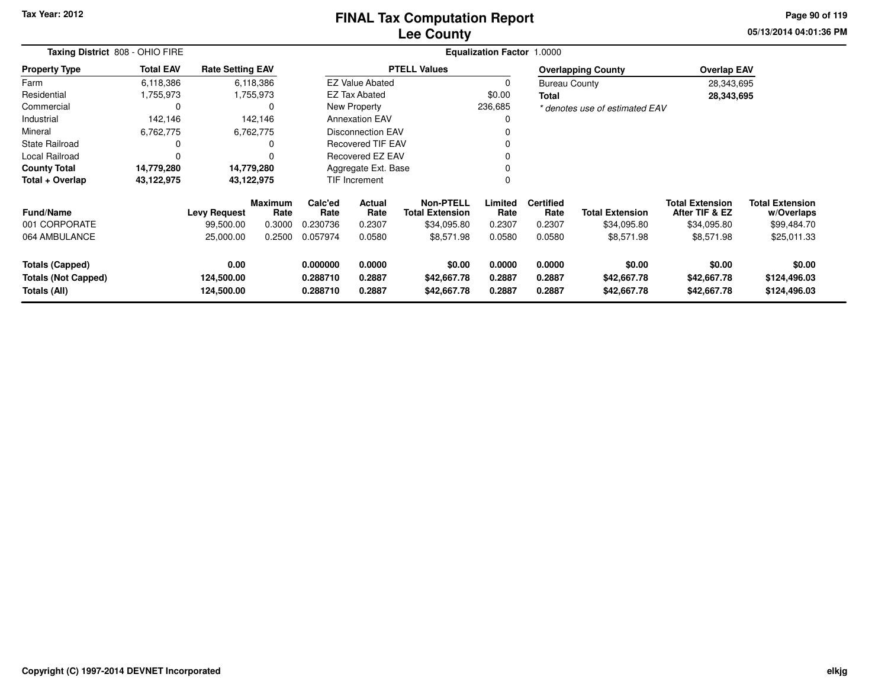Tax Year: 2012

# FINAL Tax Computation Report
## Lee County

05/13/2014 04:01:36 PM

**Taxing District** 808 - OHIO FIRE

**Equalization Factor** 1.0000

| Property Type | Total EAV | Rate Setting EAV |
|---|---|---|
| Farm | 6,118,386 | 6,118,386 |
| Residential | 1,755,973 | 1,755,973 |
| Commercial | 0 | 0 |
| Industrial | 142,146 | 142,146 |
| Mineral | 6,762,775 | 6,762,775 |
| State Railroad | 0 | 0 |
| Local Railroad | 0 | 0 |
| **County Total** | **14,779,280** | **14,779,280** |
| **Total + Overlap** | **43,122,975** | **43,122,975** |

| PTELL Values | |
|---|---|
| EZ Value Abated | 0 |
| EZ Tax Abated | $0.00 |
| New Property | 236,685 |
| Annexation EAV | 0 |
| Disconnection EAV | 0 |
| Recovered TIF EAV | 0 |
| Recovered EZ EAV | 0 |
| Aggregate Ext. Base | 0 |
| TIF Increment | 0 |

| Overlapping County | Overlap EAV |
|---|---|
| Bureau County | 28,343,695 |
| **Total** | **28,343,695** |

*\* denotes use of estimated EAV*

| Fund/Name | Levy Request | Maximum Rate | Calc'ed Rate | Actual Rate | Non-PTELL Total Extension | Limited Rate | Certified Rate | Total Extension | Total Extension After TIF & EZ | Total Extension w/Overlaps |
|---|---|---|---|---|---|---|---|---|---|---|
| 001 CORPORATE | 99,500.00 | 0.3000 | 0.230736 | 0.2307 | $34,095.80 | 0.2307 | 0.2307 | $34,095.80 | $34,095.80 | $99,484.70 |
| 064 AMBULANCE | 25,000.00 | 0.2500 | 0.057974 | 0.0580 | $8,571.98 | 0.0580 | 0.0580 | $8,571.98 | $8,571.98 | $25,011.33 |
| **Totals (Capped)** | **0.00** | | **0.000000** | **0.0000** | **$0.00** | **0.0000** | **0.0000** | **$0.00** | **$0.00** | **$0.00** |
| **Totals (Not Capped)** | **124,500.00** | | **0.288710** | **0.2887** | **$42,667.78** | **0.2887** | **0.2887** | **$42,667.78** | **$42,667.78** | **$124,496.03** |
| **Totals (All)** | **124,500.00** | | **0.288710** | **0.2887** | **$42,667.78** | **0.2887** | **0.2887** | **$42,667.78** | **$42,667.78** | **$124,496.03** |

Copyright (C) 1997-2014 DEVNET Incorporated

elkjg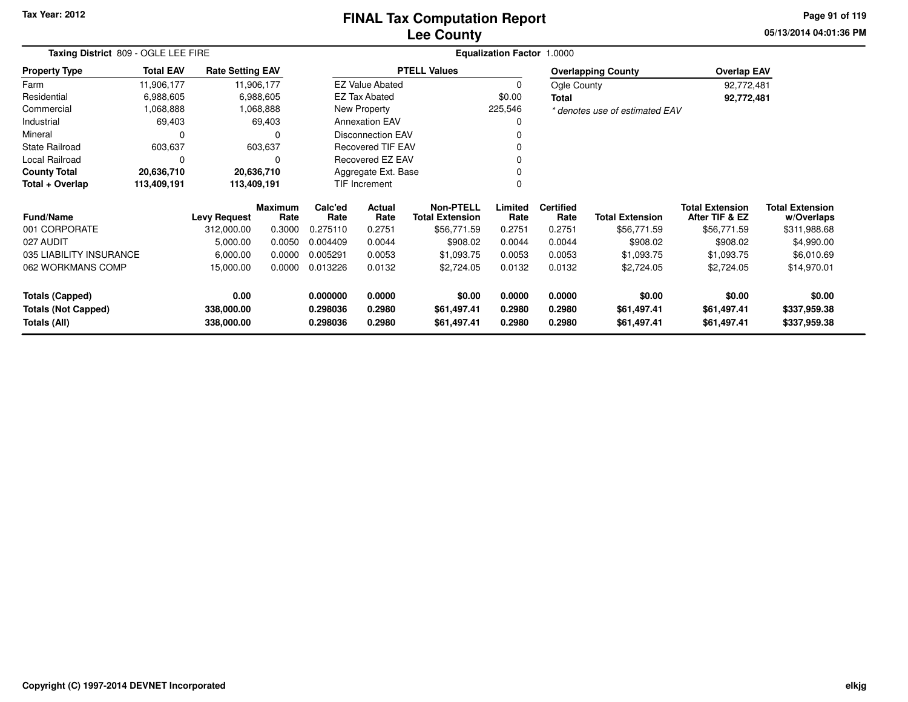Tax Year: 2012

# FINAL Tax Computation Report
## Lee County

05/13/2014 04:01:36 PM

**Taxing District** 809 - OGLE LEE FIRE

**Equalization Factor** 1.0000

| Property Type | Total EAV | Rate Setting EAV |
|---|---|---|
| Farm | 11,906,177 | 11,906,177 |
| Residential | 6,988,605 | 6,988,605 |
| Commercial | 1,068,888 | 1,068,888 |
| Industrial | 69,403 | 69,403 |
| Mineral | 0 | 0 |
| State Railroad | 603,637 | 603,637 |
| Local Railroad | 0 | 0 |
| **County Total** | **20,636,710** | **20,636,710** |
| **Total + Overlap** | **113,409,191** | **113,409,191** |

| PTELL Values | |
|---|---|
| EZ Value Abated | 0 |
| EZ Tax Abated | $0.00 |
| New Property | 225,546 |
| Annexation EAV | 0 |
| Disconnection EAV | 0 |
| Recovered TIF EAV | 0 |
| Recovered EZ EAV | 0 |
| Aggregate Ext. Base | 0 |
| TIF Increment | 0 |

| Overlapping County | Overlap EAV |
|---|---|
| Ogle County | 92,772,481 |
| **Total** | **92,772,481** |

*\* denotes use of estimated EAV*

| Fund/Name | Levy Request | Maximum Rate | Calc'ed Rate | Actual Rate | Non-PTELL Total Extension | Limited Rate | Certified Rate | Total Extension | Total Extension After TIF & EZ | Total Extension w/Overlaps |
|---|---|---|---|---|---|---|---|---|---|---|
| 001 CORPORATE | 312,000.00 | 0.3000 | 0.275110 | 0.2751 | $56,771.59 | 0.2751 | 0.2751 | $56,771.59 | $56,771.59 | $311,988.68 |
| 027 AUDIT | 5,000.00 | 0.0050 | 0.004409 | 0.0044 | $908.02 | 0.0044 | 0.0044 | $908.02 | $908.02 | $4,990.00 |
| 035 LIABILITY INSURANCE | 6,000.00 | 0.0000 | 0.005291 | 0.0053 | $1,093.75 | 0.0053 | 0.0053 | $1,093.75 | $1,093.75 | $6,010.69 |
| 062 WORKMANS COMP | 15,000.00 | 0.0000 | 0.013226 | 0.0132 | $2,724.05 | 0.0132 | 0.0132 | $2,724.05 | $2,724.05 | $14,970.01 |
| **Totals (Capped)** | **0.00** | | **0.000000** | **0.0000** | **$0.00** | **0.0000** | **0.0000** | **$0.00** | **$0.00** | **$0.00** |
| **Totals (Not Capped)** | **338,000.00** | | **0.298036** | **0.2980** | **$61,497.41** | **0.2980** | **0.2980** | **$61,497.41** | **$61,497.41** | **$337,959.38** |
| **Totals (All)** | **338,000.00** | | **0.298036** | **0.2980** | **$61,497.41** | **0.2980** | **0.2980** | **$61,497.41** | **$61,497.41** | **$337,959.38** |

Copyright (C) 1997-2014 DEVNET Incorporated

elkjg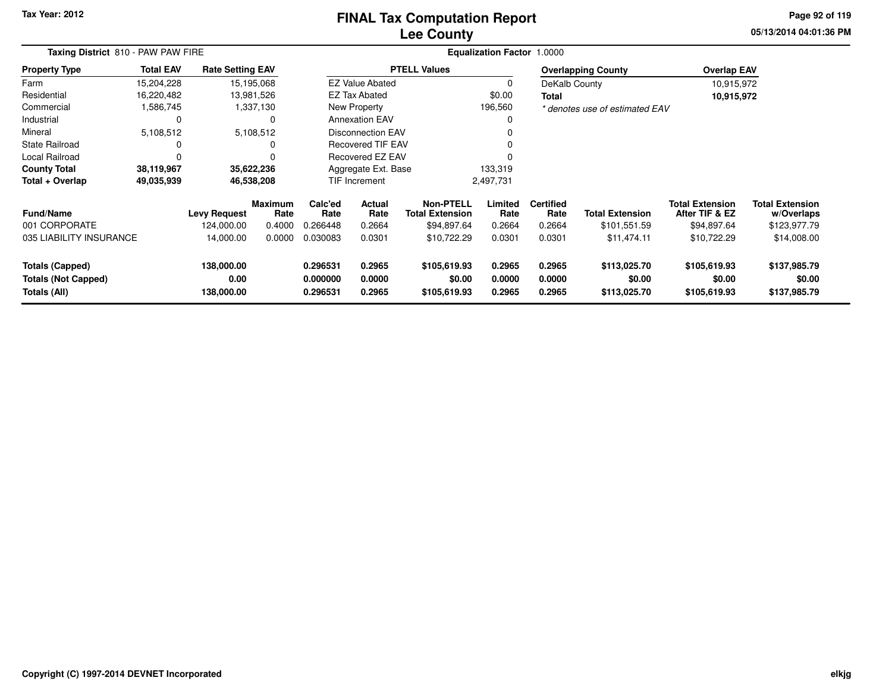# FINAL Tax Computation Report
## Lee County

**Tax Year: 2012**

**Taxing District** 810 - PAW PAW FIRE

**Equalization Factor** 1.0000

| Property Type | Total EAV | Rate Setting EAV |
|---|---|---|
| Farm | 15,204,228 | 15,195,068 |
| Residential | 16,220,482 | 13,981,526 |
| Commercial | 1,586,745 | 1,337,130 |
| Industrial | 0 | 0 |
| Mineral | 5,108,512 | 5,108,512 |
| State Railroad | 0 | 0 |
| Local Railroad | 0 | 0 |
| **County Total** | **38,119,967** | **35,622,236** |
| **Total + Overlap** | **49,035,939** | **46,538,208** |

| PTELL Values | |
|---|---|
| EZ Value Abated | 0 |
| EZ Tax Abated | $0.00 |
| New Property | 196,560 |
| Annexation EAV | 0 |
| Disconnection EAV | 0 |
| Recovered TIF EAV | 0 |
| Recovered EZ EAV | 0 |
| Aggregate Ext. Base | 133,319 |
| TIF Increment | 2,497,731 |

| Overlapping County | Overlap EAV |
|---|---|
| DeKalb County | 10,915,972 |
| **Total** | **10,915,972** |

*\* denotes use of estimated EAV*

| Fund/Name | Levy Request | Maximum Rate | Calc'ed Rate | Actual Rate | Non-PTELL Total Extension | Limited Rate | Certified Rate | Total Extension | Total Extension After TIF & EZ | Total Extension w/Overlaps |
|---|---|---|---|---|---|---|---|---|---|---|
| 001 CORPORATE | 124,000.00 | 0.4000 | 0.266448 | 0.2664 | $94,897.64 | 0.2664 | 0.2664 | $101,551.59 | $94,897.64 | $123,977.79 |
| 035 LIABILITY INSURANCE | 14,000.00 | 0.0000 | 0.030083 | 0.0301 | $10,722.29 | 0.0301 | 0.0301 | $11,474.11 | $10,722.29 | $14,008.00 |
| **Totals (Capped)** | **138,000.00** | | **0.296531** | **0.2965** | **$105,619.93** | **0.2965** | **0.2965** | **$113,025.70** | **$105,619.93** | **$137,985.79** |
| **Totals (Not Capped)** | **0.00** | | **0.000000** | **0.0000** | **$0.00** | **0.0000** | **0.0000** | **$0.00** | **$0.00** | **$0.00** |
| **Totals (All)** | **138,000.00** | | **0.296531** | **0.2965** | **$105,619.93** | **0.2965** | **0.2965** | **$113,025.70** | **$105,619.93** | **$137,985.79** |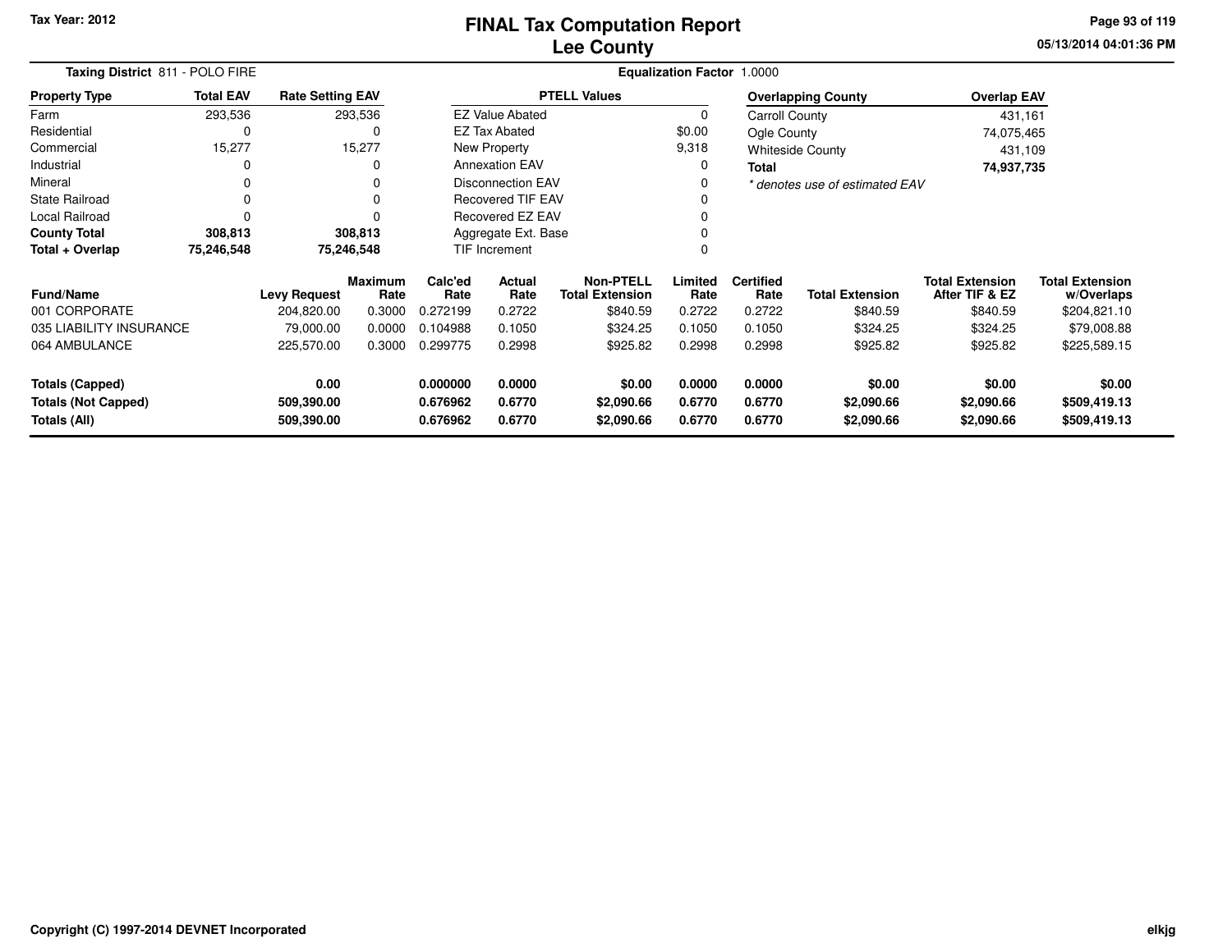# FINAL Tax Computation Report
# Lee County

Tax Year: 2012

05/13/2014 04:01:36 PM

**Taxing District** 811 - POLO FIRE

**Equalization Factor** 1.0000

| Property Type | Total EAV | Rate Setting EAV |
|---|---|---|
| Farm | 293,536 | 293,536 |
| Residential | 0 | 0 |
| Commercial | 15,277 | 15,277 |
| Industrial | 0 | 0 |
| Mineral | 0 | 0 |
| State Railroad | 0 | 0 |
| Local Railroad | 0 | 0 |
| **County Total** | **308,813** | **308,813** |
| **Total + Overlap** | **75,246,548** | **75,246,548** |

| PTELL Values | |
|---|---|
| EZ Value Abated | 0 |
| EZ Tax Abated | $0.00 |
| New Property | 9,318 |
| Annexation EAV | 0 |
| Disconnection EAV | 0 |
| Recovered TIF EAV | 0 |
| Recovered EZ EAV | 0 |
| Aggregate Ext. Base | 0 |
| TIF Increment | 0 |

| Overlapping County | Overlap EAV |
|---|---|
| Carroll County | 431,161 |
| Ogle County | 74,075,465 |
| Whiteside County | 431,109 |
| **Total** | **74,937,735** |

*\* denotes use of estimated EAV*

| Fund/Name | Levy Request | Maximum Rate | Calc'ed Rate | Actual Rate | Non-PTELL Total Extension | Limited Rate | Certified Rate | Total Extension | Total Extension After TIF & EZ | Total Extension w/Overlaps |
|---|---|---|---|---|---|---|---|---|---|---|
| 001 CORPORATE | 204,820.00 | 0.3000 | 0.272199 | 0.2722 | $840.59 | 0.2722 | 0.2722 | $840.59 | $840.59 | $204,821.10 |
| 035 LIABILITY INSURANCE | 79,000.00 | 0.0000 | 0.104988 | 0.1050 | $324.25 | 0.1050 | 0.1050 | $324.25 | $324.25 | $79,008.88 |
| 064 AMBULANCE | 225,570.00 | 0.3000 | 0.299775 | 0.2998 | $925.82 | 0.2998 | 0.2998 | $925.82 | $925.82 | $225,589.15 |
| **Totals (Capped)** | **0.00** | | **0.000000** | **0.0000** | **$0.00** | **0.0000** | **0.0000** | **$0.00** | **$0.00** | **$0.00** |
| **Totals (Not Capped)** | **509,390.00** | | **0.676962** | **0.6770** | **$2,090.66** | **0.6770** | **0.6770** | **$2,090.66** | **$2,090.66** | **$509,419.13** |
| **Totals (All)** | **509,390.00** | | **0.676962** | **0.6770** | **$2,090.66** | **0.6770** | **0.6770** | **$2,090.66** | **$2,090.66** | **$509,419.13** |

Copyright (C) 1997-2014 DEVNET Incorporated

elkjg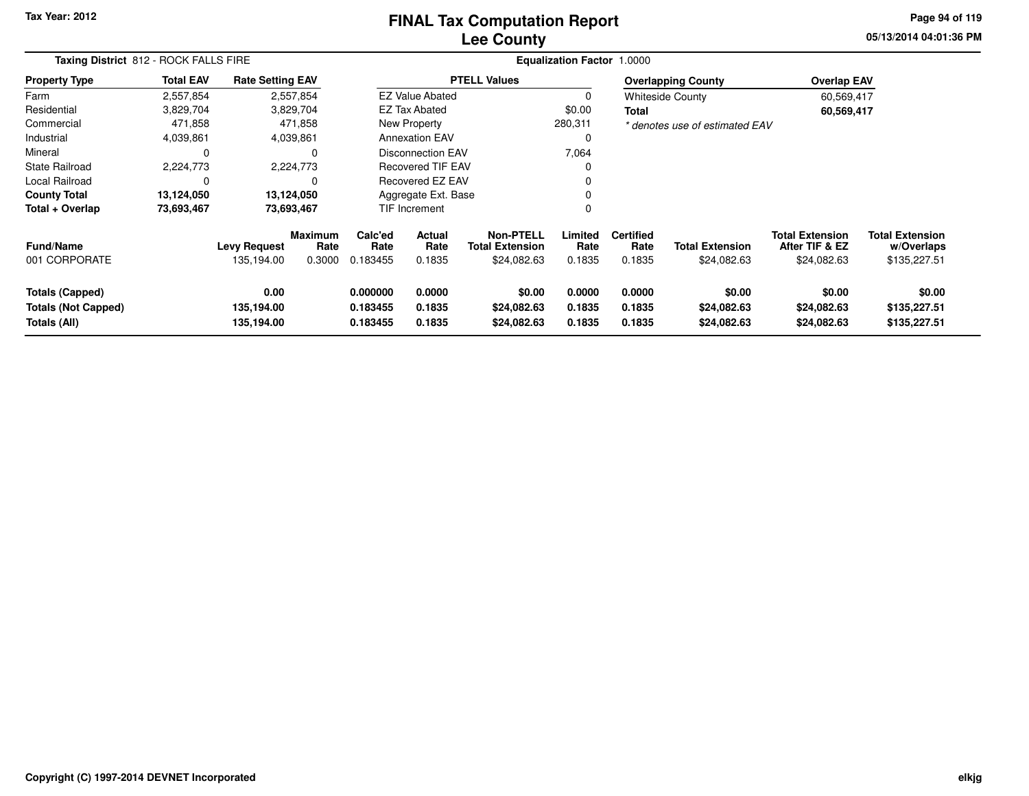Tax Year: 2012

# FINAL Tax Computation Report
## Lee County

05/13/2014 04:01:36 PM

**Taxing District** 812 - ROCK FALLS FIRE

**Equalization Factor** 1.0000

| Property Type | Total EAV | Rate Setting EAV |
|---|---|---|
| Farm | 2,557,854 | 2,557,854 |
| Residential | 3,829,704 | 3,829,704 |
| Commercial | 471,858 | 471,858 |
| Industrial | 4,039,861 | 4,039,861 |
| Mineral | 0 | 0 |
| State Railroad | 2,224,773 | 2,224,773 |
| Local Railroad | 0 | 0 |
| **County Total** | **13,124,050** | **13,124,050** |
| **Total + Overlap** | **73,693,467** | **73,693,467** |

| PTELL Values | |
|---|---|
| EZ Value Abated | 0 |
| EZ Tax Abated | $0.00 |
| New Property | 280,311 |
| Annexation EAV | 0 |
| Disconnection EAV | 7,064 |
| Recovered TIF EAV | 0 |
| Recovered EZ EAV | 0 |
| Aggregate Ext. Base | 0 |
| TIF Increment | 0 |

| Overlapping County | Overlap EAV |
|---|---|
| Whiteside County | 60,569,417 |
| **Total** | **60,569,417** |

*\* denotes use of estimated EAV*

| Fund/Name | Levy Request | Maximum Rate | Calc'ed Rate | Actual Rate | Non-PTELL Total Extension | Limited Rate | Certified Rate | Total Extension | Total Extension After TIF & EZ | Total Extension w/Overlaps |
|---|---|---|---|---|---|---|---|---|---|---|
| 001 CORPORATE | 135,194.00 | 0.3000 | 0.183455 | 0.1835 | $24,082.63 | 0.1835 | 0.1835 | $24,082.63 | $24,082.63 | $135,227.51 |
| **Totals (Capped)** | **0.00** | | **0.000000** | **0.0000** | **$0.00** | **0.0000** | **0.0000** | **$0.00** | **$0.00** | **$0.00** |
| **Totals (Not Capped)** | **135,194.00** | | **0.183455** | **0.1835** | **$24,082.63** | **0.1835** | **0.1835** | **$24,082.63** | **$24,082.63** | **$135,227.51** |
| **Totals (All)** | **135,194.00** | | **0.183455** | **0.1835** | **$24,082.63** | **0.1835** | **0.1835** | **$24,082.63** | **$24,082.63** | **$135,227.51** |

Copyright (C) 1997-2014 DEVNET Incorporated

elkjg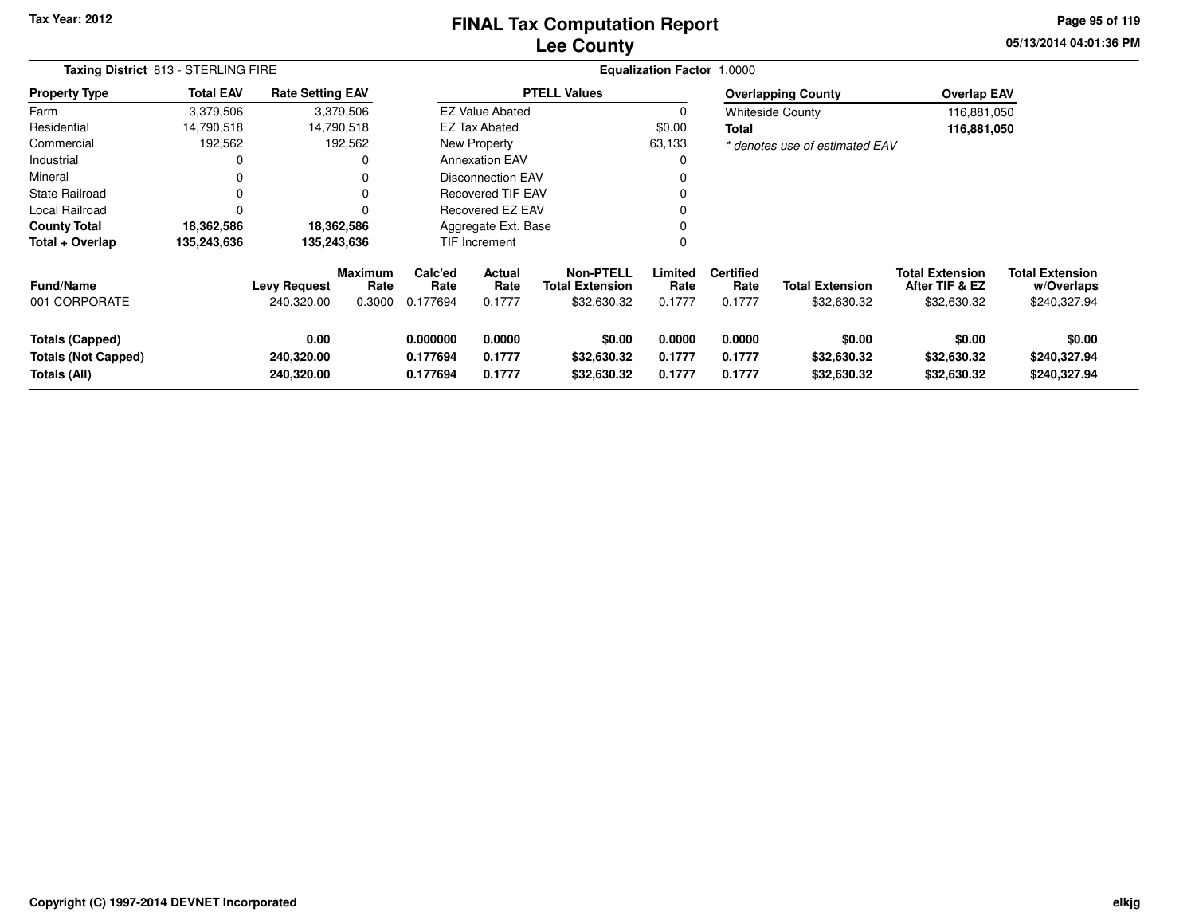Tax Year: 2012

# FINAL Tax Computation Report
# Lee County

**Taxing District** 813 - STERLING FIRE

**Equalization Factor** 1.0000

| Property Type | Total EAV | Rate Setting EAV |
|---|---|---|
| Farm | 3,379,506 | 3,379,506 |
| Residential | 14,790,518 | 14,790,518 |
| Commercial | 192,562 | 192,562 |
| Industrial | 0 | 0 |
| Mineral | 0 | 0 |
| State Railroad | 0 | 0 |
| Local Railroad | 0 | 0 |
| **County Total** | **18,362,586** | **18,362,586** |
| **Total + Overlap** | **135,243,636** | **135,243,636** |

| PTELL Values | |
|---|---|
| EZ Value Abated | 0 |
| EZ Tax Abated | $0.00 |
| New Property | 63,133 |
| Annexation EAV | 0 |
| Disconnection EAV | 0 |
| Recovered TIF EAV | 0 |
| Recovered EZ EAV | 0 |
| Aggregate Ext. Base | 0 |
| TIF Increment | 0 |

| Overlapping County | Overlap EAV |
|---|---|
| Whiteside County | 116,881,050 |
| **Total** | **116,881,050** |

*\* denotes use of estimated EAV*

| Fund/Name | Levy Request | Maximum Rate | Calc'ed Rate | Actual Rate | Non-PTELL Total Extension | Limited Rate | Certified Rate | Total Extension | Total Extension After TIF & EZ | Total Extension w/Overlaps |
|---|---|---|---|---|---|---|---|---|---|---|
| 001 CORPORATE | 240,320.00 | 0.3000 | 0.177694 | 0.1777 | $32,630.32 | 0.1777 | 0.1777 | $32,630.32 | $32,630.32 | $240,327.94 |
| **Totals (Capped)** | **0.00** | | **0.000000** | **0.0000** | **$0.00** | **0.0000** | **0.0000** | **$0.00** | **$0.00** | **$0.00** |
| **Totals (Not Capped)** | **240,320.00** | | **0.177694** | **0.1777** | **$32,630.32** | **0.1777** | **0.1777** | **$32,630.32** | **$32,630.32** | **$240,327.94** |
| **Totals (All)** | **240,320.00** | | **0.177694** | **0.1777** | **$32,630.32** | **0.1777** | **0.1777** | **$32,630.32** | **$32,630.32** | **$240,327.94** |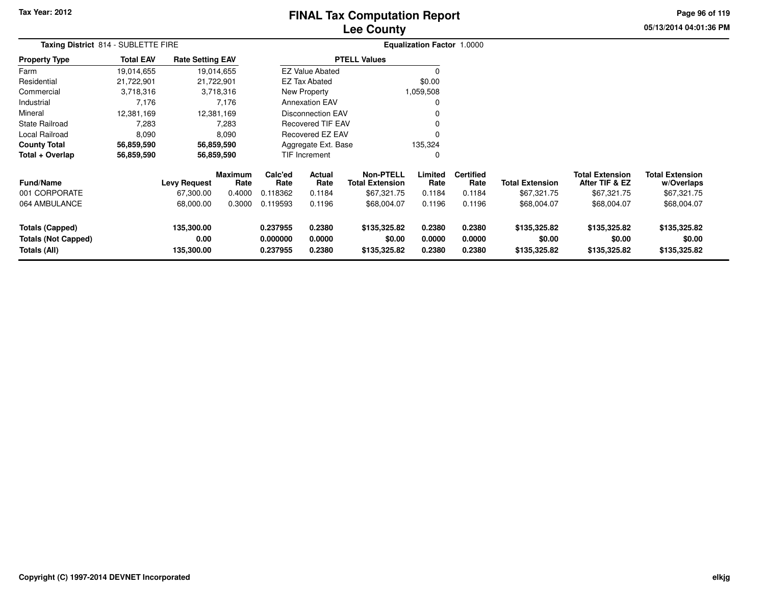# FINAL Tax Computation Report
# Lee County

Tax Year: 2012

05/13/2014 04:01:36 PM

**Taxing District** 814 - SUBLETTE FIRE

**Equalization Factor** 1.0000

| Property Type | Total EAV | Rate Setting EAV |
|---|---|---|
| Farm | 19,014,655 | 19,014,655 |
| Residential | 21,722,901 | 21,722,901 |
| Commercial | 3,718,316 | 3,718,316 |
| Industrial | 7,176 | 7,176 |
| Mineral | 12,381,169 | 12,381,169 |
| State Railroad | 7,283 | 7,283 |
| Local Railroad | 8,090 | 8,090 |
| **County Total** | **56,859,590** | **56,859,590** |
| **Total + Overlap** | **56,859,590** | **56,859,590** |

| PTELL Values | |
|---|---|
| EZ Value Abated | 0 |
| EZ Tax Abated | $0.00 |
| New Property | 1,059,508 |
| Annexation EAV | 0 |
| Disconnection EAV | 0 |
| Recovered TIF EAV | 0 |
| Recovered EZ EAV | 0 |
| Aggregate Ext. Base | 135,324 |
| TIF Increment | 0 |

| Fund/Name | Levy Request | Maximum Rate | Calc'ed Rate | Actual Rate | Non-PTELL Total Extension | Limited Rate | Certified Rate | Total Extension | Total Extension After TIF & EZ | Total Extension w/Overlaps |
|---|---|---|---|---|---|---|---|---|---|---|
| 001 CORPORATE | 67,300.00 | 0.4000 | 0.118362 | 0.1184 | $67,321.75 | 0.1184 | 0.1184 | $67,321.75 | $67,321.75 | $67,321.75 |
| 064 AMBULANCE | 68,000.00 | 0.3000 | 0.119593 | 0.1196 | $68,004.07 | 0.1196 | 0.1196 | $68,004.07 | $68,004.07 | $68,004.07 |
| **Totals (Capped)** | **135,300.00** | | **0.237955** | **0.2380** | **$135,325.82** | **0.2380** | **0.2380** | **$135,325.82** | **$135,325.82** | **$135,325.82** |
| **Totals (Not Capped)** | **0.00** | | **0.000000** | **0.0000** | **$0.00** | **0.0000** | **0.0000** | **$0.00** | **$0.00** | **$0.00** |
| **Totals (All)** | **135,300.00** | | **0.237955** | **0.2380** | **$135,325.82** | **0.2380** | **0.2380** | **$135,325.82** | **$135,325.82** | **$135,325.82** |

Copyright (C) 1997-2014 DEVNET Incorporated

elkjg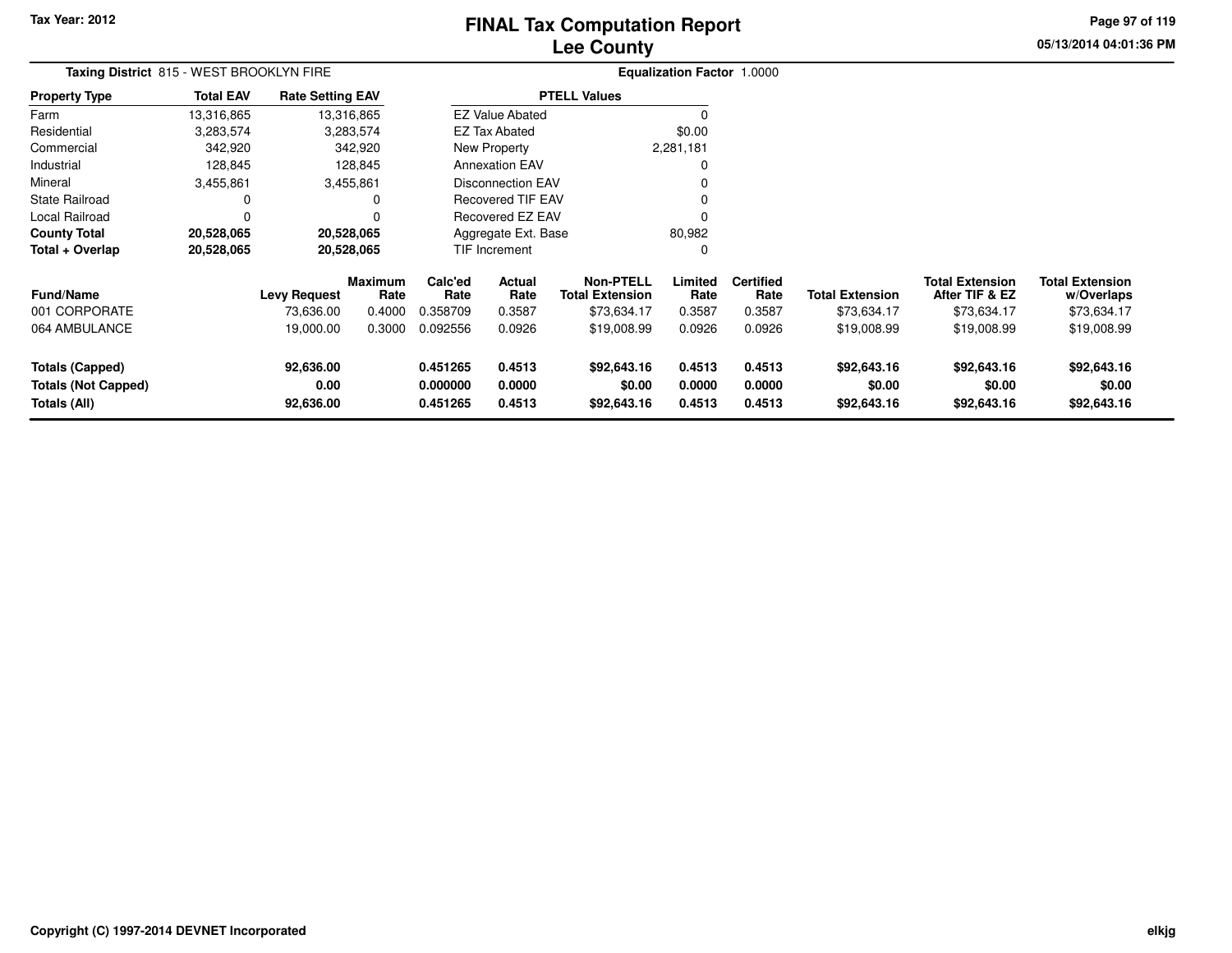Tax Year: 2012

# FINAL Tax Computation Report
## Lee County

05/13/2014 04:01:36 PM

**Taxing District** 815 - WEST BROOKLYN FIRE

**Equalization Factor** 1.0000

| Property Type | Total EAV | Rate Setting EAV |
|---|---|---|
| Farm | 13,316,865 | 13,316,865 |
| Residential | 3,283,574 | 3,283,574 |
| Commercial | 342,920 | 342,920 |
| Industrial | 128,845 | 128,845 |
| Mineral | 3,455,861 | 3,455,861 |
| State Railroad | 0 | 0 |
| Local Railroad | 0 | 0 |
| **County Total** | **20,528,065** | **20,528,065** |
| **Total + Overlap** | **20,528,065** | **20,528,065** |

| PTELL Values | |
|---|---|
| EZ Value Abated | 0 |
| EZ Tax Abated | $0.00 |
| New Property | 2,281,181 |
| Annexation EAV | 0 |
| Disconnection EAV | 0 |
| Recovered TIF EAV | 0 |
| Recovered EZ EAV | 0 |
| Aggregate Ext. Base | 80,982 |
| TIF Increment | 0 |

| Fund/Name | Levy Request | Maximum Rate | Calc'ed Rate | Actual Rate | Non-PTELL Total Extension | Limited Rate | Certified Rate | Total Extension | Total Extension After TIF & EZ | Total Extension w/Overlaps |
|---|---|---|---|---|---|---|---|---|---|---|
| 001 CORPORATE | 73,636.00 | 0.4000 | 0.358709 | 0.3587 | $73,634.17 | 0.3587 | 0.3587 | $73,634.17 | $73,634.17 | $73,634.17 |
| 064 AMBULANCE | 19,000.00 | 0.3000 | 0.092556 | 0.0926 | $19,008.99 | 0.0926 | 0.0926 | $19,008.99 | $19,008.99 | $19,008.99 |
| **Totals (Capped)** | **92,636.00** | | **0.451265** | **0.4513** | **$92,643.16** | **0.4513** | **0.4513** | **$92,643.16** | **$92,643.16** | **$92,643.16** |
| **Totals (Not Capped)** | **0.00** | | **0.000000** | **0.0000** | **$0.00** | **0.0000** | **0.0000** | **$0.00** | **$0.00** | **$0.00** |
| **Totals (All)** | **92,636.00** | | **0.451265** | **0.4513** | **$92,643.16** | **0.4513** | **0.4513** | **$92,643.16** | **$92,643.16** | **$92,643.16** |

Copyright (C) 1997-2014 DEVNET Incorporated

elkjg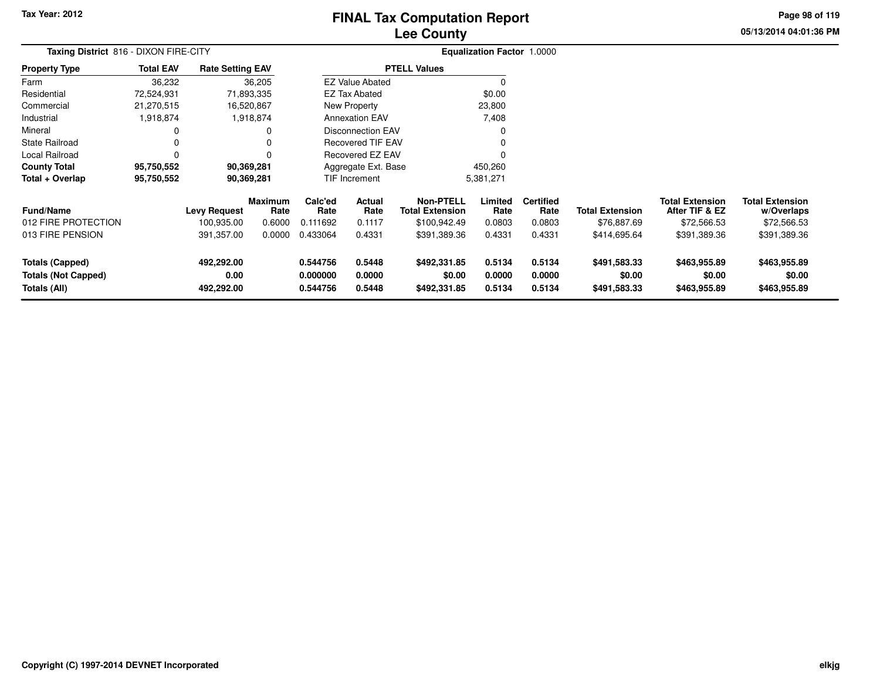# FINAL Tax Computation Report
## Lee County

Tax Year: 2012

05/13/2014 04:01:36 PM

**Taxing District** 816 - DIXON FIRE-CITY

**Equalization Factor** 1.0000

| Property Type | Total EAV | Rate Setting EAV |
|---|---|---|
| Farm | 36,232 | 36,205 |
| Residential | 72,524,931 | 71,893,335 |
| Commercial | 21,270,515 | 16,520,867 |
| Industrial | 1,918,874 | 1,918,874 |
| Mineral | 0 | 0 |
| State Railroad | 0 | 0 |
| Local Railroad | 0 | 0 |
| **County Total** | **95,750,552** | **90,369,281** |
| **Total + Overlap** | **95,750,552** | **90,369,281** |

| PTELL Values | |
|---|---|
| EZ Value Abated | 0 |
| EZ Tax Abated | $0.00 |
| New Property | 23,800 |
| Annexation EAV | 7,408 |
| Disconnection EAV | 0 |
| Recovered TIF EAV | 0 |
| Recovered EZ EAV | 0 |
| Aggregate Ext. Base | 450,260 |
| TIF Increment | 5,381,271 |

| Fund/Name | Levy Request | Maximum Rate | Calc'ed Rate | Actual Rate | Non-PTELL Total Extension | Limited Rate | Certified Rate | Total Extension | Total Extension After TIF & EZ | Total Extension w/Overlaps |
|---|---|---|---|---|---|---|---|---|---|---|
| 012 FIRE PROTECTION | 100,935.00 | 0.6000 | 0.111692 | 0.1117 | $100,942.49 | 0.0803 | 0.0803 | $76,887.69 | $72,566.53 | $72,566.53 |
| 013 FIRE PENSION | 391,357.00 | 0.0000 | 0.433064 | 0.4331 | $391,389.36 | 0.4331 | 0.4331 | $414,695.64 | $391,389.36 | $391,389.36 |
| **Totals (Capped)** | **492,292.00** | | **0.544756** | **0.5448** | **$492,331.85** | **0.5134** | **0.5134** | **$491,583.33** | **$463,955.89** | **$463,955.89** |
| **Totals (Not Capped)** | **0.00** | | **0.000000** | **0.0000** | **$0.00** | **0.0000** | **0.0000** | **$0.00** | **$0.00** | **$0.00** |
| **Totals (All)** | **492,292.00** | | **0.544756** | **0.5448** | **$492,331.85** | **0.5134** | **0.5134** | **$491,583.33** | **$463,955.89** | **$463,955.89** |

Copyright (C) 1997-2014 DEVNET Incorporated

elkjg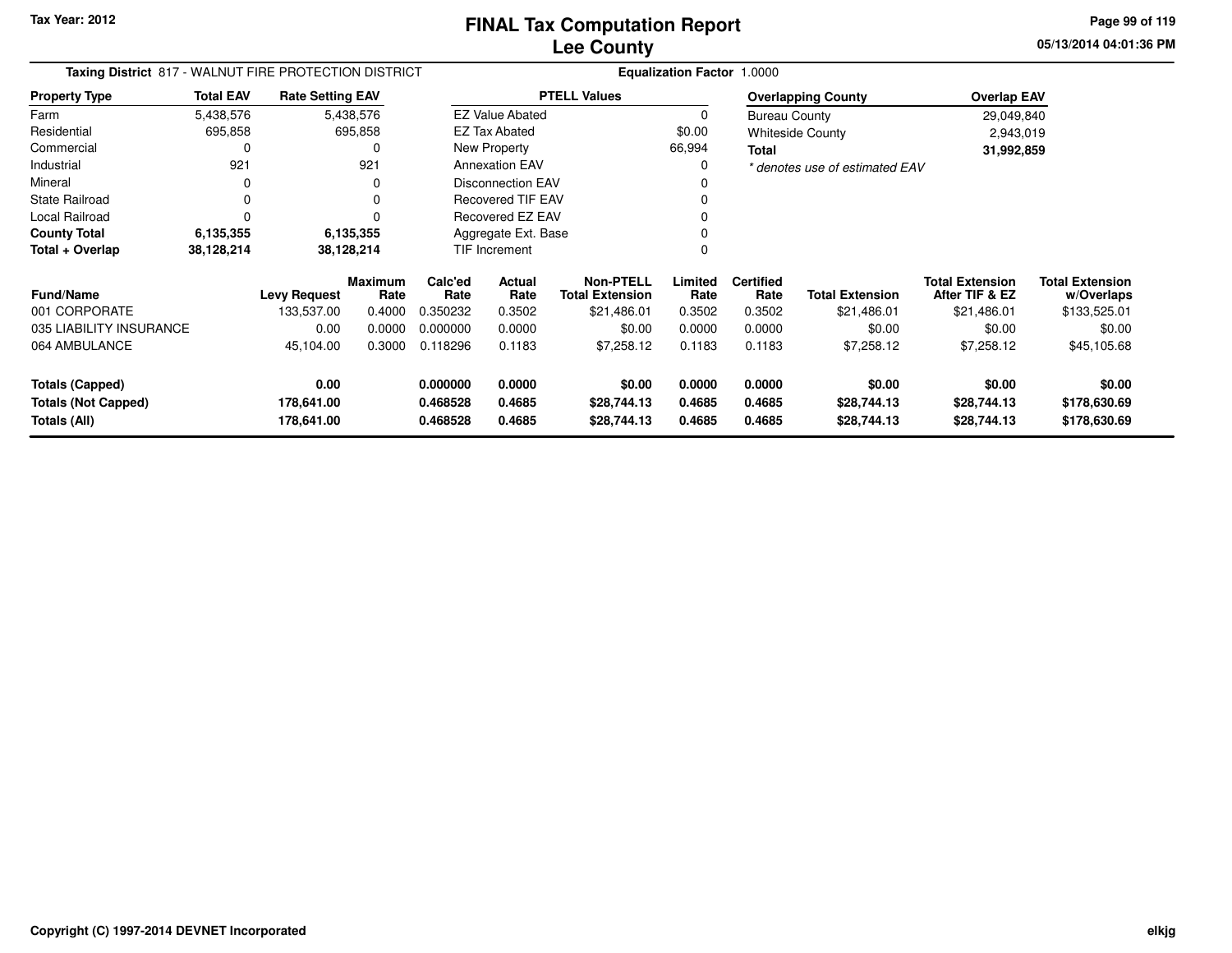# FINAL Tax Computation Report
# Lee County

Tax Year: 2012

05/13/2014 04:01:36 PM

**Taxing District** 817 - WALNUT FIRE PROTECTION DISTRICT

**Equalization Factor** 1.0000

| Property Type | Total EAV | Rate Setting EAV |
|---|---|---|
| Farm | 5,438,576 | 5,438,576 |
| Residential | 695,858 | 695,858 |
| Commercial | 0 | 0 |
| Industrial | 921 | 921 |
| Mineral | 0 | 0 |
| State Railroad | 0 | 0 |
| Local Railroad | 0 | 0 |
| **County Total** | **6,135,355** | **6,135,355** |
| **Total + Overlap** | **38,128,214** | **38,128,214** |

| PTELL Values | |
|---|---|
| EZ Value Abated | 0 |
| EZ Tax Abated | $0.00 |
| New Property | 66,994 |
| Annexation EAV | 0 |
| Disconnection EAV | 0 |
| Recovered TIF EAV | 0 |
| Recovered EZ EAV | 0 |
| Aggregate Ext. Base | 0 |
| TIF Increment | 0 |

| Overlapping County | Overlap EAV |
|---|---|
| Bureau County | 29,049,840 |
| Whiteside County | 2,943,019 |
| **Total** | **31,992,859** |

*\* denotes use of estimated EAV*

| Fund/Name | Levy Request | Maximum Rate | Calc'ed Rate | Actual Rate | Non-PTELL Total Extension | Limited Rate | Certified Rate | Total Extension | Total Extension After TIF & EZ | Total Extension w/Overlaps |
|---|---|---|---|---|---|---|---|---|---|---|
| 001 CORPORATE | 133,537.00 | 0.4000 | 0.350232 | 0.3502 | $21,486.01 | 0.3502 | 0.3502 | $21,486.01 | $21,486.01 | $133,525.01 |
| 035 LIABILITY INSURANCE | 0.00 | 0.0000 | 0.000000 | 0.0000 | $0.00 | 0.0000 | 0.0000 | $0.00 | $0.00 | $0.00 |
| 064 AMBULANCE | 45,104.00 | 0.3000 | 0.118296 | 0.1183 | $7,258.12 | 0.1183 | 0.1183 | $7,258.12 | $7,258.12 | $45,105.68 |
| **Totals (Capped)** | **0.00** | | **0.000000** | **0.0000** | **$0.00** | **0.0000** | **0.0000** | **$0.00** | **$0.00** | **$0.00** |
| **Totals (Not Capped)** | **178,641.00** | | **0.468528** | **0.4685** | **$28,744.13** | **0.4685** | **0.4685** | **$28,744.13** | **$28,744.13** | **$178,630.69** |
| **Totals (All)** | **178,641.00** | | **0.468528** | **0.4685** | **$28,744.13** | **0.4685** | **0.4685** | **$28,744.13** | **$28,744.13** | **$178,630.69** |

Copyright (C) 1997-2014 DEVNET Incorporated

elkjg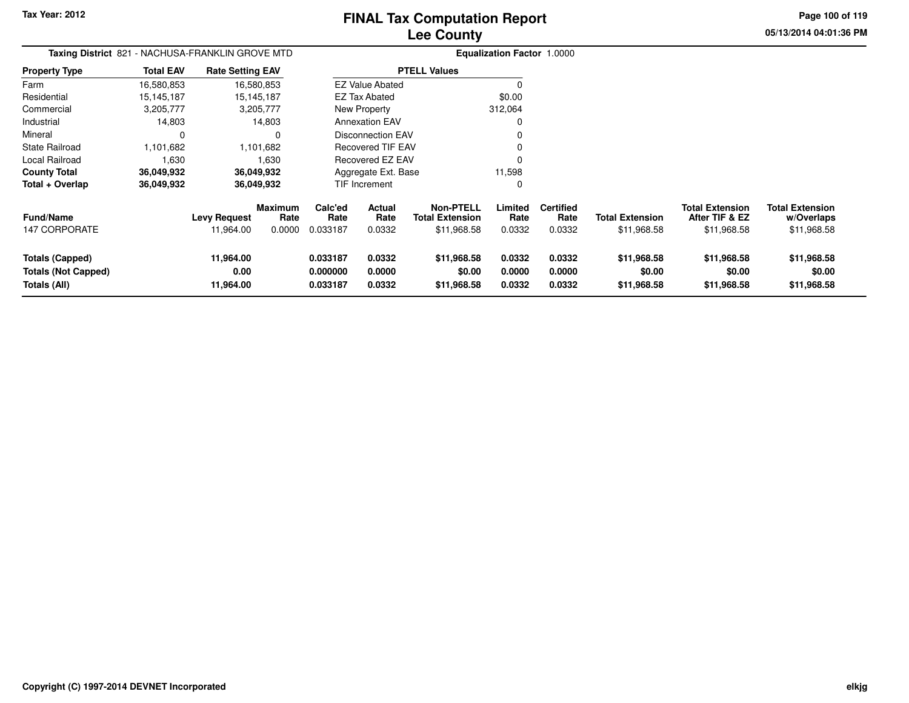# FINAL Tax Computation Report
# Lee County

**Tax Year: 2012**

**Taxing District** 821 - NACHUSA-FRANKLIN GROVE MTD

**Equalization Factor** 1.0000

| Property Type | Total EAV | Rate Setting EAV |
|---|---|---|
| Farm | 16,580,853 | 16,580,853 |
| Residential | 15,145,187 | 15,145,187 |
| Commercial | 3,205,777 | 3,205,777 |
| Industrial | 14,803 | 14,803 |
| Mineral | 0 | 0 |
| State Railroad | 1,101,682 | 1,101,682 |
| Local Railroad | 1,630 | 1,630 |
| **County Total** | **36,049,932** | **36,049,932** |
| **Total + Overlap** | **36,049,932** | **36,049,932** |

| PTELL Values | |
|---|---|
| EZ Value Abated | 0 |
| EZ Tax Abated | $0.00 |
| New Property | 312,064 |
| Annexation EAV | 0 |
| Disconnection EAV | 0 |
| Recovered TIF EAV | 0 |
| Recovered EZ EAV | 0 |
| Aggregate Ext. Base | 11,598 |
| TIF Increment | 0 |

| Fund/Name | Levy Request | Maximum Rate | Calc'ed Rate | Actual Rate | Non-PTELL Total Extension | Limited Rate | Certified Rate | Total Extension | Total Extension After TIF & EZ | Total Extension w/Overlaps |
|---|---|---|---|---|---|---|---|---|---|---|
| 147 CORPORATE | 11,964.00 | 0.0000 | 0.033187 | 0.0332 | $11,968.58 | 0.0332 | 0.0332 | $11,968.58 | $11,968.58 | $11,968.58 |
| **Totals (Capped)** | **11,964.00** | | **0.033187** | **0.0332** | **$11,968.58** | **0.0332** | **0.0332** | **$11,968.58** | **$11,968.58** | **$11,968.58** |
| **Totals (Not Capped)** | **0.00** | | **0.000000** | **0.0000** | **$0.00** | **0.0000** | **0.0000** | **$0.00** | **$0.00** | **$0.00** |
| **Totals (All)** | **11,964.00** | | **0.033187** | **0.0332** | **$11,968.58** | **0.0332** | **0.0332** | **$11,968.58** | **$11,968.58** | **$11,968.58** |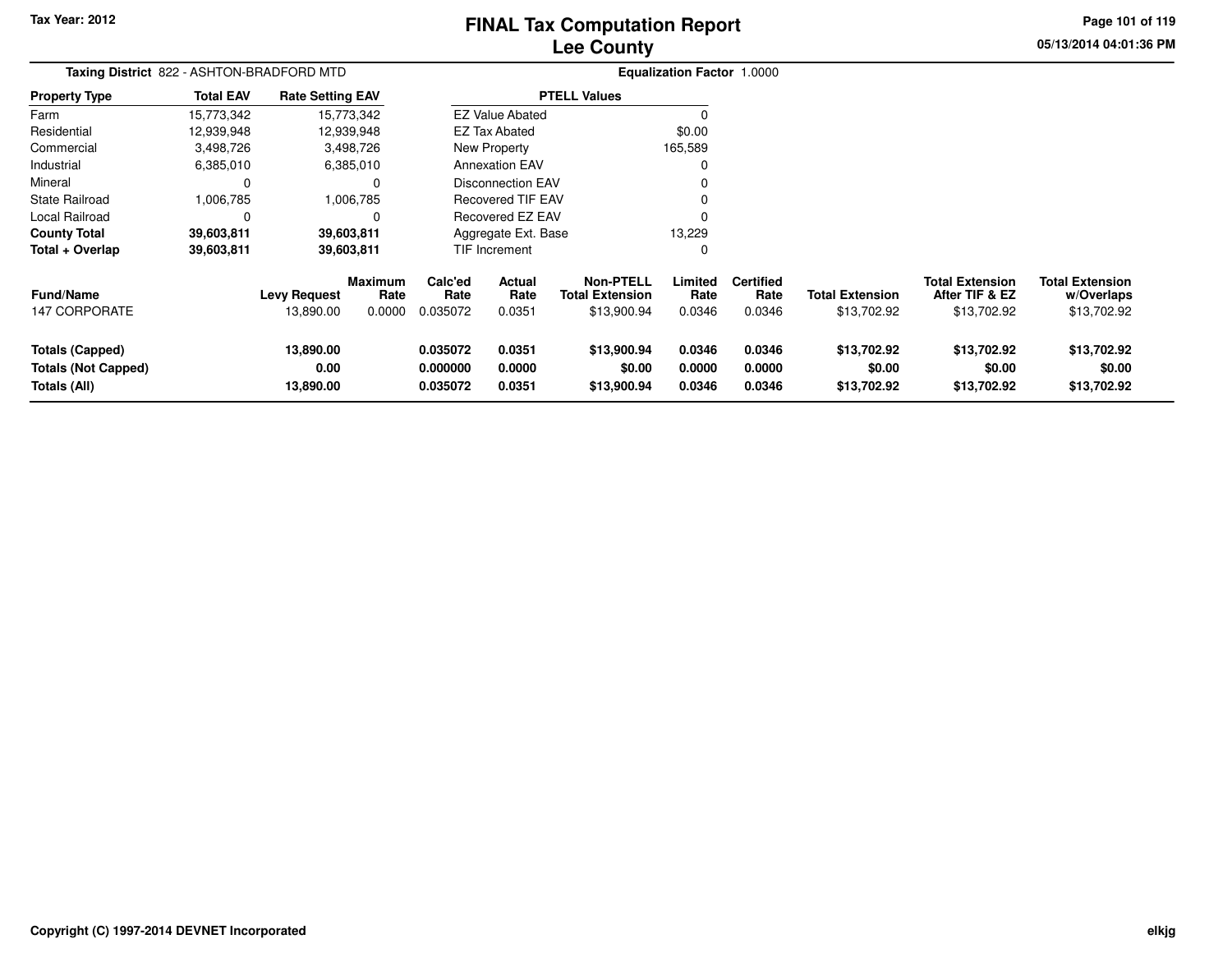Tax Year: 2012

# FINAL Tax Computation Report
## Lee County

05/13/2014 04:01:36 PM

**Taxing District** 822 - ASHTON-BRADFORD MTD

**Equalization Factor** 1.0000

| Property Type | Total EAV | Rate Setting EAV |
|---|---|---|
| Farm | 15,773,342 | 15,773,342 |
| Residential | 12,939,948 | 12,939,948 |
| Commercial | 3,498,726 | 3,498,726 |
| Industrial | 6,385,010 | 6,385,010 |
| Mineral | 0 | 0 |
| State Railroad | 1,006,785 | 1,006,785 |
| Local Railroad | 0 | 0 |
| **County Total** | **39,603,811** | **39,603,811** |
| **Total + Overlap** | **39,603,811** | **39,603,811** |

| PTELL Values | |
|---|---|
| EZ Value Abated | 0 |
| EZ Tax Abated | $0.00 |
| New Property | 165,589 |
| Annexation EAV | 0 |
| Disconnection EAV | 0 |
| Recovered TIF EAV | 0 |
| Recovered EZ EAV | 0 |
| Aggregate Ext. Base | 13,229 |
| TIF Increment | 0 |

| Fund/Name | Levy Request | Maximum Rate | Calc'ed Rate | Actual Rate | Non-PTELL Total Extension | Limited Rate | Certified Rate | Total Extension | Total Extension After TIF & EZ | Total Extension w/Overlaps |
|---|---|---|---|---|---|---|---|---|---|---|
| 147 CORPORATE | 13,890.00 | 0.0000 | 0.035072 | 0.0351 | $13,900.94 | 0.0346 | 0.0346 | $13,702.92 | $13,702.92 | $13,702.92 |
| **Totals (Capped)** | **13,890.00** | | **0.035072** | **0.0351** | **$13,900.94** | **0.0346** | **0.0346** | **$13,702.92** | **$13,702.92** | **$13,702.92** |
| **Totals (Not Capped)** | **0.00** | | **0.000000** | **0.0000** | **$0.00** | **0.0000** | **0.0000** | **$0.00** | **$0.00** | **$0.00** |
| **Totals (All)** | **13,890.00** | | **0.035072** | **0.0351** | **$13,900.94** | **0.0346** | **0.0346** | **$13,702.92** | **$13,702.92** | **$13,702.92** |

Copyright (C) 1997-2014 DEVNET Incorporated

elkjg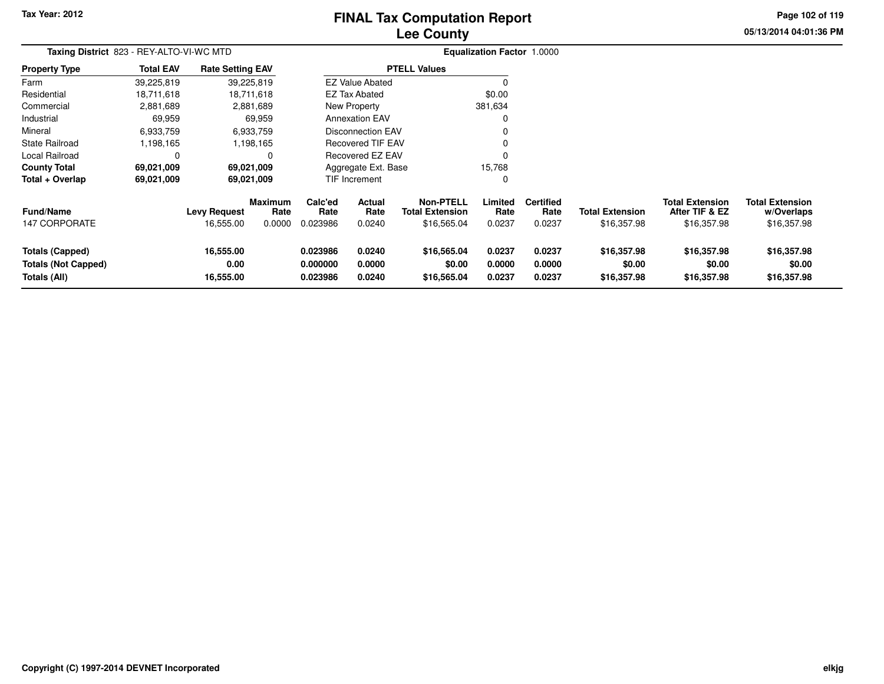# FINAL Tax Computation Report
## Lee County

Tax Year: 2012

05/13/2014 04:01:36 PM

**Taxing District** 823 - REY-ALTO-VI-WC MTD

**Equalization Factor** 1.0000

| Property Type | Total EAV | Rate Setting EAV |
|---|---|---|
| Farm | 39,225,819 | 39,225,819 |
| Residential | 18,711,618 | 18,711,618 |
| Commercial | 2,881,689 | 2,881,689 |
| Industrial | 69,959 | 69,959 |
| Mineral | 6,933,759 | 6,933,759 |
| State Railroad | 1,198,165 | 1,198,165 |
| Local Railroad | 0 | 0 |
| **County Total** | **69,021,009** | **69,021,009** |
| **Total + Overlap** | **69,021,009** | **69,021,009** |

| PTELL Values | |
|---|---|
| EZ Value Abated | 0 |
| EZ Tax Abated | $0.00 |
| New Property | 381,634 |
| Annexation EAV | 0 |
| Disconnection EAV | 0 |
| Recovered TIF EAV | 0 |
| Recovered EZ EAV | 0 |
| Aggregate Ext. Base | 15,768 |
| TIF Increment | 0 |

| Fund/Name | Levy Request | Maximum Rate | Calc'ed Rate | Actual Rate | Non-PTELL Total Extension | Limited Rate | Certified Rate | Total Extension | Total Extension After TIF & EZ | Total Extension w/Overlaps |
|---|---|---|---|---|---|---|---|---|---|---|
| 147 CORPORATE | 16,555.00 | 0.0000 | 0.023986 | 0.0240 | $16,565.04 | 0.0237 | 0.0237 | $16,357.98 | $16,357.98 | $16,357.98 |
| **Totals (Capped)** | **16,555.00** | | **0.023986** | **0.0240** | **$16,565.04** | **0.0237** | **0.0237** | **$16,357.98** | **$16,357.98** | **$16,357.98** |
| **Totals (Not Capped)** | **0.00** | | **0.000000** | **0.0000** | **$0.00** | **0.0000** | **0.0000** | **$0.00** | **$0.00** | **$0.00** |
| **Totals (All)** | **16,555.00** | | **0.023986** | **0.0240** | **$16,565.04** | **0.0237** | **0.0237** | **$16,357.98** | **$16,357.98** | **$16,357.98** |

Copyright (C) 1997-2014 DEVNET Incorporated

elkjg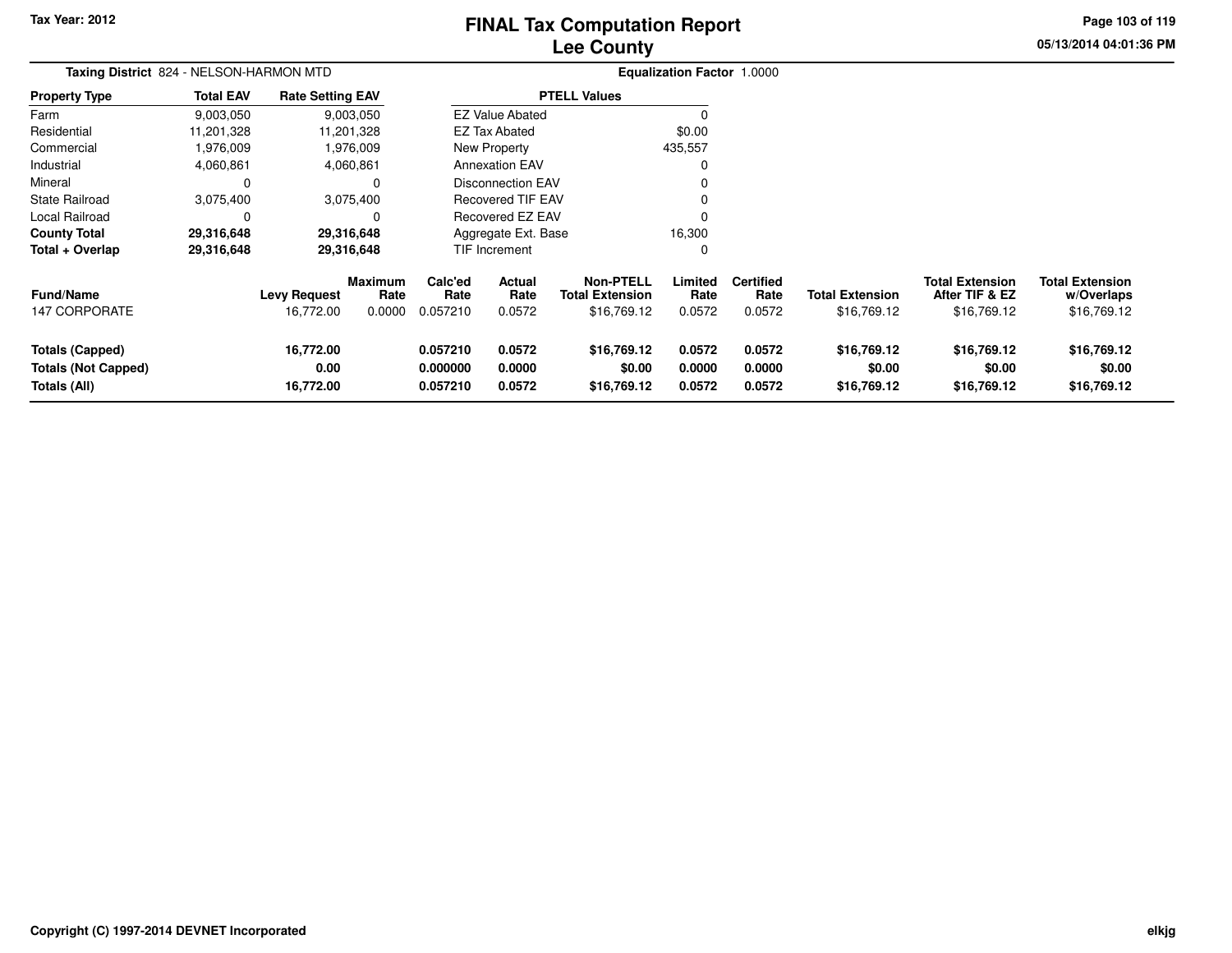Tax Year: 2012

# FINAL Tax Computation Report
## Lee County

05/13/2014 04:01:36 PM

**Taxing District** 824 - NELSON-HARMON MTD | **Equalization Factor** 1.0000

| Property Type | Total EAV | Rate Setting EAV |
|---|---|---|
| Farm | 9,003,050 | 9,003,050 |
| Residential | 11,201,328 | 11,201,328 |
| Commercial | 1,976,009 | 1,976,009 |
| Industrial | 4,060,861 | 4,060,861 |
| Mineral | 0 | 0 |
| State Railroad | 3,075,400 | 3,075,400 |
| Local Railroad | 0 | 0 |
| **County Total** | **29,316,648** | **29,316,648** |
| **Total + Overlap** | **29,316,648** | **29,316,648** |

| PTELL Values | |
|---|---|
| EZ Value Abated | 0 |
| EZ Tax Abated | $0.00 |
| New Property | 435,557 |
| Annexation EAV | 0 |
| Disconnection EAV | 0 |
| Recovered TIF EAV | 0 |
| Recovered EZ EAV | 0 |
| Aggregate Ext. Base | 16,300 |
| TIF Increment | 0 |

| Fund/Name | Levy Request | Maximum Rate | Calc'ed Rate | Actual Rate | Non-PTELL Total Extension | Limited Rate | Certified Rate | Total Extension | Total Extension After TIF & EZ | Total Extension w/Overlaps |
|---|---|---|---|---|---|---|---|---|---|---|
| 147 CORPORATE | 16,772.00 | 0.0000 | 0.057210 | 0.0572 | $16,769.12 | 0.0572 | 0.0572 | $16,769.12 | $16,769.12 | $16,769.12 |
| **Totals (Capped)** | **16,772.00** | | **0.057210** | **0.0572** | **$16,769.12** | **0.0572** | **0.0572** | **$16,769.12** | **$16,769.12** | **$16,769.12** |
| **Totals (Not Capped)** | **0.00** | | **0.000000** | **0.0000** | **$0.00** | **0.0000** | **0.0000** | **$0.00** | **$0.00** | **$0.00** |
| **Totals (All)** | **16,772.00** | | **0.057210** | **0.0572** | **$16,769.12** | **0.0572** | **0.0572** | **$16,769.12** | **$16,769.12** | **$16,769.12** |

Copyright (C) 1997-2014 DEVNET Incorporated

elkjg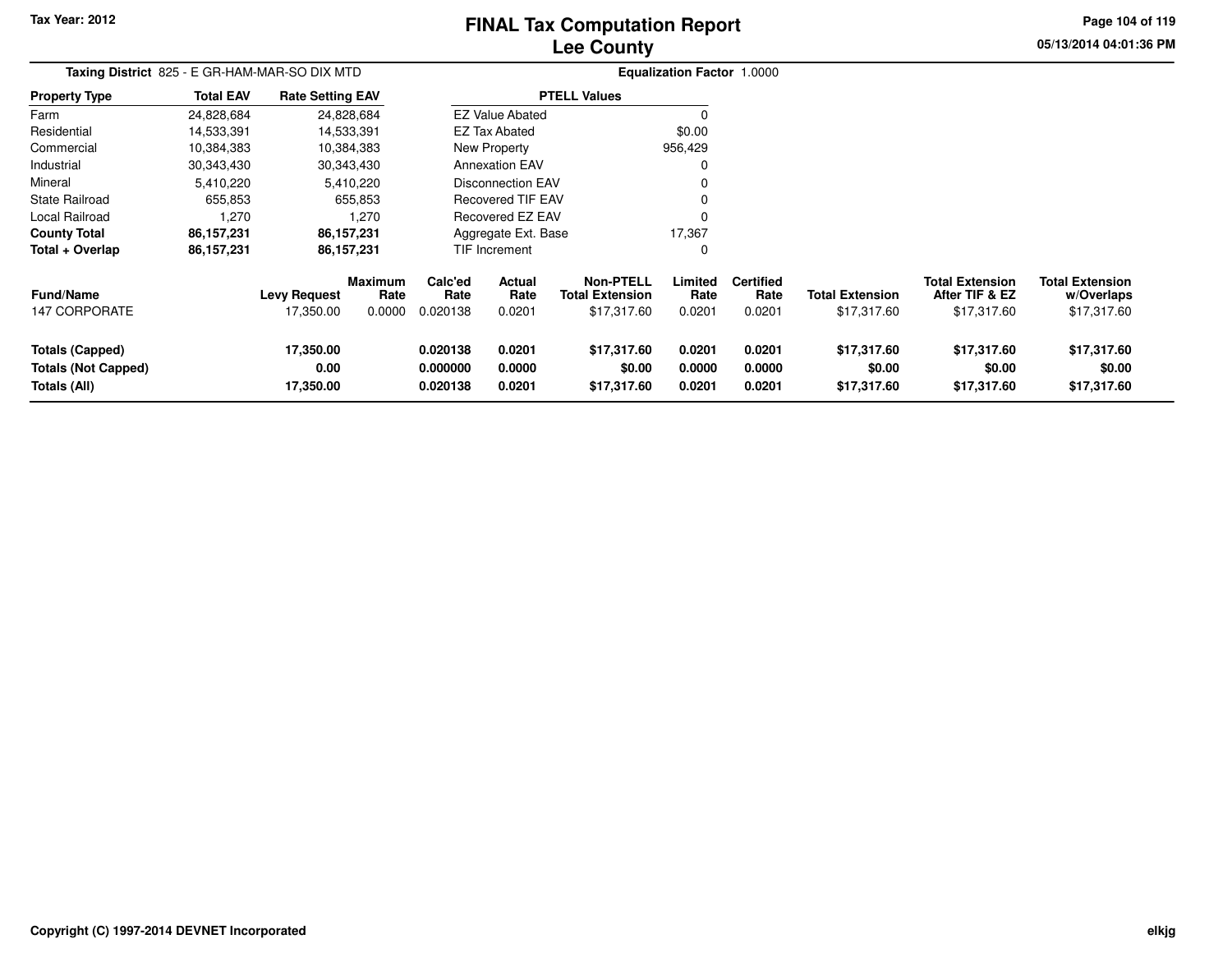Tax Year: 2012

# FINAL Tax Computation Report
# Lee County

05/13/2014 04:01:36 PM

**Taxing District** 825 - E GR-HAM-MAR-SO DIX MTD

**Equalization Factor** 1.0000

| Property Type | Total EAV | Rate Setting EAV |
|---|---|---|
| Farm | 24,828,684 | 24,828,684 |
| Residential | 14,533,391 | 14,533,391 |
| Commercial | 10,384,383 | 10,384,383 |
| Industrial | 30,343,430 | 30,343,430 |
| Mineral | 5,410,220 | 5,410,220 |
| State Railroad | 655,853 | 655,853 |
| Local Railroad | 1,270 | 1,270 |
| **County Total** | **86,157,231** | **86,157,231** |
| **Total + Overlap** | **86,157,231** | **86,157,231** |

| PTELL Values | |
|---|---|
| EZ Value Abated | 0 |
| EZ Tax Abated | $0.00 |
| New Property | 956,429 |
| Annexation EAV | 0 |
| Disconnection EAV | 0 |
| Recovered TIF EAV | 0 |
| Recovered EZ EAV | 0 |
| Aggregate Ext. Base | 17,367 |
| TIF Increment | 0 |

| Fund/Name | Levy Request | Maximum Rate | Calc'ed Rate | Actual Rate | Non-PTELL Total Extension | Limited Rate | Certified Rate | Total Extension | Total Extension After TIF & EZ | Total Extension w/Overlaps |
|---|---|---|---|---|---|---|---|---|---|---|
| 147 CORPORATE | 17,350.00 | 0.0000 | 0.020138 | 0.0201 | $17,317.60 | 0.0201 | 0.0201 | $17,317.60 | $17,317.60 | $17,317.60 |
| **Totals (Capped)** | **17,350.00** | | **0.020138** | **0.0201** | **$17,317.60** | **0.0201** | **0.0201** | **$17,317.60** | **$17,317.60** | **$17,317.60** |
| **Totals (Not Capped)** | **0.00** | | **0.000000** | **0.0000** | **$0.00** | **0.0000** | **0.0000** | **$0.00** | **$0.00** | **$0.00** |
| **Totals (All)** | **17,350.00** | | **0.020138** | **0.0201** | **$17,317.60** | **0.0201** | **0.0201** | **$17,317.60** | **$17,317.60** | **$17,317.60** |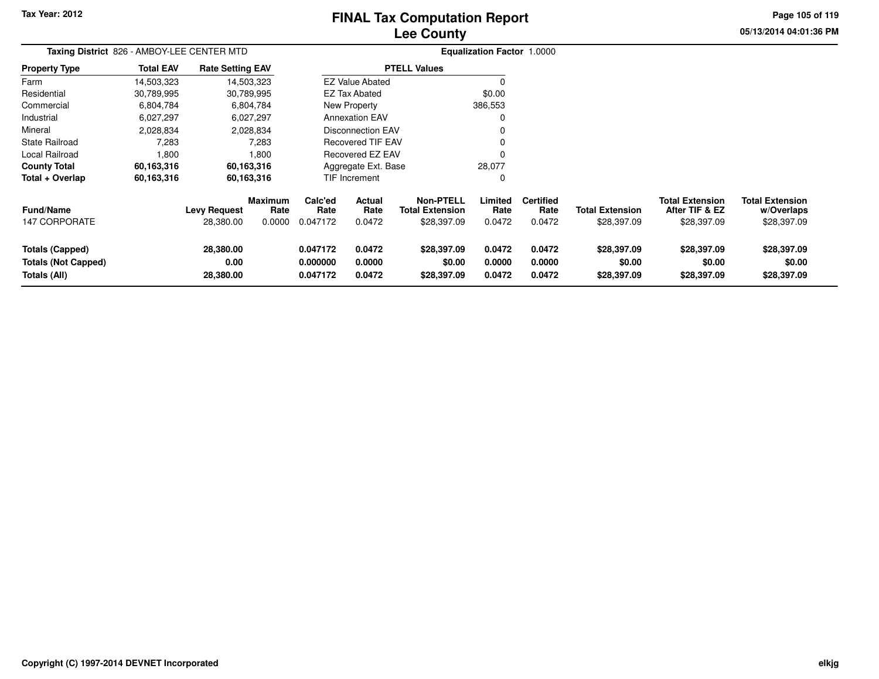# FINAL Tax Computation Report
## Lee County

Tax Year: 2012

**Taxing District** 826 - AMBOY-LEE CENTER MTD

**Equalization Factor** 1.0000

| Property Type | Total EAV | Rate Setting EAV |
|---|---|---|
| Farm | 14,503,323 | 14,503,323 |
| Residential | 30,789,995 | 30,789,995 |
| Commercial | 6,804,784 | 6,804,784 |
| Industrial | 6,027,297 | 6,027,297 |
| Mineral | 2,028,834 | 2,028,834 |
| State Railroad | 7,283 | 7,283 |
| Local Railroad | 1,800 | 1,800 |
| **County Total** | **60,163,316** | **60,163,316** |
| **Total + Overlap** | **60,163,316** | **60,163,316** |

| PTELL Values | |
|---|---|
| EZ Value Abated | 0 |
| EZ Tax Abated | $0.00 |
| New Property | 386,553 |
| Annexation EAV | 0 |
| Disconnection EAV | 0 |
| Recovered TIF EAV | 0 |
| Recovered EZ EAV | 0 |
| Aggregate Ext. Base | 28,077 |
| TIF Increment | 0 |

| Fund/Name | Levy Request | Maximum Rate | Calc'ed Rate | Actual Rate | Non-PTELL Total Extension | Limited Rate | Certified Rate | Total Extension | Total Extension After TIF & EZ | Total Extension w/Overlaps |
|---|---|---|---|---|---|---|---|---|---|---|
| 147 CORPORATE | 28,380.00 | 0.0000 | 0.047172 | 0.0472 | $28,397.09 | 0.0472 | 0.0472 | $28,397.09 | $28,397.09 | $28,397.09 |
| **Totals (Capped)** | **28,380.00** | | **0.047172** | **0.0472** | **$28,397.09** | **0.0472** | **0.0472** | **$28,397.09** | **$28,397.09** | **$28,397.09** |
| **Totals (Not Capped)** | **0.00** | | **0.000000** | **0.0000** | **$0.00** | **0.0000** | **0.0000** | **$0.00** | **$0.00** | **$0.00** |
| **Totals (All)** | **28,380.00** | | **0.047172** | **0.0472** | **$28,397.09** | **0.0472** | **0.0472** | **$28,397.09** | **$28,397.09** | **$28,397.09** |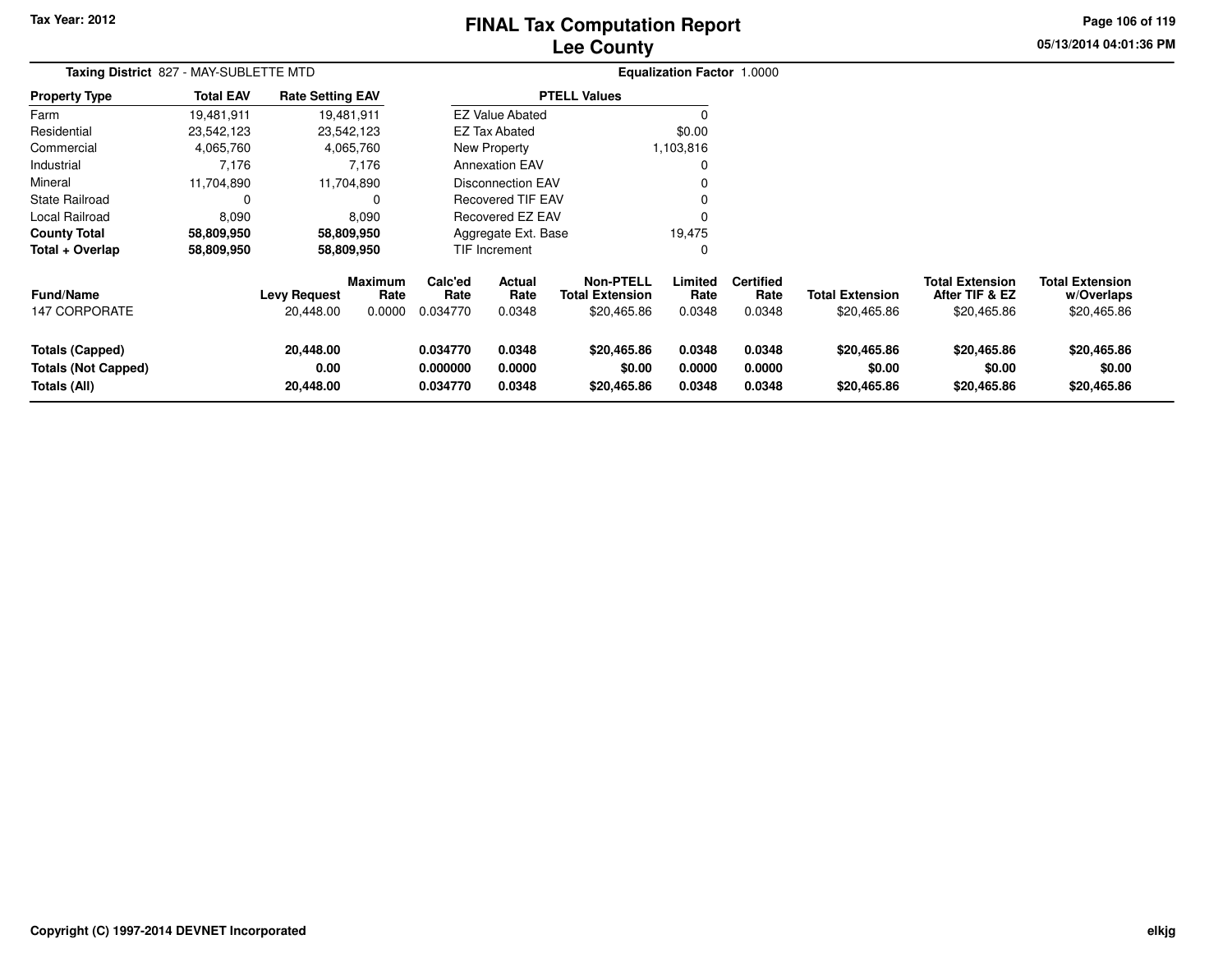Tax Year: 2012

# FINAL Tax Computation Report
## Lee County

**Taxing District** 827 - MAY-SUBLETTE MTD

**Equalization Factor** 1.0000

| Property Type | Total EAV | Rate Setting EAV |
|---|---|---|
| Farm | 19,481,911 | 19,481,911 |
| Residential | 23,542,123 | 23,542,123 |
| Commercial | 4,065,760 | 4,065,760 |
| Industrial | 7,176 | 7,176 |
| Mineral | 11,704,890 | 11,704,890 |
| State Railroad | 0 | 0 |
| Local Railroad | 8,090 | 8,090 |
| **County Total** | **58,809,950** | **58,809,950** |
| **Total + Overlap** | **58,809,950** | **58,809,950** |

| PTELL Values | |
|---|---|
| EZ Value Abated | 0 |
| EZ Tax Abated | $0.00 |
| New Property | 1,103,816 |
| Annexation EAV | 0 |
| Disconnection EAV | 0 |
| Recovered TIF EAV | 0 |
| Recovered EZ EAV | 0 |
| Aggregate Ext. Base | 19,475 |
| TIF Increment | 0 |

| Fund/Name | Levy Request | Maximum Rate | Calc'ed Rate | Actual Rate | Non-PTELL Total Extension | Limited Rate | Certified Rate | Total Extension | Total Extension After TIF & EZ | Total Extension w/Overlaps |
|---|---|---|---|---|---|---|---|---|---|---|
| 147 CORPORATE | 20,448.00 | 0.0000 | 0.034770 | 0.0348 | $20,465.86 | 0.0348 | 0.0348 | $20,465.86 | $20,465.86 | $20,465.86 |
| **Totals (Capped)** | **20,448.00** | | **0.034770** | **0.0348** | **$20,465.86** | **0.0348** | **0.0348** | **$20,465.86** | **$20,465.86** | **$20,465.86** |
| **Totals (Not Capped)** | **0.00** | | **0.000000** | **0.0000** | **$0.00** | **0.0000** | **0.0000** | **$0.00** | **$0.00** | **$0.00** |
| **Totals (All)** | **20,448.00** | | **0.034770** | **0.0348** | **$20,465.86** | **0.0348** | **0.0348** | **$20,465.86** | **$20,465.86** | **$20,465.86** |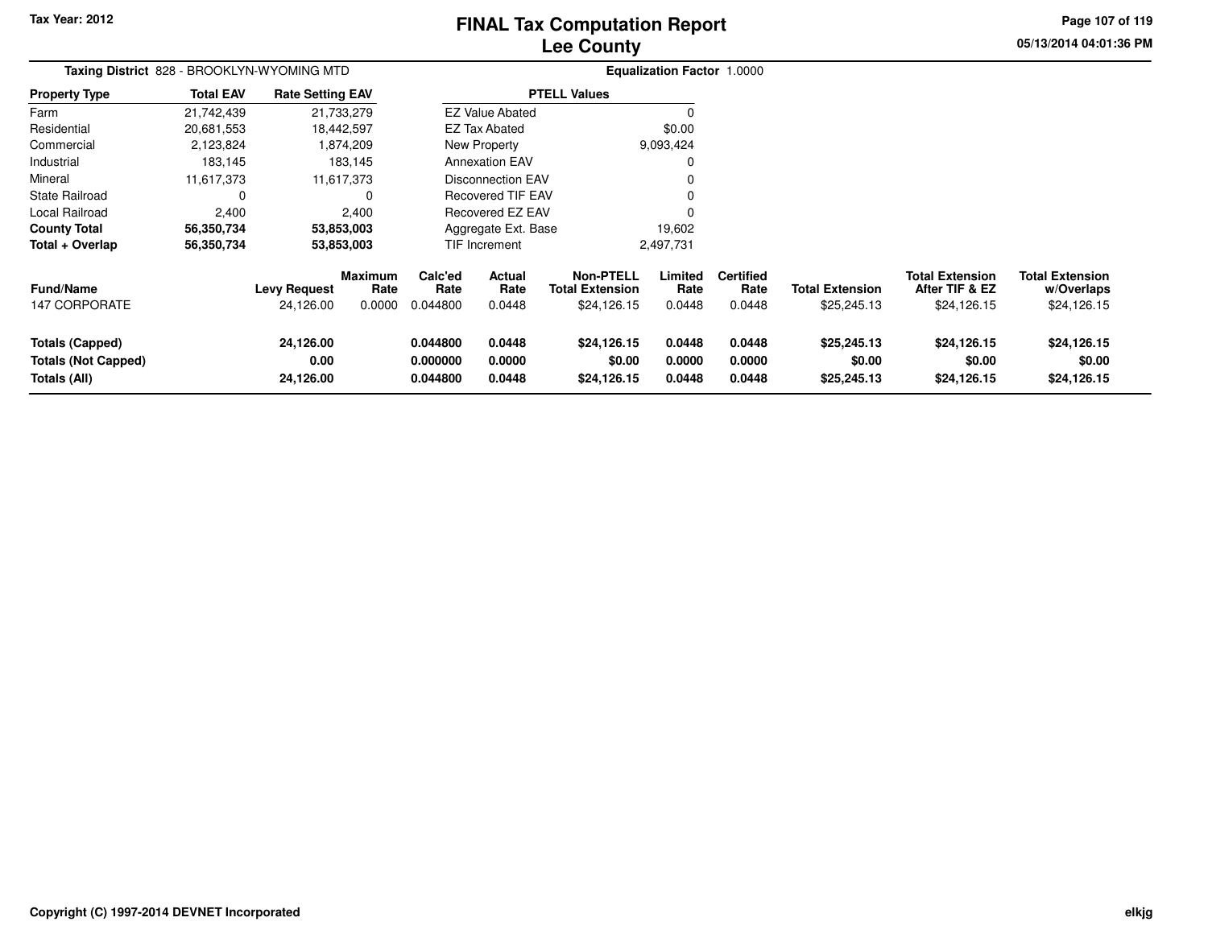# FINAL Tax Computation Report
## Lee County

Tax Year: 2012

05/13/2014 04:01:36 PM

**Taxing District** 828 - BROOKLYN-WYOMING MTD

**Equalization Factor** 1.0000

| Property Type | Total EAV | Rate Setting EAV |
|---|---|---|
| Farm | 21,742,439 | 21,733,279 |
| Residential | 20,681,553 | 18,442,597 |
| Commercial | 2,123,824 | 1,874,209 |
| Industrial | 183,145 | 183,145 |
| Mineral | 11,617,373 | 11,617,373 |
| State Railroad | 0 | 0 |
| Local Railroad | 2,400 | 2,400 |
| **County Total** | **56,350,734** | **53,853,003** |
| **Total + Overlap** | **56,350,734** | **53,853,003** |

| PTELL Values | |
|---|---|
| EZ Value Abated | 0 |
| EZ Tax Abated | $0.00 |
| New Property | 9,093,424 |
| Annexation EAV | 0 |
| Disconnection EAV | 0 |
| Recovered TIF EAV | 0 |
| Recovered EZ EAV | 0 |
| Aggregate Ext. Base | 19,602 |
| TIF Increment | 2,497,731 |

| Fund/Name | Levy Request | Maximum Rate | Calc'ed Rate | Actual Rate | Non-PTELL Total Extension | Limited Rate | Certified Rate | Total Extension | Total Extension After TIF & EZ | Total Extension w/Overlaps |
|---|---|---|---|---|---|---|---|---|---|---|
| 147 CORPORATE | 24,126.00 | 0.0000 | 0.044800 | 0.0448 | $24,126.15 | 0.0448 | 0.0448 | $25,245.13 | $24,126.15 | $24,126.15 |
| **Totals (Capped)** | **24,126.00** | | **0.044800** | **0.0448** | **$24,126.15** | **0.0448** | **0.0448** | **$25,245.13** | **$24,126.15** | **$24,126.15** |
| **Totals (Not Capped)** | **0.00** | | **0.000000** | **0.0000** | **$0.00** | **0.0000** | **0.0000** | **$0.00** | **$0.00** | **$0.00** |
| **Totals (All)** | **24,126.00** | | **0.044800** | **0.0448** | **$24,126.15** | **0.0448** | **0.0448** | **$25,245.13** | **$24,126.15** | **$24,126.15** |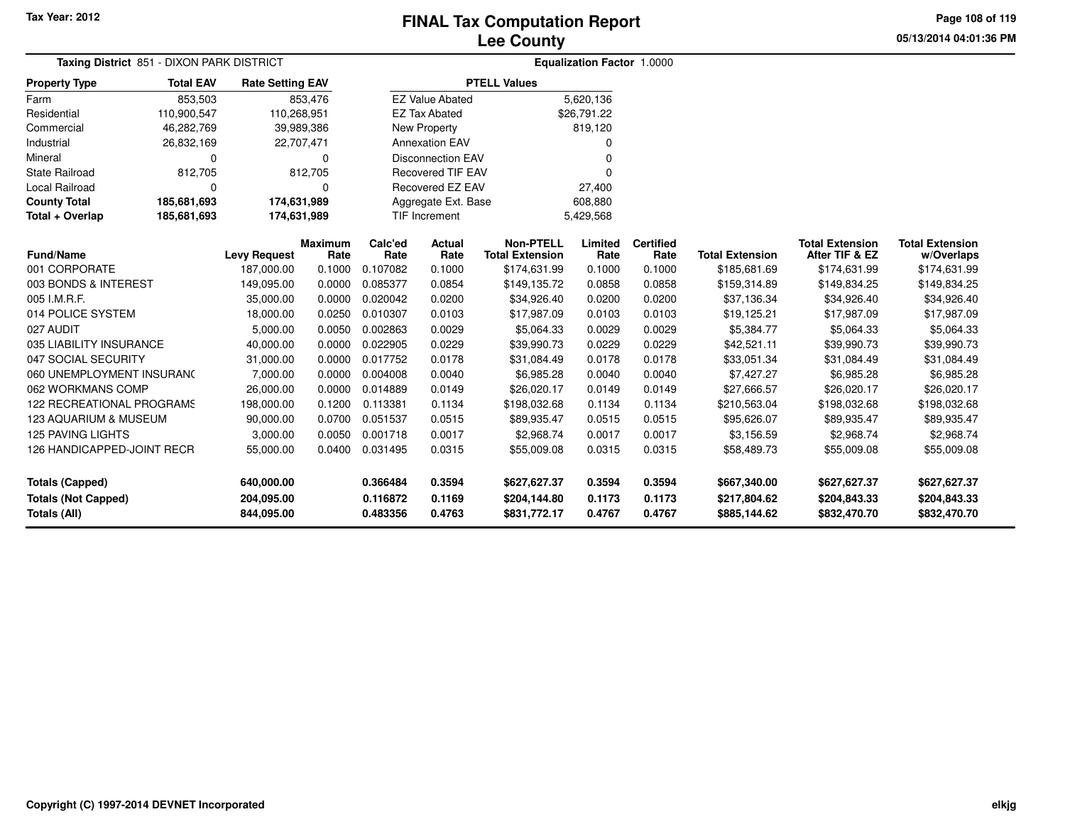# FINAL Tax Computation Report
# Lee County

Tax Year: 2012

**Taxing District** 851 - DIXON PARK DISTRICT

**Equalization Factor** 1.0000

| Property Type | Total EAV | Rate Setting EAV |
|---|---|---|
| Farm | 853,503 | 853,476 |
| Residential | 110,900,547 | 110,268,951 |
| Commercial | 46,282,769 | 39,989,386 |
| Industrial | 26,832,169 | 22,707,471 |
| Mineral | 0 | 0 |
| State Railroad | 812,705 | 812,705 |
| Local Railroad | 0 | 0 |
| **County Total** | **185,681,693** | **174,631,989** |
| **Total + Overlap** | **185,681,693** | **174,631,989** |

| PTELL Values | |
|---|---|
| EZ Value Abated | 5,620,136 |
| EZ Tax Abated | $26,791.22 |
| New Property | 819,120 |
| Annexation EAV | 0 |
| Disconnection EAV | 0 |
| Recovered TIF EAV | 0 |
| Recovered EZ EAV | 27,400 |
| Aggregate Ext. Base | 608,880 |
| TIF Increment | 5,429,568 |

| Fund/Name | Levy Request | Maximum Rate | Calc'ed Rate | Actual Rate | Non-PTELL Total Extension | Limited Rate | Certified Rate | Total Extension | Total Extension After TIF & EZ | Total Extension w/Overlaps |
|---|---|---|---|---|---|---|---|---|---|---|
| 001 CORPORATE | 187,000.00 | 0.1000 | 0.107082 | 0.1000 | $174,631.99 | 0.1000 | 0.1000 | $185,681.69 | $174,631.99 | $174,631.99 |
| 003 BONDS & INTEREST | 149,095.00 | 0.0000 | 0.085377 | 0.0854 | $149,135.72 | 0.0858 | 0.0858 | $159,314.89 | $149,834.25 | $149,834.25 |
| 005 I.M.R.F. | 35,000.00 | 0.0000 | 0.020042 | 0.0200 | $34,926.40 | 0.0200 | 0.0200 | $37,136.34 | $34,926.40 | $34,926.40 |
| 014 POLICE SYSTEM | 18,000.00 | 0.0250 | 0.010307 | 0.0103 | $17,987.09 | 0.0103 | 0.0103 | $19,125.21 | $17,987.09 | $17,987.09 |
| 027 AUDIT | 5,000.00 | 0.0050 | 0.002863 | 0.0029 | $5,064.33 | 0.0029 | 0.0029 | $5,384.77 | $5,064.33 | $5,064.33 |
| 035 LIABILITY INSURANCE | 40,000.00 | 0.0000 | 0.022905 | 0.0229 | $39,990.73 | 0.0229 | 0.0229 | $42,521.11 | $39,990.73 | $39,990.73 |
| 047 SOCIAL SECURITY | 31,000.00 | 0.0000 | 0.017752 | 0.0178 | $31,084.49 | 0.0178 | 0.0178 | $33,051.34 | $31,084.49 | $31,084.49 |
| 060 UNEMPLOYMENT INSURANC | 7,000.00 | 0.0000 | 0.004008 | 0.0040 | $6,985.28 | 0.0040 | 0.0040 | $7,427.27 | $6,985.28 | $6,985.28 |
| 062 WORKMANS COMP | 26,000.00 | 0.0000 | 0.014889 | 0.0149 | $26,020.17 | 0.0149 | 0.0149 | $27,666.57 | $26,020.17 | $26,020.17 |
| 122 RECREATIONAL PROGRAMS | 198,000.00 | 0.1200 | 0.113381 | 0.1134 | $198,032.68 | 0.1134 | 0.1134 | $210,563.04 | $198,032.68 | $198,032.68 |
| 123 AQUARIUM & MUSEUM | 90,000.00 | 0.0700 | 0.051537 | 0.0515 | $89,935.47 | 0.0515 | 0.0515 | $95,626.07 | $89,935.47 | $89,935.47 |
| 125 PAVING LIGHTS | 3,000.00 | 0.0050 | 0.001718 | 0.0017 | $2,968.74 | 0.0017 | 0.0017 | $3,156.59 | $2,968.74 | $2,968.74 |
| 126 HANDICAPPED-JOINT RECR | 55,000.00 | 0.0400 | 0.031495 | 0.0315 | $55,009.08 | 0.0315 | 0.0315 | $58,489.73 | $55,009.08 | $55,009.08 |
| **Totals (Capped)** | **640,000.00** | | **0.366484** | **0.3594** | **$627,627.37** | **0.3594** | **0.3594** | **$667,340.00** | **$627,627.37** | **$627,627.37** |
| **Totals (Not Capped)** | **204,095.00** | | **0.116872** | **0.1169** | **$204,144.80** | **0.1173** | **0.1173** | **$217,804.62** | **$204,843.33** | **$204,843.33** |
| **Totals (All)** | **844,095.00** | | **0.483356** | **0.4763** | **$831,772.17** | **0.4767** | **0.4767** | **$885,144.62** | **$832,470.70** | **$832,470.70** |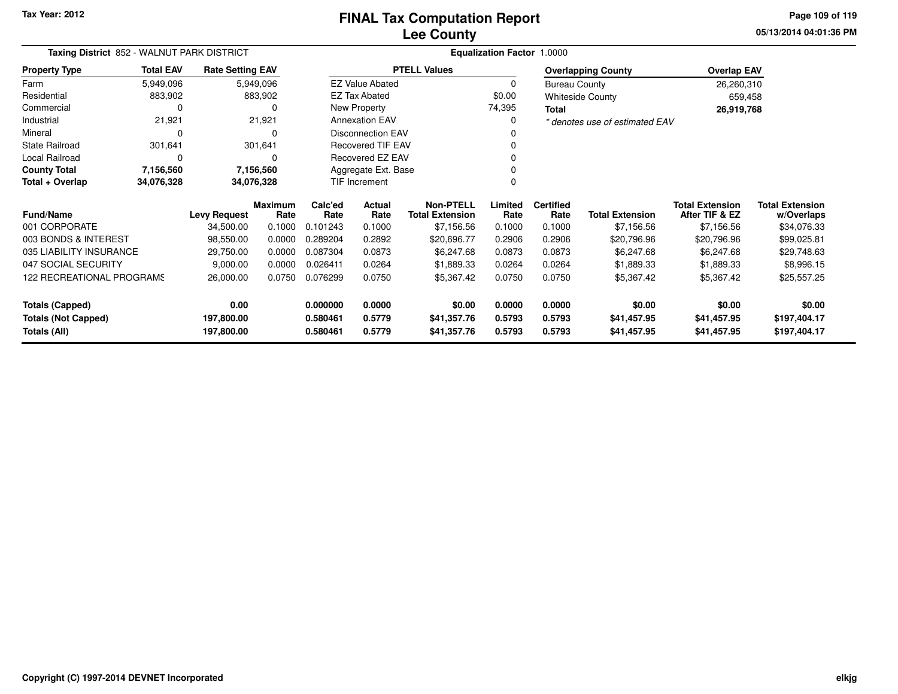Tax Year: 2012

# FINAL Tax Computation Report
## Lee County

05/13/2014 04:01:36 PM

**Taxing District** 852 - WALNUT PARK DISTRICT

**Equalization Factor** 1.0000

| Property Type | Total EAV | Rate Setting EAV |
|---|---|---|
| Farm | 5,949,096 | 5,949,096 |
| Residential | 883,902 | 883,902 |
| Commercial | 0 | 0 |
| Industrial | 21,921 | 21,921 |
| Mineral | 0 | 0 |
| State Railroad | 301,641 | 301,641 |
| Local Railroad | 0 | 0 |
| **County Total** | **7,156,560** | **7,156,560** |
| **Total + Overlap** | **34,076,328** | **34,076,328** |

| PTELL Values | |
|---|---|
| EZ Value Abated | 0 |
| EZ Tax Abated | $0.00 |
| New Property | 74,395 |
| Annexation EAV | 0 |
| Disconnection EAV | 0 |
| Recovered TIF EAV | 0 |
| Recovered EZ EAV | 0 |
| Aggregate Ext. Base | 0 |
| TIF Increment | 0 |

| Overlapping County | Overlap EAV |
|---|---|
| Bureau County | 26,260,310 |
| Whiteside County | 659,458 |
| **Total** | **26,919,768** |

*\* denotes use of estimated EAV*

| Fund/Name | Levy Request | Maximum Rate | Calc'ed Rate | Actual Rate | Non-PTELL Total Extension | Limited Rate | Certified Rate | Total Extension | Total Extension After TIF & EZ | Total Extension w/Overlaps |
|---|---|---|---|---|---|---|---|---|---|---|
| 001 CORPORATE | 34,500.00 | 0.1000 | 0.101243 | 0.1000 | $7,156.56 | 0.1000 | 0.1000 | $7,156.56 | $7,156.56 | $34,076.33 |
| 003 BONDS & INTEREST | 98,550.00 | 0.0000 | 0.289204 | 0.2892 | $20,696.77 | 0.2906 | 0.2906 | $20,796.96 | $20,796.96 | $99,025.81 |
| 035 LIABILITY INSURANCE | 29,750.00 | 0.0000 | 0.087304 | 0.0873 | $6,247.68 | 0.0873 | 0.0873 | $6,247.68 | $6,247.68 | $29,748.63 |
| 047 SOCIAL SECURITY | 9,000.00 | 0.0000 | 0.026411 | 0.0264 | $1,889.33 | 0.0264 | 0.0264 | $1,889.33 | $1,889.33 | $8,996.15 |
| 122 RECREATIONAL PROGRAMS | 26,000.00 | 0.0750 | 0.076299 | 0.0750 | $5,367.42 | 0.0750 | 0.0750 | $5,367.42 | $5,367.42 | $25,557.25 |
| **Totals (Capped)** | **0.00** | | **0.000000** | **0.0000** | **$0.00** | **0.0000** | **0.0000** | **$0.00** | **$0.00** | **$0.00** |
| **Totals (Not Capped)** | **197,800.00** | | **0.580461** | **0.5779** | **$41,357.76** | **0.5793** | **0.5793** | **$41,457.95** | **$41,457.95** | **$197,404.17** |
| **Totals (All)** | **197,800.00** | | **0.580461** | **0.5779** | **$41,357.76** | **0.5793** | **0.5793** | **$41,457.95** | **$41,457.95** | **$197,404.17** |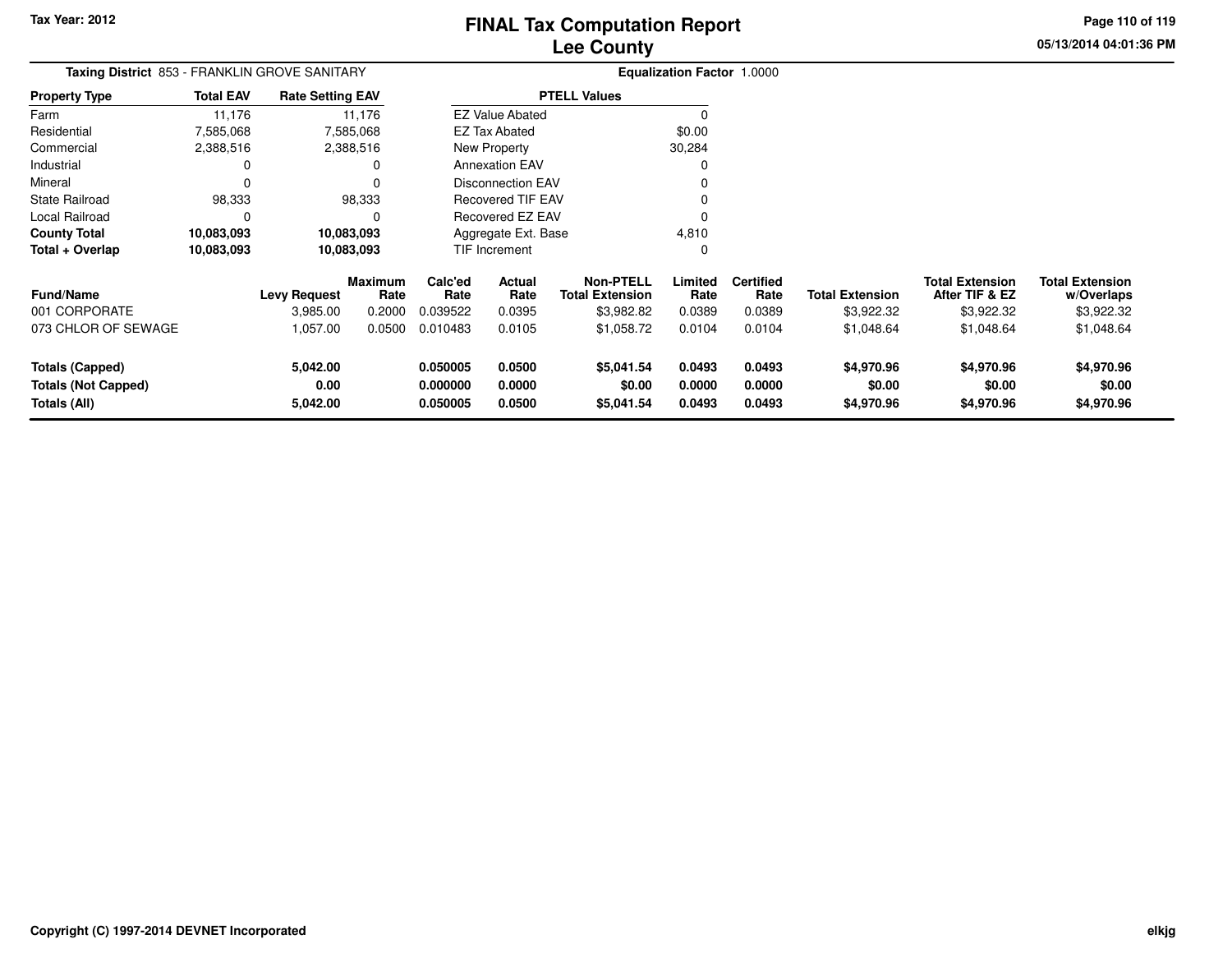Tax Year: 2012

# FINAL Tax Computation Report
## Lee County

05/13/2014 04:01:36 PM

**Taxing District** 853 - FRANKLIN GROVE SANITARY

**Equalization Factor** 1.0000

| Property Type | Total EAV | Rate Setting EAV |
|---|---|---|
| Farm | 11,176 | 11,176 |
| Residential | 7,585,068 | 7,585,068 |
| Commercial | 2,388,516 | 2,388,516 |
| Industrial | 0 | 0 |
| Mineral | 0 | 0 |
| State Railroad | 98,333 | 98,333 |
| Local Railroad | 0 | 0 |
| **County Total** | **10,083,093** | **10,083,093** |
| **Total + Overlap** | **10,083,093** | **10,083,093** |

| PTELL Values | |
|---|---|
| EZ Value Abated | 0 |
| EZ Tax Abated | $0.00 |
| New Property | 30,284 |
| Annexation EAV | 0 |
| Disconnection EAV | 0 |
| Recovered TIF EAV | 0 |
| Recovered EZ EAV | 0 |
| Aggregate Ext. Base | 4,810 |
| TIF Increment | 0 |

| Fund/Name | Levy Request | Maximum Rate | Calc'ed Rate | Actual Rate | Non-PTELL Total Extension | Limited Rate | Certified Rate | Total Extension | Total Extension After TIF & EZ | Total Extension w/Overlaps |
|---|---|---|---|---|---|---|---|---|---|---|
| 001 CORPORATE | 3,985.00 | 0.2000 | 0.039522 | 0.0395 | $3,982.82 | 0.0389 | 0.0389 | $3,922.32 | $3,922.32 | $3,922.32 |
| 073 CHLOR OF SEWAGE | 1,057.00 | 0.0500 | 0.010483 | 0.0105 | $1,058.72 | 0.0104 | 0.0104 | $1,048.64 | $1,048.64 | $1,048.64 |
| **Totals (Capped)** | **5,042.00** | | **0.050005** | **0.0500** | **$5,041.54** | **0.0493** | **0.0493** | **$4,970.96** | **$4,970.96** | **$4,970.96** |
| **Totals (Not Capped)** | **0.00** | | **0.000000** | **0.0000** | **$0.00** | **0.0000** | **0.0000** | **$0.00** | **$0.00** | **$0.00** |
| **Totals (All)** | **5,042.00** | | **0.050005** | **0.0500** | **$5,041.54** | **0.0493** | **0.0493** | **$4,970.96** | **$4,970.96** | **$4,970.96** |

Copyright (C) 1997-2014 DEVNET Incorporated

elkjg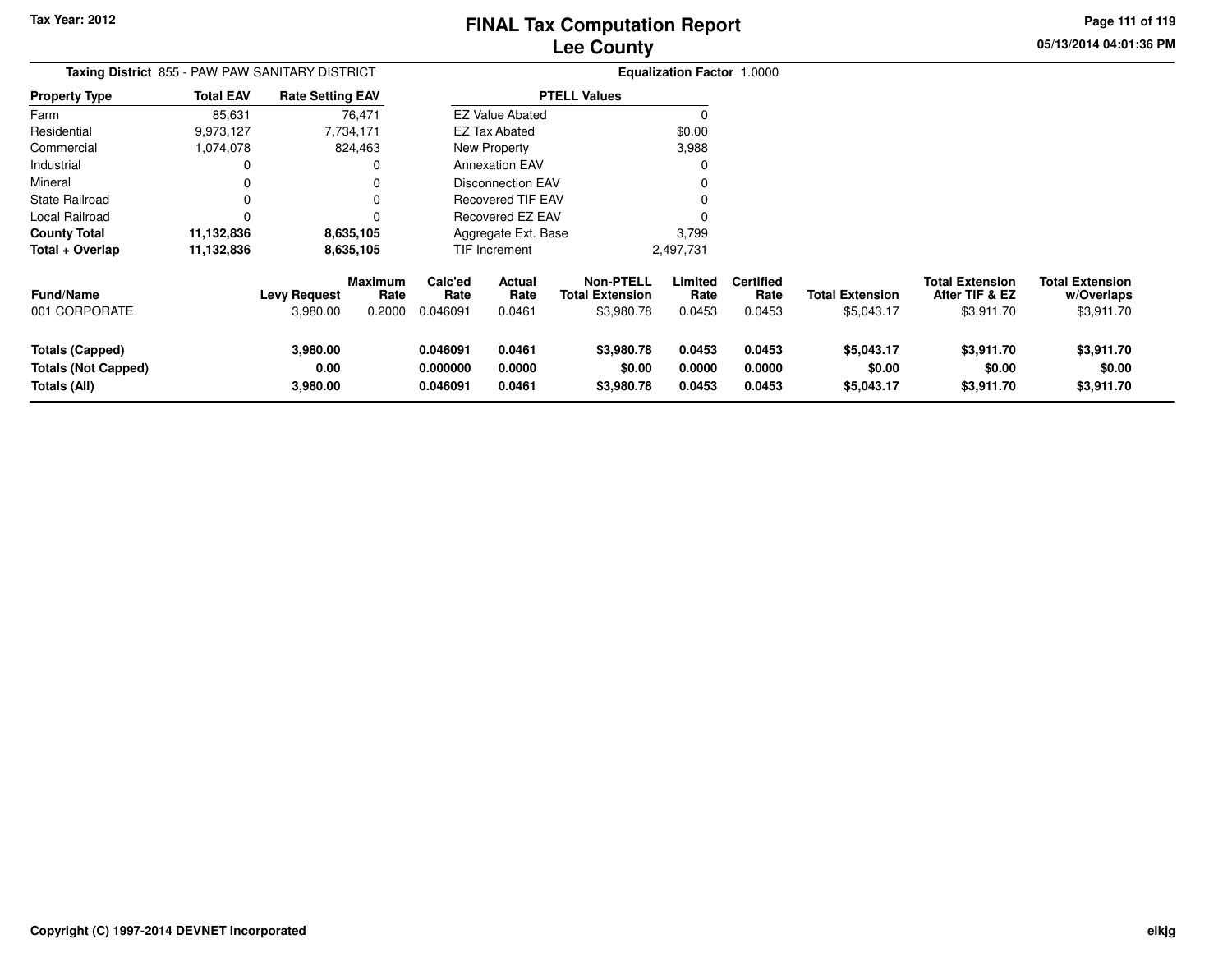# FINAL Tax Computation Report
## Lee County

Tax Year: 2012

**Taxing District** 855 - PAW PAW SANITARY DISTRICT

**Equalization Factor** 1.0000

| Property Type | Total EAV | Rate Setting EAV |
|---|---|---|
| Farm | 85,631 | 76,471 |
| Residential | 9,973,127 | 7,734,171 |
| Commercial | 1,074,078 | 824,463 |
| Industrial | 0 | 0 |
| Mineral | 0 | 0 |
| State Railroad | 0 | 0 |
| Local Railroad | 0 | 0 |
| **County Total** | **11,132,836** | **8,635,105** |
| **Total + Overlap** | **11,132,836** | **8,635,105** |

| PTELL Values | |
|---|---|
| EZ Value Abated | 0 |
| EZ Tax Abated | $0.00 |
| New Property | 3,988 |
| Annexation EAV | 0 |
| Disconnection EAV | 0 |
| Recovered TIF EAV | 0 |
| Recovered EZ EAV | 0 |
| Aggregate Ext. Base | 3,799 |
| TIF Increment | 2,497,731 |

| Fund/Name | Levy Request | Maximum Rate | Calc'ed Rate | Actual Rate | Non-PTELL Total Extension | Limited Rate | Certified Rate | Total Extension | Total Extension After TIF & EZ | Total Extension w/Overlaps |
|---|---|---|---|---|---|---|---|---|---|---|
| 001 CORPORATE | 3,980.00 | 0.2000 | 0.046091 | 0.0461 | $3,980.78 | 0.0453 | 0.0453 | $5,043.17 | $3,911.70 | $3,911.70 |
| **Totals (Capped)** | **3,980.00** | | **0.046091** | **0.0461** | **$3,980.78** | **0.0453** | **0.0453** | **$5,043.17** | **$3,911.70** | **$3,911.70** |
| **Totals (Not Capped)** | **0.00** | | **0.000000** | **0.0000** | **$0.00** | **0.0000** | **0.0000** | **$0.00** | **$0.00** | **$0.00** |
| **Totals (All)** | **3,980.00** | | **0.046091** | **0.0461** | **$3,980.78** | **0.0453** | **0.0453** | **$5,043.17** | **$3,911.70** | **$3,911.70** |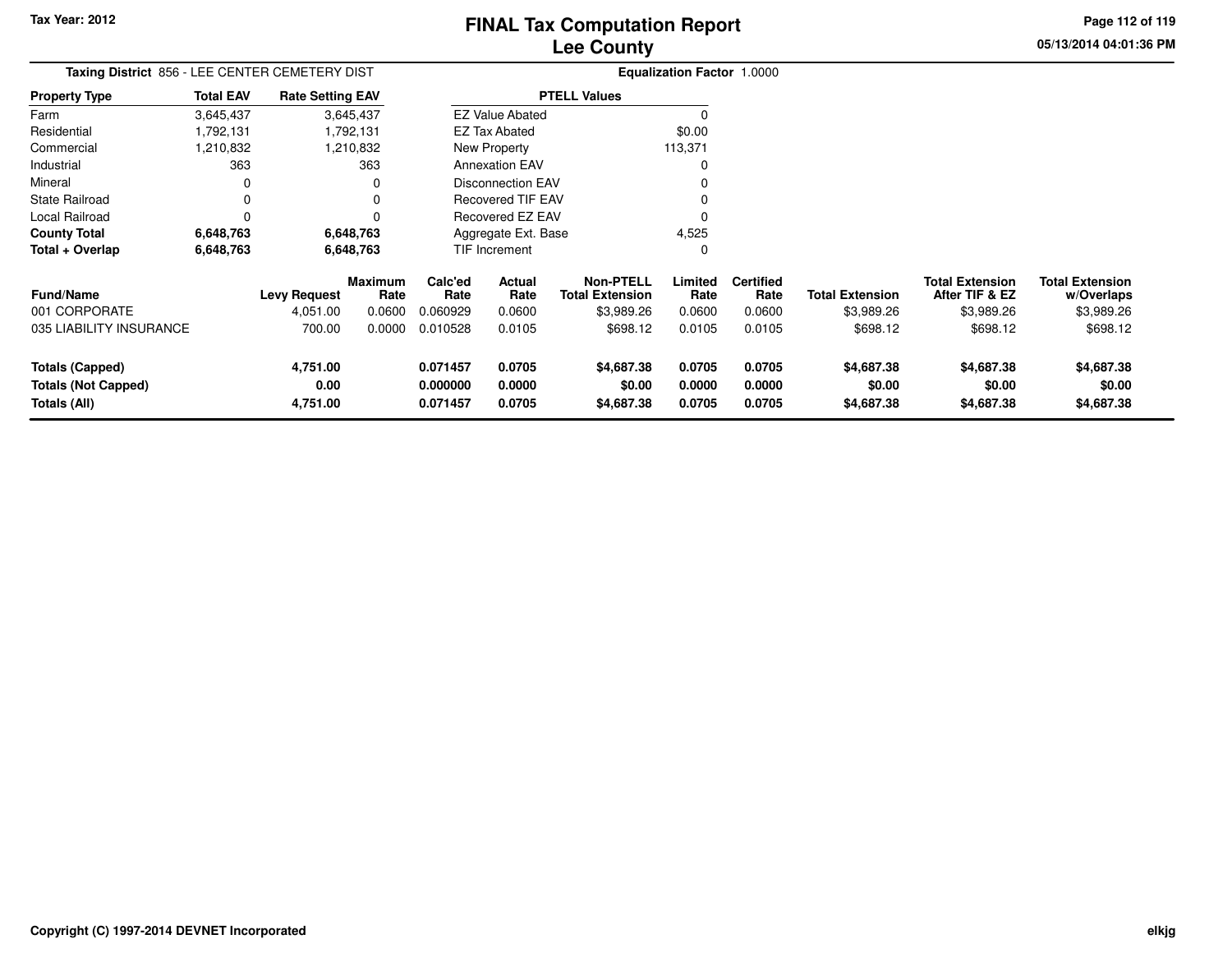# FINAL Tax Computation Report
## Lee County

Tax Year: 2012

05/13/2014 04:01:36 PM

**Taxing District** 856 - LEE CENTER CEMETERY DIST

**Equalization Factor** 1.0000

| Property Type | Total EAV | Rate Setting EAV |
|---|---|---|
| Farm | 3,645,437 | 3,645,437 |
| Residential | 1,792,131 | 1,792,131 |
| Commercial | 1,210,832 | 1,210,832 |
| Industrial | 363 | 363 |
| Mineral | 0 | 0 |
| State Railroad | 0 | 0 |
| Local Railroad | 0 | 0 |
| **County Total** | **6,648,763** | **6,648,763** |
| **Total + Overlap** | **6,648,763** | **6,648,763** |

| PTELL Values | |
|---|---|
| EZ Value Abated | 0 |
| EZ Tax Abated | $0.00 |
| New Property | 113,371 |
| Annexation EAV | 0 |
| Disconnection EAV | 0 |
| Recovered TIF EAV | 0 |
| Recovered EZ EAV | 0 |
| Aggregate Ext. Base | 4,525 |
| TIF Increment | 0 |

| Fund/Name | Levy Request | Maximum Rate | Calc'ed Rate | Actual Rate | Non-PTELL Total Extension | Limited Rate | Certified Rate | Total Extension | Total Extension After TIF & EZ | Total Extension w/Overlaps |
|---|---|---|---|---|---|---|---|---|---|---|
| 001 CORPORATE | 4,051.00 | 0.0600 | 0.060929 | 0.0600 | $3,989.26 | 0.0600 | 0.0600 | $3,989.26 | $3,989.26 | $3,989.26 |
| 035 LIABILITY INSURANCE | 700.00 | 0.0000 | 0.010528 | 0.0105 | $698.12 | 0.0105 | 0.0105 | $698.12 | $698.12 | $698.12 |
| **Totals (Capped)** | **4,751.00** | | **0.071457** | **0.0705** | **$4,687.38** | **0.0705** | **0.0705** | **$4,687.38** | **$4,687.38** | **$4,687.38** |
| **Totals (Not Capped)** | **0.00** | | **0.000000** | **0.0000** | **$0.00** | **0.0000** | **0.0000** | **$0.00** | **$0.00** | **$0.00** |
| **Totals (All)** | **4,751.00** | | **0.071457** | **0.0705** | **$4,687.38** | **0.0705** | **0.0705** | **$4,687.38** | **$4,687.38** | **$4,687.38** |

Copyright (C) 1997-2014 DEVNET Incorporated

elkjg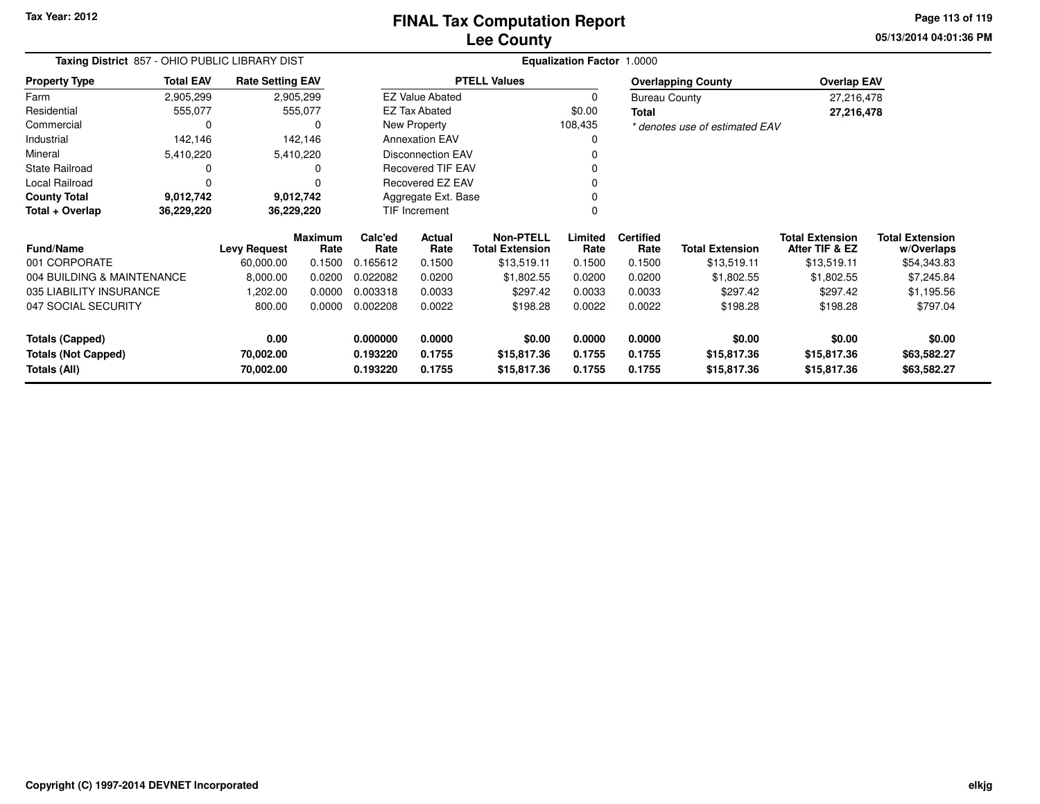Tax Year: 2012

# FINAL Tax Computation Report
## Lee County

05/13/2014 04:01:36 PM

**Taxing District** 857 - OHIO PUBLIC LIBRARY DIST **Equalization Factor** 1.0000

| Property Type | Total EAV | Rate Setting EAV |
|---|---|---|
| Farm | 2,905,299 | 2,905,299 |
| Residential | 555,077 | 555,077 |
| Commercial | 0 | 0 |
| Industrial | 142,146 | 142,146 |
| Mineral | 5,410,220 | 5,410,220 |
| State Railroad | 0 | 0 |
| Local Railroad | 0 | 0 |
| **County Total** | **9,012,742** | **9,012,742** |
| **Total + Overlap** | **36,229,220** | **36,229,220** |

| PTELL Values | |
|---|---|
| EZ Value Abated | 0 |
| EZ Tax Abated | $0.00 |
| New Property | 108,435 |
| Annexation EAV | 0 |
| Disconnection EAV | 0 |
| Recovered TIF EAV | 0 |
| Recovered EZ EAV | 0 |
| Aggregate Ext. Base | 0 |
| TIF Increment | 0 |

| Overlapping County | Overlap EAV |
|---|---|
| Bureau County | 27,216,478 |
| **Total** | **27,216,478** |

*\* denotes use of estimated EAV*

| Fund/Name | Levy Request | Maximum Rate | Calc'ed Rate | Actual Rate | Non-PTELL Total Extension | Limited Rate | Certified Rate | Total Extension | Total Extension After TIF & EZ | Total Extension w/Overlaps |
|---|---|---|---|---|---|---|---|---|---|---|
| 001 CORPORATE | 60,000.00 | 0.1500 | 0.165612 | 0.1500 | $13,519.11 | 0.1500 | 0.1500 | $13,519.11 | $13,519.11 | $54,343.83 |
| 004 BUILDING & MAINTENANCE | 8,000.00 | 0.0200 | 0.022082 | 0.0200 | $1,802.55 | 0.0200 | 0.0200 | $1,802.55 | $1,802.55 | $7,245.84 |
| 035 LIABILITY INSURANCE | 1,202.00 | 0.0000 | 0.003318 | 0.0033 | $297.42 | 0.0033 | 0.0033 | $297.42 | $297.42 | $1,195.56 |
| 047 SOCIAL SECURITY | 800.00 | 0.0000 | 0.002208 | 0.0022 | $198.28 | 0.0022 | 0.0022 | $198.28 | $198.28 | $797.04 |
| **Totals (Capped)** | **0.00** | | **0.000000** | **0.0000** | **$0.00** | **0.0000** | **0.0000** | **$0.00** | **$0.00** | **$0.00** |
| **Totals (Not Capped)** | **70,002.00** | | **0.193220** | **0.1755** | **$15,817.36** | **0.1755** | **0.1755** | **$15,817.36** | **$15,817.36** | **$63,582.27** |
| **Totals (All)** | **70,002.00** | | **0.193220** | **0.1755** | **$15,817.36** | **0.1755** | **0.1755** | **$15,817.36** | **$15,817.36** | **$63,582.27** |

Copyright (C) 1997-2014 DEVNET Incorporated

elkjg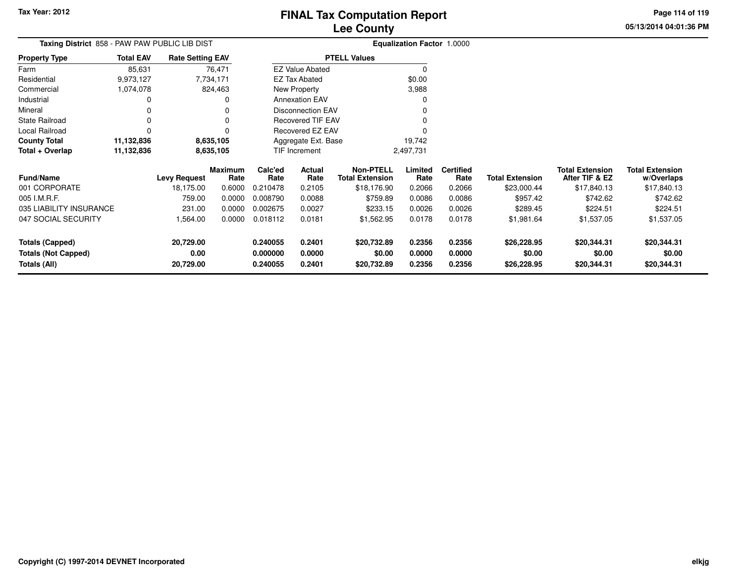Tax Year: 2012

# FINAL Tax Computation Report
## Lee County

05/13/2014 04:01:36 PM

**Taxing District** 858 - PAW PAW PUBLIC LIB DIST

**Equalization Factor** 1.0000

| Property Type | Total EAV | Rate Setting EAV |
|---|---|---|
| Farm | 85,631 | 76,471 |
| Residential | 9,973,127 | 7,734,171 |
| Commercial | 1,074,078 | 824,463 |
| Industrial | 0 | 0 |
| Mineral | 0 | 0 |
| State Railroad | 0 | 0 |
| Local Railroad | 0 | 0 |
| **County Total** | **11,132,836** | **8,635,105** |
| **Total + Overlap** | **11,132,836** | **8,635,105** |

| PTELL Values | |
|---|---|
| EZ Value Abated | 0 |
| EZ Tax Abated | $0.00 |
| New Property | 3,988 |
| Annexation EAV | 0 |
| Disconnection EAV | 0 |
| Recovered TIF EAV | 0 |
| Recovered EZ EAV | 0 |
| Aggregate Ext. Base | 19,742 |
| TIF Increment | 2,497,731 |

| Fund/Name | Levy Request | Maximum Rate | Calc'ed Rate | Actual Rate | Non-PTELL Total Extension | Limited Rate | Certified Rate | Total Extension | Total Extension After TIF & EZ | Total Extension w/Overlaps |
|---|---|---|---|---|---|---|---|---|---|---|
| 001 CORPORATE | 18,175.00 | 0.6000 | 0.210478 | 0.2105 | $18,176.90 | 0.2066 | 0.2066 | $23,000.44 | $17,840.13 | $17,840.13 |
| 005 I.M.R.F. | 759.00 | 0.0000 | 0.008790 | 0.0088 | $759.89 | 0.0086 | 0.0086 | $957.42 | $742.62 | $742.62 |
| 035 LIABILITY INSURANCE | 231.00 | 0.0000 | 0.002675 | 0.0027 | $233.15 | 0.0026 | 0.0026 | $289.45 | $224.51 | $224.51 |
| 047 SOCIAL SECURITY | 1,564.00 | 0.0000 | 0.018112 | 0.0181 | $1,562.95 | 0.0178 | 0.0178 | $1,981.64 | $1,537.05 | $1,537.05 |
| **Totals (Capped)** | **20,729.00** | | **0.240055** | **0.2401** | **$20,732.89** | **0.2356** | **0.2356** | **$26,228.95** | **$20,344.31** | **$20,344.31** |
| **Totals (Not Capped)** | **0.00** | | **0.000000** | **0.0000** | **$0.00** | **0.0000** | **0.0000** | **$0.00** | **$0.00** | **$0.00** |
| **Totals (All)** | **20,729.00** | | **0.240055** | **0.2401** | **$20,732.89** | **0.2356** | **0.2356** | **$26,228.95** | **$20,344.31** | **$20,344.31** |

Copyright (C) 1997-2014 DEVNET Incorporated

elkjg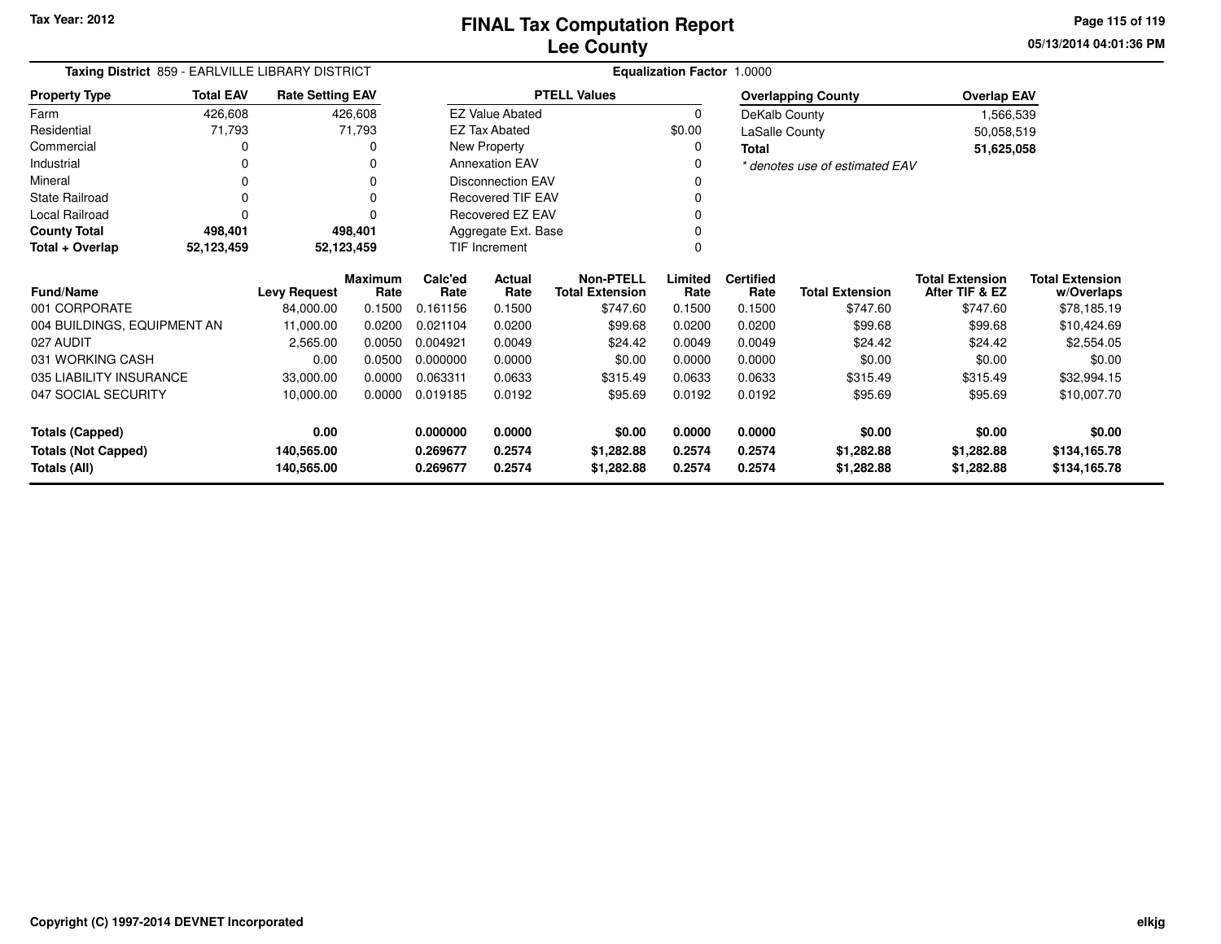Tax Year: 2012

# FINAL Tax Computation Report
# Lee County

05/13/2014 04:01:36 PM

**Taxing District** 859 - EARLVILLE LIBRARY DISTRICT

**Equalization Factor** 1.0000

| Property Type | Total EAV | Rate Setting EAV |
|---|---|---|
| Farm | 426,608 | 426,608 |
| Residential | 71,793 | 71,793 |
| Commercial | 0 | 0 |
| Industrial | 0 | 0 |
| Mineral | 0 | 0 |
| State Railroad | 0 | 0 |
| Local Railroad | 0 | 0 |
| **County Total** | **498,401** | **498,401** |
| **Total + Overlap** | **52,123,459** | **52,123,459** |

| PTELL Values | |
|---|---|
| EZ Value Abated | 0 |
| EZ Tax Abated | $0.00 |
| New Property | 0 |
| Annexation EAV | 0 |
| Disconnection EAV | 0 |
| Recovered TIF EAV | 0 |
| Recovered EZ EAV | 0 |
| Aggregate Ext. Base | 0 |
| TIF Increment | 0 |

| Overlapping County | Overlap EAV |
|---|---|
| DeKalb County | 1,566,539 |
| LaSalle County | 50,058,519 |
| **Total** | **51,625,058** |

* denotes use of estimated EAV

| Fund/Name | Levy Request | Maximum Rate | Calc'ed Rate | Actual Rate | Non-PTELL Total Extension | Limited Rate | Certified Rate | Total Extension | Total Extension After TIF & EZ | Total Extension w/Overlaps |
|---|---|---|---|---|---|---|---|---|---|---|
| 001 CORPORATE | 84,000.00 | 0.1500 | 0.161156 | 0.1500 | $747.60 | 0.1500 | 0.1500 | $747.60 | $747.60 | $78,185.19 |
| 004 BUILDINGS, EQUIPMENT AN | 11,000.00 | 0.0200 | 0.021104 | 0.0200 | $99.68 | 0.0200 | 0.0200 | $99.68 | $99.68 | $10,424.69 |
| 027 AUDIT | 2,565.00 | 0.0050 | 0.004921 | 0.0049 | $24.42 | 0.0049 | 0.0049 | $24.42 | $24.42 | $2,554.05 |
| 031 WORKING CASH | 0.00 | 0.0500 | 0.000000 | 0.0000 | $0.00 | 0.0000 | 0.0000 | $0.00 | $0.00 | $0.00 |
| 035 LIABILITY INSURANCE | 33,000.00 | 0.0000 | 0.063311 | 0.0633 | $315.49 | 0.0633 | 0.0633 | $315.49 | $315.49 | $32,994.15 |
| 047 SOCIAL SECURITY | 10,000.00 | 0.0000 | 0.019185 | 0.0192 | $95.69 | 0.0192 | 0.0192 | $95.69 | $95.69 | $10,007.70 |
| **Totals (Capped)** | **0.00** | | **0.000000** | **0.0000** | **$0.00** | **0.0000** | **0.0000** | **$0.00** | **$0.00** | **$0.00** |
| **Totals (Not Capped)** | **140,565.00** | | **0.269677** | **0.2574** | **$1,282.88** | **0.2574** | **0.2574** | **$1,282.88** | **$1,282.88** | **$134,165.78** |
| **Totals (All)** | **140,565.00** | | **0.269677** | **0.2574** | **$1,282.88** | **0.2574** | **0.2574** | **$1,282.88** | **$1,282.88** | **$134,165.78** |

Copyright (C) 1997-2014 DEVNET Incorporated

elkjg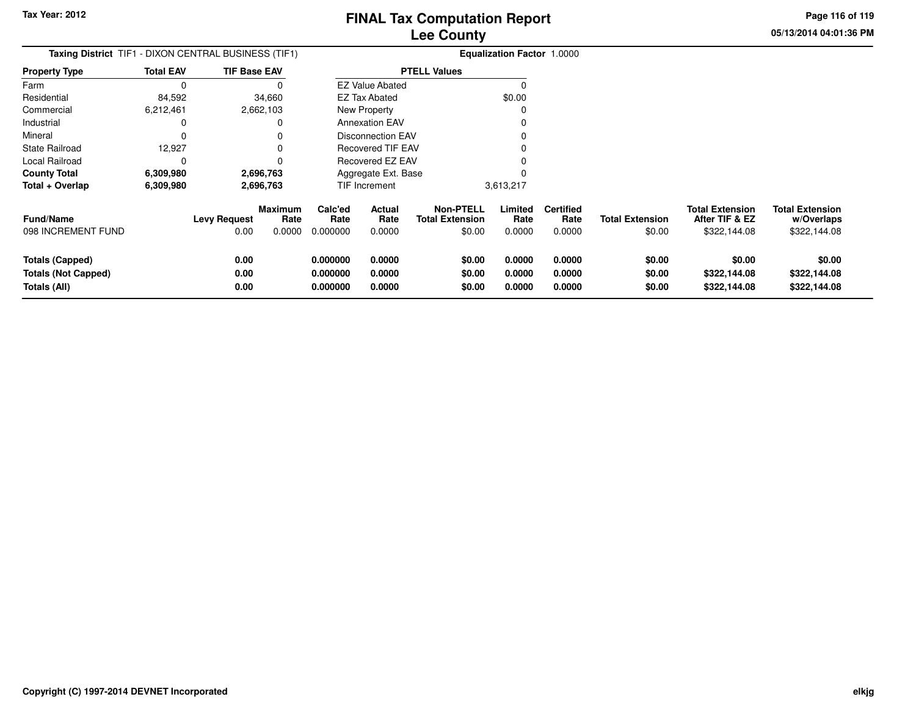Tax Year: 2012

# FINAL Tax Computation Report
## Lee County

**Taxing District** TIF1 - DIXON CENTRAL BUSINESS (TIF1) **Equalization Factor** 1.0000

| Property Type | Total EAV | TIF Base EAV |
|---|---|---|
| Farm | 0 | 0 |
| Residential | 84,592 | 34,660 |
| Commercial | 6,212,461 | 2,662,103 |
| Industrial | 0 | 0 |
| Mineral | 0 | 0 |
| State Railroad | 12,927 | 0 |
| Local Railroad | 0 | 0 |
| **County Total** | **6,309,980** | **2,696,763** |
| **Total + Overlap** | **6,309,980** | **2,696,763** |

| PTELL Values | |
|---|---|
| EZ Value Abated | 0 |
| EZ Tax Abated | $0.00 |
| New Property | 0 |
| Annexation EAV | 0 |
| Disconnection EAV | 0 |
| Recovered TIF EAV | 0 |
| Recovered EZ EAV | 0 |
| Aggregate Ext. Base | 0 |
| TIF Increment | 3,613,217 |

| Fund/Name | Levy Request | Maximum Rate | Calc'ed Rate | Actual Rate | Non-PTELL Total Extension | Limited Rate | Certified Rate | Total Extension | Total Extension After TIF & EZ | Total Extension w/Overlaps |
|---|---|---|---|---|---|---|---|---|---|---|
| 098 INCREMENT FUND | 0.00 | 0.0000 | 0.000000 | 0.0000 | $0.00 | 0.0000 | 0.0000 | $0.00 | $322,144.08 | $322,144.08 |
| **Totals (Capped)** | **0.00** | | **0.000000** | **0.0000** | **$0.00** | **0.0000** | **0.0000** | **$0.00** | **$0.00** | **$0.00** |
| **Totals (Not Capped)** | **0.00** | | **0.000000** | **0.0000** | **$0.00** | **0.0000** | **0.0000** | **$0.00** | **$322,144.08** | **$322,144.08** |
| **Totals (All)** | **0.00** | | **0.000000** | **0.0000** | **$0.00** | **0.0000** | **0.0000** | **$0.00** | **$322,144.08** | **$322,144.08** |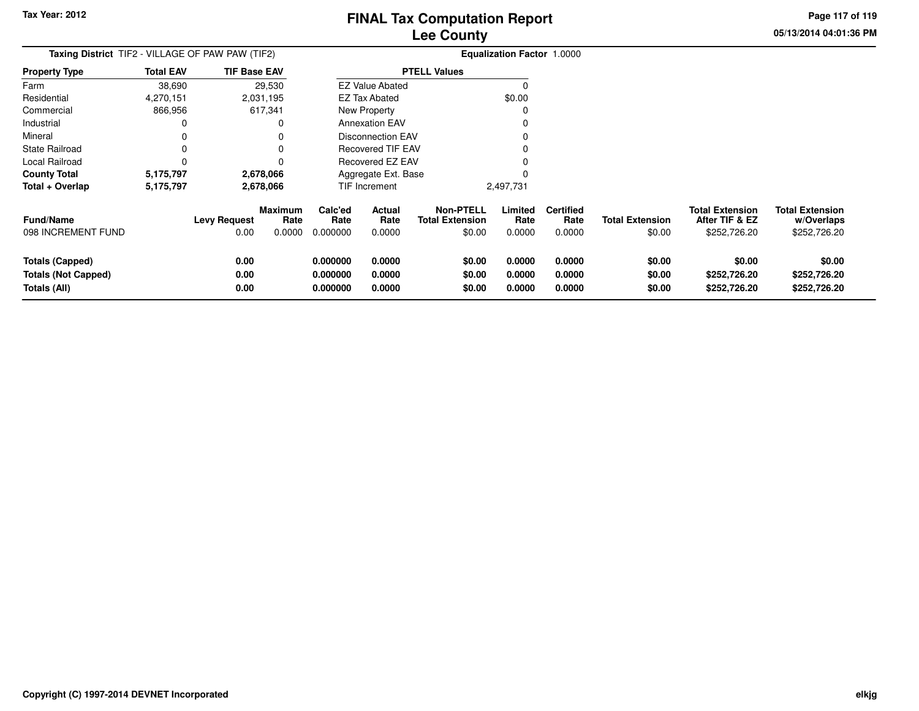Tax Year: 2012

# FINAL Tax Computation Report
## Lee County

05/13/2014 04:01:36 PM

**Taxing District** TIF2 - VILLAGE OF PAW PAW (TIF2) **Equalization Factor** 1.0000

| Property Type | Total EAV | TIF Base EAV |
|---|---|---|
| Farm | 38,690 | 29,530 |
| Residential | 4,270,151 | 2,031,195 |
| Commercial | 866,956 | 617,341 |
| Industrial | 0 | 0 |
| Mineral | 0 | 0 |
| State Railroad | 0 | 0 |
| Local Railroad | 0 | 0 |
| **County Total** | **5,175,797** | **2,678,066** |
| **Total + Overlap** | **5,175,797** | **2,678,066** |

| PTELL Values | |
|---|---|
| EZ Value Abated | 0 |
| EZ Tax Abated | $0.00 |
| New Property | 0 |
| Annexation EAV | 0 |
| Disconnection EAV | 0 |
| Recovered TIF EAV | 0 |
| Recovered EZ EAV | 0 |
| Aggregate Ext. Base | 0 |
| TIF Increment | 2,497,731 |

| Fund/Name | Levy Request | Maximum Rate | Calc'ed Rate | Actual Rate | Non-PTELL Total Extension | Limited Rate | Certified Rate | Total Extension | Total Extension After TIF & EZ | Total Extension w/Overlaps |
|---|---|---|---|---|---|---|---|---|---|---|
| 098 INCREMENT FUND | 0.00 | 0.0000 | 0.000000 | 0.0000 | $0.00 | 0.0000 | 0.0000 | $0.00 | $252,726.20 | $252,726.20 |
| **Totals (Capped)** | **0.00** | | **0.000000** | **0.0000** | **$0.00** | **0.0000** | **0.0000** | **$0.00** | **$0.00** | **$0.00** |
| **Totals (Not Capped)** | **0.00** | | **0.000000** | **0.0000** | **$0.00** | **0.0000** | **0.0000** | **$0.00** | **$252,726.20** | **$252,726.20** |
| **Totals (All)** | **0.00** | | **0.000000** | **0.0000** | **$0.00** | **0.0000** | **0.0000** | **$0.00** | **$252,726.20** | **$252,726.20** |

Copyright (C) 1997-2014 DEVNET Incorporated

elkjg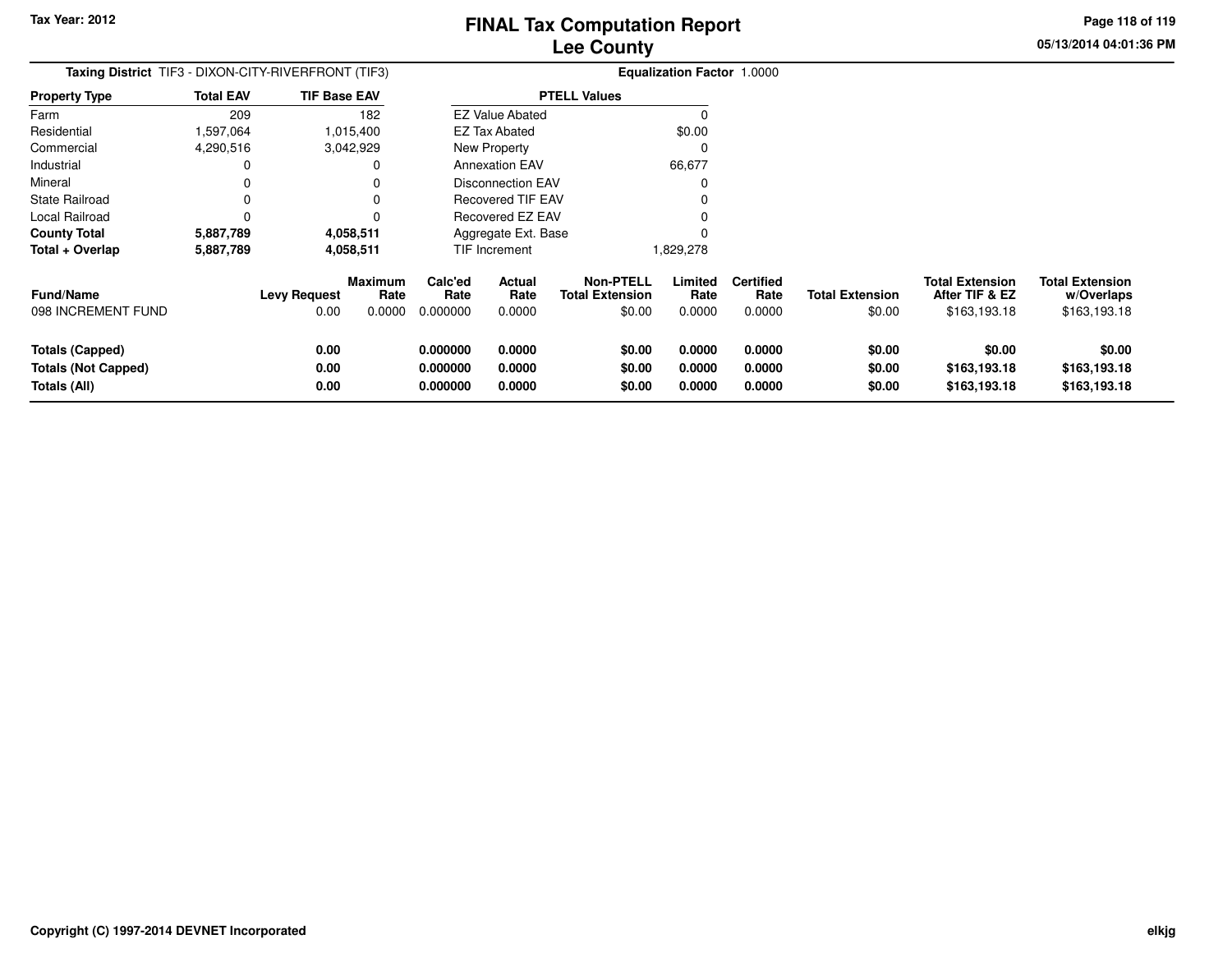# FINAL Tax Computation Report
## Lee County

Tax Year: 2012

**Taxing District** TIF3 - DIXON-CITY-RIVERFRONT (TIF3)

**Equalization Factor** 1.0000

| Property Type | Total EAV | TIF Base EAV |
|---|---|---|
| Farm | 209 | 182 |
| Residential | 1,597,064 | 1,015,400 |
| Commercial | 4,290,516 | 3,042,929 |
| Industrial | 0 | 0 |
| Mineral | 0 | 0 |
| State Railroad | 0 | 0 |
| Local Railroad | 0 | 0 |
| **County Total** | **5,887,789** | **4,058,511** |
| **Total + Overlap** | **5,887,789** | **4,058,511** |

| PTELL Values | |
|---|---|
| EZ Value Abated | 0 |
| EZ Tax Abated | $0.00 |
| New Property | 0 |
| Annexation EAV | 66,677 |
| Disconnection EAV | 0 |
| Recovered TIF EAV | 0 |
| Recovered EZ EAV | 0 |
| Aggregate Ext. Base | 0 |
| TIF Increment | 1,829,278 |

| Fund/Name | Levy Request | Maximum Rate | Calc'ed Rate | Actual Rate | Non-PTELL Total Extension | Limited Rate | Certified Rate | Total Extension | Total Extension After TIF & EZ | Total Extension w/Overlaps |
|---|---|---|---|---|---|---|---|---|---|---|
| 098 INCREMENT FUND | 0.00 | 0.0000 | 0.000000 | 0.0000 | $0.00 | 0.0000 | 0.0000 | $0.00 | $163,193.18 | $163,193.18 |
| **Totals (Capped)** | **0.00** | | **0.000000** | **0.0000** | **$0.00** | **0.0000** | **0.0000** | **$0.00** | **$0.00** | **$0.00** |
| **Totals (Not Capped)** | **0.00** | | **0.000000** | **0.0000** | **$0.00** | **0.0000** | **0.0000** | **$0.00** | **$163,193.18** | **$163,193.18** |
| **Totals (All)** | **0.00** | | **0.000000** | **0.0000** | **$0.00** | **0.0000** | **0.0000** | **$0.00** | **$163,193.18** | **$163,193.18** |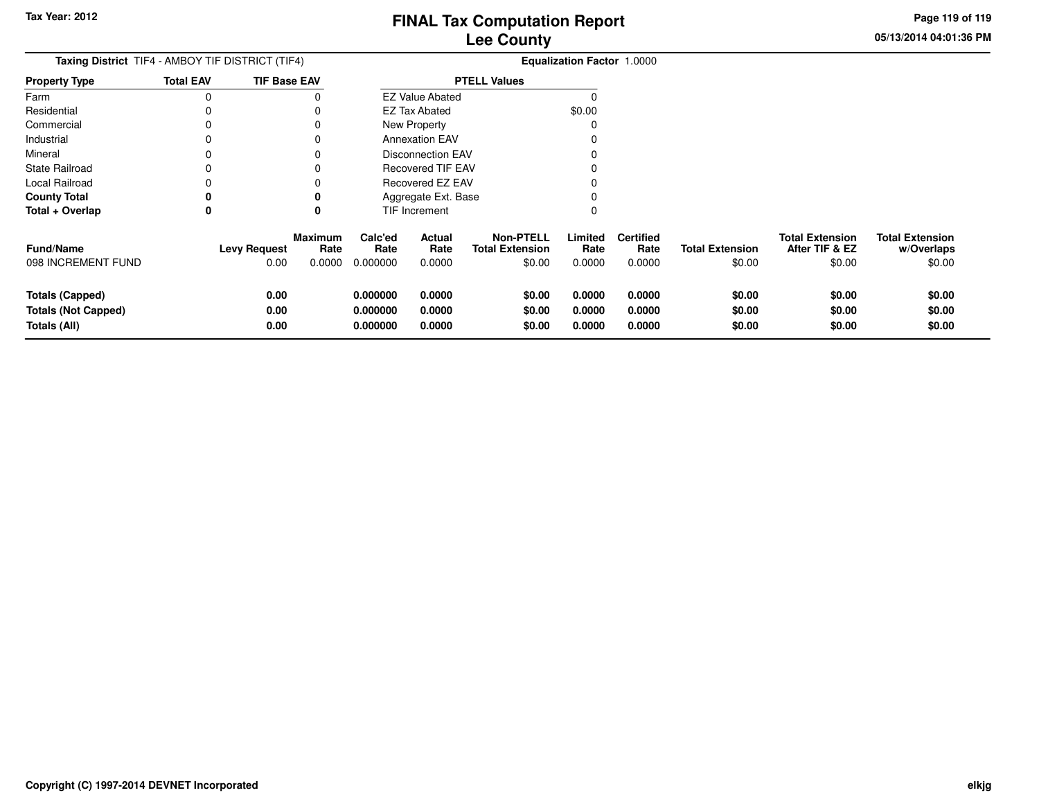# FINAL Tax Computation Report
# Lee County

Tax Year: 2012

05/13/2014 04:01:36 PM

**Taxing District** TIF4 - AMBOY TIF DISTRICT (TIF4)

**Equalization Factor** 1.0000

| Property Type | Total EAV | TIF Base EAV |
|---|---|---|
| Farm | 0 | 0 |
| Residential | 0 | 0 |
| Commercial | 0 | 0 |
| Industrial | 0 | 0 |
| Mineral | 0 | 0 |
| State Railroad | 0 | 0 |
| Local Railroad | 0 | 0 |
| **County Total** | **0** | **0** |
| **Total + Overlap** | **0** | **0** |

| PTELL Values | |
|---|---|
| EZ Value Abated | 0 |
| EZ Tax Abated | $0.00 |
| New Property | 0 |
| Annexation EAV | 0 |
| Disconnection EAV | 0 |
| Recovered TIF EAV | 0 |
| Recovered EZ EAV | 0 |
| Aggregate Ext. Base | 0 |
| TIF Increment | 0 |

| Fund/Name | Levy Request | Maximum Rate | Calc'ed Rate | Actual Rate | Non-PTELL Total Extension | Limited Rate | Certified Rate | Total Extension | Total Extension After TIF & EZ | Total Extension w/Overlaps |
|---|---|---|---|---|---|---|---|---|---|---|
| 098 INCREMENT FUND | 0.00 | 0.0000 | 0.000000 | 0.0000 | $0.00 | 0.0000 | 0.0000 | $0.00 | $0.00 | $0.00 |
| **Totals (Capped)** | **0.00** | | **0.000000** | **0.0000** | **$0.00** | **0.0000** | **0.0000** | **$0.00** | **$0.00** | **$0.00** |
| **Totals (Not Capped)** | **0.00** | | **0.000000** | **0.0000** | **$0.00** | **0.0000** | **0.0000** | **$0.00** | **$0.00** | **$0.00** |
| **Totals (All)** | **0.00** | | **0.000000** | **0.0000** | **$0.00** | **0.0000** | **0.0000** | **$0.00** | **$0.00** | **$0.00** |

Copyright (C) 1997-2014 DEVNET Incorporated

elkjg